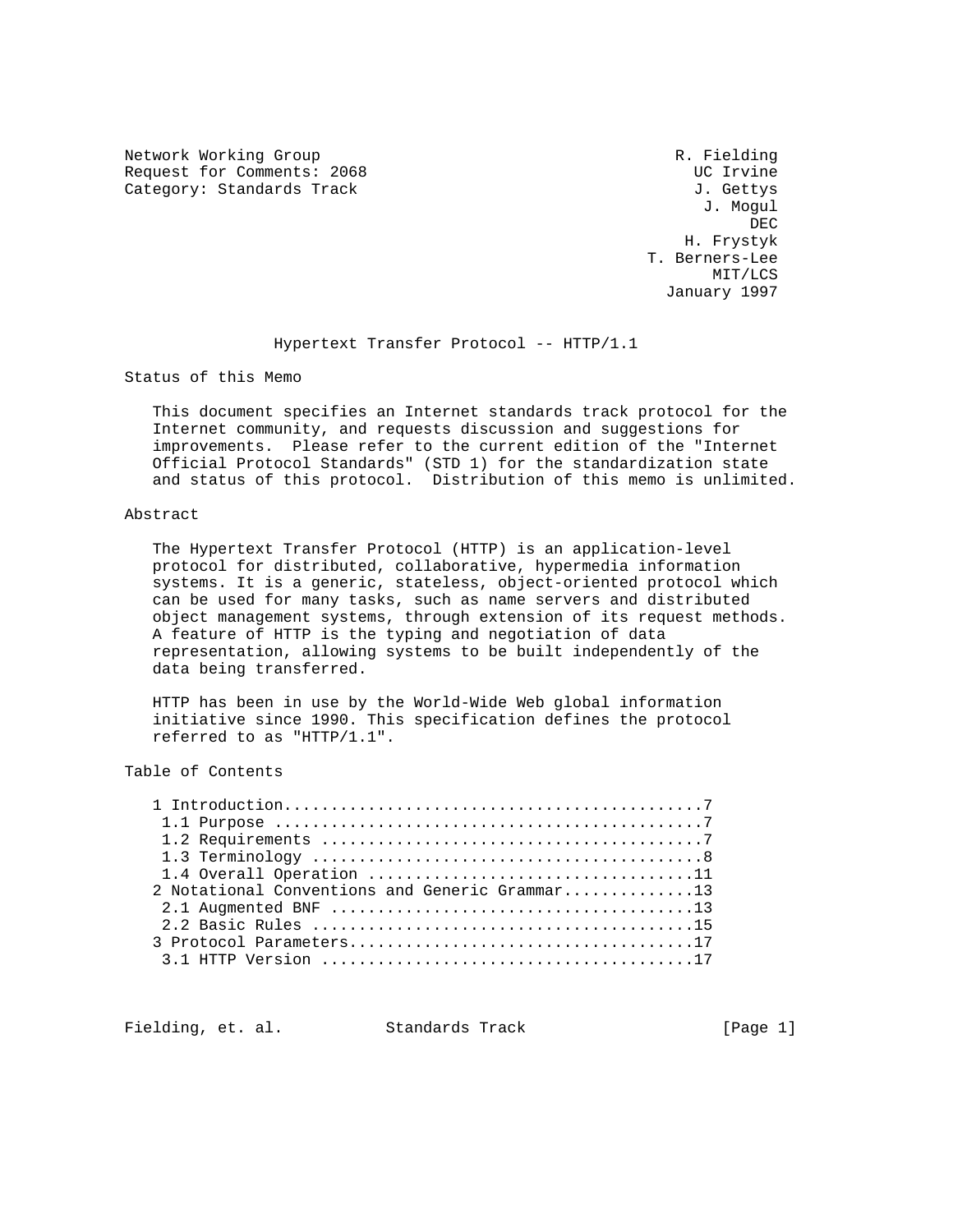Network Working Group R. Fielding
Request for Comments: 2068 UC Irvine
Category: Standards Track J. Gettys
J. Mogul
DEC
H. Frystyk
T. Berners-Lee
MIT/LCS
January 1997

# Hypertext Transfer Protocol -- HTTP/1.1

## Status of this Memo

This document specifies an Internet standards track protocol for the Internet community, and requests discussion and suggestions for improvements. Please refer to the current edition of the "Internet Official Protocol Standards" (STD 1) for the standardization state and status of this protocol. Distribution of this memo is unlimited.

## Abstract

The Hypertext Transfer Protocol (HTTP) is an application-level protocol for distributed, collaborative, hypermedia information systems. It is a generic, stateless, object-oriented protocol which can be used for many tasks, such as name servers and distributed object management systems, through extension of its request methods. A feature of HTTP is the typing and negotiation of data representation, allowing systems to be built independently of the data being transferred.

HTTP has been in use by the World-Wide Web global information initiative since 1990. This specification defines the protocol referred to as "HTTP/1.1".

## Table of Contents

```
1 Introduction.............................................7
 1.1 Purpose ..............................................7
 1.2 Requirements .........................................7
 1.3 Terminology ..........................................8
 1.4 Overall Operation ...................................11
2 Notational Conventions and Generic Grammar..............13
 2.1 Augmented BNF .......................................13
 2.2 Basic Rules .........................................15
3 Protocol Parameters.....................................17
 3.1 HTTP Version ........................................17
```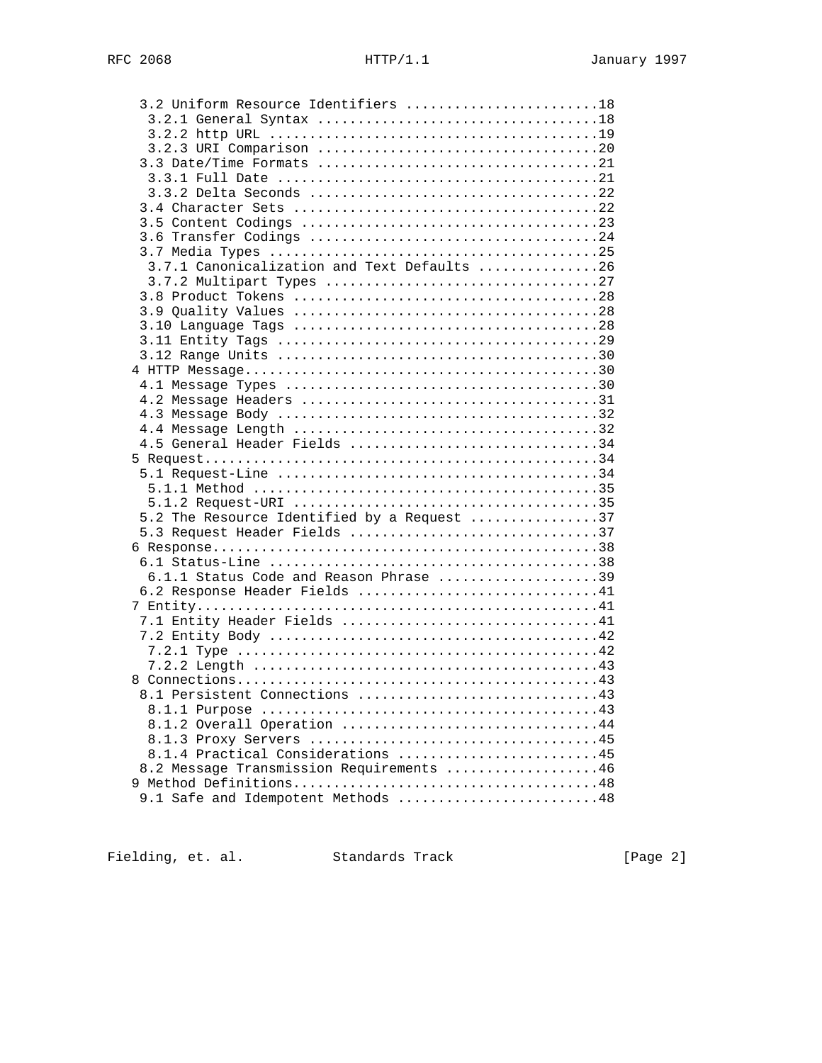```
   3.2 Uniform Resource Identifiers ........................18
    3.2.1 General Syntax ...................................18
    3.2.2 http URL .........................................19
    3.2.3 URI Comparison ...................................20
   3.3 Date/Time Formats ...................................21
    3.3.1 Full Date ........................................21
    3.3.2 Delta Seconds ....................................22
   3.4 Character Sets ......................................22
   3.5 Content Codings .....................................23
   3.6 Transfer Codings ....................................24
   3.7 Media Types .........................................25
    3.7.1 Canonicalization and Text Defaults ...............26
    3.7.2 Multipart Types ..................................27
   3.8 Product Tokens ......................................28
   3.9 Quality Values ......................................28
   3.10 Language Tags ......................................28
   3.11 Entity Tags ........................................29
   3.12 Range Units ........................................30
  4 HTTP Message............................................30
   4.1 Message Types .......................................30
   4.2 Message Headers .....................................31
   4.3 Message Body ........................................32
   4.4 Message Length ......................................32
   4.5 General Header Fields ...............................34
  5 Request.................................................34
   5.1 Request-Line ........................................34
    5.1.1 Method ...........................................35
    5.1.2 Request-URI ......................................35
   5.2 The Resource Identified by a Request ................37
   5.3 Request Header Fields ...............................37
  6 Response................................................38
   6.1 Status-Line .........................................38
    6.1.1 Status Code and Reason Phrase ....................39
   6.2 Response Header Fields ..............................41
  7 Entity..................................................41
   7.1 Entity Header Fields ................................41
   7.2 Entity Body .........................................42
    7.2.1 Type .............................................42
    7.2.2 Length ...........................................43
  8 Connections.............................................43
   8.1 Persistent Connections ..............................43
    8.1.1 Purpose ..........................................43
    8.1.2 Overall Operation ................................44
    8.1.3 Proxy Servers ....................................45
    8.1.4 Practical Considerations .........................45
   8.2 Message Transmission Requirements ...................46
  9 Method Definitions......................................48
   9.1 Safe and Idempotent Methods .........................48
```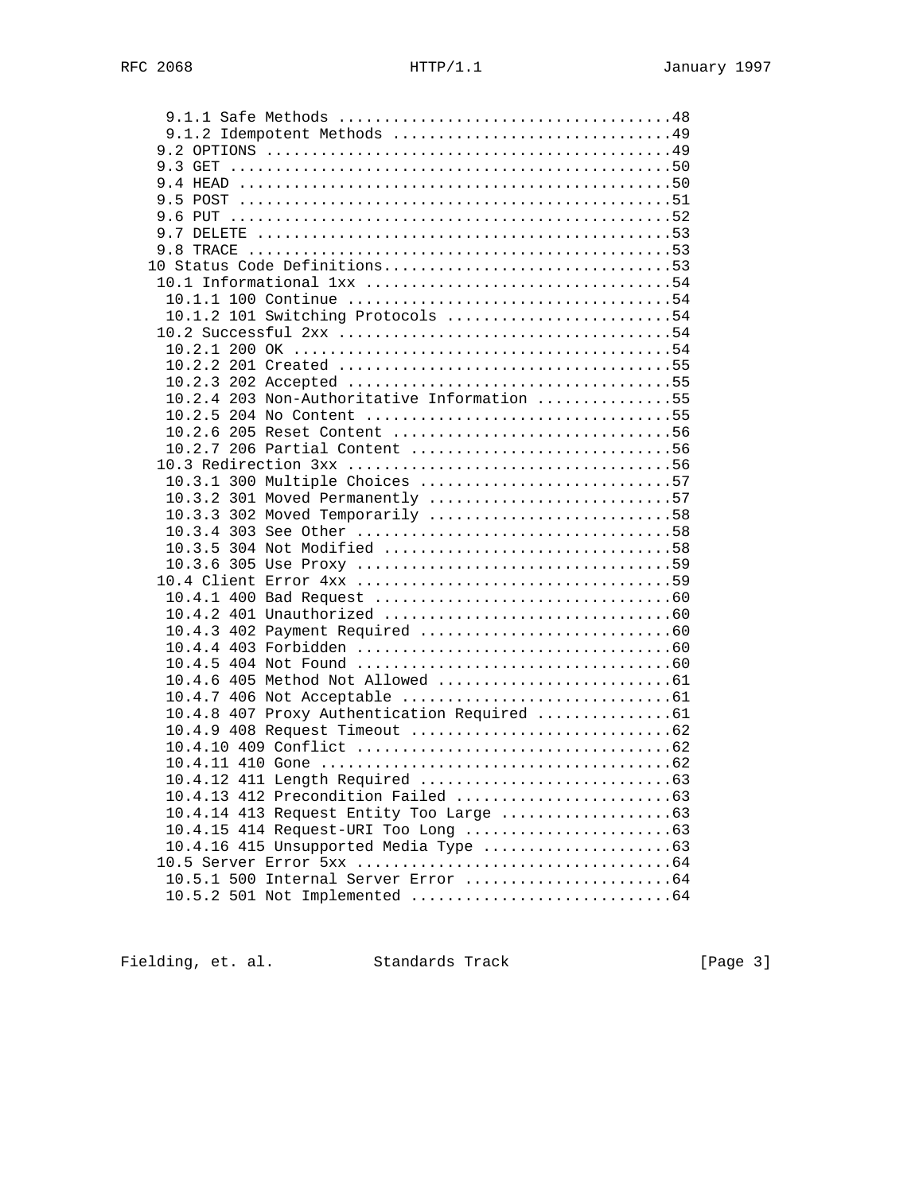```
      9.1.1 Safe Methods ....................................48
      9.1.2 Idempotent Methods ..............................49
     9.2 OPTIONS .............................................49
     9.3 GET .................................................50
     9.4 HEAD ................................................50
     9.5 POST ................................................51
     9.6 PUT .................................................52
     9.7 DELETE ..............................................53
     9.8 TRACE ...............................................53
   10 Status Code Definitions.................................53
     10.1 Informational 1xx ..................................54
      10.1.1 100 Continue ....................................54
      10.1.2 101 Switching Protocols .........................54
     10.2 Successful 2xx .....................................54
      10.2.1 200 OK ..........................................54
      10.2.2 201 Created .....................................55
      10.2.3 202 Accepted ....................................55
      10.2.4 203 Non-Authoritative Information ...............55
      10.2.5 204 No Content ..................................55
      10.2.6 205 Reset Content ...............................56
      10.2.7 206 Partial Content .............................56
     10.3 Redirection 3xx ....................................56
      10.3.1 300 Multiple Choices ............................57
      10.3.2 301 Moved Permanently ...........................57
      10.3.3 302 Moved Temporarily ...........................58
      10.3.4 303 See Other ...................................58
      10.3.5 304 Not Modified ................................58
      10.3.6 305 Use Proxy ...................................59
     10.4 Client Error 4xx ...................................59
      10.4.1 400 Bad Request .................................60
      10.4.2 401 Unauthorized ................................60
      10.4.3 402 Payment Required ............................60
      10.4.4 403 Forbidden ...................................60
      10.4.5 404 Not Found ...................................60
      10.4.6 405 Method Not Allowed ..........................61
      10.4.7 406 Not Acceptable ..............................61
      10.4.8 407 Proxy Authentication Required ...............61
      10.4.9 408 Request Timeout .............................62
      10.4.10 409 Conflict ...................................62
      10.4.11 410 Gone .......................................62
      10.4.12 411 Length Required ............................63
      10.4.13 412 Precondition Failed ........................63
      10.4.14 413 Request Entity Too Large ...................63
      10.4.15 414 Request-URI Too Long .......................63
      10.4.16 415 Unsupported Media Type .....................63
     10.5 Server Error 5xx ...................................64
      10.5.1 500 Internal Server Error .......................64
      10.5.2 501 Not Implemented .............................64
```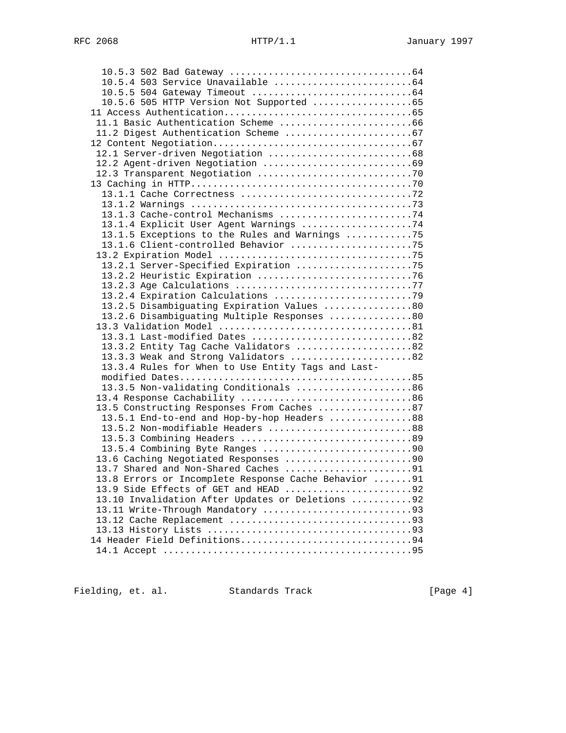```
      10.5.3 502 Bad Gateway ................................64
      10.5.4 503 Service Unavailable ........................64
      10.5.5 504 Gateway Timeout ............................64
      10.5.6 505 HTTP Version Not Supported .................65
    11 Access Authentication.................................65
     11.1 Basic Authentication Scheme .......................66
     11.2 Digest Authentication Scheme ......................67
    12 Content Negotiation...................................67
     12.1 Server-driven Negotiation .........................68
     12.2 Agent-driven Negotiation ..........................69
     12.3 Transparent Negotiation ...........................70
    13 Caching in HTTP.......................................70
      13.1.1 Cache Correctness ..............................72
      13.1.2 Warnings .......................................73
      13.1.3 Cache-control Mechanisms .......................74
      13.1.4 Explicit User Agent Warnings ...................74
      13.1.5 Exceptions to the Rules and Warnings ...........75
      13.1.6 Client-controlled Behavior .....................75
     13.2 Expiration Model ..................................75
      13.2.1 Server-Specified Expiration ....................75
      13.2.2 Heuristic Expiration ...........................76
      13.2.3 Age Calculations ...............................77
      13.2.4 Expiration Calculations ........................79
      13.2.5 Disambiguating Expiration Values ...............80
      13.2.6 Disambiguating Multiple Responses ..............80
     13.3 Validation Model ..................................81
      13.3.1 Last-modified Dates ............................82
      13.3.2 Entity Tag Cache Validators ....................82
      13.3.3 Weak and Strong Validators .....................82
      13.3.4 Rules for When to Use Entity Tags and Last-
      modified Dates.........................................85
      13.3.5 Non-validating Conditionals ....................86
     13.4 Response Cachability ..............................86
     13.5 Constructing Responses From Caches ................87
      13.5.1 End-to-end and Hop-by-hop Headers ..............88
      13.5.2 Non-modifiable Headers .........................88
      13.5.3 Combining Headers ..............................89
      13.5.4 Combining Byte Ranges ..........................90
     13.6 Caching Negotiated Responses ......................90
     13.7 Shared and Non-Shared Caches ......................91
     13.8 Errors or Incomplete Response Cache Behavior .......91
     13.9 Side Effects of GET and HEAD ......................92
     13.10 Invalidation After Updates or Deletions ..........92
     13.11 Write-Through Mandatory ..........................93
     13.12 Cache Replacement ................................93
     13.13 History Lists ....................................93
    14 Header Field Definitions..............................94
     14.1 Accept ............................................95
```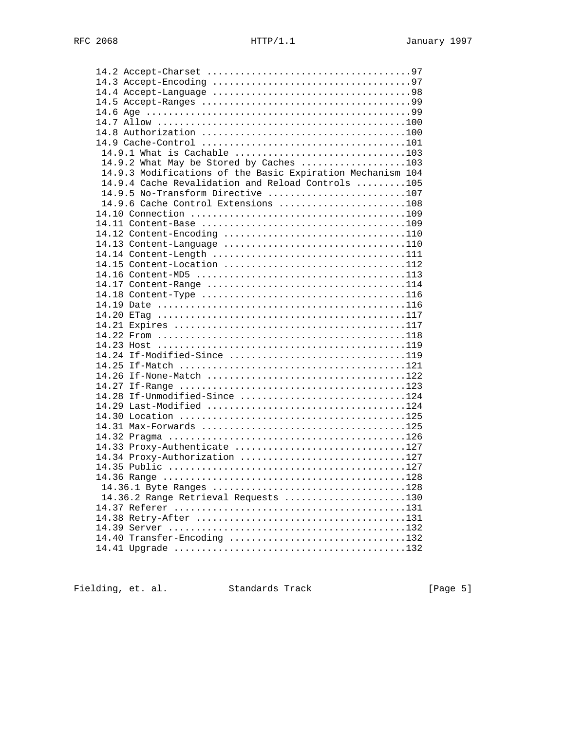```
   14.2 Accept-Charset ....................................97
   14.3 Accept-Encoding ...................................97
   14.4 Accept-Language ...................................98
   14.5 Accept-Ranges .....................................99
   14.6 Age ...............................................99
   14.7 Allow .............................................100
   14.8 Authorization .....................................100
   14.9 Cache-Control .....................................101
    14.9.1 What is Cachable ...............................103
    14.9.2 What May be Stored by Caches ...................103
    14.9.3 Modifications of the Basic Expiration Mechanism 104
    14.9.4 Cache Revalidation and Reload Controls .........105
    14.9.5 No-Transform Directive .........................107
    14.9.6 Cache Control Extensions .......................108
   14.10 Connection .......................................109
   14.11 Content-Base .....................................109
   14.12 Content-Encoding .................................110
   14.13 Content-Language .................................110
   14.14 Content-Length ...................................111
   14.15 Content-Location .................................112
   14.16 Content-MD5 ......................................113
   14.17 Content-Range ....................................114
   14.18 Content-Type .....................................116
   14.19 Date .............................................116
   14.20 ETag .............................................117
   14.21 Expires ..........................................117
   14.22 From .............................................118
   14.23 Host .............................................119
   14.24 If-Modified-Since ................................119
   14.25 If-Match .........................................121
   14.26 If-None-Match ....................................122
   14.27 If-Range .........................................123
   14.28 If-Unmodified-Since ..............................124
   14.29 Last-Modified ....................................124
   14.30 Location .........................................125
   14.31 Max-Forwards .....................................125
   14.32 Pragma ...........................................126
   14.33 Proxy-Authenticate ...............................127
   14.34 Proxy-Authorization ..............................127
   14.35 Public ...........................................127
   14.36 Range ............................................128
    14.36.1 Byte Ranges ...................................128
    14.36.2 Range Retrieval Requests ......................130
   14.37 Referer ..........................................131
   14.38 Retry-After ......................................131
   14.39 Server ...........................................132
   14.40 Transfer-Encoding ................................132
   14.41 Upgrade ..........................................132
```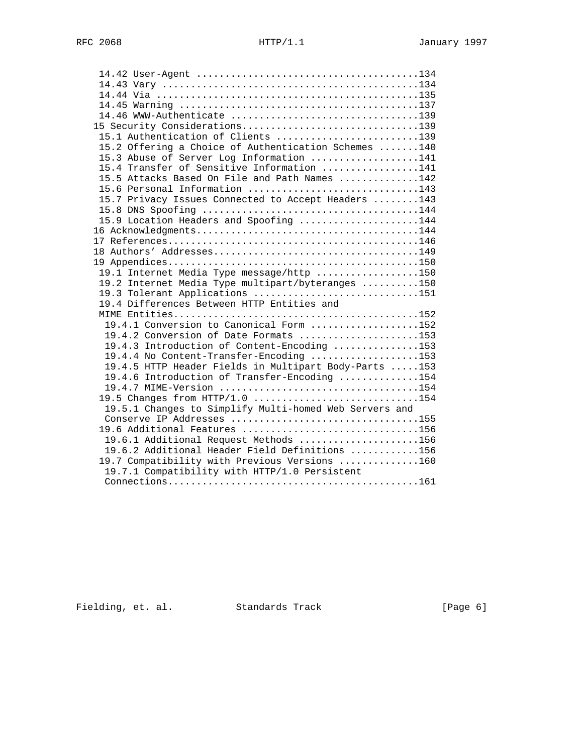```
   14.42 User-Agent .......................................134
   14.43 Vary .............................................134
   14.44 Via ..............................................135
   14.45 Warning ..........................................137
   14.46 WWW-Authenticate .................................139
  15 Security Considerations...............................139
   15.1 Authentication of Clients .........................139
   15.2 Offering a Choice of Authentication Schemes .......140
   15.3 Abuse of Server Log Information ...................141
   15.4 Transfer of Sensitive Information .................141
   15.5 Attacks Based On File and Path Names ..............142
   15.6 Personal Information ..............................143
   15.7 Privacy Issues Connected to Accept Headers ........143
   15.8 DNS Spoofing ......................................144
   15.9 Location Headers and Spoofing .....................144
  16 Acknowledgments.......................................144
  17 References............................................146
  18 Authors' Addresses....................................149
  19 Appendices............................................150
   19.1 Internet Media Type message/http ..................150
   19.2 Internet Media Type multipart/byteranges ..........150
   19.3 Tolerant Applications .............................151
   19.4 Differences Between HTTP Entities and
   MIME Entities...........................................152
    19.4.1 Conversion to Canonical Form ...................152
    19.4.2 Conversion of Date Formats .....................153
    19.4.3 Introduction of Content-Encoding ...............153
    19.4.4 No Content-Transfer-Encoding ...................153
    19.4.5 HTTP Header Fields in Multipart Body-Parts .....153
    19.4.6 Introduction of Transfer-Encoding ..............154
    19.4.7 MIME-Version ...................................154
   19.5 Changes from HTTP/1.0 .............................154
    19.5.1 Changes to Simplify Multi-homed Web Servers and
    Conserve IP Addresses .................................155
   19.6 Additional Features ...............................156
    19.6.1 Additional Request Methods .....................156
    19.6.2 Additional Header Field Definitions ............156
   19.7 Compatibility with Previous Versions ..............160
    19.7.1 Compatibility with HTTP/1.0 Persistent
    Connections............................................161
```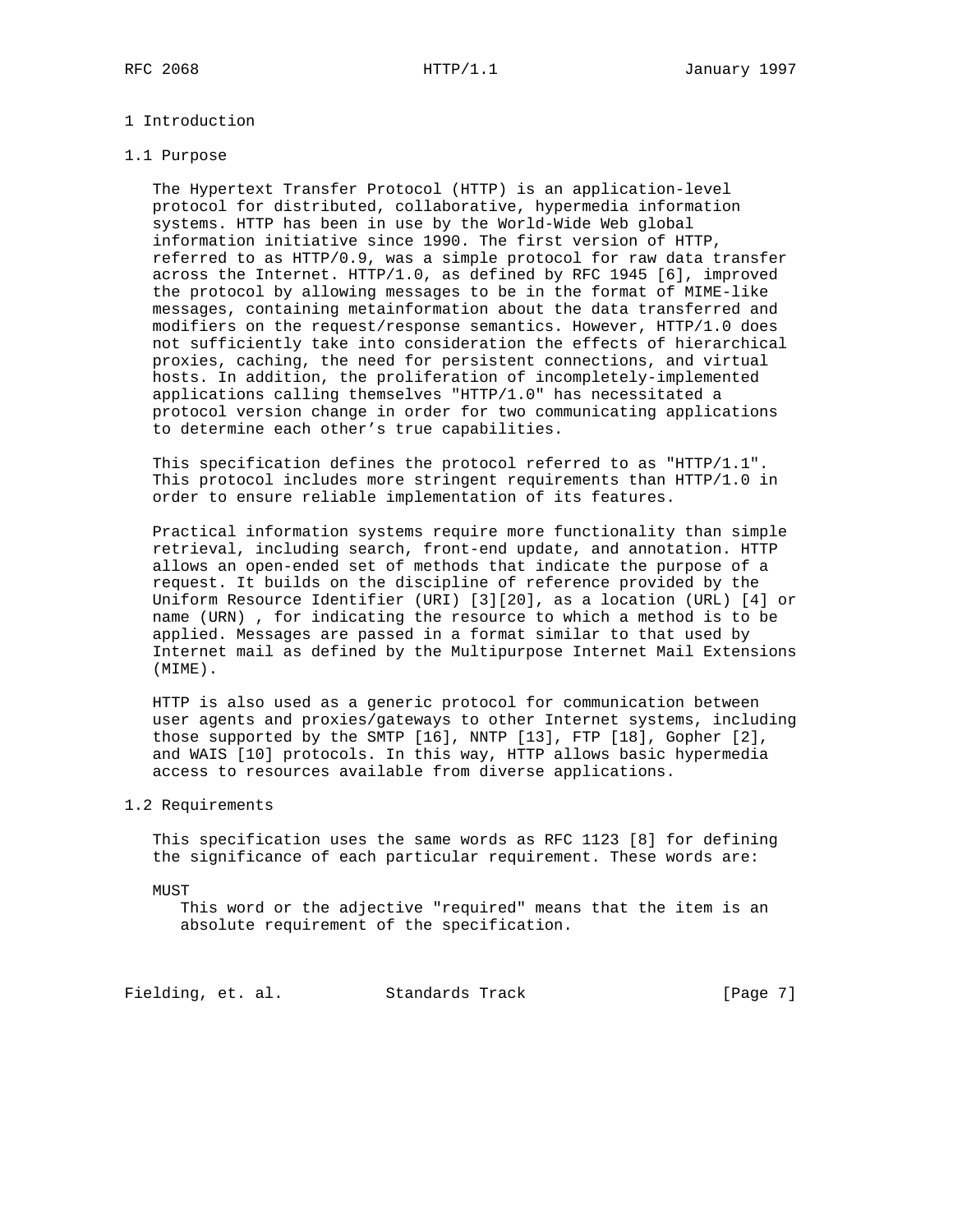# 1 Introduction

## 1.1 Purpose

The Hypertext Transfer Protocol (HTTP) is an application-level protocol for distributed, collaborative, hypermedia information systems. HTTP has been in use by the World-Wide Web global information initiative since 1990. The first version of HTTP, referred to as HTTP/0.9, was a simple protocol for raw data transfer across the Internet. HTTP/1.0, as defined by RFC 1945 [6], improved the protocol by allowing messages to be in the format of MIME-like messages, containing metainformation about the data transferred and modifiers on the request/response semantics. However, HTTP/1.0 does not sufficiently take into consideration the effects of hierarchical proxies, caching, the need for persistent connections, and virtual hosts. In addition, the proliferation of incompletely-implemented applications calling themselves "HTTP/1.0" has necessitated a protocol version change in order for two communicating applications to determine each other's true capabilities.

This specification defines the protocol referred to as "HTTP/1.1". This protocol includes more stringent requirements than HTTP/1.0 in order to ensure reliable implementation of its features.

Practical information systems require more functionality than simple retrieval, including search, front-end update, and annotation. HTTP allows an open-ended set of methods that indicate the purpose of a request. It builds on the discipline of reference provided by the Uniform Resource Identifier (URI) [3][20], as a location (URL) [4] or name (URN) , for indicating the resource to which a method is to be applied. Messages are passed in a format similar to that used by Internet mail as defined by the Multipurpose Internet Mail Extensions (MIME).

HTTP is also used as a generic protocol for communication between user agents and proxies/gateways to other Internet systems, including those supported by the SMTP [16], NNTP [13], FTP [18], Gopher [2], and WAIS [10] protocols. In this way, HTTP allows basic hypermedia access to resources available from diverse applications.

## 1.2 Requirements

This specification uses the same words as RFC 1123 [8] for defining the significance of each particular requirement. These words are:

MUST
: This word or the adjective "required" means that the item is an absolute requirement of the specification.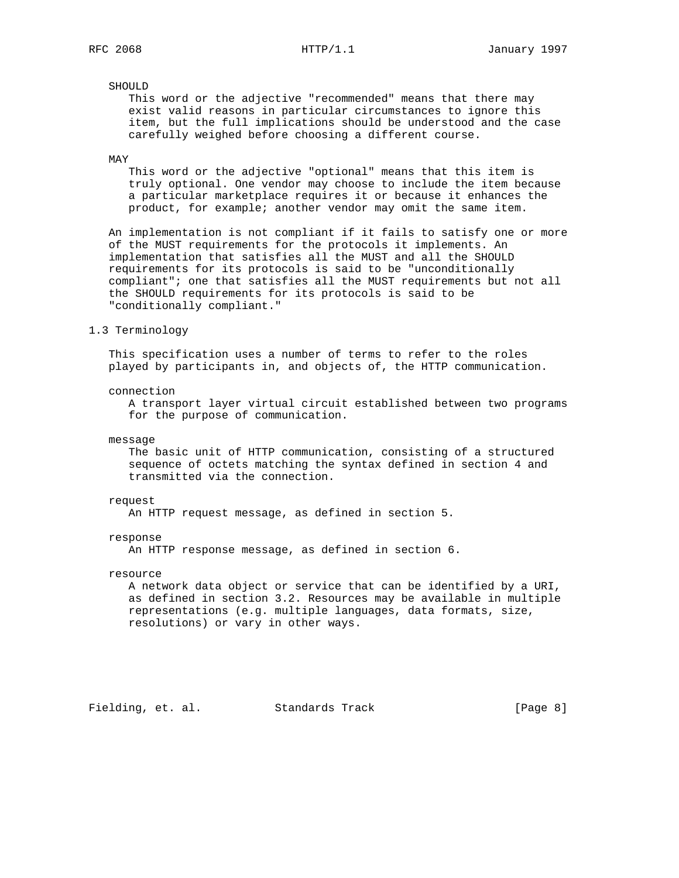SHOULD

This word or the adjective "recommended" means that there may exist valid reasons in particular circumstances to ignore this item, but the full implications should be understood and the case carefully weighed before choosing a different course.

MAY

This word or the adjective "optional" means that this item is truly optional. One vendor may choose to include the item because a particular marketplace requires it or because it enhances the product, for example; another vendor may omit the same item.

An implementation is not compliant if it fails to satisfy one or more of the MUST requirements for the protocols it implements. An implementation that satisfies all the MUST and all the SHOULD requirements for its protocols is said to be "unconditionally compliant"; one that satisfies all the MUST requirements but not all the SHOULD requirements for its protocols is said to be "conditionally compliant."

## 1.3 Terminology

This specification uses a number of terms to refer to the roles played by participants in, and objects of, the HTTP communication.

connection

A transport layer virtual circuit established between two programs for the purpose of communication.

message

The basic unit of HTTP communication, consisting of a structured sequence of octets matching the syntax defined in section 4 and transmitted via the connection.

request

An HTTP request message, as defined in section 5.

response

An HTTP response message, as defined in section 6.

resource

A network data object or service that can be identified by a URI, as defined in section 3.2. Resources may be available in multiple representations (e.g. multiple languages, data formats, size, resolutions) or vary in other ways.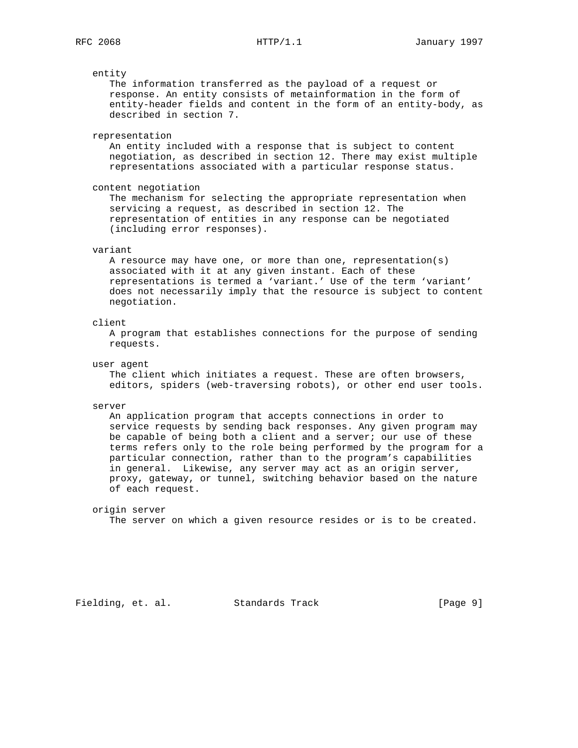entity
: The information transferred as the payload of a request or response. An entity consists of metainformation in the form of entity-header fields and content in the form of an entity-body, as described in section 7.

representation
: An entity included with a response that is subject to content negotiation, as described in section 12. There may exist multiple representations associated with a particular response status.

content negotiation
: The mechanism for selecting the appropriate representation when servicing a request, as described in section 12. The representation of entities in any response can be negotiated (including error responses).

variant
: A resource may have one, or more than one, representation(s) associated with it at any given instant. Each of these representations is termed a 'variant.' Use of the term 'variant' does not necessarily imply that the resource is subject to content negotiation.

client
: A program that establishes connections for the purpose of sending requests.

user agent
: The client which initiates a request. These are often browsers, editors, spiders (web-traversing robots), or other end user tools.

server
: An application program that accepts connections in order to service requests by sending back responses. Any given program may be capable of being both a client and a server; our use of these terms refers only to the role being performed by the program for a particular connection, rather than to the program's capabilities in general. Likewise, any server may act as an origin server, proxy, gateway, or tunnel, switching behavior based on the nature of each request.

origin server
: The server on which a given resource resides or is to be created.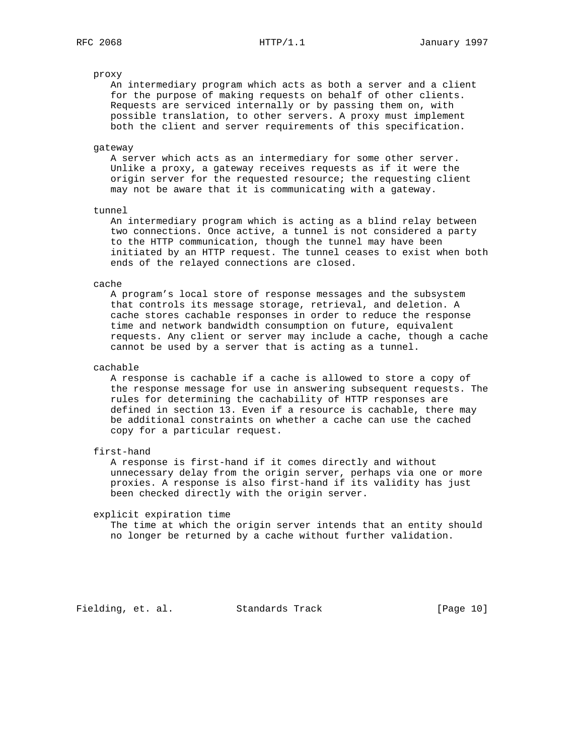proxy

An intermediary program which acts as both a server and a client for the purpose of making requests on behalf of other clients. Requests are serviced internally or by passing them on, with possible translation, to other servers. A proxy must implement both the client and server requirements of this specification.

gateway

A server which acts as an intermediary for some other server. Unlike a proxy, a gateway receives requests as if it were the origin server for the requested resource; the requesting client may not be aware that it is communicating with a gateway.

tunnel

An intermediary program which is acting as a blind relay between two connections. Once active, a tunnel is not considered a party to the HTTP communication, though the tunnel may have been initiated by an HTTP request. The tunnel ceases to exist when both ends of the relayed connections are closed.

cache

A program's local store of response messages and the subsystem that controls its message storage, retrieval, and deletion. A cache stores cachable responses in order to reduce the response time and network bandwidth consumption on future, equivalent requests. Any client or server may include a cache, though a cache cannot be used by a server that is acting as a tunnel.

cachable

A response is cachable if a cache is allowed to store a copy of the response message for use in answering subsequent requests. The rules for determining the cachability of HTTP responses are defined in section 13. Even if a resource is cachable, there may be additional constraints on whether a cache can use the cached copy for a particular request.

first-hand

A response is first-hand if it comes directly and without unnecessary delay from the origin server, perhaps via one or more proxies. A response is also first-hand if its validity has just been checked directly with the origin server.

explicit expiration time

The time at which the origin server intends that an entity should no longer be returned by a cache without further validation.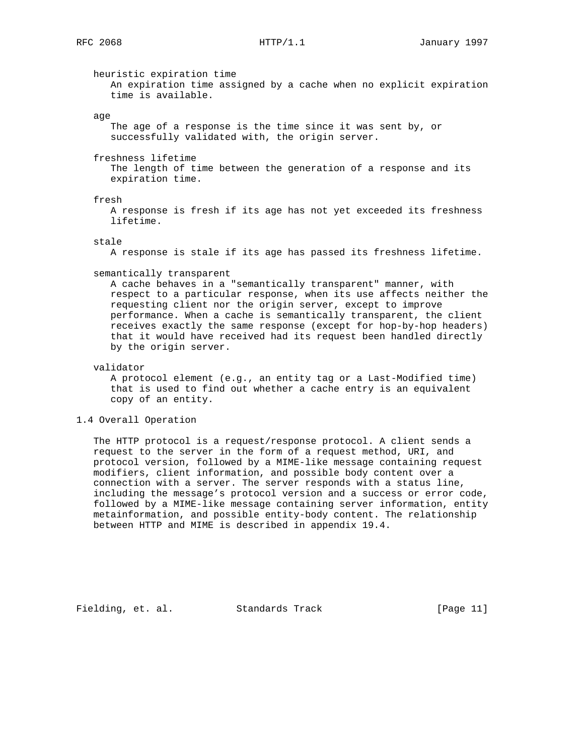heuristic expiration time
An expiration time assigned by a cache when no explicit expiration time is available.

age
The age of a response is the time since it was sent by, or successfully validated with, the origin server.

freshness lifetime
The length of time between the generation of a response and its expiration time.

fresh
A response is fresh if its age has not yet exceeded its freshness lifetime.

stale
A response is stale if its age has passed its freshness lifetime.

semantically transparent
A cache behaves in a "semantically transparent" manner, with respect to a particular response, when its use affects neither the requesting client nor the origin server, except to improve performance. When a cache is semantically transparent, the client receives exactly the same response (except for hop-by-hop headers) that it would have received had its request been handled directly by the origin server.

validator
A protocol element (e.g., an entity tag or a Last-Modified time) that is used to find out whether a cache entry is an equivalent copy of an entity.

## 1.4 Overall Operation

The HTTP protocol is a request/response protocol. A client sends a request to the server in the form of a request method, URI, and protocol version, followed by a MIME-like message containing request modifiers, client information, and possible body content over a connection with a server. The server responds with a status line, including the message's protocol version and a success or error code, followed by a MIME-like message containing server information, entity metainformation, and possible entity-body content. The relationship between HTTP and MIME is described in appendix 19.4.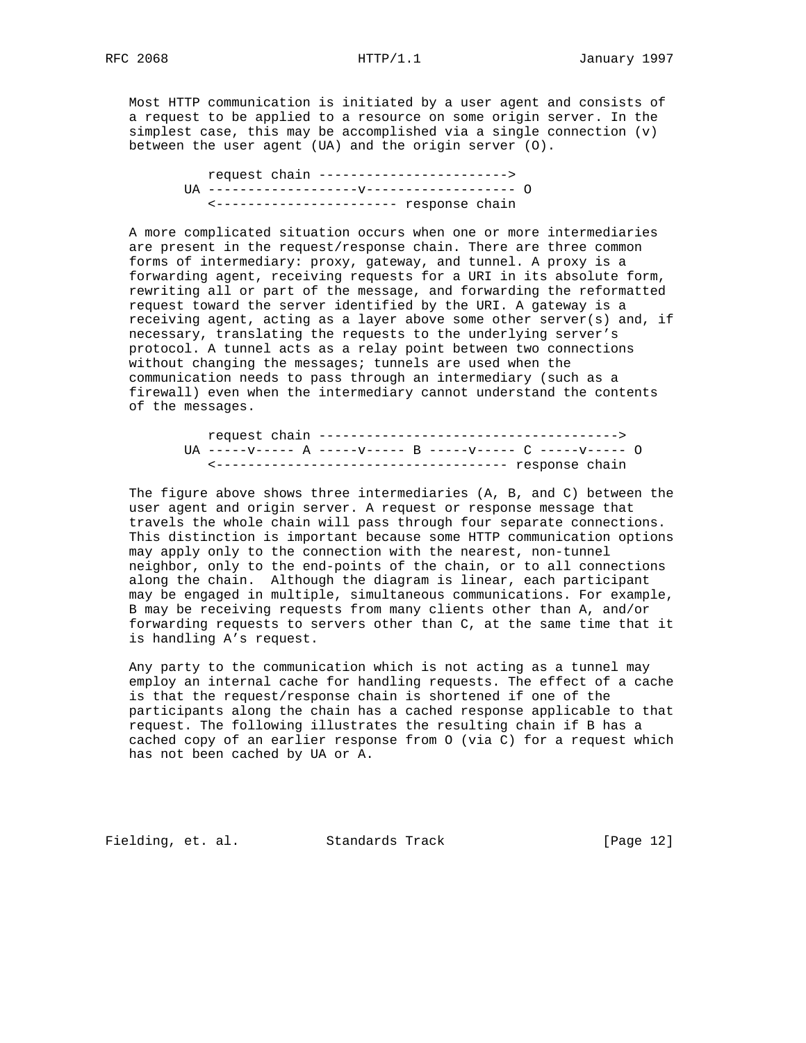Most HTTP communication is initiated by a user agent and consists of a request to be applied to a resource on some origin server. In the simplest case, this may be accomplished via a single connection (v) between the user agent (UA) and the origin server (O).

```
       request chain ------------------------>
    UA -------------------v------------------- O
       <----------------------- response chain
```

A more complicated situation occurs when one or more intermediaries are present in the request/response chain. There are three common forms of intermediary: proxy, gateway, and tunnel. A proxy is a forwarding agent, receiving requests for a URI in its absolute form, rewriting all or part of the message, and forwarding the reformatted request toward the server identified by the URI. A gateway is a receiving agent, acting as a layer above some other server(s) and, if necessary, translating the requests to the underlying server's protocol. A tunnel acts as a relay point between two connections without changing the messages; tunnels are used when the communication needs to pass through an intermediary (such as a firewall) even when the intermediary cannot understand the contents of the messages.

```
       request chain -------------------------------------->
    UA -----v----- A -----v----- B -----v----- C -----v----- O
       <------------------------------------- response chain
```

The figure above shows three intermediaries (A, B, and C) between the user agent and origin server. A request or response message that travels the whole chain will pass through four separate connections. This distinction is important because some HTTP communication options may apply only to the connection with the nearest, non-tunnel neighbor, only to the end-points of the chain, or to all connections along the chain. Although the diagram is linear, each participant may be engaged in multiple, simultaneous communications. For example, B may be receiving requests from many clients other than A, and/or forwarding requests to servers other than C, at the same time that it is handling A's request.

Any party to the communication which is not acting as a tunnel may employ an internal cache for handling requests. The effect of a cache is that the request/response chain is shortened if one of the participants along the chain has a cached response applicable to that request. The following illustrates the resulting chain if B has a cached copy of an earlier response from O (via C) for a request which has not been cached by UA or A.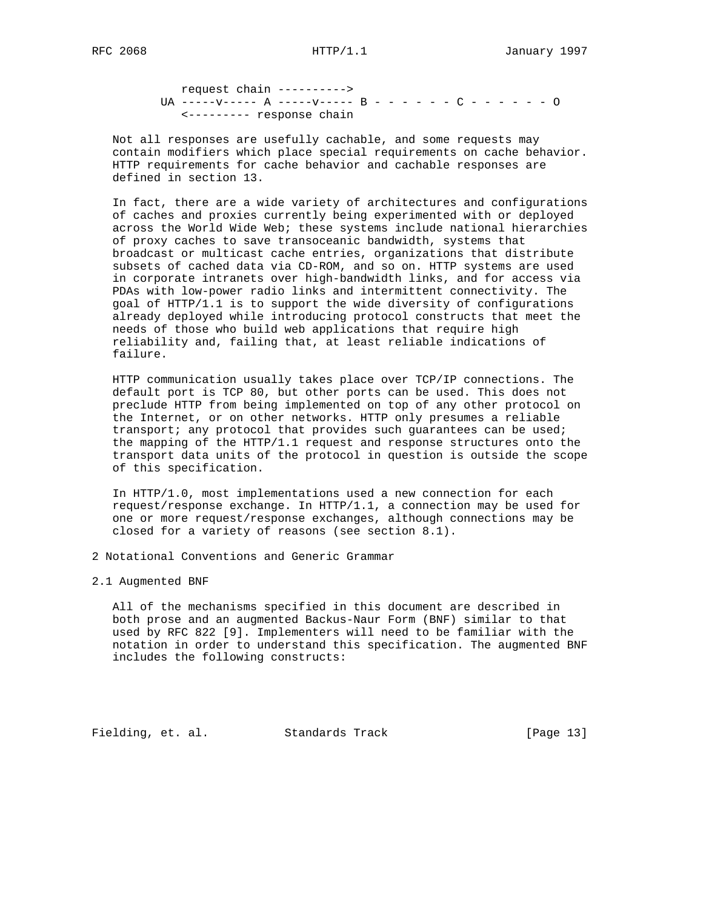```
       request chain ---------->
    UA -----v----- A -----v----- B - - - - - - C - - - - - - O
       <--------- response chain
```

Not all responses are usefully cachable, and some requests may contain modifiers which place special requirements on cache behavior. HTTP requirements for cache behavior and cachable responses are defined in section 13.

In fact, there are a wide variety of architectures and configurations of caches and proxies currently being experimented with or deployed across the World Wide Web; these systems include national hierarchies of proxy caches to save transoceanic bandwidth, systems that broadcast or multicast cache entries, organizations that distribute subsets of cached data via CD-ROM, and so on. HTTP systems are used in corporate intranets over high-bandwidth links, and for access via PDAs with low-power radio links and intermittent connectivity. The goal of HTTP/1.1 is to support the wide diversity of configurations already deployed while introducing protocol constructs that meet the needs of those who build web applications that require high reliability and, failing that, at least reliable indications of failure.

HTTP communication usually takes place over TCP/IP connections. The default port is TCP 80, but other ports can be used. This does not preclude HTTP from being implemented on top of any other protocol on the Internet, or on other networks. HTTP only presumes a reliable transport; any protocol that provides such guarantees can be used; the mapping of the HTTP/1.1 request and response structures onto the transport data units of the protocol in question is outside the scope of this specification.

In HTTP/1.0, most implementations used a new connection for each request/response exchange. In HTTP/1.1, a connection may be used for one or more request/response exchanges, although connections may be closed for a variety of reasons (see section 8.1).

# 2 Notational Conventions and Generic Grammar

## 2.1 Augmented BNF

All of the mechanisms specified in this document are described in both prose and an augmented Backus-Naur Form (BNF) similar to that used by RFC 822 [9]. Implementers will need to be familiar with the notation in order to understand this specification. The augmented BNF includes the following constructs: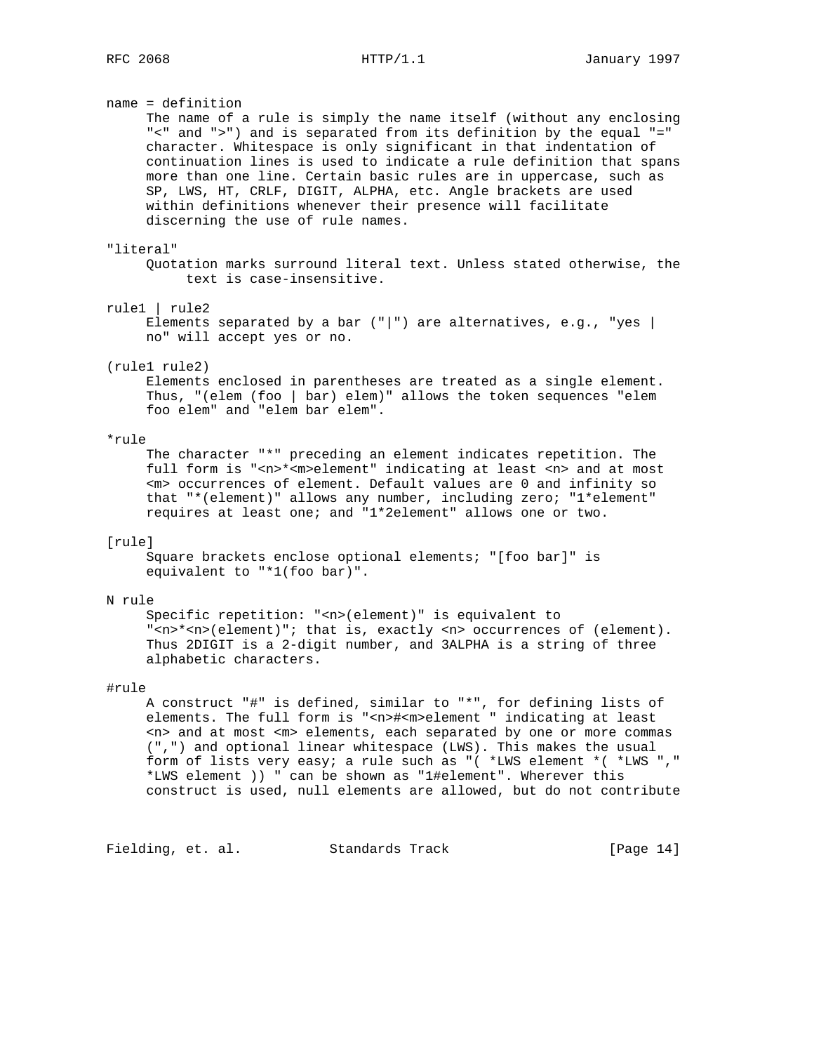name = definition

The name of a rule is simply the name itself (without any enclosing "<" and ">") and is separated from its definition by the equal "=" character. Whitespace is only significant in that indentation of continuation lines is used to indicate a rule definition that spans more than one line. Certain basic rules are in uppercase, such as SP, LWS, HT, CRLF, DIGIT, ALPHA, etc. Angle brackets are used within definitions whenever their presence will facilitate discerning the use of rule names.

"literal"

Quotation marks surround literal text. Unless stated otherwise, the text is case-insensitive.

rule1 | rule2

Elements separated by a bar ("|") are alternatives, e.g., "yes | no" will accept yes or no.

(rule1 rule2)

Elements enclosed in parentheses are treated as a single element. Thus, "(elem (foo | bar) elem)" allows the token sequences "elem foo elem" and "elem bar elem".

*rule

The character "*" preceding an element indicates repetition. The full form is "<n>*<m>element" indicating at least <n> and at most <m> occurrences of element. Default values are 0 and infinity so that "*(element)" allows any number, including zero; "1*element" requires at least one; and "1*2element" allows one or two.

[rule]

Square brackets enclose optional elements; "[foo bar]" is equivalent to "*1(foo bar)".

N rule

Specific repetition: "<n>(element)" is equivalent to "<n>*<n>(element)"; that is, exactly <n> occurrences of (element). Thus 2DIGIT is a 2-digit number, and 3ALPHA is a string of three alphabetic characters.

#rule

A construct "#" is defined, similar to "*", for defining lists of elements. The full form is "<n>#<m>element " indicating at least <n> and at most <m> elements, each separated by one or more commas (",") and optional linear whitespace (LWS). This makes the usual form of lists very easy; a rule such as "( *LWS element *( *LWS "," *LWS element )) " can be shown as "1#element". Wherever this construct is used, null elements are allowed, but do not contribute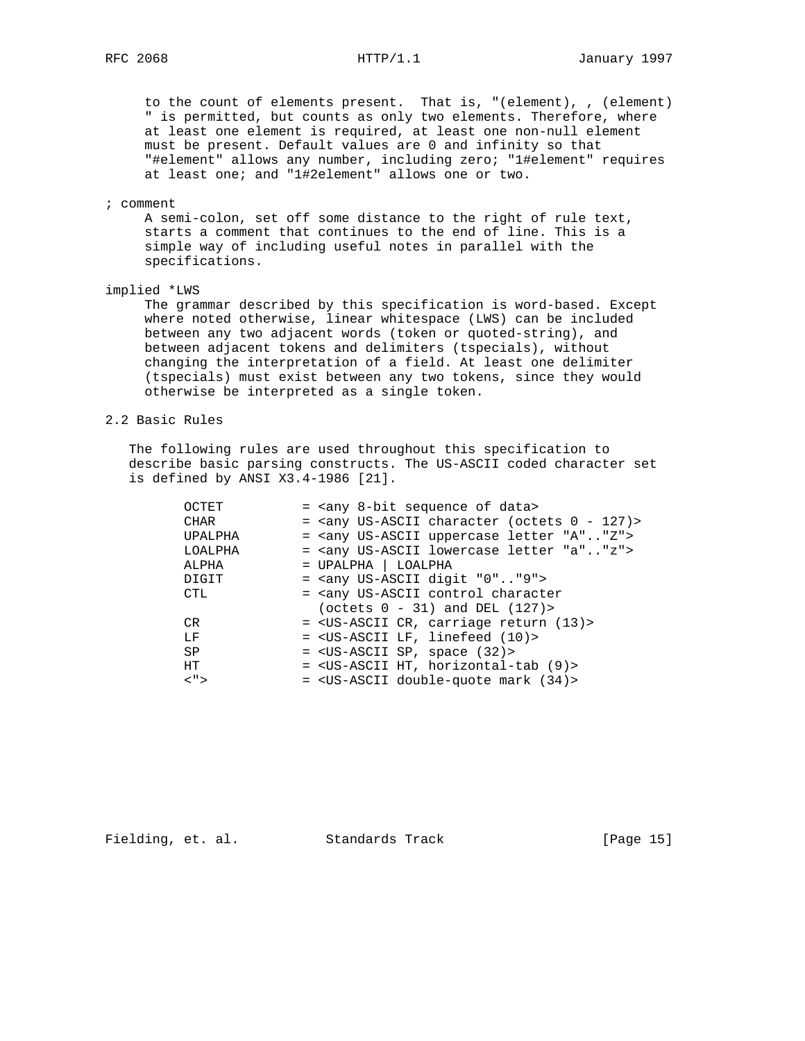to the count of elements present. That is, "(element), , (element) " is permitted, but counts as only two elements. Therefore, where at least one element is required, at least one non-null element must be present. Default values are 0 and infinity so that "#element" allows any number, including zero; "1#element" requires at least one; and "1#2element" allows one or two.

; comment

A semi-colon, set off some distance to the right of rule text, starts a comment that continues to the end of line. This is a simple way of including useful notes in parallel with the specifications.

implied *LWS

The grammar described by this specification is word-based. Except where noted otherwise, linear whitespace (LWS) can be included between any two adjacent words (token or quoted-string), and between adjacent tokens and delimiters (tspecials), without changing the interpretation of a field. At least one delimiter (tspecials) must exist between any two tokens, since they would otherwise be interpreted as a single token.

## 2.2 Basic Rules

The following rules are used throughout this specification to describe basic parsing constructs. The US-ASCII coded character set is defined by ANSI X3.4-1986 [21].

```
OCTET          = <any 8-bit sequence of data>
CHAR           = <any US-ASCII character (octets 0 - 127)>
UPALPHA        = <any US-ASCII uppercase letter "A".."Z">
LOALPHA        = <any US-ASCII lowercase letter "a".."z">
ALPHA          = UPALPHA | LOALPHA
DIGIT          = <any US-ASCII digit "0".."9">
CTL            = <any US-ASCII control character
                 (octets 0 - 31) and DEL (127)>
CR             = <US-ASCII CR, carriage return (13)>
LF             = <US-ASCII LF, linefeed (10)>
SP             = <US-ASCII SP, space (32)>
HT             = <US-ASCII HT, horizontal-tab (9)>
<">            = <US-ASCII double-quote mark (34)>
```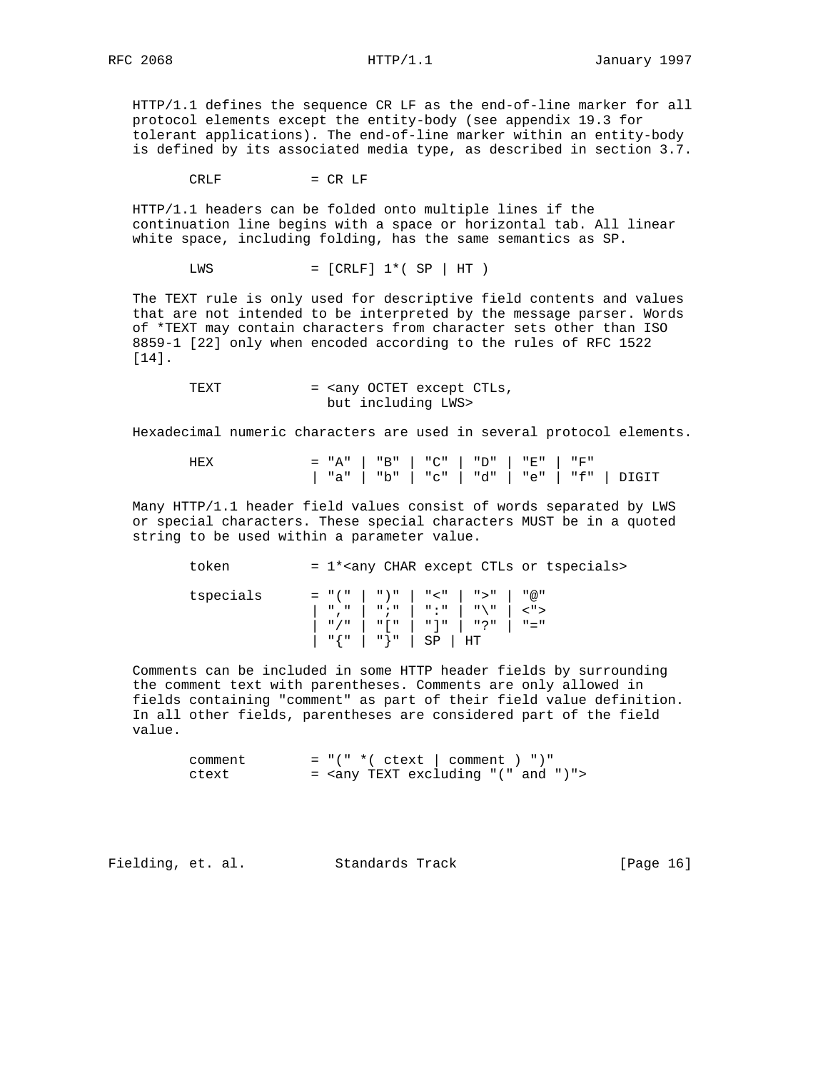HTTP/1.1 defines the sequence CR LF as the end-of-line marker for all protocol elements except the entity-body (see appendix 19.3 for tolerant applications). The end-of-line marker within an entity-body is defined by its associated media type, as described in section 3.7.

```
       CRLF           = CR LF
```

HTTP/1.1 headers can be folded onto multiple lines if the continuation line begins with a space or horizontal tab. All linear white space, including folding, has the same semantics as SP.

```
       LWS            = [CRLF] 1*( SP | HT )
```

The TEXT rule is only used for descriptive field contents and values that are not intended to be interpreted by the message parser. Words of *TEXT may contain characters from character sets other than ISO 8859-1 [22] only when encoded according to the rules of RFC 1522 [14].

```
       TEXT           = <any OCTET except CTLs,
                        but including LWS>
```

Hexadecimal numeric characters are used in several protocol elements.

```
       HEX            = "A" | "B" | "C" | "D" | "E" | "F"
                      | "a" | "b" | "c" | "d" | "e" | "f" | DIGIT
```

Many HTTP/1.1 header field values consist of words separated by LWS or special characters. These special characters MUST be in a quoted string to be used within a parameter value.

```
       token          = 1*<any CHAR except CTLs or tspecials>

       tspecials      = "(" | ")" | "<" | ">" | "@"
                      | "," | ";" | ":" | "\" | <">
                      | "/" | "[" | "]" | "?" | "="
                      | "{" | "}" | SP | HT
```

Comments can be included in some HTTP header fields by surrounding the comment text with parentheses. Comments are only allowed in fields containing "comment" as part of their field value definition. In all other fields, parentheses are considered part of the field value.

```
       comment        = "(" *( ctext | comment ) ")"
       ctext          = <any TEXT excluding "(" and ")">
```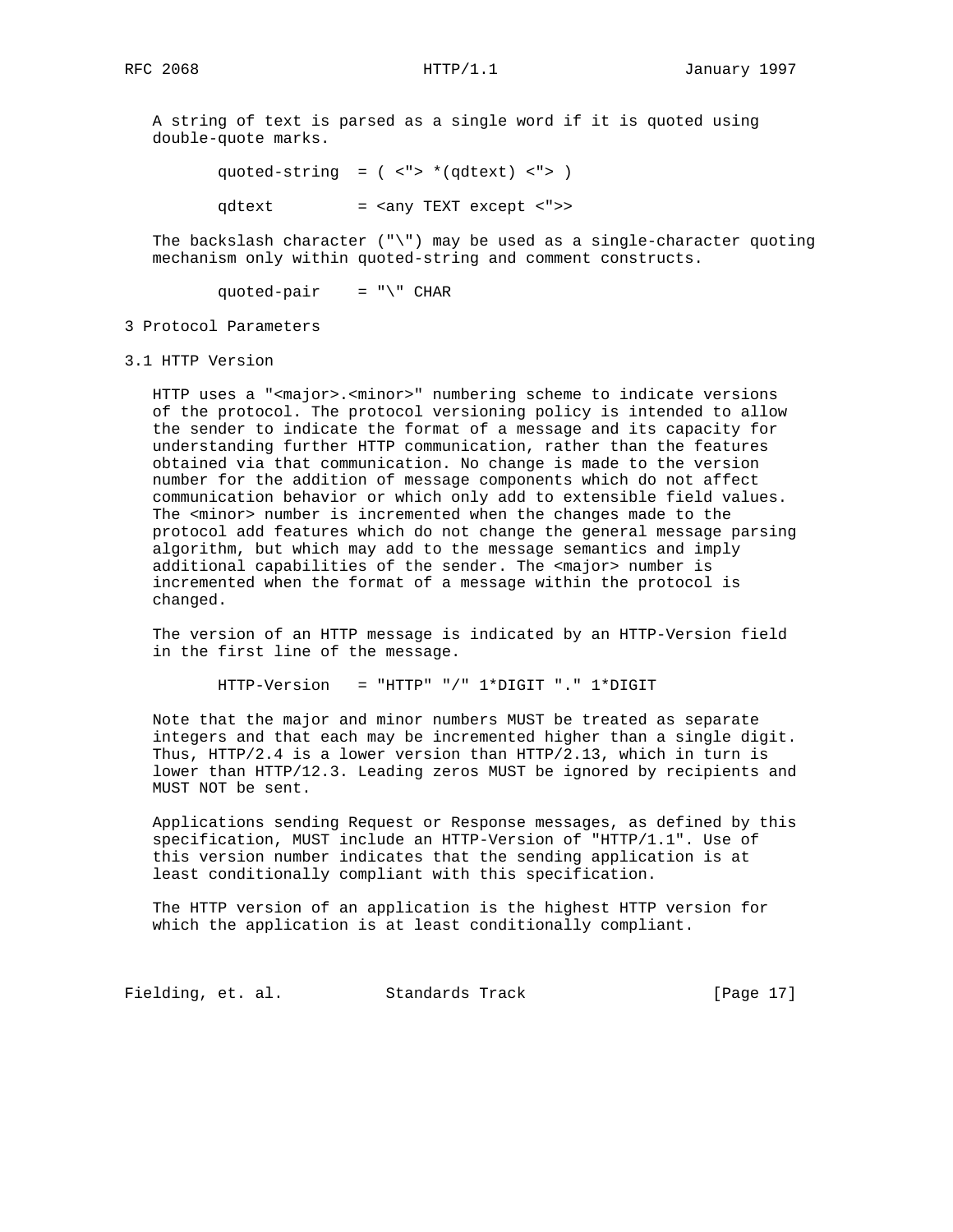A string of text is parsed as a single word if it is quoted using double-quote marks.

```
quoted-string  = ( <"> *(qdtext) <"> )

qdtext         = <any TEXT except <">>
```

The backslash character ("\") may be used as a single-character quoting mechanism only within quoted-string and comment constructs.

```
quoted-pair    = "\" CHAR
```

# 3 Protocol Parameters

## 3.1 HTTP Version

HTTP uses a "<major>.<minor>" numbering scheme to indicate versions of the protocol. The protocol versioning policy is intended to allow the sender to indicate the format of a message and its capacity for understanding further HTTP communication, rather than the features obtained via that communication. No change is made to the version number for the addition of message components which do not affect communication behavior or which only add to extensible field values. The <minor> number is incremented when the changes made to the protocol add features which do not change the general message parsing algorithm, but which may add to the message semantics and imply additional capabilities of the sender. The <major> number is incremented when the format of a message within the protocol is changed.

The version of an HTTP message is indicated by an HTTP-Version field in the first line of the message.

```
HTTP-Version   = "HTTP" "/" 1*DIGIT "." 1*DIGIT
```

Note that the major and minor numbers MUST be treated as separate integers and that each may be incremented higher than a single digit. Thus, HTTP/2.4 is a lower version than HTTP/2.13, which in turn is lower than HTTP/12.3. Leading zeros MUST be ignored by recipients and MUST NOT be sent.

Applications sending Request or Response messages, as defined by this specification, MUST include an HTTP-Version of "HTTP/1.1". Use of this version number indicates that the sending application is at least conditionally compliant with this specification.

The HTTP version of an application is the highest HTTP version for which the application is at least conditionally compliant.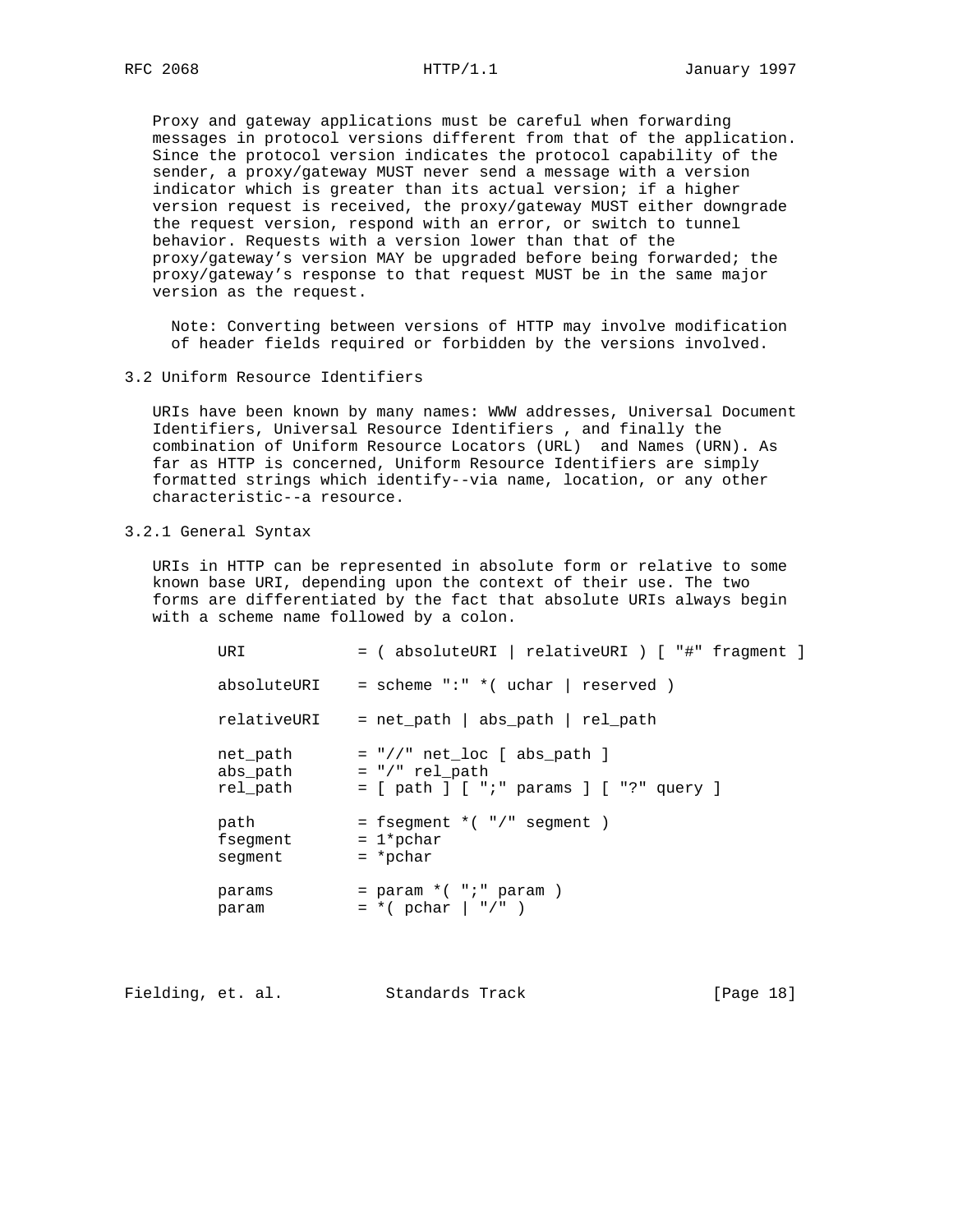Proxy and gateway applications must be careful when forwarding messages in protocol versions different from that of the application. Since the protocol version indicates the protocol capability of the sender, a proxy/gateway MUST never send a message with a version indicator which is greater than its actual version; if a higher version request is received, the proxy/gateway MUST either downgrade the request version, respond with an error, or switch to tunnel behavior. Requests with a version lower than that of the proxy/gateway's version MAY be upgraded before being forwarded; the proxy/gateway's response to that request MUST be in the same major version as the request.

> Note: Converting between versions of HTTP may involve modification of header fields required or forbidden by the versions involved.

## 3.2 Uniform Resource Identifiers

URIs have been known by many names: WWW addresses, Universal Document Identifiers, Universal Resource Identifiers , and finally the combination of Uniform Resource Locators (URL) and Names (URN). As far as HTTP is concerned, Uniform Resource Identifiers are simply formatted strings which identify--via name, location, or any other characteristic--a resource.

### 3.2.1 General Syntax

URIs in HTTP can be represented in absolute form or relative to some known base URI, depending upon the context of their use. The two forms are differentiated by the fact that absolute URIs always begin with a scheme name followed by a colon.

```
URI            = ( absoluteURI | relativeURI ) [ "#" fragment ]

absoluteURI    = scheme ":" *( uchar | reserved )

relativeURI    = net_path | abs_path | rel_path

net_path       = "//" net_loc [ abs_path ]
abs_path       = "/" rel_path
rel_path       = [ path ] [ ";" params ] [ "?" query ]

path           = fsegment *( "/" segment )
fsegment       = 1*pchar
segment        = *pchar

params         = param *( ";" param )
param          = *( pchar | "/" )
```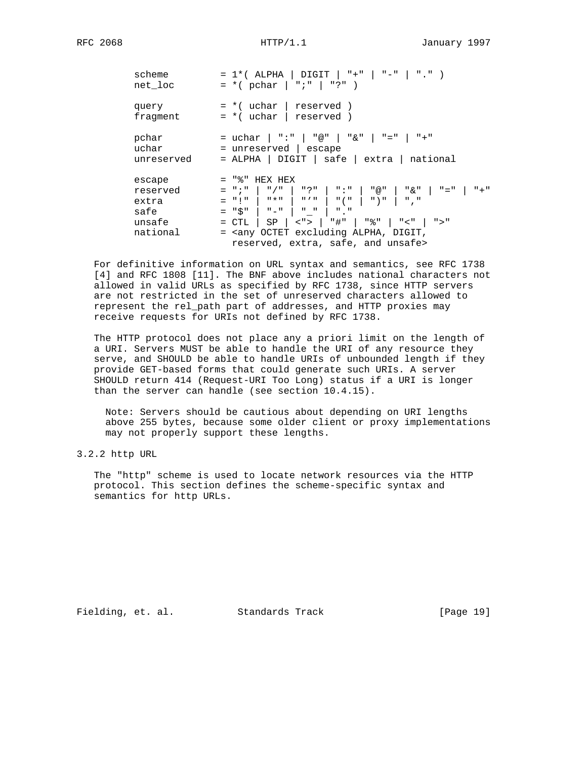```
scheme         = 1*( ALPHA | DIGIT | "+" | "-" | "." )
net_loc        = *( pchar | ";" | "?" )

query          = *( uchar | reserved )
fragment       = *( uchar | reserved )

pchar          = uchar | ":" | "@" | "&" | "=" | "+"
uchar          = unreserved | escape
unreserved     = ALPHA | DIGIT | safe | extra | national

escape         = "%" HEX HEX
reserved       = ";" | "/" | "?" | ":" | "@" | "&" | "=" | "+"
extra          = "!" | "*" | "'" | "(" | ")" | ","
safe           = "$" | "-" | "_" | "."
unsafe         = CTL | SP | <"> | "#" | "%" | "<" | ">"
national       = <any OCTET excluding ALPHA, DIGIT,
                 reserved, extra, safe, and unsafe>
```

For definitive information on URL syntax and semantics, see RFC 1738 [4] and RFC 1808 [11]. The BNF above includes national characters not allowed in valid URLs as specified by RFC 1738, since HTTP servers are not restricted in the set of unreserved characters allowed to represent the rel_path part of addresses, and HTTP proxies may receive requests for URIs not defined by RFC 1738.

The HTTP protocol does not place any a priori limit on the length of a URI. Servers MUST be able to handle the URI of any resource they serve, and SHOULD be able to handle URIs of unbounded length if they provide GET-based forms that could generate such URIs. A server SHOULD return 414 (Request-URI Too Long) status if a URI is longer than the server can handle (see section 10.4.15).

> Note: Servers should be cautious about depending on URI lengths above 255 bytes, because some older client or proxy implementations may not properly support these lengths.

### 3.2.2 http URL

The "http" scheme is used to locate network resources via the HTTP protocol. This section defines the scheme-specific syntax and semantics for http URLs.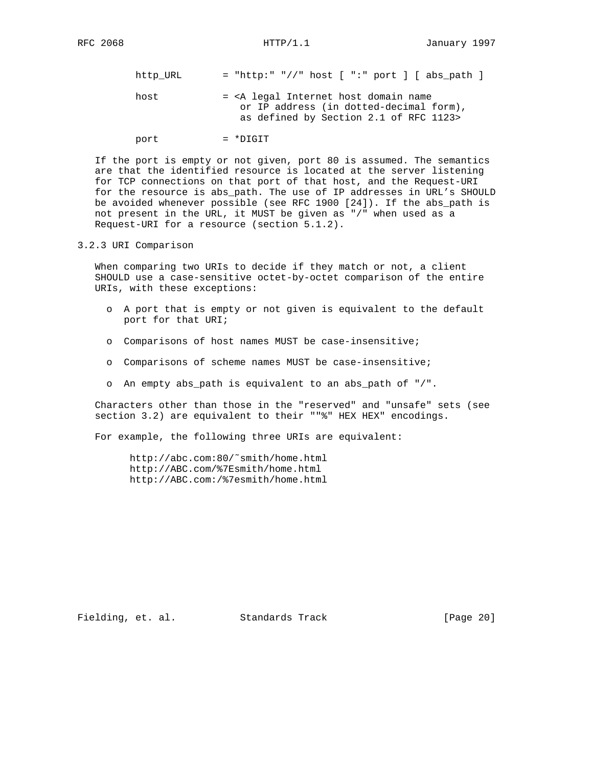```
http_URL       = "http:" "//" host [ ":" port ] [ abs_path ]

host           = <A legal Internet host domain name
                  or IP address (in dotted-decimal form),
                  as defined by Section 2.1 of RFC 1123>

port           = *DIGIT
```

If the port is empty or not given, port 80 is assumed. The semantics are that the identified resource is located at the server listening for TCP connections on that port of that host, and the Request-URI for the resource is abs_path. The use of IP addresses in URL's SHOULD be avoided whenever possible (see RFC 1900 [24]). If the abs_path is not present in the URL, it MUST be given as "/" when used as a Request-URI for a resource (section 5.1.2).

### 3.2.3 URI Comparison

When comparing two URIs to decide if they match or not, a client SHOULD use a case-sensitive octet-by-octet comparison of the entire URIs, with these exceptions:

- A port that is empty or not given is equivalent to the default port for that URI;
- Comparisons of host names MUST be case-insensitive;
- Comparisons of scheme names MUST be case-insensitive;
- An empty abs_path is equivalent to an abs_path of "/".

Characters other than those in the "reserved" and "unsafe" sets (see section 3.2) are equivalent to their ""%" HEX HEX" encodings.

For example, the following three URIs are equivalent:

```
http://abc.com:80/~smith/home.html
http://ABC.com/%7Esmith/home.html
http://ABC.com:/%7esmith/home.html
```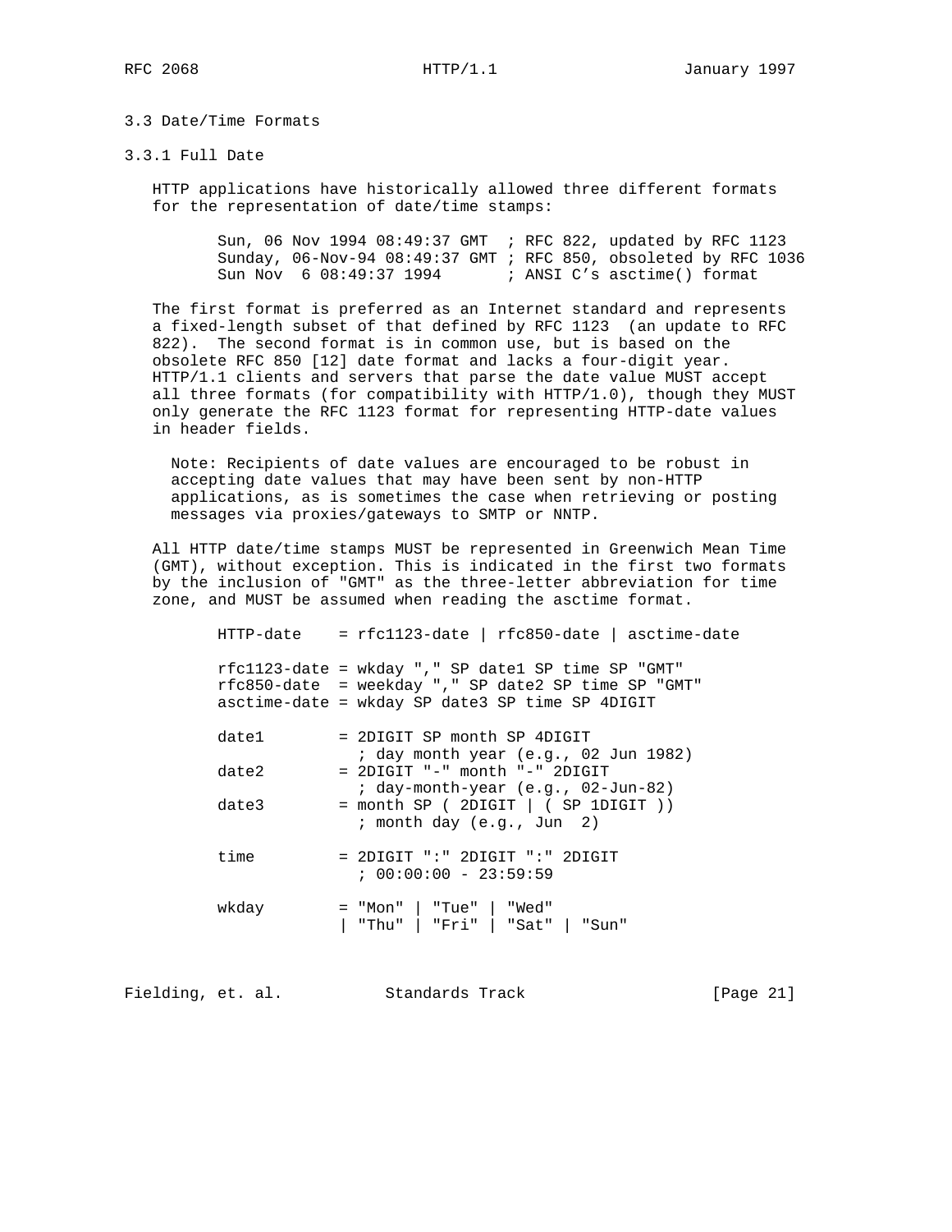## 3.3 Date/Time Formats

### 3.3.1 Full Date

HTTP applications have historically allowed three different formats for the representation of date/time stamps:

```
Sun, 06 Nov 1994 08:49:37 GMT  ; RFC 822, updated by RFC 1123
Sunday, 06-Nov-94 08:49:37 GMT ; RFC 850, obsoleted by RFC 1036
Sun Nov  6 08:49:37 1994       ; ANSI C's asctime() format
```

The first format is preferred as an Internet standard and represents a fixed-length subset of that defined by RFC 1123 (an update to RFC 822). The second format is in common use, but is based on the obsolete RFC 850 [12] date format and lacks a four-digit year. HTTP/1.1 clients and servers that parse the date value MUST accept all three formats (for compatibility with HTTP/1.0), though they MUST only generate the RFC 1123 format for representing HTTP-date values in header fields.

> Note: Recipients of date values are encouraged to be robust in accepting date values that may have been sent by non-HTTP applications, as is sometimes the case when retrieving or posting messages via proxies/gateways to SMTP or NNTP.

All HTTP date/time stamps MUST be represented in Greenwich Mean Time (GMT), without exception. This is indicated in the first two formats by the inclusion of "GMT" as the three-letter abbreviation for time zone, and MUST be assumed when reading the asctime format.

```
HTTP-date    = rfc1123-date | rfc850-date | asctime-date

rfc1123-date = wkday "," SP date1 SP time SP "GMT"
rfc850-date  = weekday "," SP date2 SP time SP "GMT"
asctime-date = wkday SP date3 SP time SP 4DIGIT

date1        = 2DIGIT SP month SP 4DIGIT
               ; day month year (e.g., 02 Jun 1982)
date2        = 2DIGIT "-" month "-" 2DIGIT
               ; day-month-year (e.g., 02-Jun-82)
date3        = month SP ( 2DIGIT | ( SP 1DIGIT ))
               ; month day (e.g., Jun  2)

time         = 2DIGIT ":" 2DIGIT ":" 2DIGIT
               ; 00:00:00 - 23:59:59

wkday        = "Mon" | "Tue" | "Wed"
             | "Thu" | "Fri" | "Sat" | "Sun"
```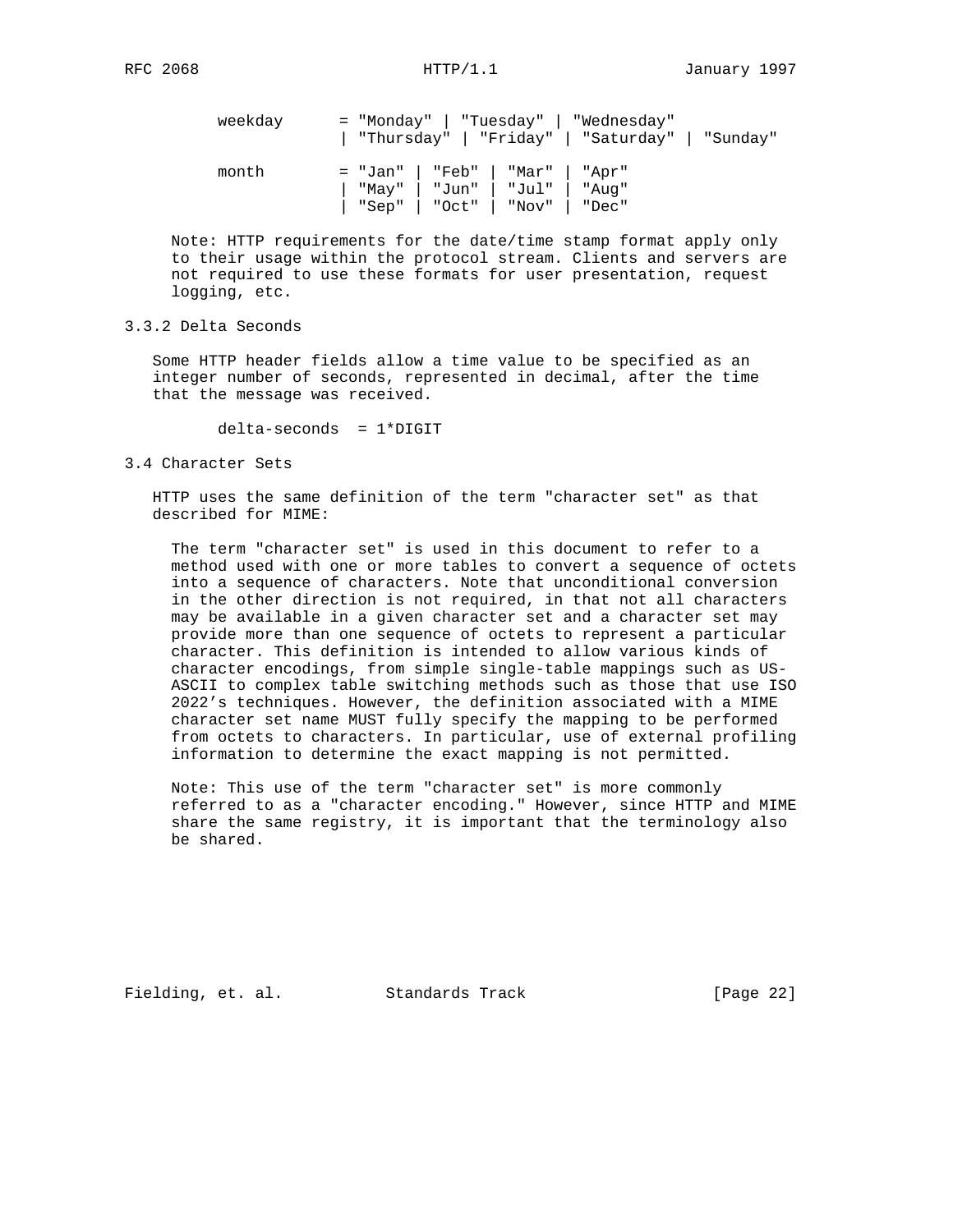```
weekday      = "Monday" | "Tuesday" | "Wednesday"
             | "Thursday" | "Friday" | "Saturday" | "Sunday"

month        = "Jan" | "Feb" | "Mar" | "Apr"
             | "May" | "Jun" | "Jul" | "Aug"
             | "Sep" | "Oct" | "Nov" | "Dec"
```

Note: HTTP requirements for the date/time stamp format apply only to their usage within the protocol stream. Clients and servers are not required to use these formats for user presentation, request logging, etc.

### 3.3.2 Delta Seconds

Some HTTP header fields allow a time value to be specified as an integer number of seconds, represented in decimal, after the time that the message was received.

```
delta-seconds  = 1*DIGIT
```

## 3.4 Character Sets

HTTP uses the same definition of the term "character set" as that described for MIME:

> The term "character set" is used in this document to refer to a method used with one or more tables to convert a sequence of octets into a sequence of characters. Note that unconditional conversion in the other direction is not required, in that not all characters may be available in a given character set and a character set may provide more than one sequence of octets to represent a particular character. This definition is intended to allow various kinds of character encodings, from simple single-table mappings such as US-ASCII to complex table switching methods such as those that use ISO 2022's techniques. However, the definition associated with a MIME character set name MUST fully specify the mapping to be performed from octets to characters. In particular, use of external profiling information to determine the exact mapping is not permitted.

Note: This use of the term "character set" is more commonly referred to as a "character encoding." However, since HTTP and MIME share the same registry, it is important that the terminology also be shared.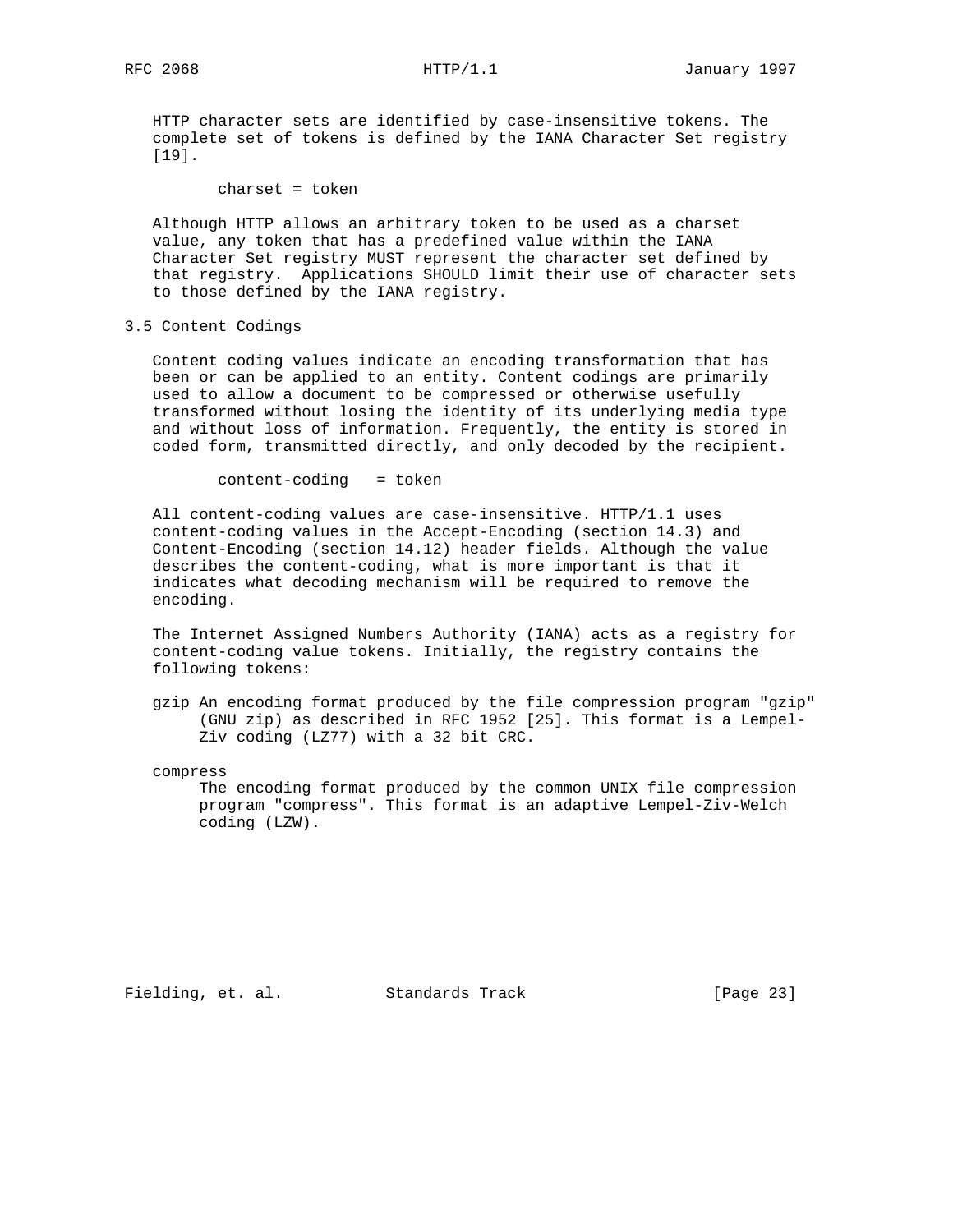HTTP character sets are identified by case-insensitive tokens. The complete set of tokens is defined by the IANA Character Set registry [19].

```
charset = token
```

Although HTTP allows an arbitrary token to be used as a charset value, any token that has a predefined value within the IANA Character Set registry MUST represent the character set defined by that registry. Applications SHOULD limit their use of character sets to those defined by the IANA registry.

## 3.5 Content Codings

Content coding values indicate an encoding transformation that has been or can be applied to an entity. Content codings are primarily used to allow a document to be compressed or otherwise usefully transformed without losing the identity of its underlying media type and without loss of information. Frequently, the entity is stored in coded form, transmitted directly, and only decoded by the recipient.

```
content-coding   = token
```

All content-coding values are case-insensitive. HTTP/1.1 uses content-coding values in the Accept-Encoding (section 14.3) and Content-Encoding (section 14.12) header fields. Although the value describes the content-coding, what is more important is that it indicates what decoding mechanism will be required to remove the encoding.

The Internet Assigned Numbers Authority (IANA) acts as a registry for content-coding value tokens. Initially, the registry contains the following tokens:

gzip
: An encoding format produced by the file compression program "gzip" (GNU zip) as described in RFC 1952 [25]. This format is a Lempel-Ziv coding (LZ77) with a 32 bit CRC.

compress
: The encoding format produced by the common UNIX file compression program "compress". This format is an adaptive Lempel-Ziv-Welch coding (LZW).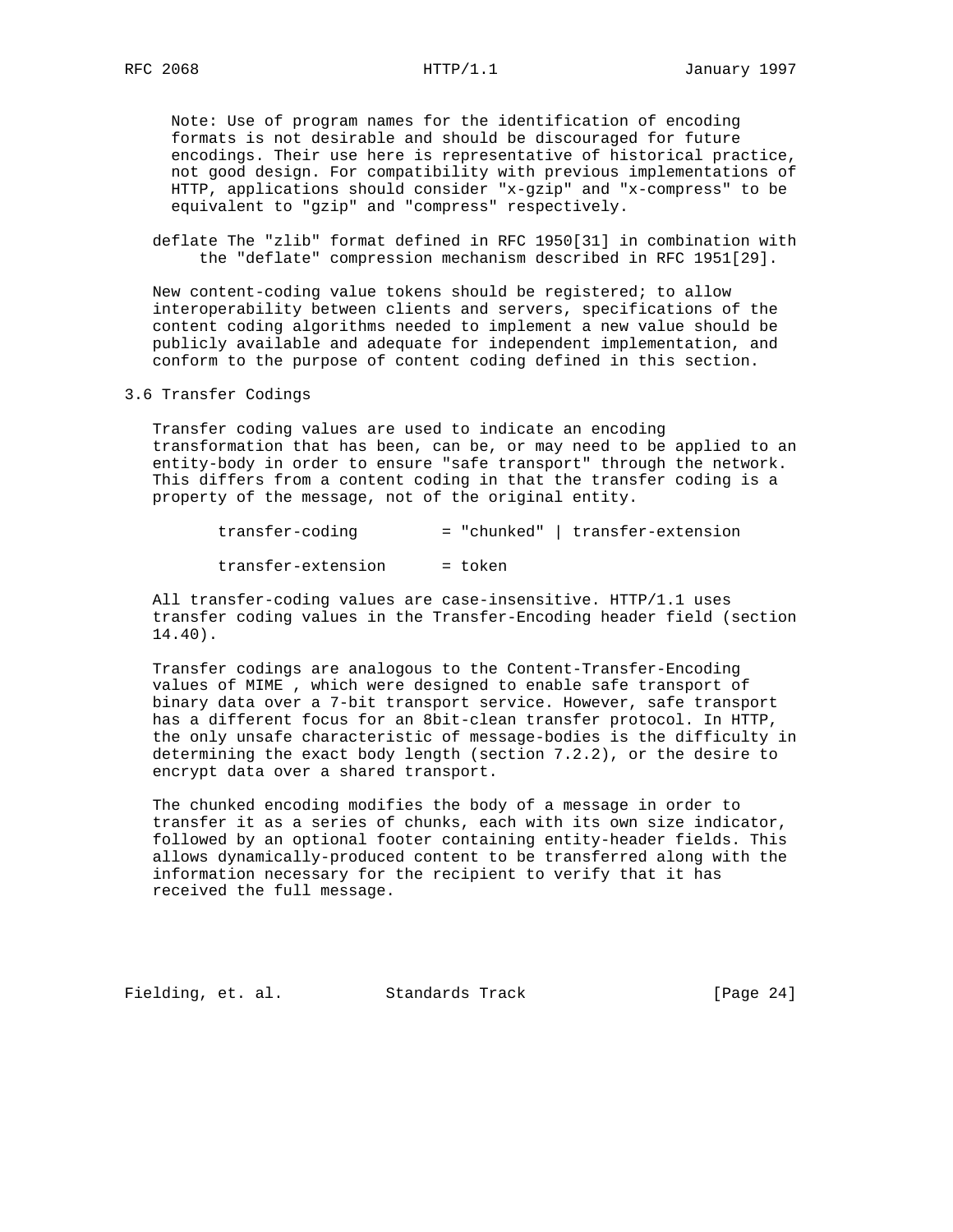Note: Use of program names for the identification of encoding formats is not desirable and should be discouraged for future encodings. Their use here is representative of historical practice, not good design. For compatibility with previous implementations of HTTP, applications should consider "x-gzip" and "x-compress" to be equivalent to "gzip" and "compress" respectively.

deflate The "zlib" format defined in RFC 1950[31] in combination with the "deflate" compression mechanism described in RFC 1951[29].

New content-coding value tokens should be registered; to allow interoperability between clients and servers, specifications of the content coding algorithms needed to implement a new value should be publicly available and adequate for independent implementation, and conform to the purpose of content coding defined in this section.

## 3.6 Transfer Codings

Transfer coding values are used to indicate an encoding transformation that has been, can be, or may need to be applied to an entity-body in order to ensure "safe transport" through the network. This differs from a content coding in that the transfer coding is a property of the message, not of the original entity.

```
transfer-coding         = "chunked" | transfer-extension

transfer-extension      = token
```

All transfer-coding values are case-insensitive. HTTP/1.1 uses transfer coding values in the Transfer-Encoding header field (section 14.40).

Transfer codings are analogous to the Content-Transfer-Encoding values of MIME , which were designed to enable safe transport of binary data over a 7-bit transport service. However, safe transport has a different focus for an 8bit-clean transfer protocol. In HTTP, the only unsafe characteristic of message-bodies is the difficulty in determining the exact body length (section 7.2.2), or the desire to encrypt data over a shared transport.

The chunked encoding modifies the body of a message in order to transfer it as a series of chunks, each with its own size indicator, followed by an optional footer containing entity-header fields. This allows dynamically-produced content to be transferred along with the information necessary for the recipient to verify that it has received the full message.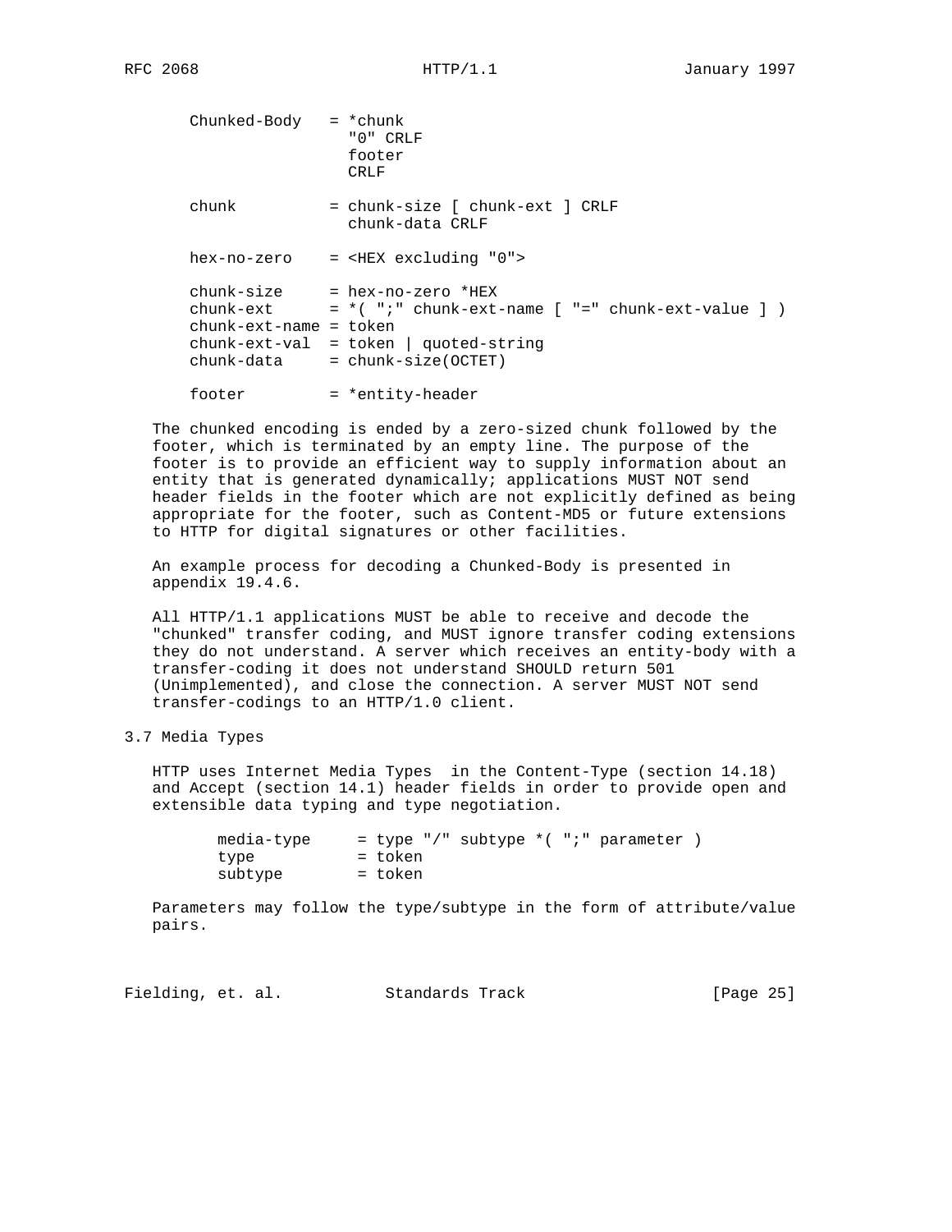```
Chunked-Body   = *chunk
                 "0" CRLF
                 footer
                 CRLF

chunk          = chunk-size [ chunk-ext ] CRLF
                 chunk-data CRLF

hex-no-zero    = <HEX excluding "0">

chunk-size     = hex-no-zero *HEX
chunk-ext      = *( ";" chunk-ext-name [ "=" chunk-ext-value ] )
chunk-ext-name = token
chunk-ext-val  = token | quoted-string
chunk-data     = chunk-size(OCTET)

footer         = *entity-header
```

The chunked encoding is ended by a zero-sized chunk followed by the footer, which is terminated by an empty line. The purpose of the footer is to provide an efficient way to supply information about an entity that is generated dynamically; applications MUST NOT send header fields in the footer which are not explicitly defined as being appropriate for the footer, such as Content-MD5 or future extensions to HTTP for digital signatures or other facilities.

An example process for decoding a Chunked-Body is presented in appendix 19.4.6.

All HTTP/1.1 applications MUST be able to receive and decode the "chunked" transfer coding, and MUST ignore transfer coding extensions they do not understand. A server which receives an entity-body with a transfer-coding it does not understand SHOULD return 501 (Unimplemented), and close the connection. A server MUST NOT send transfer-codings to an HTTP/1.0 client.

## 3.7 Media Types

HTTP uses Internet Media Types  in the Content-Type (section 14.18) and Accept (section 14.1) header fields in order to provide open and extensible data typing and type negotiation.

```
media-type     = type "/" subtype *( ";" parameter )
type           = token
subtype        = token
```

Parameters may follow the type/subtype in the form of attribute/value pairs.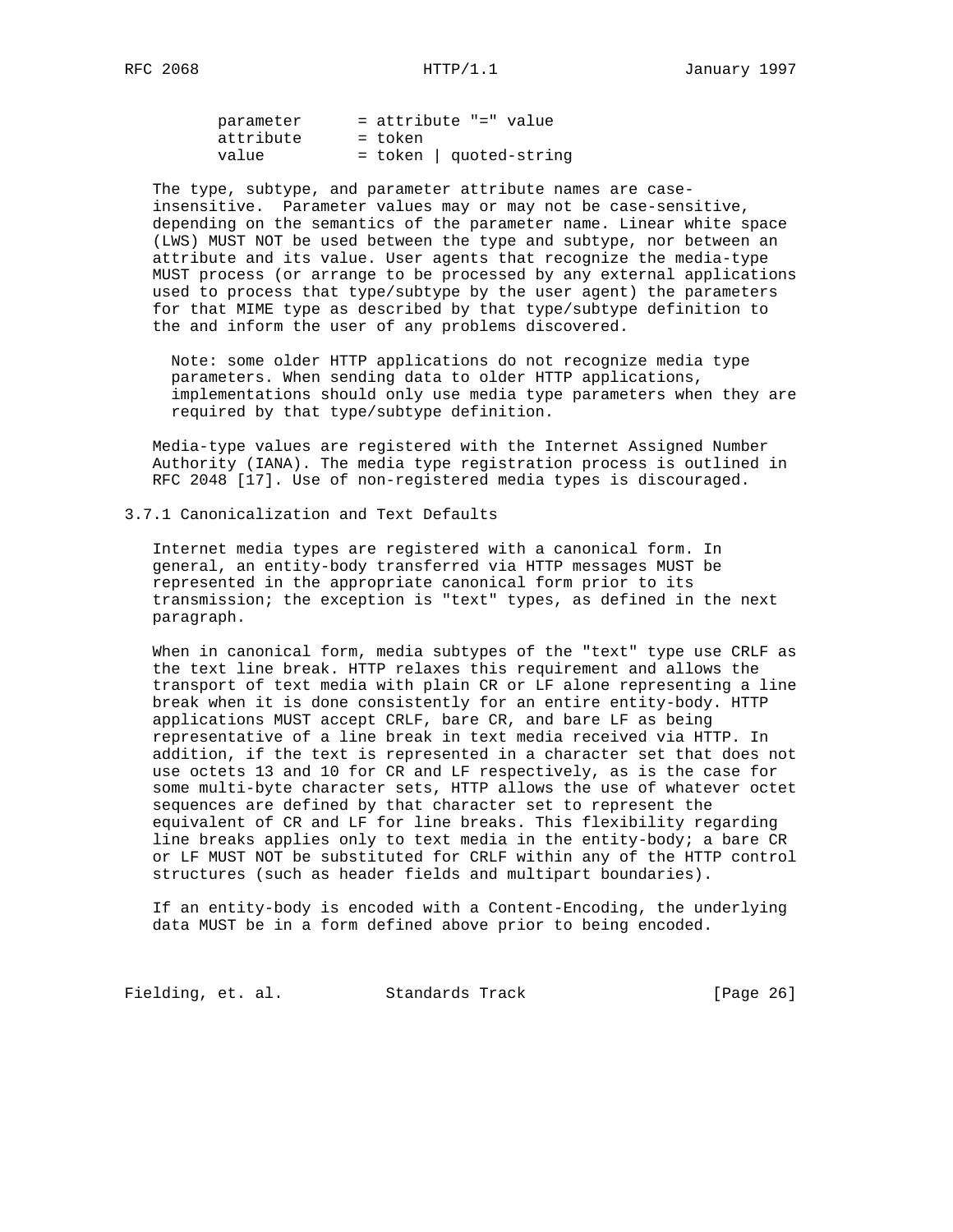```
parameter      = attribute "=" value
attribute      = token
value          = token | quoted-string
```

The type, subtype, and parameter attribute names are case-insensitive. Parameter values may or may not be case-sensitive, depending on the semantics of the parameter name. Linear white space (LWS) MUST NOT be used between the type and subtype, nor between an attribute and its value. User agents that recognize the media-type MUST process (or arrange to be processed by any external applications used to process that type/subtype by the user agent) the parameters for that MIME type as described by that type/subtype definition to the and inform the user of any problems discovered.

> Note: some older HTTP applications do not recognize media type parameters. When sending data to older HTTP applications, implementations should only use media type parameters when they are required by that type/subtype definition.

Media-type values are registered with the Internet Assigned Number Authority (IANA). The media type registration process is outlined in RFC 2048 [17]. Use of non-registered media types is discouraged.

### 3.7.1 Canonicalization and Text Defaults

Internet media types are registered with a canonical form. In general, an entity-body transferred via HTTP messages MUST be represented in the appropriate canonical form prior to its transmission; the exception is "text" types, as defined in the next paragraph.

When in canonical form, media subtypes of the "text" type use CRLF as the text line break. HTTP relaxes this requirement and allows the transport of text media with plain CR or LF alone representing a line break when it is done consistently for an entire entity-body. HTTP applications MUST accept CRLF, bare CR, and bare LF as being representative of a line break in text media received via HTTP. In addition, if the text is represented in a character set that does not use octets 13 and 10 for CR and LF respectively, as is the case for some multi-byte character sets, HTTP allows the use of whatever octet sequences are defined by that character set to represent the equivalent of CR and LF for line breaks. This flexibility regarding line breaks applies only to text media in the entity-body; a bare CR or LF MUST NOT be substituted for CRLF within any of the HTTP control structures (such as header fields and multipart boundaries).

If an entity-body is encoded with a Content-Encoding, the underlying data MUST be in a form defined above prior to being encoded.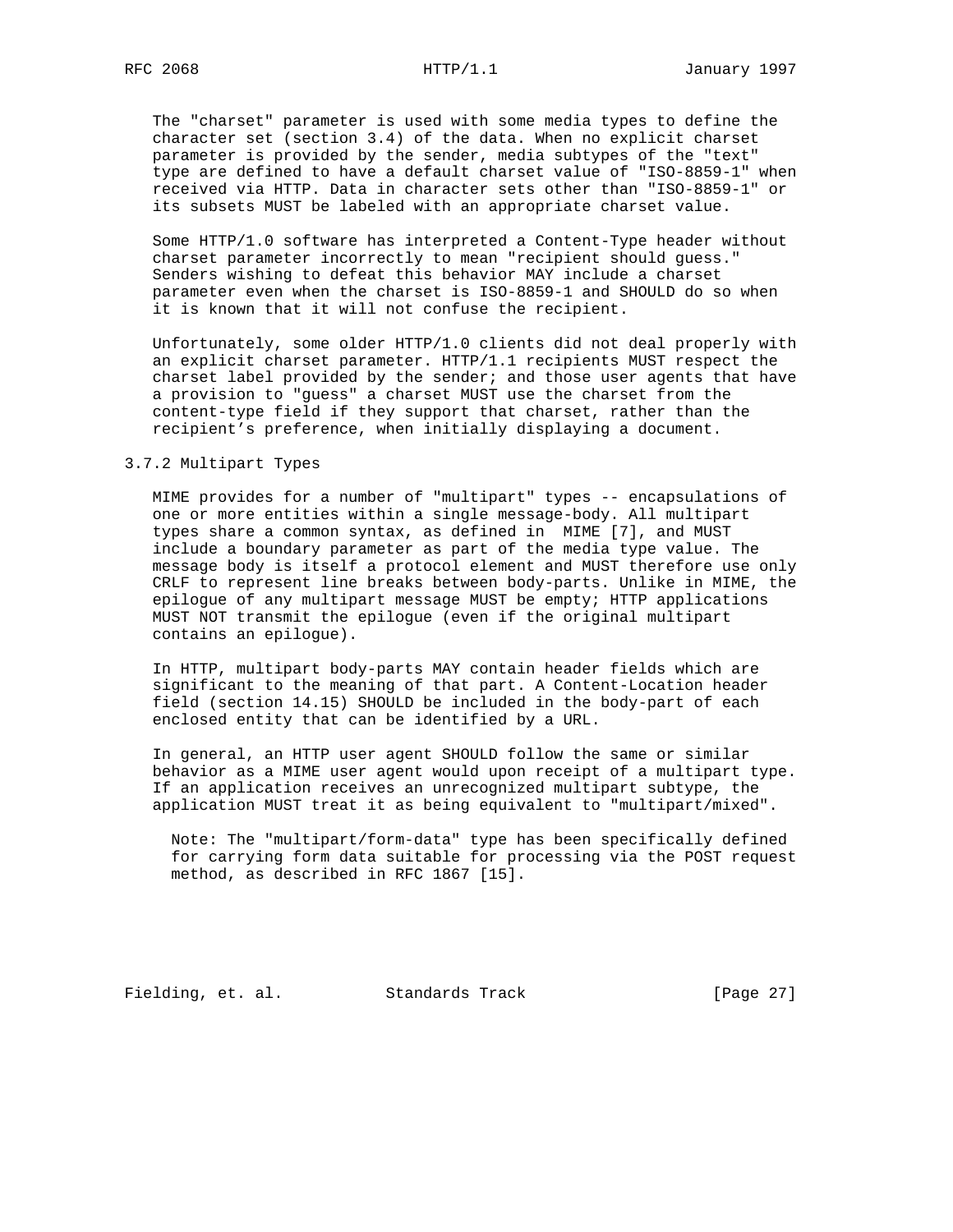The "charset" parameter is used with some media types to define the character set (section 3.4) of the data. When no explicit charset parameter is provided by the sender, media subtypes of the "text" type are defined to have a default charset value of "ISO-8859-1" when received via HTTP. Data in character sets other than "ISO-8859-1" or its subsets MUST be labeled with an appropriate charset value.

Some HTTP/1.0 software has interpreted a Content-Type header without charset parameter incorrectly to mean "recipient should guess." Senders wishing to defeat this behavior MAY include a charset parameter even when the charset is ISO-8859-1 and SHOULD do so when it is known that it will not confuse the recipient.

Unfortunately, some older HTTP/1.0 clients did not deal properly with an explicit charset parameter. HTTP/1.1 recipients MUST respect the charset label provided by the sender; and those user agents that have a provision to "guess" a charset MUST use the charset from the content-type field if they support that charset, rather than the recipient's preference, when initially displaying a document.

### 3.7.2 Multipart Types

MIME provides for a number of "multipart" types -- encapsulations of one or more entities within a single message-body. All multipart types share a common syntax, as defined in MIME [7], and MUST include a boundary parameter as part of the media type value. The message body is itself a protocol element and MUST therefore use only CRLF to represent line breaks between body-parts. Unlike in MIME, the epilogue of any multipart message MUST be empty; HTTP applications MUST NOT transmit the epilogue (even if the original multipart contains an epilogue).

In HTTP, multipart body-parts MAY contain header fields which are significant to the meaning of that part. A Content-Location header field (section 14.15) SHOULD be included in the body-part of each enclosed entity that can be identified by a URL.

In general, an HTTP user agent SHOULD follow the same or similar behavior as a MIME user agent would upon receipt of a multipart type. If an application receives an unrecognized multipart subtype, the application MUST treat it as being equivalent to "multipart/mixed".

> Note: The "multipart/form-data" type has been specifically defined for carrying form data suitable for processing via the POST request method, as described in RFC 1867 [15].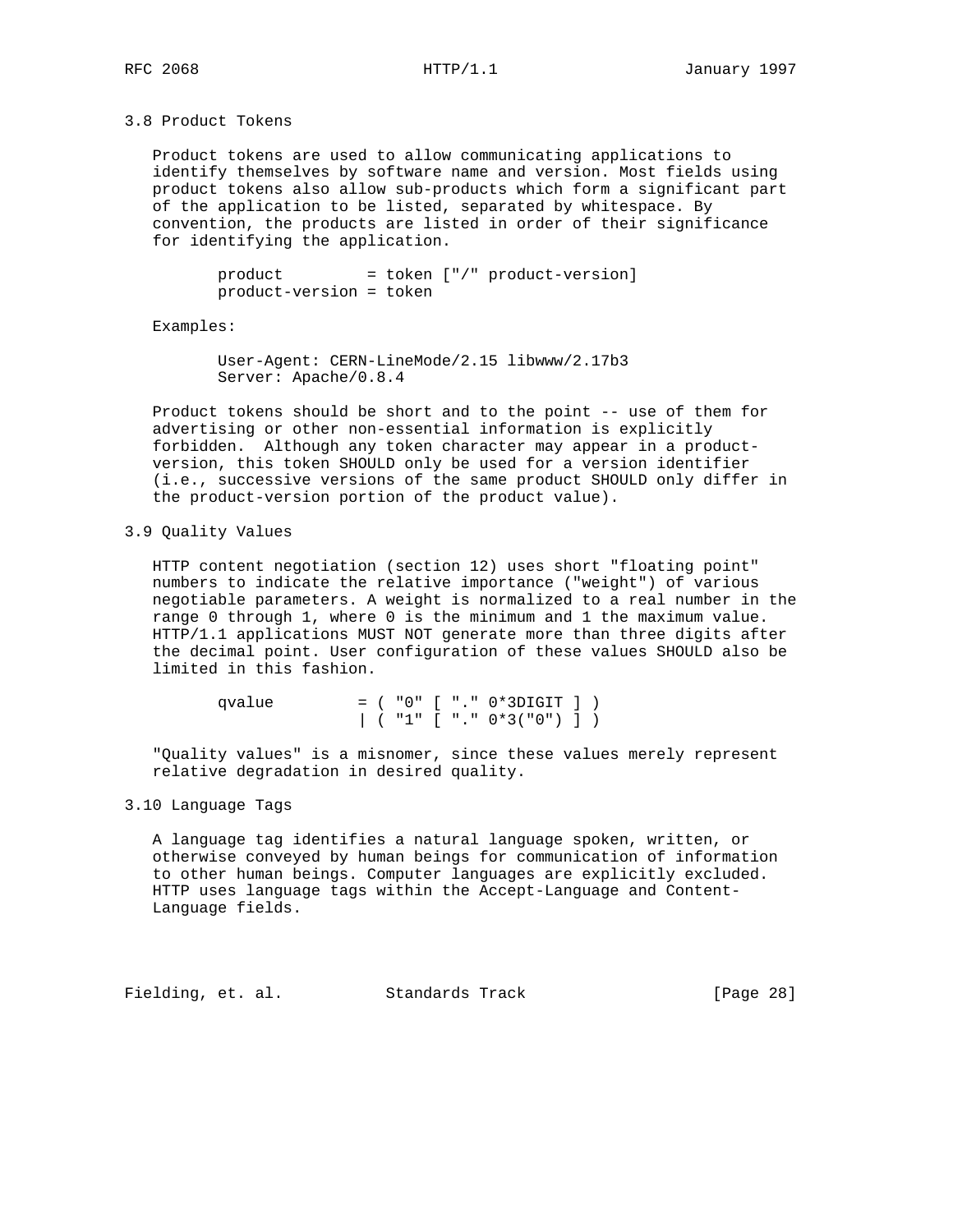### 3.8 Product Tokens

Product tokens are used to allow communicating applications to identify themselves by software name and version. Most fields using product tokens also allow sub-products which form a significant part of the application to be listed, separated by whitespace. By convention, the products are listed in order of their significance for identifying the application.

```
product         = token ["/" product-version]
product-version = token
```

Examples:

```
User-Agent: CERN-LineMode/2.15 libwww/2.17b3
Server: Apache/0.8.4
```

Product tokens should be short and to the point -- use of them for advertising or other non-essential information is explicitly forbidden. Although any token character may appear in a product-version, this token SHOULD only be used for a version identifier (i.e., successive versions of the same product SHOULD only differ in the product-version portion of the product value).

### 3.9 Quality Values

HTTP content negotiation (section 12) uses short "floating point" numbers to indicate the relative importance ("weight") of various negotiable parameters. A weight is normalized to a real number in the range 0 through 1, where 0 is the minimum and 1 the maximum value. HTTP/1.1 applications MUST NOT generate more than three digits after the decimal point. User configuration of these values SHOULD also be limited in this fashion.

```
qvalue         = ( "0" [ "." 0*3DIGIT ] )
               | ( "1" [ "." 0*3("0") ] )
```

"Quality values" is a misnomer, since these values merely represent relative degradation in desired quality.

### 3.10 Language Tags

A language tag identifies a natural language spoken, written, or otherwise conveyed by human beings for communication of information to other human beings. Computer languages are explicitly excluded. HTTP uses language tags within the Accept-Language and Content-Language fields.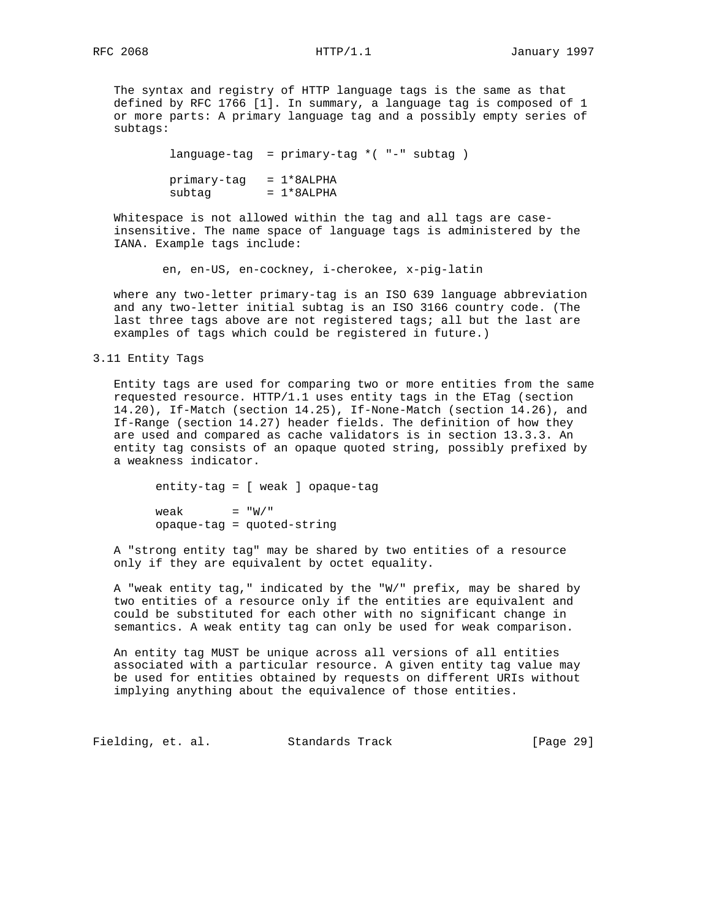The syntax and registry of HTTP language tags is the same as that defined by RFC 1766 [1]. In summary, a language tag is composed of 1 or more parts: A primary language tag and a possibly empty series of subtags:

```
language-tag  = primary-tag *( "-" subtag )

primary-tag   = 1*8ALPHA
subtag        = 1*8ALPHA
```

Whitespace is not allowed within the tag and all tags are case-insensitive. The name space of language tags is administered by the IANA. Example tags include:

```
en, en-US, en-cockney, i-cherokee, x-pig-latin
```

where any two-letter primary-tag is an ISO 639 language abbreviation and any two-letter initial subtag is an ISO 3166 country code. (The last three tags above are not registered tags; all but the last are examples of tags which could be registered in future.)

## 3.11 Entity Tags

Entity tags are used for comparing two or more entities from the same requested resource. HTTP/1.1 uses entity tags in the ETag (section 14.20), If-Match (section 14.25), If-None-Match (section 14.26), and If-Range (section 14.27) header fields. The definition of how they are used and compared as cache validators is in section 13.3.3. An entity tag consists of an opaque quoted string, possibly prefixed by a weakness indicator.

```
entity-tag = [ weak ] opaque-tag

weak       = "W/"
opaque-tag = quoted-string
```

A "strong entity tag" may be shared by two entities of a resource only if they are equivalent by octet equality.

A "weak entity tag," indicated by the "W/" prefix, may be shared by two entities of a resource only if the entities are equivalent and could be substituted for each other with no significant change in semantics. A weak entity tag can only be used for weak comparison.

An entity tag MUST be unique across all versions of all entities associated with a particular resource. A given entity tag value may be used for entities obtained by requests on different URIs without implying anything about the equivalence of those entities.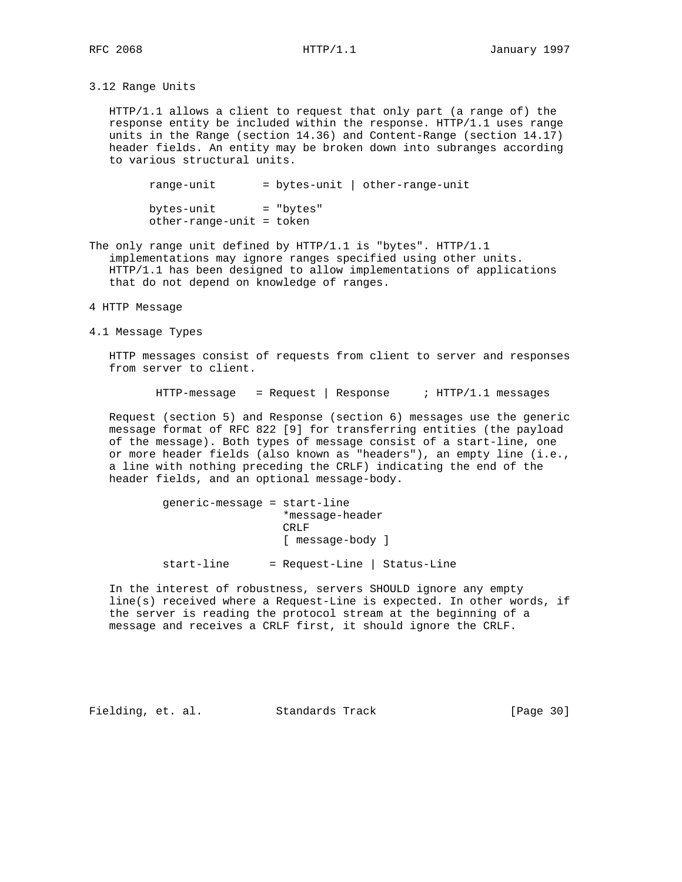### 3.12 Range Units

HTTP/1.1 allows a client to request that only part (a range of) the response entity be included within the response. HTTP/1.1 uses range units in the Range (section 14.36) and Content-Range (section 14.17) header fields. An entity may be broken down into subranges according to various structural units.

```
range-unit       = bytes-unit | other-range-unit

bytes-unit       = "bytes"
other-range-unit = token
```

The only range unit defined by HTTP/1.1 is "bytes". HTTP/1.1 implementations may ignore ranges specified using other units. HTTP/1.1 has been designed to allow implementations of applications that do not depend on knowledge of ranges.

# 4 HTTP Message

## 4.1 Message Types

HTTP messages consist of requests from client to server and responses from server to client.

```
HTTP-message   = Request | Response     ; HTTP/1.1 messages
```

Request (section 5) and Response (section 6) messages use the generic message format of RFC 822 [9] for transferring entities (the payload of the message). Both types of message consist of a start-line, one or more header fields (also known as "headers"), an empty line (i.e., a line with nothing preceding the CRLF) indicating the end of the header fields, and an optional message-body.

```
generic-message = start-line
                  *message-header
                  CRLF
                  [ message-body ]

start-line      = Request-Line | Status-Line
```

In the interest of robustness, servers SHOULD ignore any empty line(s) received where a Request-Line is expected. In other words, if the server is reading the protocol stream at the beginning of a message and receives a CRLF first, it should ignore the CRLF.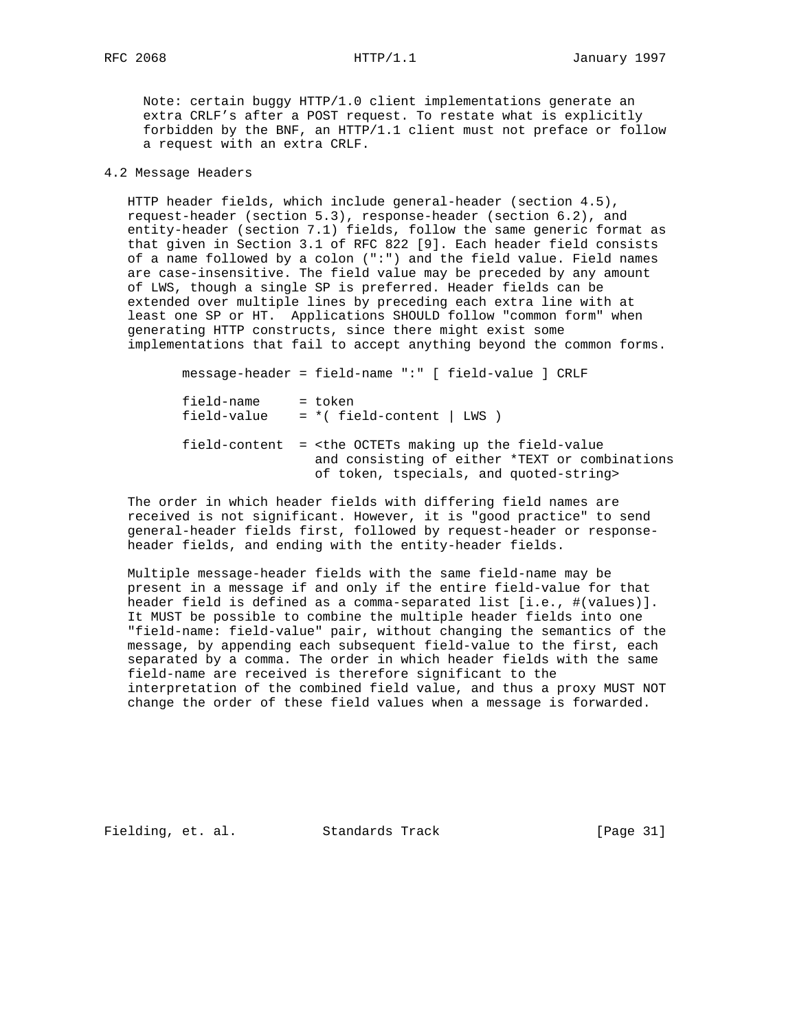Note: certain buggy HTTP/1.0 client implementations generate an extra CRLF's after a POST request. To restate what is explicitly forbidden by the BNF, an HTTP/1.1 client must not preface or follow a request with an extra CRLF.

## 4.2 Message Headers

HTTP header fields, which include general-header (section 4.5), request-header (section 5.3), response-header (section 6.2), and entity-header (section 7.1) fields, follow the same generic format as that given in Section 3.1 of RFC 822 [9]. Each header field consists of a name followed by a colon (":") and the field value. Field names are case-insensitive. The field value may be preceded by any amount of LWS, though a single SP is preferred. Header fields can be extended over multiple lines by preceding each extra line with at least one SP or HT. Applications SHOULD follow "common form" when generating HTTP constructs, since there might exist some implementations that fail to accept anything beyond the common forms.

```
message-header = field-name ":" [ field-value ] CRLF

field-name     = token
field-value    = *( field-content | LWS )

field-content  = <the OCTETs making up the field-value
                 and consisting of either *TEXT or combinations
                 of token, tspecials, and quoted-string>
```

The order in which header fields with differing field names are received is not significant. However, it is "good practice" to send general-header fields first, followed by request-header or response-header fields, and ending with the entity-header fields.

Multiple message-header fields with the same field-name may be present in a message if and only if the entire field-value for that header field is defined as a comma-separated list [i.e., #(values)]. It MUST be possible to combine the multiple header fields into one "field-name: field-value" pair, without changing the semantics of the message, by appending each subsequent field-value to the first, each separated by a comma. The order in which header fields with the same field-name are received is therefore significant to the interpretation of the combined field value, and thus a proxy MUST NOT change the order of these field values when a message is forwarded.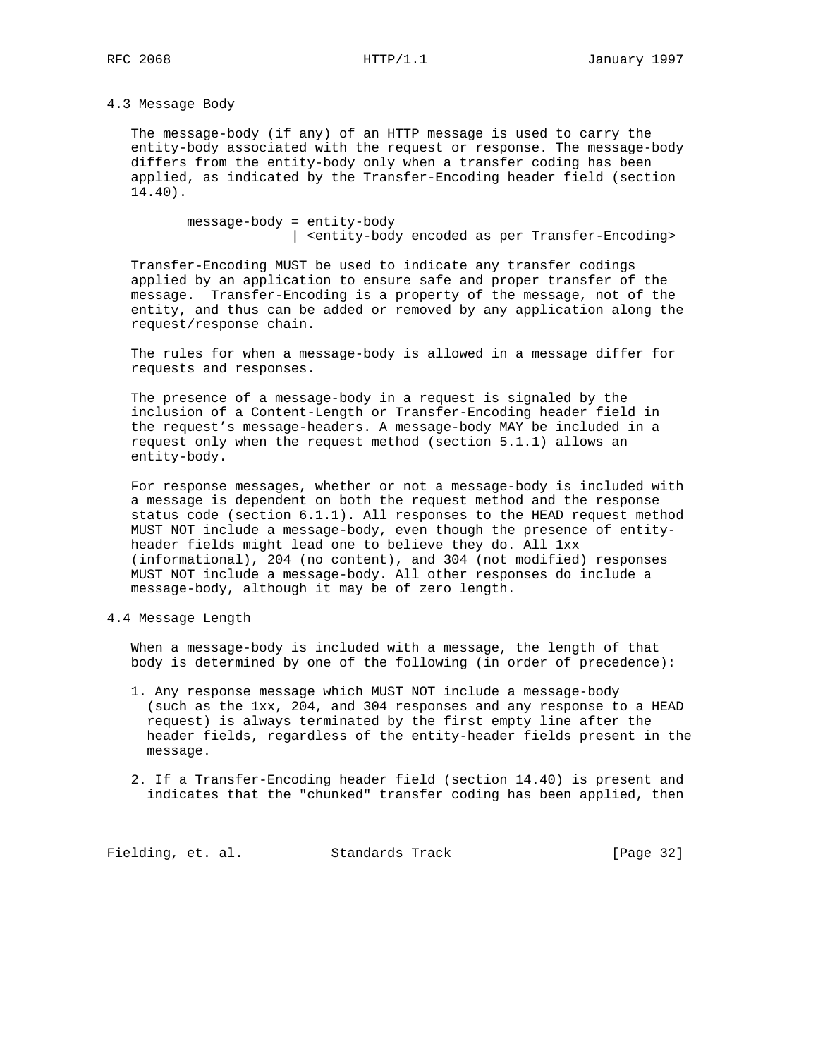### 4.3 Message Body

The message-body (if any) of an HTTP message is used to carry the entity-body associated with the request or response. The message-body differs from the entity-body only when a transfer coding has been applied, as indicated by the Transfer-Encoding header field (section 14.40).

```
message-body = entity-body
             | <entity-body encoded as per Transfer-Encoding>
```

Transfer-Encoding MUST be used to indicate any transfer codings applied by an application to ensure safe and proper transfer of the message. Transfer-Encoding is a property of the message, not of the entity, and thus can be added or removed by any application along the request/response chain.

The rules for when a message-body is allowed in a message differ for requests and responses.

The presence of a message-body in a request is signaled by the inclusion of a Content-Length or Transfer-Encoding header field in the request's message-headers. A message-body MAY be included in a request only when the request method (section 5.1.1) allows an entity-body.

For response messages, whether or not a message-body is included with a message is dependent on both the request method and the response status code (section 6.1.1). All responses to the HEAD request method MUST NOT include a message-body, even though the presence of entity-header fields might lead one to believe they do. All 1xx (informational), 204 (no content), and 304 (not modified) responses MUST NOT include a message-body. All other responses do include a message-body, although it may be of zero length.

### 4.4 Message Length

When a message-body is included with a message, the length of that body is determined by one of the following (in order of precedence):

1. Any response message which MUST NOT include a message-body (such as the 1xx, 204, and 304 responses and any response to a HEAD request) is always terminated by the first empty line after the header fields, regardless of the entity-header fields present in the message.

2. If a Transfer-Encoding header field (section 14.40) is present and indicates that the "chunked" transfer coding has been applied, then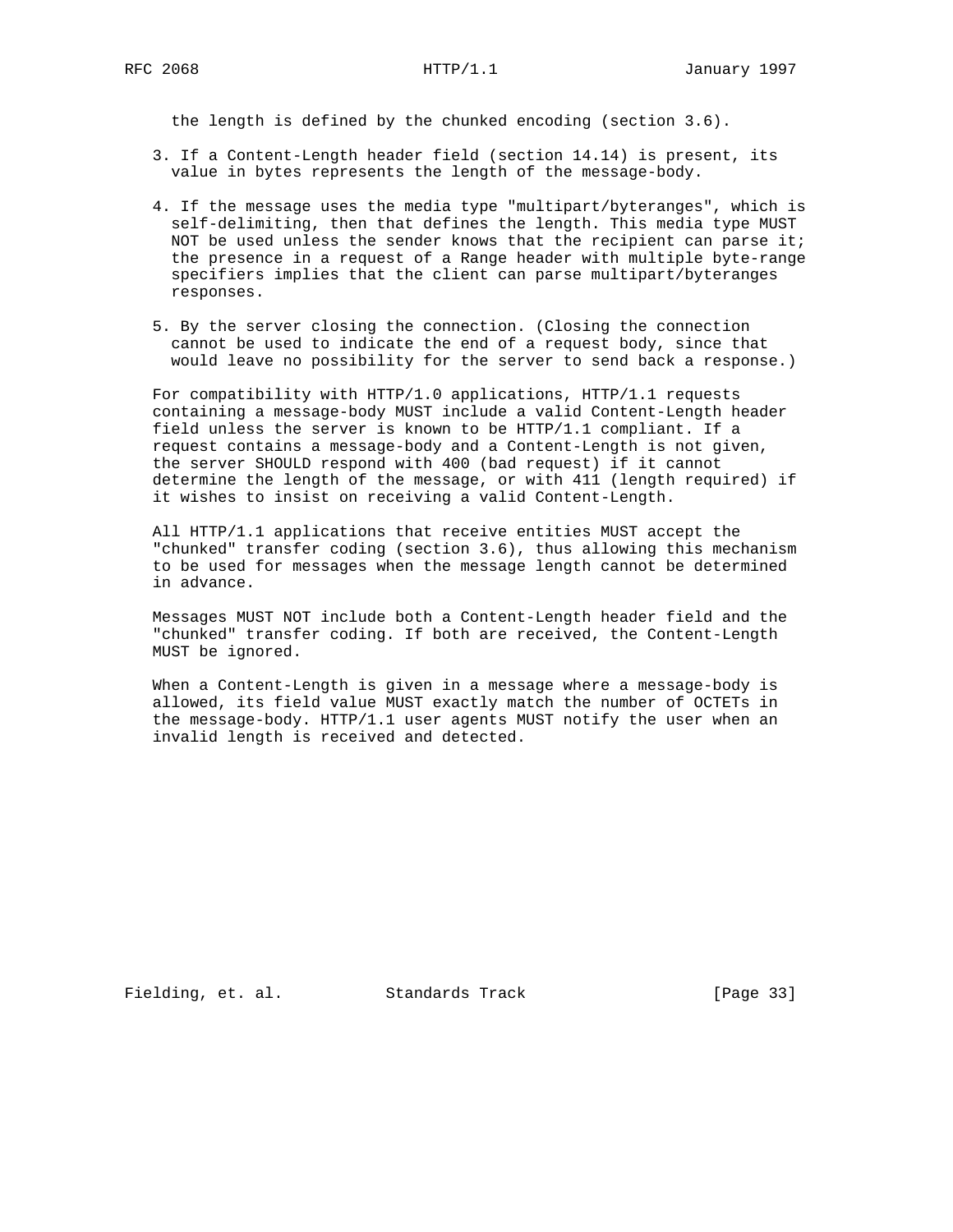the length is defined by the chunked encoding (section 3.6).

3. If a Content-Length header field (section 14.14) is present, its value in bytes represents the length of the message-body.

4. If the message uses the media type "multipart/byteranges", which is self-delimiting, then that defines the length. This media type MUST NOT be used unless the sender knows that the recipient can parse it; the presence in a request of a Range header with multiple byte-range specifiers implies that the client can parse multipart/byteranges responses.

5. By the server closing the connection. (Closing the connection cannot be used to indicate the end of a request body, since that would leave no possibility for the server to send back a response.)

For compatibility with HTTP/1.0 applications, HTTP/1.1 requests containing a message-body MUST include a valid Content-Length header field unless the server is known to be HTTP/1.1 compliant. If a request contains a message-body and a Content-Length is not given, the server SHOULD respond with 400 (bad request) if it cannot determine the length of the message, or with 411 (length required) if it wishes to insist on receiving a valid Content-Length.

All HTTP/1.1 applications that receive entities MUST accept the "chunked" transfer coding (section 3.6), thus allowing this mechanism to be used for messages when the message length cannot be determined in advance.

Messages MUST NOT include both a Content-Length header field and the "chunked" transfer coding. If both are received, the Content-Length MUST be ignored.

When a Content-Length is given in a message where a message-body is allowed, its field value MUST exactly match the number of OCTETs in the message-body. HTTP/1.1 user agents MUST notify the user when an invalid length is received and detected.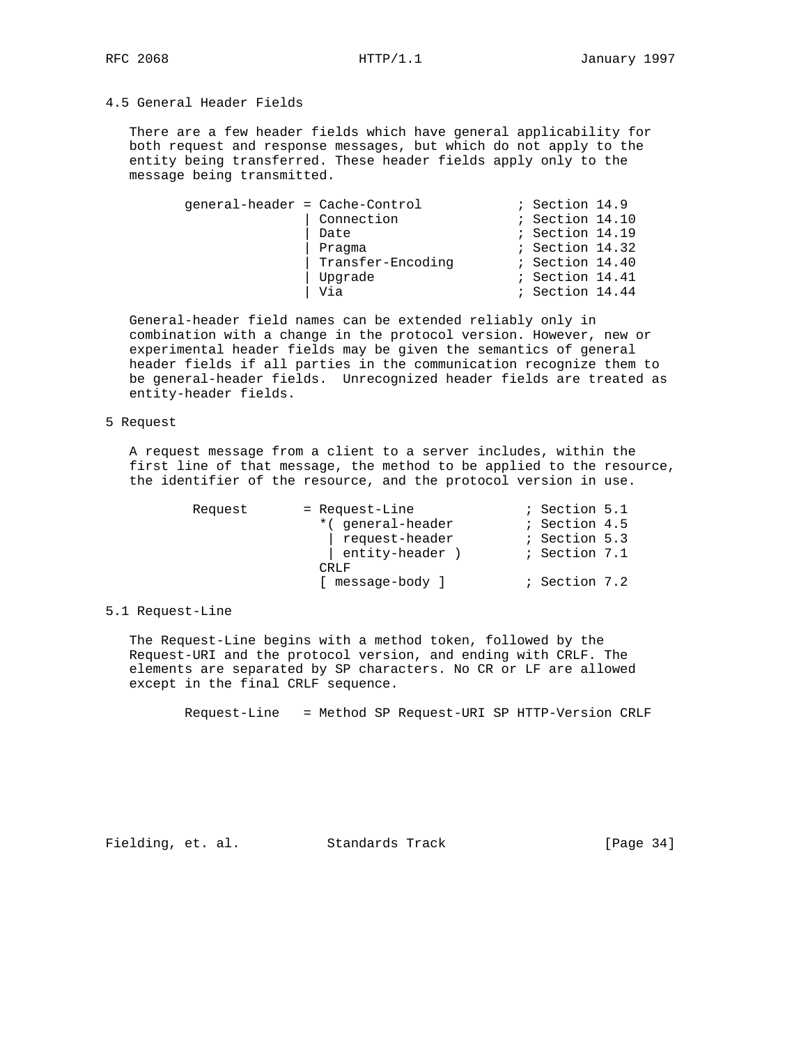## 4.5 General Header Fields

There are a few header fields which have general applicability for both request and response messages, but which do not apply to the entity being transferred. These header fields apply only to the message being transmitted.

```
general-header = Cache-Control            ; Section 14.9
               | Connection               ; Section 14.10
               | Date                     ; Section 14.19
               | Pragma                   ; Section 14.32
               | Transfer-Encoding        ; Section 14.40
               | Upgrade                  ; Section 14.41
               | Via                      ; Section 14.44
```

General-header field names can be extended reliably only in combination with a change in the protocol version. However, new or experimental header fields may be given the semantics of general header fields if all parties in the communication recognize them to be general-header fields. Unrecognized header fields are treated as entity-header fields.

# 5 Request

A request message from a client to a server includes, within the first line of that message, the method to be applied to the resource, the identifier of the resource, and the protocol version in use.

```
Request       = Request-Line              ; Section 5.1
                *( general-header         ; Section 4.5
                 | request-header         ; Section 5.3
                 | entity-header )        ; Section 7.1
                CRLF
                [ message-body ]          ; Section 7.2
```

## 5.1 Request-Line

The Request-Line begins with a method token, followed by the Request-URI and the protocol version, and ending with CRLF. The elements are separated by SP characters. No CR or LF are allowed except in the final CRLF sequence.

```
Request-Line   = Method SP Request-URI SP HTTP-Version CRLF
```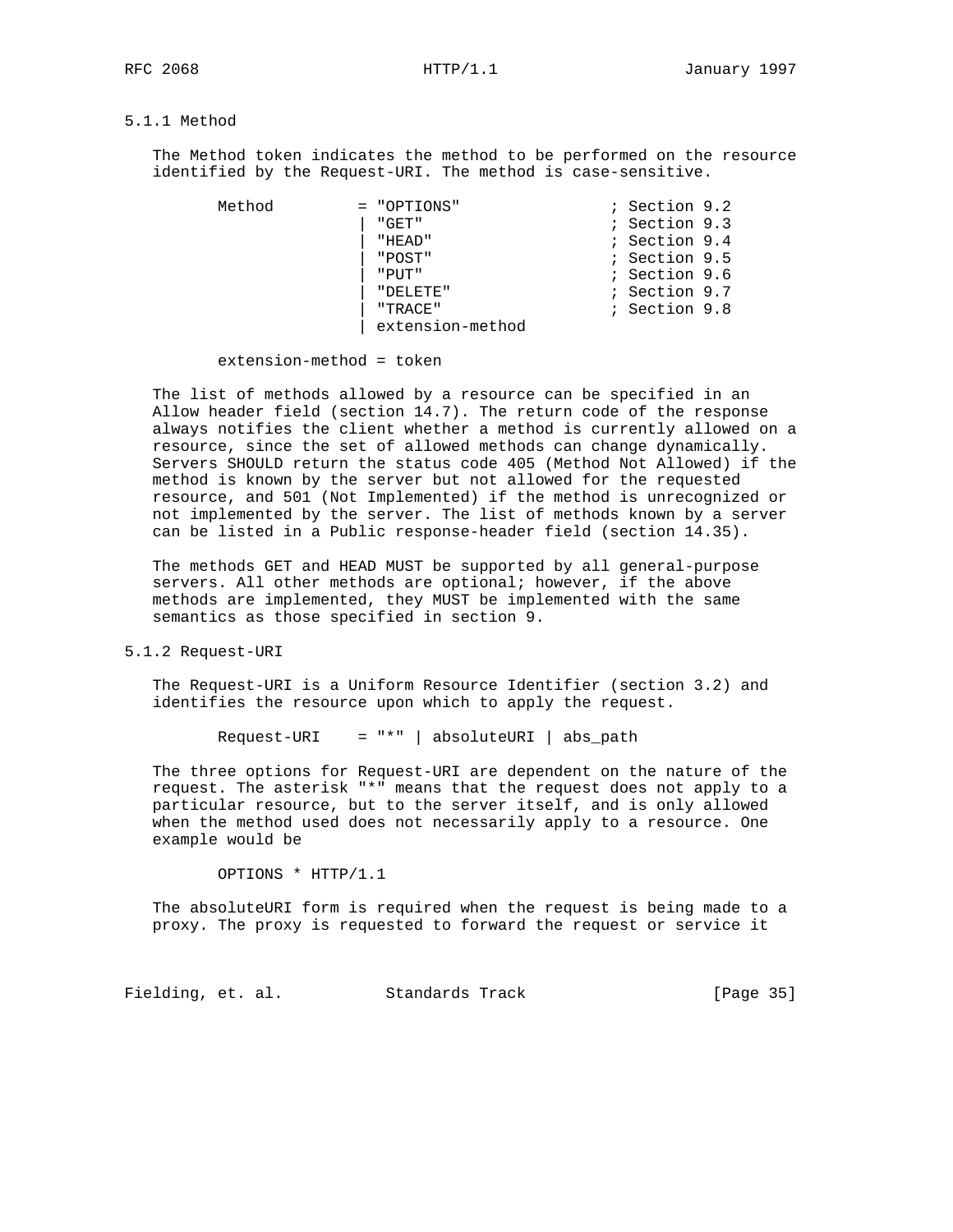### 5.1.1 Method

The Method token indicates the method to be performed on the resource identified by the Request-URI. The method is case-sensitive.

```
Method         = "OPTIONS"                ; Section 9.2
               | "GET"                    ; Section 9.3
               | "HEAD"                   ; Section 9.4
               | "POST"                   ; Section 9.5
               | "PUT"                    ; Section 9.6
               | "DELETE"                 ; Section 9.7
               | "TRACE"                  ; Section 9.8
               | extension-method

extension-method = token
```

The list of methods allowed by a resource can be specified in an Allow header field (section 14.7). The return code of the response always notifies the client whether a method is currently allowed on a resource, since the set of allowed methods can change dynamically. Servers SHOULD return the status code 405 (Method Not Allowed) if the method is known by the server but not allowed for the requested resource, and 501 (Not Implemented) if the method is unrecognized or not implemented by the server. The list of methods known by a server can be listed in a Public response-header field (section 14.35).

The methods GET and HEAD MUST be supported by all general-purpose servers. All other methods are optional; however, if the above methods are implemented, they MUST be implemented with the same semantics as those specified in section 9.

### 5.1.2 Request-URI

The Request-URI is a Uniform Resource Identifier (section 3.2) and identifies the resource upon which to apply the request.

```
Request-URI    = "*" | absoluteURI | abs_path
```

The three options for Request-URI are dependent on the nature of the request. The asterisk "*" means that the request does not apply to a particular resource, but to the server itself, and is only allowed when the method used does not necessarily apply to a resource. One example would be

```
OPTIONS * HTTP/1.1
```

The absoluteURI form is required when the request is being made to a proxy. The proxy is requested to forward the request or service it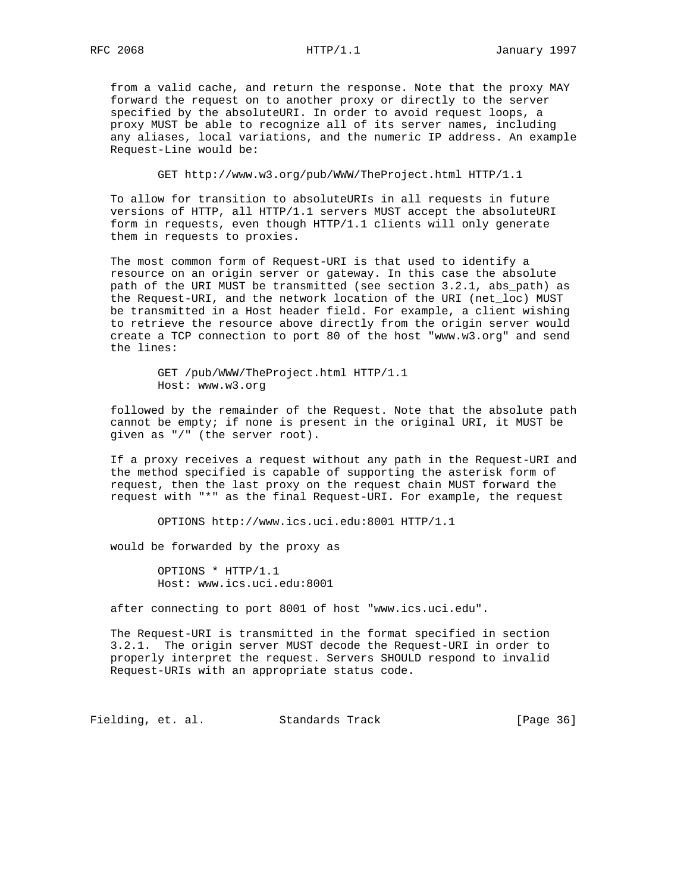from a valid cache, and return the response. Note that the proxy MAY forward the request on to another proxy or directly to the server specified by the absoluteURI. In order to avoid request loops, a proxy MUST be able to recognize all of its server names, including any aliases, local variations, and the numeric IP address. An example Request-Line would be:

```
GET http://www.w3.org/pub/WWW/TheProject.html HTTP/1.1
```

To allow for transition to absoluteURIs in all requests in future versions of HTTP, all HTTP/1.1 servers MUST accept the absoluteURI form in requests, even though HTTP/1.1 clients will only generate them in requests to proxies.

The most common form of Request-URI is that used to identify a resource on an origin server or gateway. In this case the absolute path of the URI MUST be transmitted (see section 3.2.1, abs_path) as the Request-URI, and the network location of the URI (net_loc) MUST be transmitted in a Host header field. For example, a client wishing to retrieve the resource above directly from the origin server would create a TCP connection to port 80 of the host "www.w3.org" and send the lines:

```
GET /pub/WWW/TheProject.html HTTP/1.1
Host: www.w3.org
```

followed by the remainder of the Request. Note that the absolute path cannot be empty; if none is present in the original URI, it MUST be given as "/" (the server root).

If a proxy receives a request without any path in the Request-URI and the method specified is capable of supporting the asterisk form of request, then the last proxy on the request chain MUST forward the request with "*" as the final Request-URI. For example, the request

```
OPTIONS http://www.ics.uci.edu:8001 HTTP/1.1
```

would be forwarded by the proxy as

```
OPTIONS * HTTP/1.1
Host: www.ics.uci.edu:8001
```

after connecting to port 8001 of host "www.ics.uci.edu".

The Request-URI is transmitted in the format specified in section 3.2.1. The origin server MUST decode the Request-URI in order to properly interpret the request. Servers SHOULD respond to invalid Request-URIs with an appropriate status code.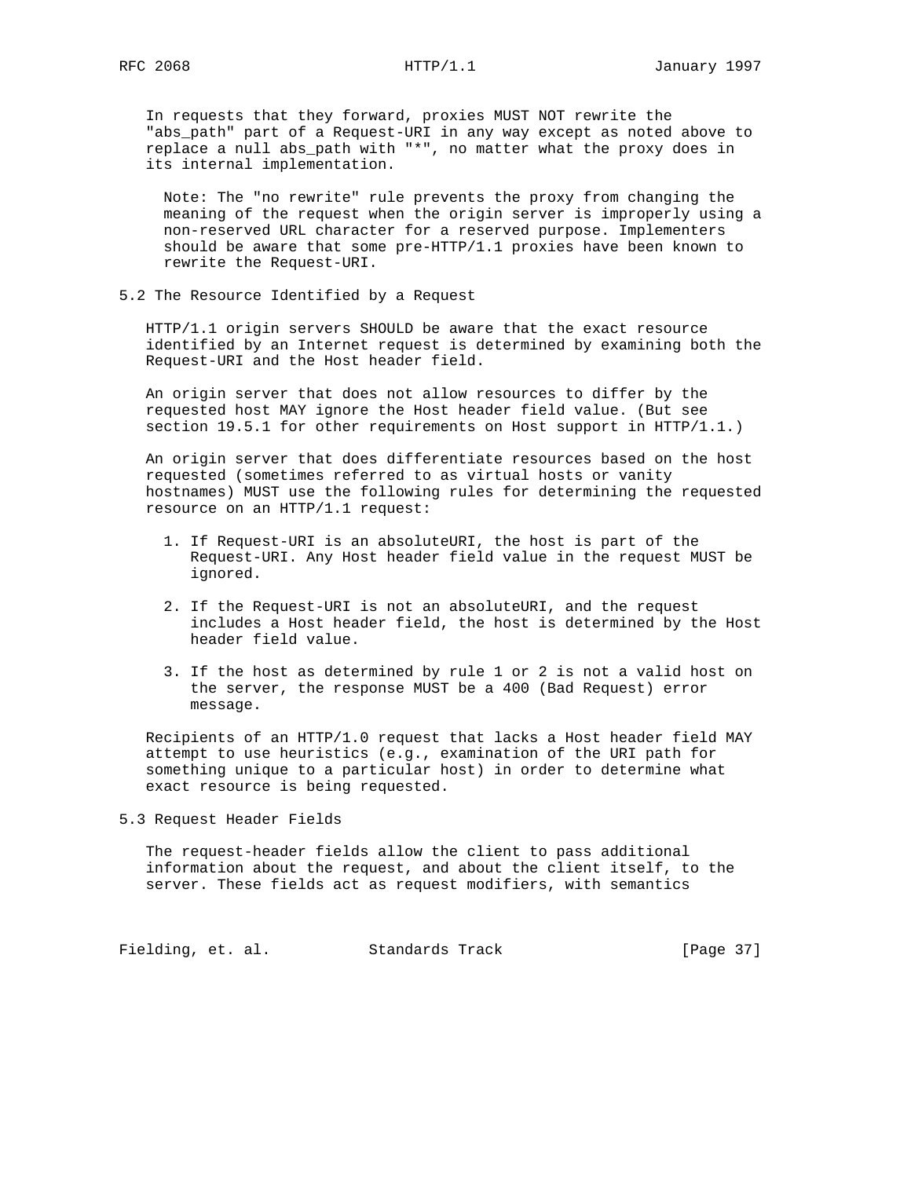In requests that they forward, proxies MUST NOT rewrite the "abs_path" part of a Request-URI in any way except as noted above to replace a null abs_path with "*", no matter what the proxy does in its internal implementation.

> Note: The "no rewrite" rule prevents the proxy from changing the meaning of the request when the origin server is improperly using a non-reserved URL character for a reserved purpose. Implementers should be aware that some pre-HTTP/1.1 proxies have been known to rewrite the Request-URI.

## 5.2 The Resource Identified by a Request

HTTP/1.1 origin servers SHOULD be aware that the exact resource identified by an Internet request is determined by examining both the Request-URI and the Host header field.

An origin server that does not allow resources to differ by the requested host MAY ignore the Host header field value. (But see section 19.5.1 for other requirements on Host support in HTTP/1.1.)

An origin server that does differentiate resources based on the host requested (sometimes referred to as virtual hosts or vanity hostnames) MUST use the following rules for determining the requested resource on an HTTP/1.1 request:

1. If Request-URI is an absoluteURI, the host is part of the Request-URI. Any Host header field value in the request MUST be ignored.

2. If the Request-URI is not an absoluteURI, and the request includes a Host header field, the host is determined by the Host header field value.

3. If the host as determined by rule 1 or 2 is not a valid host on the server, the response MUST be a 400 (Bad Request) error message.

Recipients of an HTTP/1.0 request that lacks a Host header field MAY attempt to use heuristics (e.g., examination of the URI path for something unique to a particular host) in order to determine what exact resource is being requested.

## 5.3 Request Header Fields

The request-header fields allow the client to pass additional information about the request, and about the client itself, to the server. These fields act as request modifiers, with semantics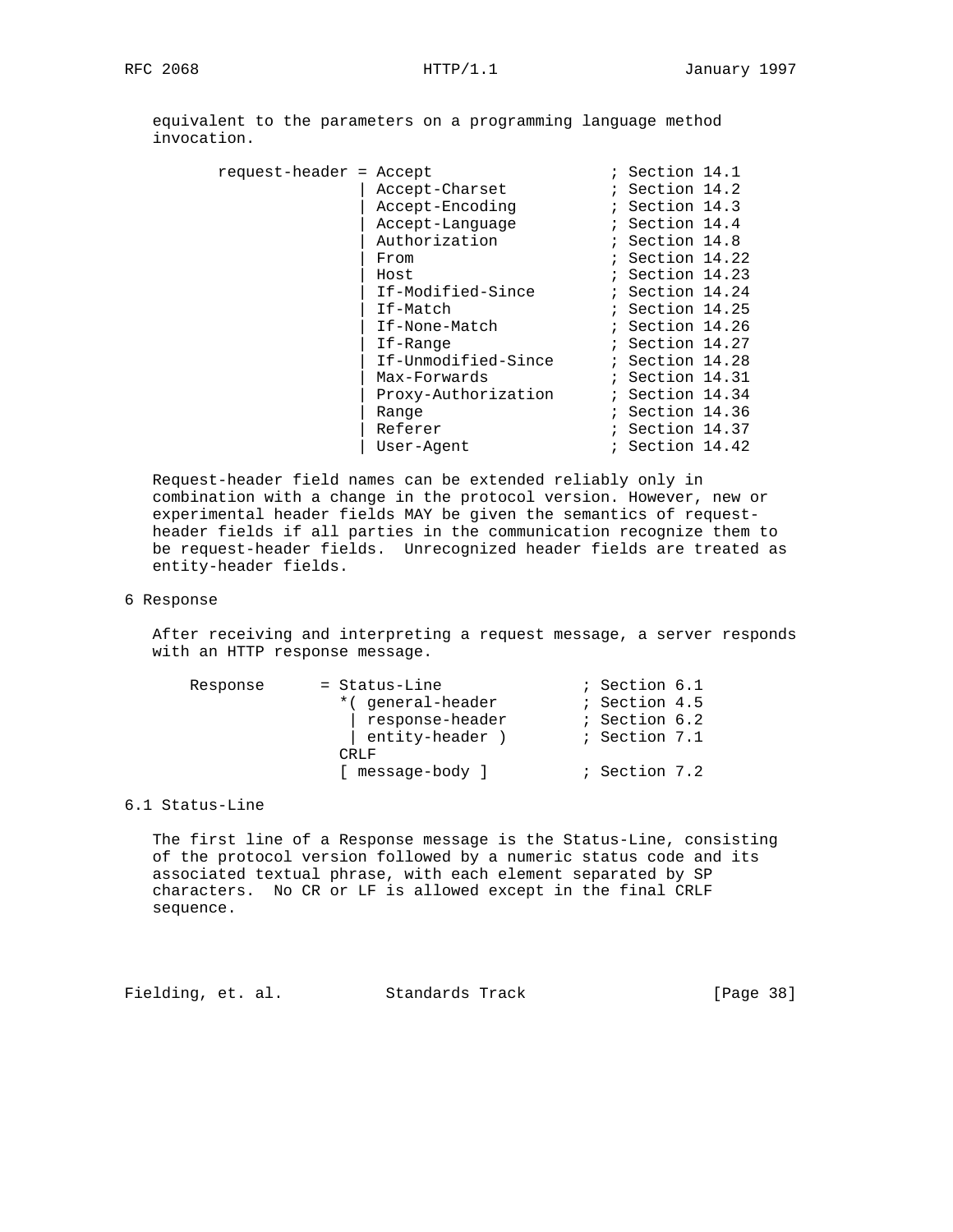equivalent to the parameters on a programming language method invocation.

```
       request-header = Accept                   ; Section 14.1
                      | Accept-Charset           ; Section 14.2
                      | Accept-Encoding          ; Section 14.3
                      | Accept-Language          ; Section 14.4
                      | Authorization            ; Section 14.8
                      | From                     ; Section 14.22
                      | Host                     ; Section 14.23
                      | If-Modified-Since        ; Section 14.24
                      | If-Match                 ; Section 14.25
                      | If-None-Match            ; Section 14.26
                      | If-Range                 ; Section 14.27
                      | If-Unmodified-Since      ; Section 14.28
                      | Max-Forwards             ; Section 14.31
                      | Proxy-Authorization      ; Section 14.34
                      | Range                    ; Section 14.36
                      | Referer                  ; Section 14.37
                      | User-Agent               ; Section 14.42
```

Request-header field names can be extended reliably only in combination with a change in the protocol version. However, new or experimental header fields MAY be given the semantics of request-header fields if all parties in the communication recognize them to be request-header fields.  Unrecognized header fields are treated as entity-header fields.

# 6 Response

After receiving and interpreting a request message, a server responds with an HTTP response message.

```
    Response      = Status-Line               ; Section 6.1
                    *( general-header         ; Section 4.5
                     | response-header        ; Section 6.2
                     | entity-header )        ; Section 7.1
                    CRLF
                    [ message-body ]          ; Section 7.2
```

## 6.1 Status-Line

The first line of a Response message is the Status-Line, consisting of the protocol version followed by a numeric status code and its associated textual phrase, with each element separated by SP characters.  No CR or LF is allowed except in the final CRLF sequence.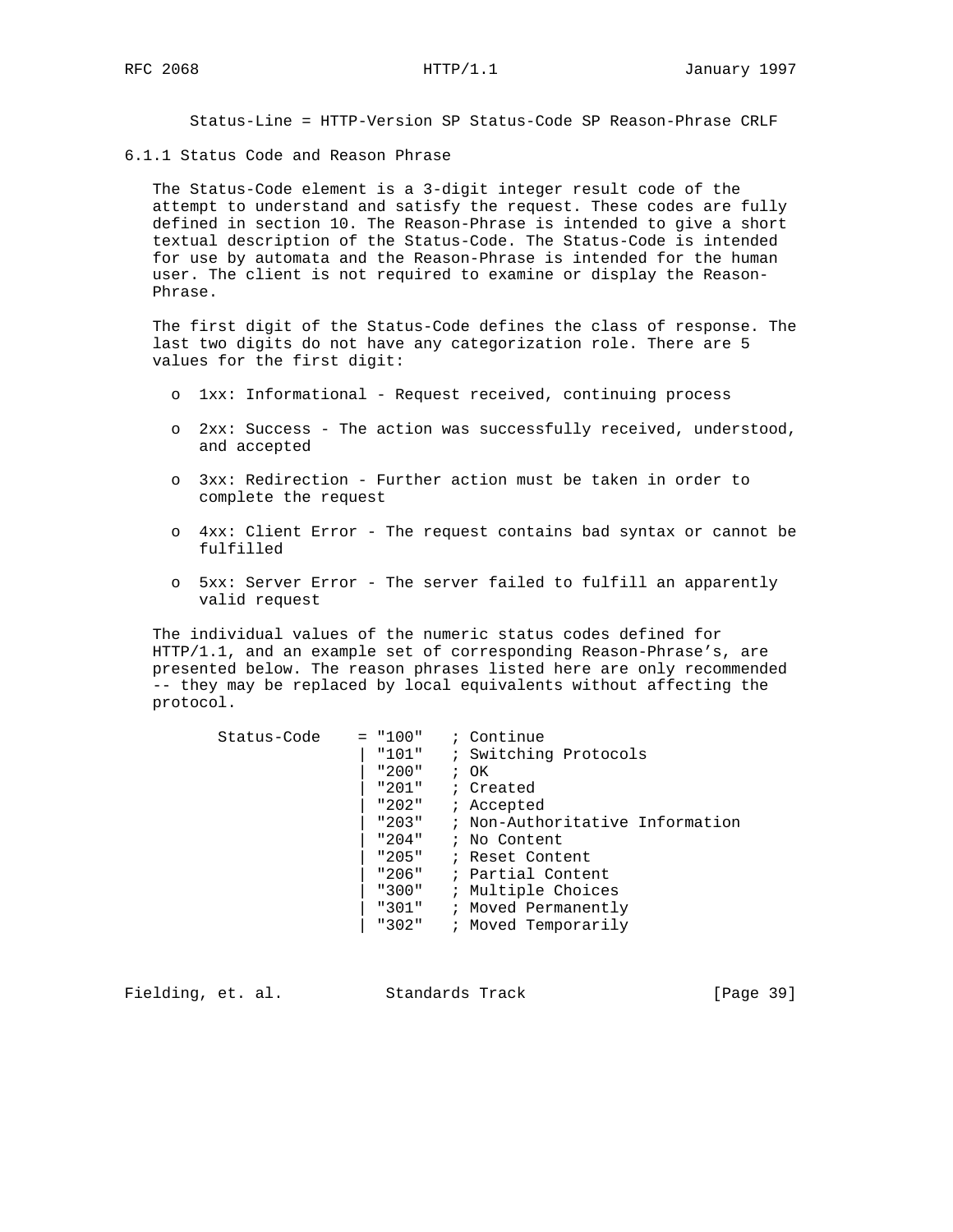```
Status-Line = HTTP-Version SP Status-Code SP Reason-Phrase CRLF
```

### 6.1.1 Status Code and Reason Phrase

The Status-Code element is a 3-digit integer result code of the attempt to understand and satisfy the request. These codes are fully defined in section 10. The Reason-Phrase is intended to give a short textual description of the Status-Code. The Status-Code is intended for use by automata and the Reason-Phrase is intended for the human user. The client is not required to examine or display the Reason-Phrase.

The first digit of the Status-Code defines the class of response. The last two digits do not have any categorization role. There are 5 values for the first digit:

- 1xx: Informational - Request received, continuing process
- 2xx: Success - The action was successfully received, understood, and accepted
- 3xx: Redirection - Further action must be taken in order to complete the request
- 4xx: Client Error - The request contains bad syntax or cannot be fulfilled
- 5xx: Server Error - The server failed to fulfill an apparently valid request

The individual values of the numeric status codes defined for HTTP/1.1, and an example set of corresponding Reason-Phrase's, are presented below. The reason phrases listed here are only recommended -- they may be replaced by local equivalents without affecting the protocol.

```
Status-Code    = "100"   ; Continue
               | "101"   ; Switching Protocols
               | "200"   ; OK
               | "201"   ; Created
               | "202"   ; Accepted
               | "203"   ; Non-Authoritative Information
               | "204"   ; No Content
               | "205"   ; Reset Content
               | "206"   ; Partial Content
               | "300"   ; Multiple Choices
               | "301"   ; Moved Permanently
               | "302"   ; Moved Temporarily
```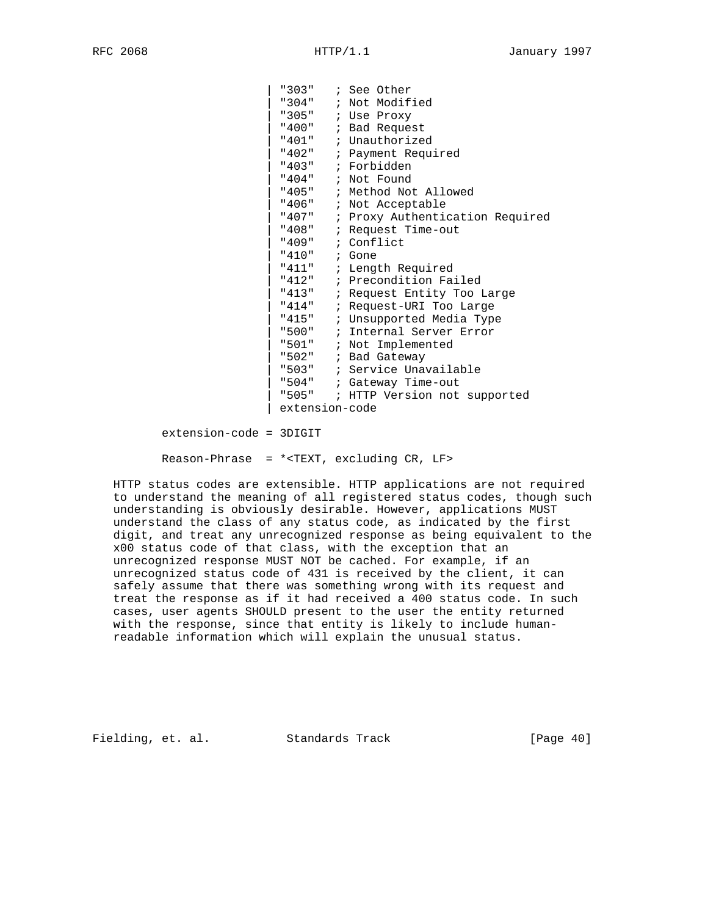```
                      | "303"   ; See Other
                      | "304"   ; Not Modified
                      | "305"   ; Use Proxy
                      | "400"   ; Bad Request
                      | "401"   ; Unauthorized
                      | "402"   ; Payment Required
                      | "403"   ; Forbidden
                      | "404"   ; Not Found
                      | "405"   ; Method Not Allowed
                      | "406"   ; Not Acceptable
                      | "407"   ; Proxy Authentication Required
                      | "408"   ; Request Time-out
                      | "409"   ; Conflict
                      | "410"   ; Gone
                      | "411"   ; Length Required
                      | "412"   ; Precondition Failed
                      | "413"   ; Request Entity Too Large
                      | "414"   ; Request-URI Too Large
                      | "415"   ; Unsupported Media Type
                      | "500"   ; Internal Server Error
                      | "501"   ; Not Implemented
                      | "502"   ; Bad Gateway
                      | "503"   ; Service Unavailable
                      | "504"   ; Gateway Time-out
                      | "505"   ; HTTP Version not supported
                      | extension-code

       extension-code = 3DIGIT

       Reason-Phrase  = *<TEXT, excluding CR, LF>
```

HTTP status codes are extensible. HTTP applications are not required to understand the meaning of all registered status codes, though such understanding is obviously desirable. However, applications MUST understand the class of any status code, as indicated by the first digit, and treat any unrecognized response as being equivalent to the x00 status code of that class, with the exception that an unrecognized response MUST NOT be cached. For example, if an unrecognized status code of 431 is received by the client, it can safely assume that there was something wrong with its request and treat the response as if it had received a 400 status code. In such cases, user agents SHOULD present to the user the entity returned with the response, since that entity is likely to include human-readable information which will explain the unusual status.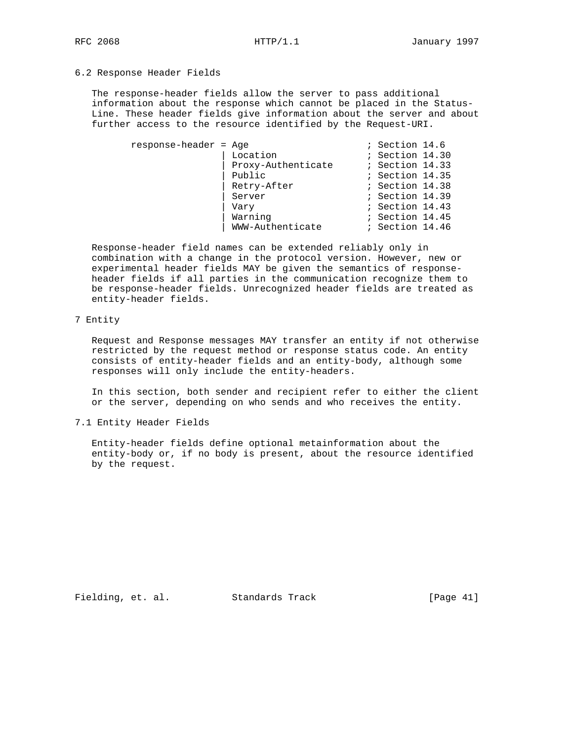## 6.2 Response Header Fields

The response-header fields allow the server to pass additional information about the response which cannot be placed in the Status-Line. These header fields give information about the server and about further access to the resource identified by the Request-URI.

```
response-header = Age                     ; Section 14.6
                | Location                ; Section 14.30
                | Proxy-Authenticate      ; Section 14.33
                | Public                  ; Section 14.35
                | Retry-After             ; Section 14.38
                | Server                  ; Section 14.39
                | Vary                    ; Section 14.43
                | Warning                 ; Section 14.45
                | WWW-Authenticate        ; Section 14.46
```

Response-header field names can be extended reliably only in combination with a change in the protocol version. However, new or experimental header fields MAY be given the semantics of response-header fields if all parties in the communication recognize them to be response-header fields. Unrecognized header fields are treated as entity-header fields.

# 7 Entity

Request and Response messages MAY transfer an entity if not otherwise restricted by the request method or response status code. An entity consists of entity-header fields and an entity-body, although some responses will only include the entity-headers.

In this section, both sender and recipient refer to either the client or the server, depending on who sends and who receives the entity.

## 7.1 Entity Header Fields

Entity-header fields define optional metainformation about the entity-body or, if no body is present, about the resource identified by the request.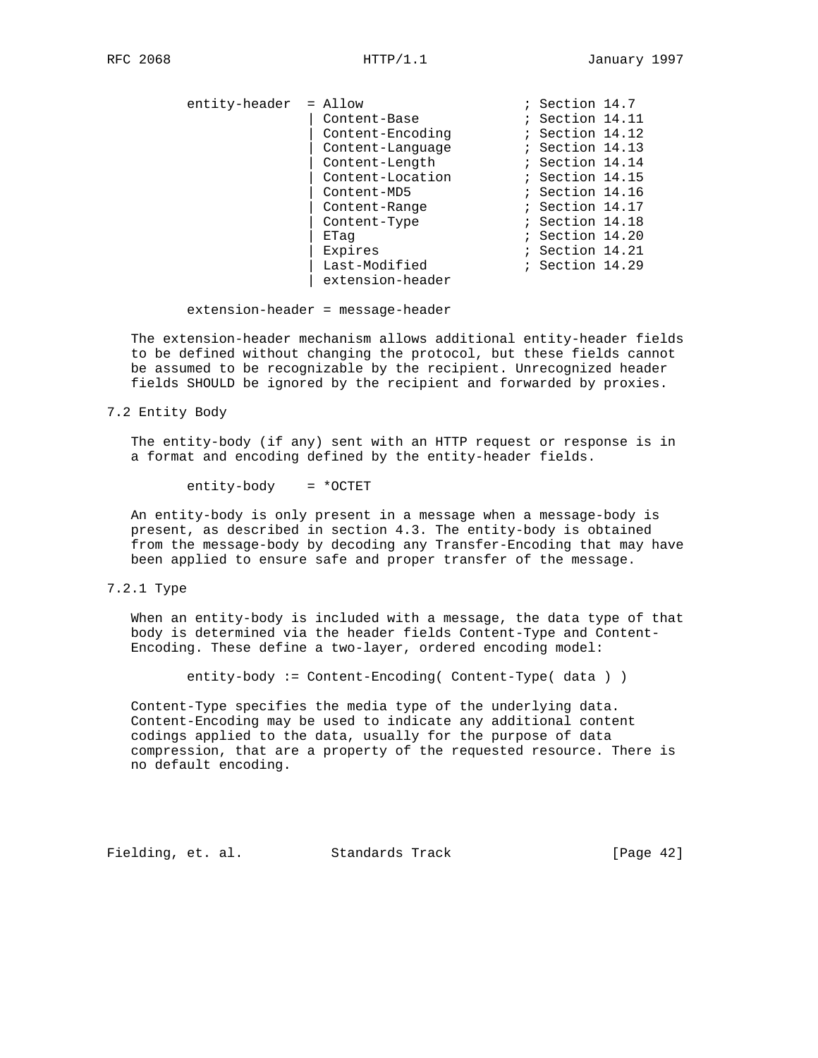```
entity-header  = Allow                    ; Section 14.7
               | Content-Base             ; Section 14.11
               | Content-Encoding         ; Section 14.12
               | Content-Language         ; Section 14.13
               | Content-Length           ; Section 14.14
               | Content-Location         ; Section 14.15
               | Content-MD5              ; Section 14.16
               | Content-Range            ; Section 14.17
               | Content-Type             ; Section 14.18
               | ETag                     ; Section 14.20
               | Expires                  ; Section 14.21
               | Last-Modified            ; Section 14.29
               | extension-header

extension-header = message-header
```

The extension-header mechanism allows additional entity-header fields to be defined without changing the protocol, but these fields cannot be assumed to be recognizable by the recipient. Unrecognized header fields SHOULD be ignored by the recipient and forwarded by proxies.

## 7.2 Entity Body

The entity-body (if any) sent with an HTTP request or response is in a format and encoding defined by the entity-header fields.

```
entity-body    = *OCTET
```

An entity-body is only present in a message when a message-body is present, as described in section 4.3. The entity-body is obtained from the message-body by decoding any Transfer-Encoding that may have been applied to ensure safe and proper transfer of the message.

### 7.2.1 Type

When an entity-body is included with a message, the data type of that body is determined via the header fields Content-Type and Content-Encoding. These define a two-layer, ordered encoding model:

```
entity-body := Content-Encoding( Content-Type( data ) )
```

Content-Type specifies the media type of the underlying data. Content-Encoding may be used to indicate any additional content codings applied to the data, usually for the purpose of data compression, that are a property of the requested resource. There is no default encoding.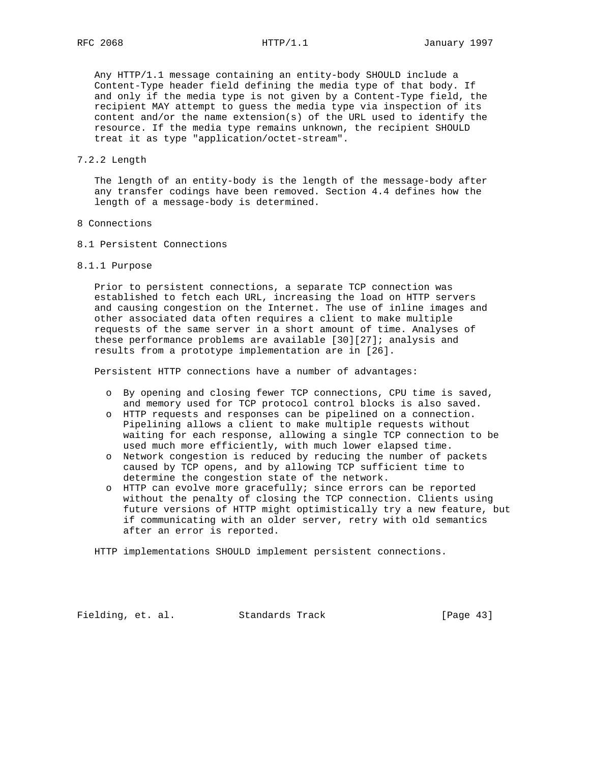Any HTTP/1.1 message containing an entity-body SHOULD include a Content-Type header field defining the media type of that body. If and only if the media type is not given by a Content-Type field, the recipient MAY attempt to guess the media type via inspection of its content and/or the name extension(s) of the URL used to identify the resource. If the media type remains unknown, the recipient SHOULD treat it as type "application/octet-stream".

### 7.2.2 Length

The length of an entity-body is the length of the message-body after any transfer codings have been removed. Section 4.4 defines how the length of a message-body is determined.

# 8 Connections

## 8.1 Persistent Connections

### 8.1.1 Purpose

Prior to persistent connections, a separate TCP connection was established to fetch each URL, increasing the load on HTTP servers and causing congestion on the Internet. The use of inline images and other associated data often requires a client to make multiple requests of the same server in a short amount of time. Analyses of these performance problems are available [30][27]; analysis and results from a prototype implementation are in [26].

Persistent HTTP connections have a number of advantages:

- By opening and closing fewer TCP connections, CPU time is saved, and memory used for TCP protocol control blocks is also saved.
- HTTP requests and responses can be pipelined on a connection. Pipelining allows a client to make multiple requests without waiting for each response, allowing a single TCP connection to be used much more efficiently, with much lower elapsed time.
- Network congestion is reduced by reducing the number of packets caused by TCP opens, and by allowing TCP sufficient time to determine the congestion state of the network.
- HTTP can evolve more gracefully; since errors can be reported without the penalty of closing the TCP connection. Clients using future versions of HTTP might optimistically try a new feature, but if communicating with an older server, retry with old semantics after an error is reported.

HTTP implementations SHOULD implement persistent connections.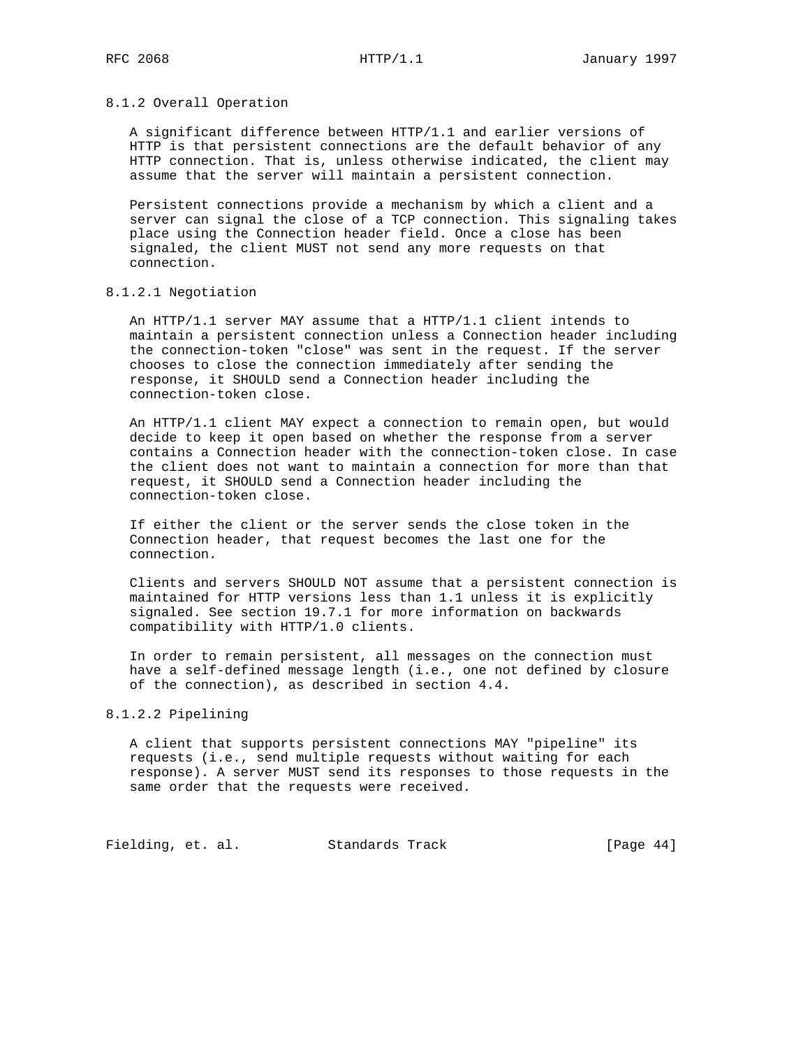### 8.1.2 Overall Operation

A significant difference between HTTP/1.1 and earlier versions of HTTP is that persistent connections are the default behavior of any HTTP connection. That is, unless otherwise indicated, the client may assume that the server will maintain a persistent connection.

Persistent connections provide a mechanism by which a client and a server can signal the close of a TCP connection. This signaling takes place using the Connection header field. Once a close has been signaled, the client MUST not send any more requests on that connection.

#### 8.1.2.1 Negotiation

An HTTP/1.1 server MAY assume that a HTTP/1.1 client intends to maintain a persistent connection unless a Connection header including the connection-token "close" was sent in the request. If the server chooses to close the connection immediately after sending the response, it SHOULD send a Connection header including the connection-token close.

An HTTP/1.1 client MAY expect a connection to remain open, but would decide to keep it open based on whether the response from a server contains a Connection header with the connection-token close. In case the client does not want to maintain a connection for more than that request, it SHOULD send a Connection header including the connection-token close.

If either the client or the server sends the close token in the Connection header, that request becomes the last one for the connection.

Clients and servers SHOULD NOT assume that a persistent connection is maintained for HTTP versions less than 1.1 unless it is explicitly signaled. See section 19.7.1 for more information on backwards compatibility with HTTP/1.0 clients.

In order to remain persistent, all messages on the connection must have a self-defined message length (i.e., one not defined by closure of the connection), as described in section 4.4.

#### 8.1.2.2 Pipelining

A client that supports persistent connections MAY "pipeline" its requests (i.e., send multiple requests without waiting for each response). A server MUST send its responses to those requests in the same order that the requests were received.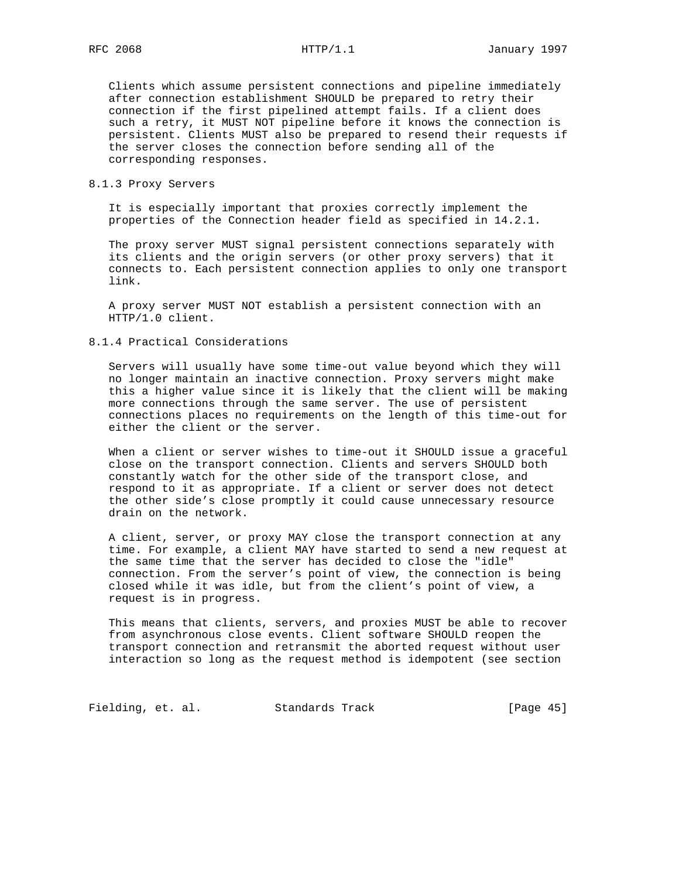Clients which assume persistent connections and pipeline immediately after connection establishment SHOULD be prepared to retry their connection if the first pipelined attempt fails. If a client does such a retry, it MUST NOT pipeline before it knows the connection is persistent. Clients MUST also be prepared to resend their requests if the server closes the connection before sending all of the corresponding responses.

### 8.1.3 Proxy Servers

It is especially important that proxies correctly implement the properties of the Connection header field as specified in 14.2.1.

The proxy server MUST signal persistent connections separately with its clients and the origin servers (or other proxy servers) that it connects to. Each persistent connection applies to only one transport link.

A proxy server MUST NOT establish a persistent connection with an HTTP/1.0 client.

### 8.1.4 Practical Considerations

Servers will usually have some time-out value beyond which they will no longer maintain an inactive connection. Proxy servers might make this a higher value since it is likely that the client will be making more connections through the same server. The use of persistent connections places no requirements on the length of this time-out for either the client or the server.

When a client or server wishes to time-out it SHOULD issue a graceful close on the transport connection. Clients and servers SHOULD both constantly watch for the other side of the transport close, and respond to it as appropriate. If a client or server does not detect the other side’s close promptly it could cause unnecessary resource drain on the network.

A client, server, or proxy MAY close the transport connection at any time. For example, a client MAY have started to send a new request at the same time that the server has decided to close the "idle" connection. From the server’s point of view, the connection is being closed while it was idle, but from the client’s point of view, a request is in progress.

This means that clients, servers, and proxies MUST be able to recover from asynchronous close events. Client software SHOULD reopen the transport connection and retransmit the aborted request without user interaction so long as the request method is idempotent (see section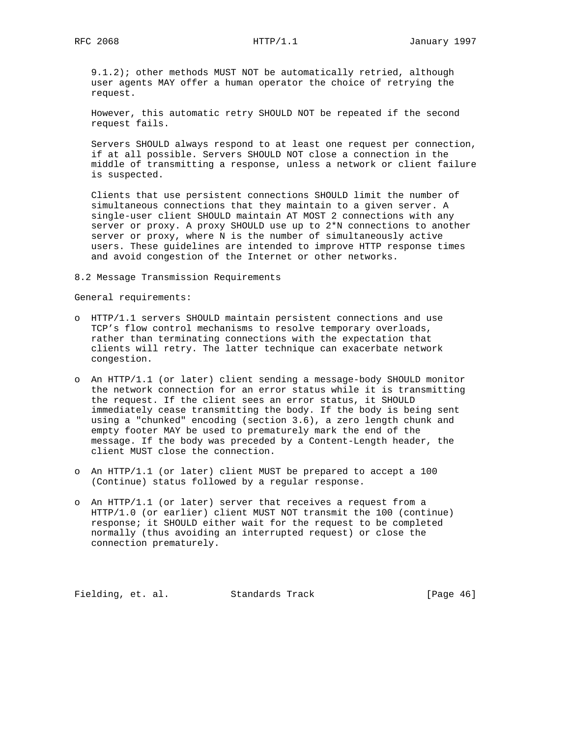9.1.2); other methods MUST NOT be automatically retried, although user agents MAY offer a human operator the choice of retrying the request.

However, this automatic retry SHOULD NOT be repeated if the second request fails.

Servers SHOULD always respond to at least one request per connection, if at all possible. Servers SHOULD NOT close a connection in the middle of transmitting a response, unless a network or client failure is suspected.

Clients that use persistent connections SHOULD limit the number of simultaneous connections that they maintain to a given server. A single-user client SHOULD maintain AT MOST 2 connections with any server or proxy. A proxy SHOULD use up to 2*N connections to another server or proxy, where N is the number of simultaneously active users. These guidelines are intended to improve HTTP response times and avoid congestion of the Internet or other networks.

## 8.2 Message Transmission Requirements

General requirements:

- HTTP/1.1 servers SHOULD maintain persistent connections and use TCP's flow control mechanisms to resolve temporary overloads, rather than terminating connections with the expectation that clients will retry. The latter technique can exacerbate network congestion.

- An HTTP/1.1 (or later) client sending a message-body SHOULD monitor the network connection for an error status while it is transmitting the request. If the client sees an error status, it SHOULD immediately cease transmitting the body. If the body is being sent using a "chunked" encoding (section 3.6), a zero length chunk and empty footer MAY be used to prematurely mark the end of the message. If the body was preceded by a Content-Length header, the client MUST close the connection.

- An HTTP/1.1 (or later) client MUST be prepared to accept a 100 (Continue) status followed by a regular response.

- An HTTP/1.1 (or later) server that receives a request from a HTTP/1.0 (or earlier) client MUST NOT transmit the 100 (continue) response; it SHOULD either wait for the request to be completed normally (thus avoiding an interrupted request) or close the connection prematurely.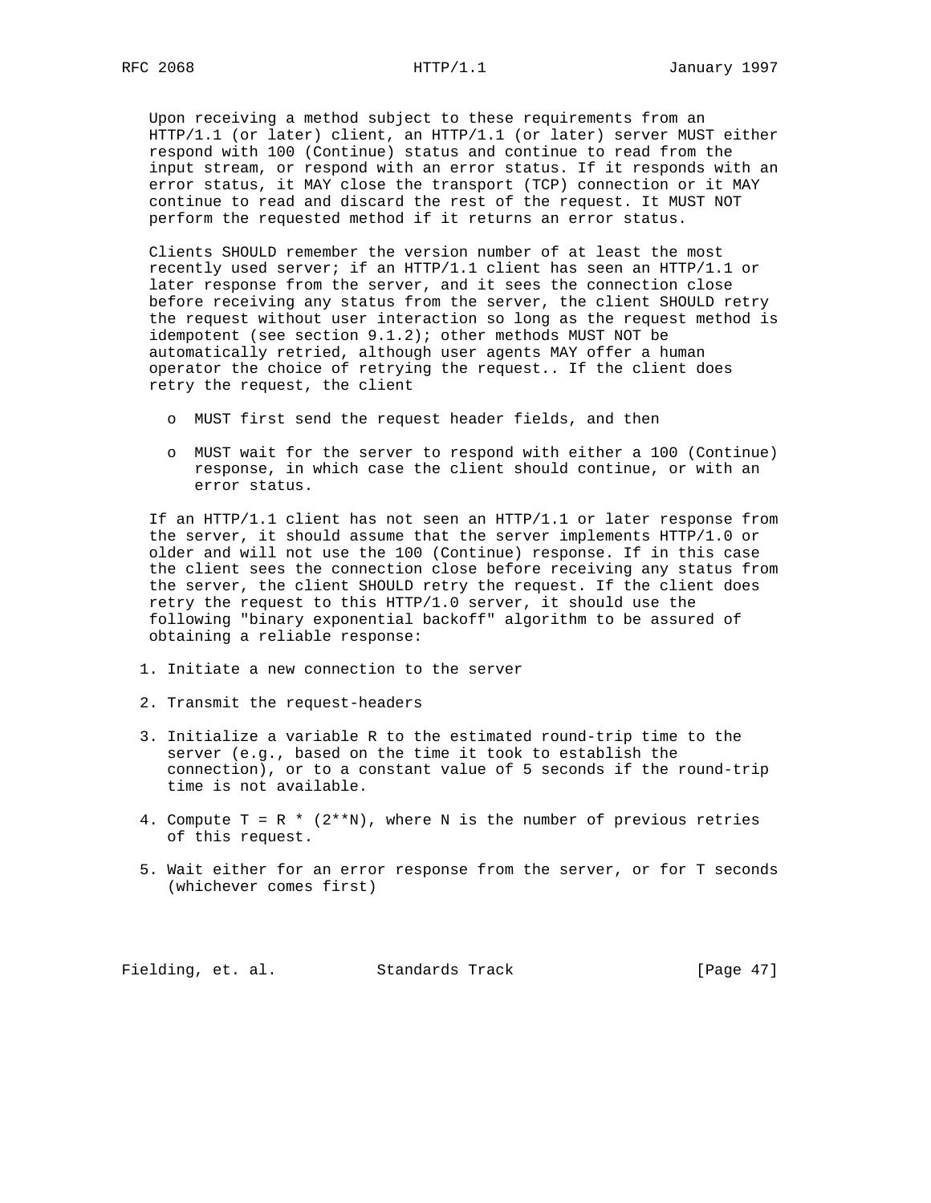Upon receiving a method subject to these requirements from an HTTP/1.1 (or later) client, an HTTP/1.1 (or later) server MUST either respond with 100 (Continue) status and continue to read from the input stream, or respond with an error status. If it responds with an error status, it MAY close the transport (TCP) connection or it MAY continue to read and discard the rest of the request. It MUST NOT perform the requested method if it returns an error status.

Clients SHOULD remember the version number of at least the most recently used server; if an HTTP/1.1 client has seen an HTTP/1.1 or later response from the server, and it sees the connection close before receiving any status from the server, the client SHOULD retry the request without user interaction so long as the request method is idempotent (see section 9.1.2); other methods MUST NOT be automatically retried, although user agents MAY offer a human operator the choice of retrying the request.. If the client does retry the request, the client

- MUST first send the request header fields, and then
- MUST wait for the server to respond with either a 100 (Continue) response, in which case the client should continue, or with an error status.

If an HTTP/1.1 client has not seen an HTTP/1.1 or later response from the server, it should assume that the server implements HTTP/1.0 or older and will not use the 100 (Continue) response. If in this case the client sees the connection close before receiving any status from the server, the client SHOULD retry the request. If the client does retry the request to this HTTP/1.0 server, it should use the following "binary exponential backoff" algorithm to be assured of obtaining a reliable response:

1. Initiate a new connection to the server
2. Transmit the request-headers
3. Initialize a variable R to the estimated round-trip time to the server (e.g., based on the time it took to establish the connection), or to a constant value of 5 seconds if the round-trip time is not available.
4. Compute T = R * (2**N), where N is the number of previous retries of this request.
5. Wait either for an error response from the server, or for T seconds (whichever comes first)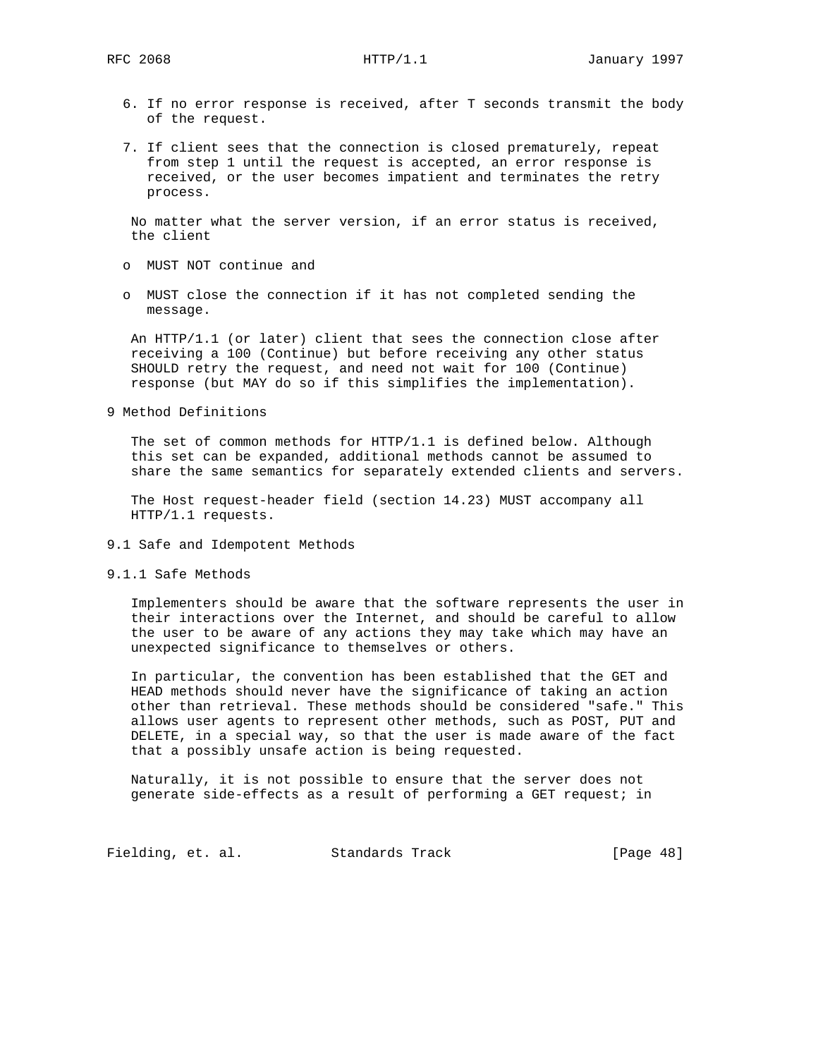6. If no error response is received, after T seconds transmit the body of the request.

7. If client sees that the connection is closed prematurely, repeat from step 1 until the request is accepted, an error response is received, or the user becomes impatient and terminates the retry process.

No matter what the server version, if an error status is received, the client

- MUST NOT continue and
- MUST close the connection if it has not completed sending the message.

An HTTP/1.1 (or later) client that sees the connection close after receiving a 100 (Continue) but before receiving any other status SHOULD retry the request, and need not wait for 100 (Continue) response (but MAY do so if this simplifies the implementation).

# 9 Method Definitions

The set of common methods for HTTP/1.1 is defined below. Although this set can be expanded, additional methods cannot be assumed to share the same semantics for separately extended clients and servers.

The Host request-header field (section 14.23) MUST accompany all HTTP/1.1 requests.

## 9.1 Safe and Idempotent Methods

### 9.1.1 Safe Methods

Implementers should be aware that the software represents the user in their interactions over the Internet, and should be careful to allow the user to be aware of any actions they may take which may have an unexpected significance to themselves or others.

In particular, the convention has been established that the GET and HEAD methods should never have the significance of taking an action other than retrieval. These methods should be considered "safe." This allows user agents to represent other methods, such as POST, PUT and DELETE, in a special way, so that the user is made aware of the fact that a possibly unsafe action is being requested.

Naturally, it is not possible to ensure that the server does not generate side-effects as a result of performing a GET request; in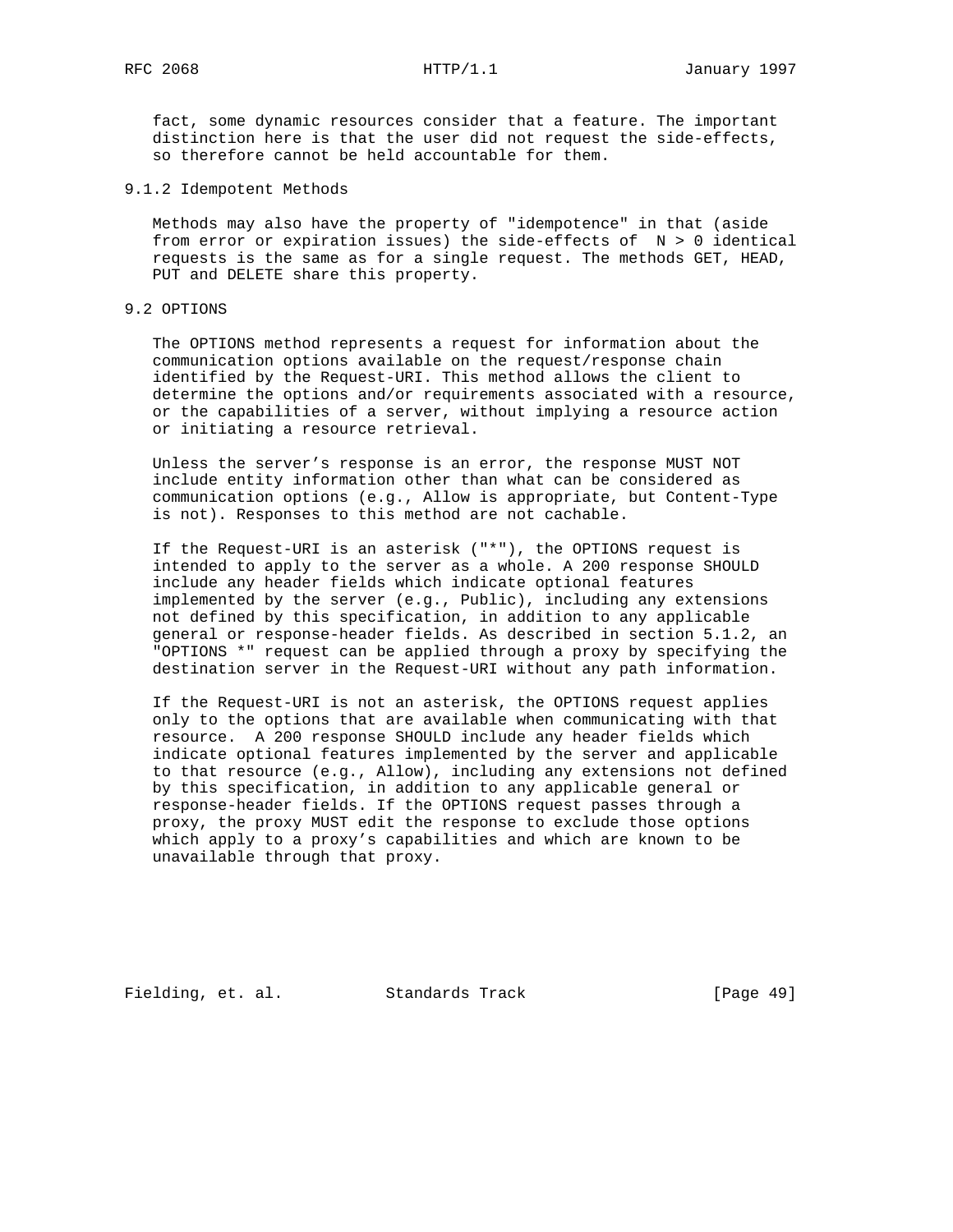fact, some dynamic resources consider that a feature. The important distinction here is that the user did not request the side-effects, so therefore cannot be held accountable for them.

### 9.1.2 Idempotent Methods

Methods may also have the property of "idempotence" in that (aside from error or expiration issues) the side-effects of $N > 0$ identical requests is the same as for a single request. The methods GET, HEAD, PUT and DELETE share this property.

## 9.2 OPTIONS

The OPTIONS method represents a request for information about the communication options available on the request/response chain identified by the Request-URI. This method allows the client to determine the options and/or requirements associated with a resource, or the capabilities of a server, without implying a resource action or initiating a resource retrieval.

Unless the server's response is an error, the response MUST NOT include entity information other than what can be considered as communication options (e.g., Allow is appropriate, but Content-Type is not). Responses to this method are not cachable.

If the Request-URI is an asterisk ("*"), the OPTIONS request is intended to apply to the server as a whole. A 200 response SHOULD include any header fields which indicate optional features implemented by the server (e.g., Public), including any extensions not defined by this specification, in addition to any applicable general or response-header fields. As described in section 5.1.2, an "OPTIONS *" request can be applied through a proxy by specifying the destination server in the Request-URI without any path information.

If the Request-URI is not an asterisk, the OPTIONS request applies only to the options that are available when communicating with that resource. A 200 response SHOULD include any header fields which indicate optional features implemented by the server and applicable to that resource (e.g., Allow), including any extensions not defined by this specification, in addition to any applicable general or response-header fields. If the OPTIONS request passes through a proxy, the proxy MUST edit the response to exclude those options which apply to a proxy's capabilities and which are known to be unavailable through that proxy.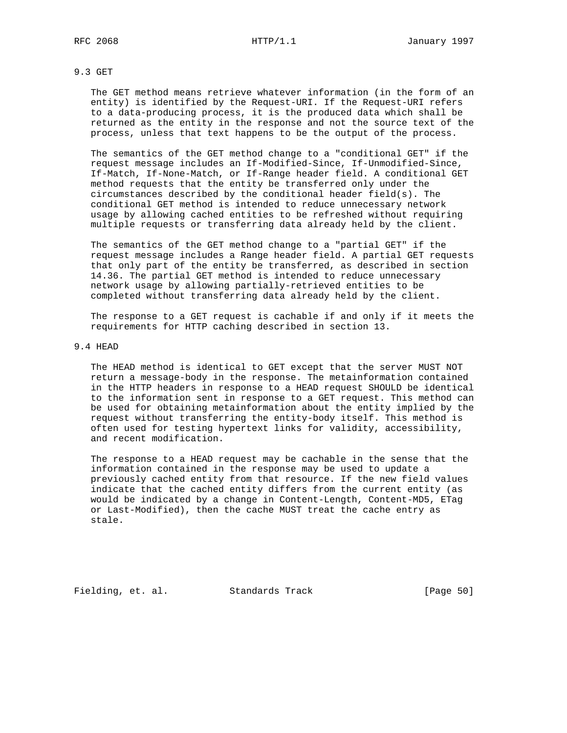### 9.3 GET

The GET method means retrieve whatever information (in the form of an entity) is identified by the Request-URI. If the Request-URI refers to a data-producing process, it is the produced data which shall be returned as the entity in the response and not the source text of the process, unless that text happens to be the output of the process.

The semantics of the GET method change to a "conditional GET" if the request message includes an If-Modified-Since, If-Unmodified-Since, If-Match, If-None-Match, or If-Range header field. A conditional GET method requests that the entity be transferred only under the circumstances described by the conditional header field(s). The conditional GET method is intended to reduce unnecessary network usage by allowing cached entities to be refreshed without requiring multiple requests or transferring data already held by the client.

The semantics of the GET method change to a "partial GET" if the request message includes a Range header field. A partial GET requests that only part of the entity be transferred, as described in section 14.36. The partial GET method is intended to reduce unnecessary network usage by allowing partially-retrieved entities to be completed without transferring data already held by the client.

The response to a GET request is cachable if and only if it meets the requirements for HTTP caching described in section 13.

### 9.4 HEAD

The HEAD method is identical to GET except that the server MUST NOT return a message-body in the response. The metainformation contained in the HTTP headers in response to a HEAD request SHOULD be identical to the information sent in response to a GET request. This method can be used for obtaining metainformation about the entity implied by the request without transferring the entity-body itself. This method is often used for testing hypertext links for validity, accessibility, and recent modification.

The response to a HEAD request may be cachable in the sense that the information contained in the response may be used to update a previously cached entity from that resource. If the new field values indicate that the cached entity differs from the current entity (as would be indicated by a change in Content-Length, Content-MD5, ETag or Last-Modified), then the cache MUST treat the cache entry as stale.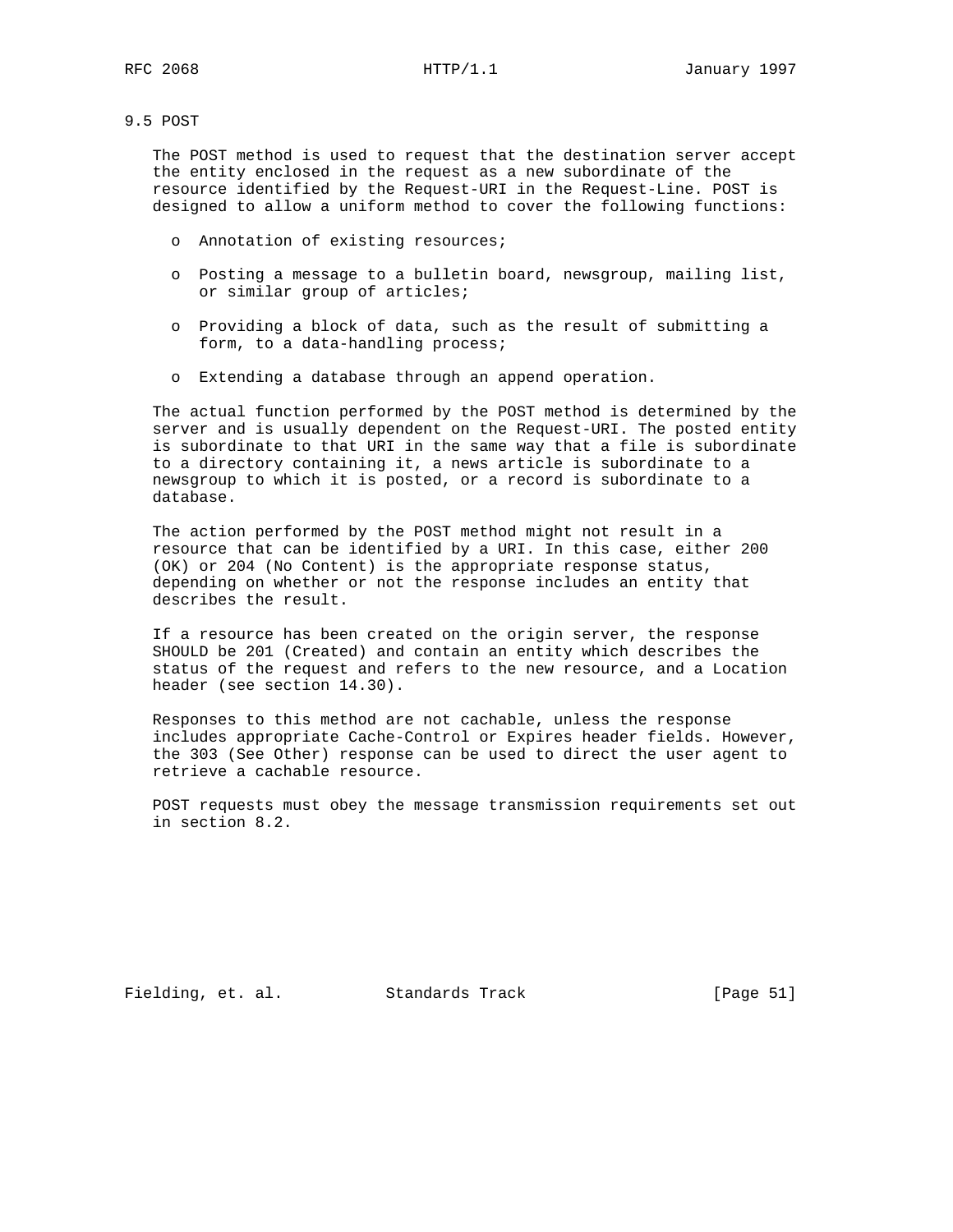## 9.5 POST

The POST method is used to request that the destination server accept the entity enclosed in the request as a new subordinate of the resource identified by the Request-URI in the Request-Line. POST is designed to allow a uniform method to cover the following functions:

- Annotation of existing resources;
- Posting a message to a bulletin board, newsgroup, mailing list, or similar group of articles;
- Providing a block of data, such as the result of submitting a form, to a data-handling process;
- Extending a database through an append operation.

The actual function performed by the POST method is determined by the server and is usually dependent on the Request-URI. The posted entity is subordinate to that URI in the same way that a file is subordinate to a directory containing it, a news article is subordinate to a newsgroup to which it is posted, or a record is subordinate to a database.

The action performed by the POST method might not result in a resource that can be identified by a URI. In this case, either 200 (OK) or 204 (No Content) is the appropriate response status, depending on whether or not the response includes an entity that describes the result.

If a resource has been created on the origin server, the response SHOULD be 201 (Created) and contain an entity which describes the status of the request and refers to the new resource, and a Location header (see section 14.30).

Responses to this method are not cachable, unless the response includes appropriate Cache-Control or Expires header fields. However, the 303 (See Other) response can be used to direct the user agent to retrieve a cachable resource.

POST requests must obey the message transmission requirements set out in section 8.2.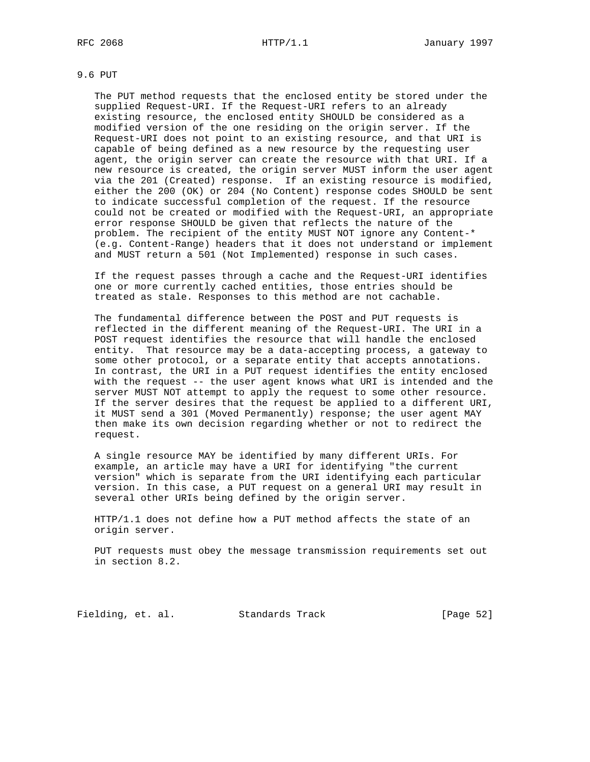### 9.6 PUT

The PUT method requests that the enclosed entity be stored under the supplied Request-URI. If the Request-URI refers to an already existing resource, the enclosed entity SHOULD be considered as a modified version of the one residing on the origin server. If the Request-URI does not point to an existing resource, and that URI is capable of being defined as a new resource by the requesting user agent, the origin server can create the resource with that URI. If a new resource is created, the origin server MUST inform the user agent via the 201 (Created) response. If an existing resource is modified, either the 200 (OK) or 204 (No Content) response codes SHOULD be sent to indicate successful completion of the request. If the resource could not be created or modified with the Request-URI, an appropriate error response SHOULD be given that reflects the nature of the problem. The recipient of the entity MUST NOT ignore any Content-* (e.g. Content-Range) headers that it does not understand or implement and MUST return a 501 (Not Implemented) response in such cases.

If the request passes through a cache and the Request-URI identifies one or more currently cached entities, those entries should be treated as stale. Responses to this method are not cachable.

The fundamental difference between the POST and PUT requests is reflected in the different meaning of the Request-URI. The URI in a POST request identifies the resource that will handle the enclosed entity. That resource may be a data-accepting process, a gateway to some other protocol, or a separate entity that accepts annotations. In contrast, the URI in a PUT request identifies the entity enclosed with the request -- the user agent knows what URI is intended and the server MUST NOT attempt to apply the request to some other resource. If the server desires that the request be applied to a different URI, it MUST send a 301 (Moved Permanently) response; the user agent MAY then make its own decision regarding whether or not to redirect the request.

A single resource MAY be identified by many different URIs. For example, an article may have a URI for identifying "the current version" which is separate from the URI identifying each particular version. In this case, a PUT request on a general URI may result in several other URIs being defined by the origin server.

HTTP/1.1 does not define how a PUT method affects the state of an origin server.

PUT requests must obey the message transmission requirements set out in section 8.2.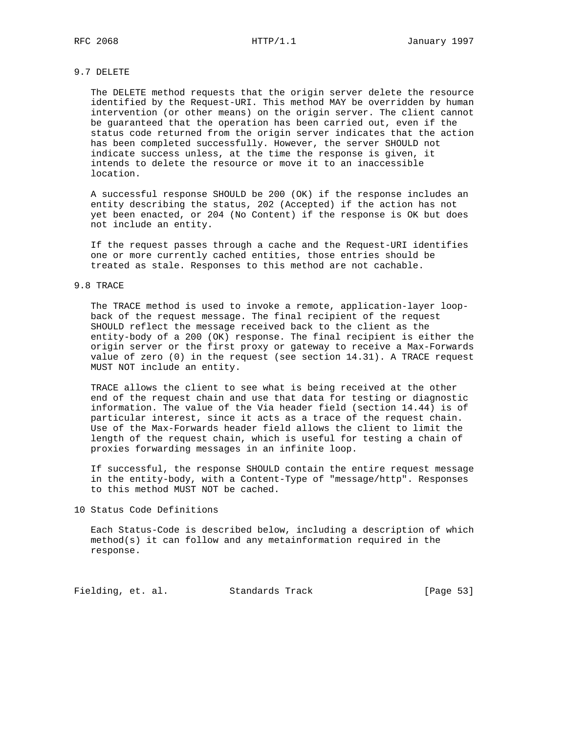### 9.7 DELETE

The DELETE method requests that the origin server delete the resource identified by the Request-URI. This method MAY be overridden by human intervention (or other means) on the origin server. The client cannot be guaranteed that the operation has been carried out, even if the status code returned from the origin server indicates that the action has been completed successfully. However, the server SHOULD not indicate success unless, at the time the response is given, it intends to delete the resource or move it to an inaccessible location.

A successful response SHOULD be 200 (OK) if the response includes an entity describing the status, 202 (Accepted) if the action has not yet been enacted, or 204 (No Content) if the response is OK but does not include an entity.

If the request passes through a cache and the Request-URI identifies one or more currently cached entities, those entries should be treated as stale. Responses to this method are not cachable.

### 9.8 TRACE

The TRACE method is used to invoke a remote, application-layer loop-back of the request message. The final recipient of the request SHOULD reflect the message received back to the client as the entity-body of a 200 (OK) response. The final recipient is either the origin server or the first proxy or gateway to receive a Max-Forwards value of zero (0) in the request (see section 14.31). A TRACE request MUST NOT include an entity.

TRACE allows the client to see what is being received at the other end of the request chain and use that data for testing or diagnostic information. The value of the Via header field (section 14.44) is of particular interest, since it acts as a trace of the request chain. Use of the Max-Forwards header field allows the client to limit the length of the request chain, which is useful for testing a chain of proxies forwarding messages in an infinite loop.

If successful, the response SHOULD contain the entire request message in the entity-body, with a Content-Type of "message/http". Responses to this method MUST NOT be cached.

## 10 Status Code Definitions

Each Status-Code is described below, including a description of which method(s) it can follow and any metainformation required in the response.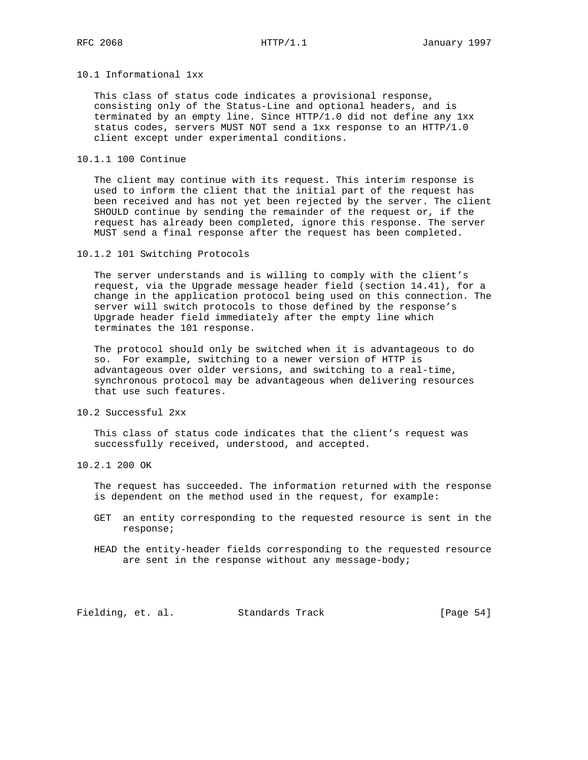### 10.1 Informational 1xx

This class of status code indicates a provisional response, consisting only of the Status-Line and optional headers, and is terminated by an empty line. Since HTTP/1.0 did not define any 1xx status codes, servers MUST NOT send a 1xx response to an HTTP/1.0 client except under experimental conditions.

#### 10.1.1 100 Continue

The client may continue with its request. This interim response is used to inform the client that the initial part of the request has been received and has not yet been rejected by the server. The client SHOULD continue by sending the remainder of the request or, if the request has already been completed, ignore this response. The server MUST send a final response after the request has been completed.

#### 10.1.2 101 Switching Protocols

The server understands and is willing to comply with the client's request, via the Upgrade message header field (section 14.41), for a change in the application protocol being used on this connection. The server will switch protocols to those defined by the response's Upgrade header field immediately after the empty line which terminates the 101 response.

The protocol should only be switched when it is advantageous to do so. For example, switching to a newer version of HTTP is advantageous over older versions, and switching to a real-time, synchronous protocol may be advantageous when delivering resources that use such features.

### 10.2 Successful 2xx

This class of status code indicates that the client's request was successfully received, understood, and accepted.

#### 10.2.1 200 OK

The request has succeeded. The information returned with the response is dependent on the method used in the request, for example:

GET an entity corresponding to the requested resource is sent in the response;

HEAD the entity-header fields corresponding to the requested resource are sent in the response without any message-body;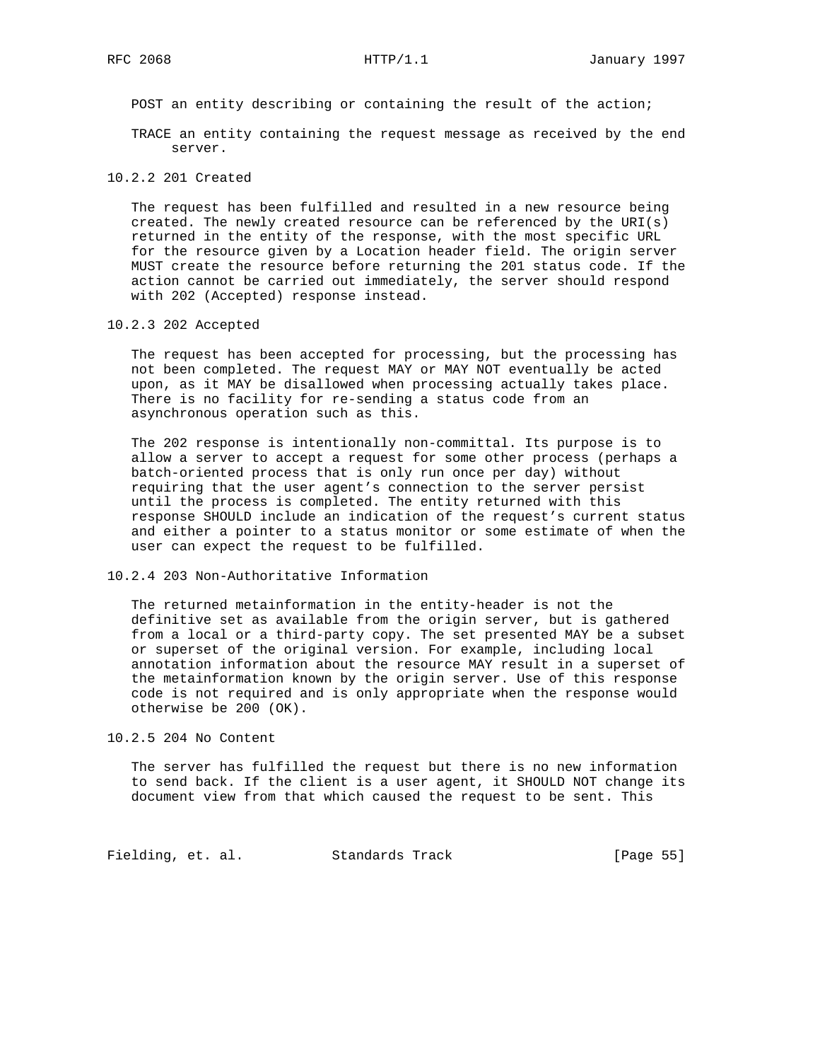POST an entity describing or containing the result of the action;

TRACE an entity containing the request message as received by the end server.

### 10.2.2 201 Created

The request has been fulfilled and resulted in a new resource being created. The newly created resource can be referenced by the URI(s) returned in the entity of the response, with the most specific URL for the resource given by a Location header field. The origin server MUST create the resource before returning the 201 status code. If the action cannot be carried out immediately, the server should respond with 202 (Accepted) response instead.

### 10.2.3 202 Accepted

The request has been accepted for processing, but the processing has not been completed. The request MAY or MAY NOT eventually be acted upon, as it MAY be disallowed when processing actually takes place. There is no facility for re-sending a status code from an asynchronous operation such as this.

The 202 response is intentionally non-committal. Its purpose is to allow a server to accept a request for some other process (perhaps a batch-oriented process that is only run once per day) without requiring that the user agent's connection to the server persist until the process is completed. The entity returned with this response SHOULD include an indication of the request's current status and either a pointer to a status monitor or some estimate of when the user can expect the request to be fulfilled.

### 10.2.4 203 Non-Authoritative Information

The returned metainformation in the entity-header is not the definitive set as available from the origin server, but is gathered from a local or a third-party copy. The set presented MAY be a subset or superset of the original version. For example, including local annotation information about the resource MAY result in a superset of the metainformation known by the origin server. Use of this response code is not required and is only appropriate when the response would otherwise be 200 (OK).

### 10.2.5 204 No Content

The server has fulfilled the request but there is no new information to send back. If the client is a user agent, it SHOULD NOT change its document view from that which caused the request to be sent. This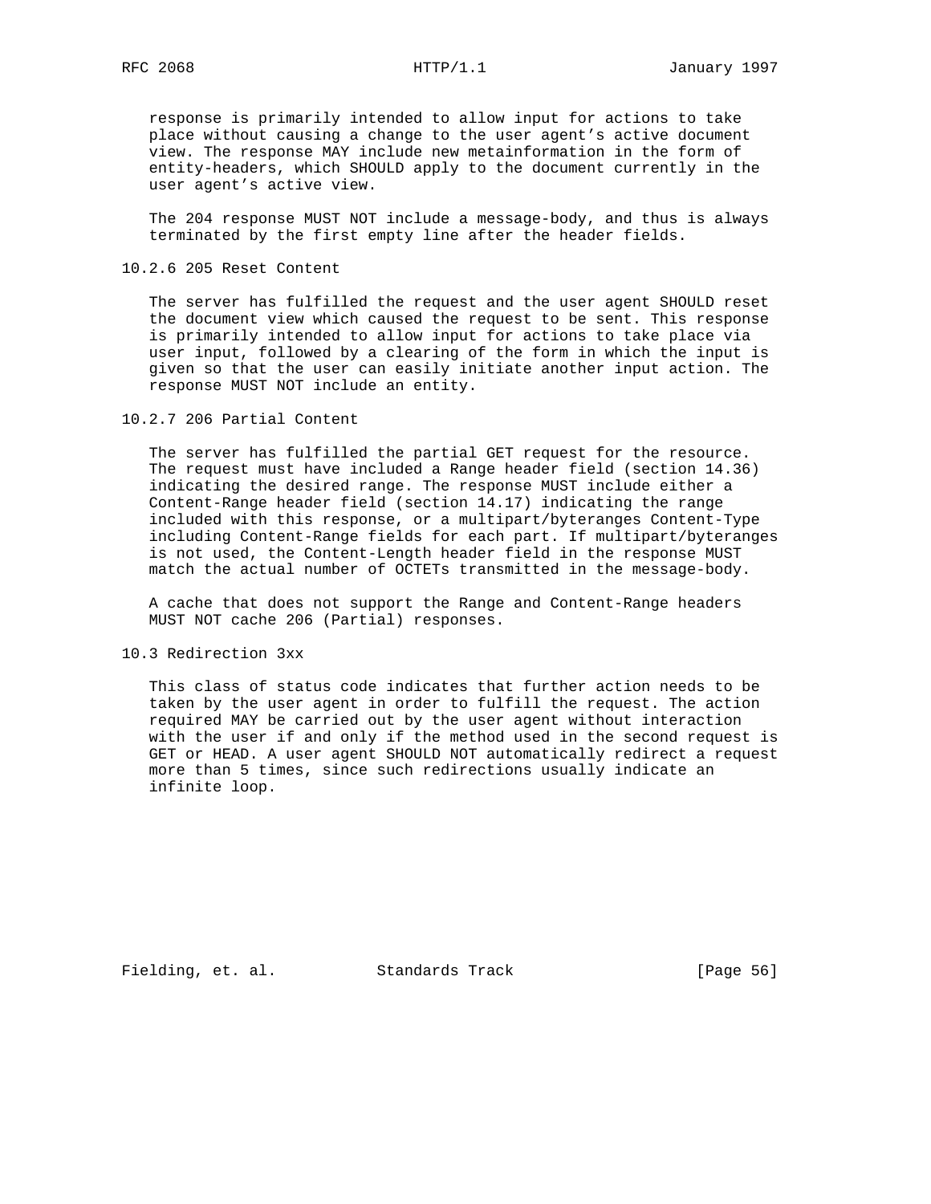response is primarily intended to allow input for actions to take place without causing a change to the user agent's active document view. The response MAY include new metainformation in the form of entity-headers, which SHOULD apply to the document currently in the user agent's active view.

The 204 response MUST NOT include a message-body, and thus is always terminated by the first empty line after the header fields.

### 10.2.6 205 Reset Content

The server has fulfilled the request and the user agent SHOULD reset the document view which caused the request to be sent. This response is primarily intended to allow input for actions to take place via user input, followed by a clearing of the form in which the input is given so that the user can easily initiate another input action. The response MUST NOT include an entity.

### 10.2.7 206 Partial Content

The server has fulfilled the partial GET request for the resource. The request must have included a Range header field (section 14.36) indicating the desired range. The response MUST include either a Content-Range header field (section 14.17) indicating the range included with this response, or a multipart/byteranges Content-Type including Content-Range fields for each part. If multipart/byteranges is not used, the Content-Length header field in the response MUST match the actual number of OCTETs transmitted in the message-body.

A cache that does not support the Range and Content-Range headers MUST NOT cache 206 (Partial) responses.

## 10.3 Redirection 3xx

This class of status code indicates that further action needs to be taken by the user agent in order to fulfill the request. The action required MAY be carried out by the user agent without interaction with the user if and only if the method used in the second request is GET or HEAD. A user agent SHOULD NOT automatically redirect a request more than 5 times, since such redirections usually indicate an infinite loop.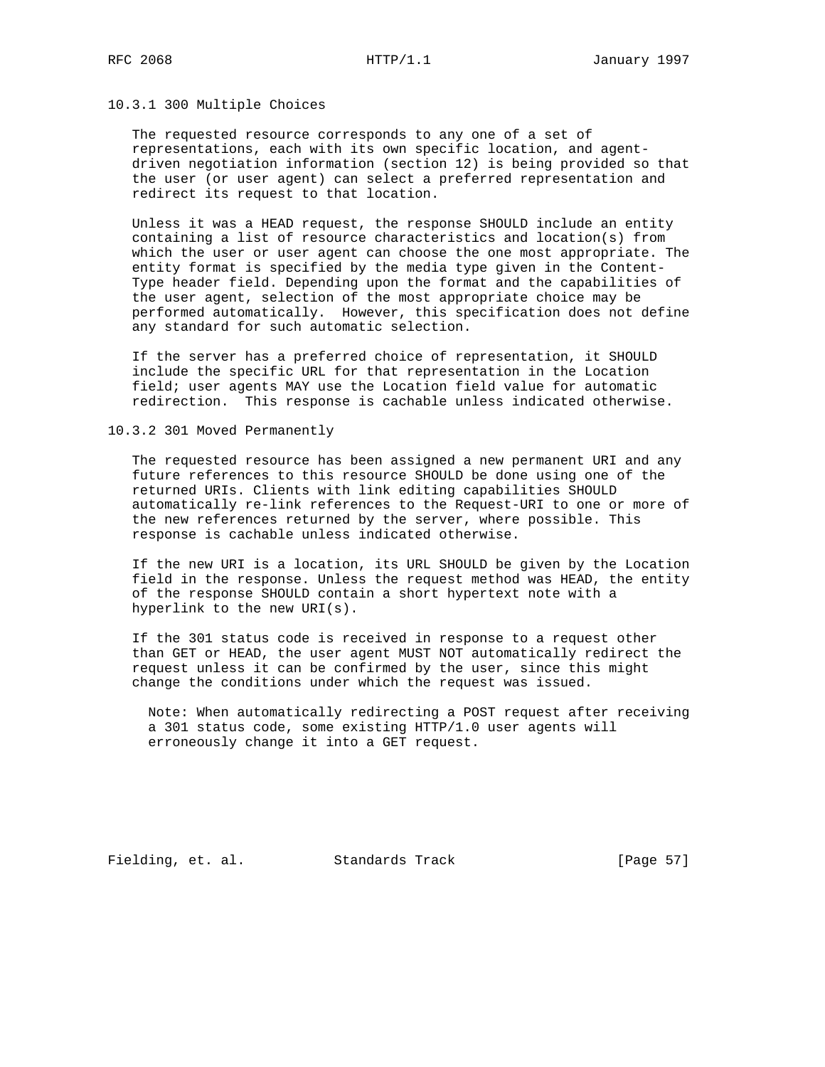### 10.3.1 300 Multiple Choices

The requested resource corresponds to any one of a set of representations, each with its own specific location, and agent-driven negotiation information (section 12) is being provided so that the user (or user agent) can select a preferred representation and redirect its request to that location.

Unless it was a HEAD request, the response SHOULD include an entity containing a list of resource characteristics and location(s) from which the user or user agent can choose the one most appropriate. The entity format is specified by the media type given in the Content-Type header field. Depending upon the format and the capabilities of the user agent, selection of the most appropriate choice may be performed automatically.  However, this specification does not define any standard for such automatic selection.

If the server has a preferred choice of representation, it SHOULD include the specific URL for that representation in the Location field; user agents MAY use the Location field value for automatic redirection.  This response is cachable unless indicated otherwise.

### 10.3.2 301 Moved Permanently

The requested resource has been assigned a new permanent URI and any future references to this resource SHOULD be done using one of the returned URIs. Clients with link editing capabilities SHOULD automatically re-link references to the Request-URI to one or more of the new references returned by the server, where possible. This response is cachable unless indicated otherwise.

If the new URI is a location, its URL SHOULD be given by the Location field in the response. Unless the request method was HEAD, the entity of the response SHOULD contain a short hypertext note with a hyperlink to the new URI(s).

If the 301 status code is received in response to a request other than GET or HEAD, the user agent MUST NOT automatically redirect the request unless it can be confirmed by the user, since this might change the conditions under which the request was issued.

> Note: When automatically redirecting a POST request after receiving a 301 status code, some existing HTTP/1.0 user agents will erroneously change it into a GET request.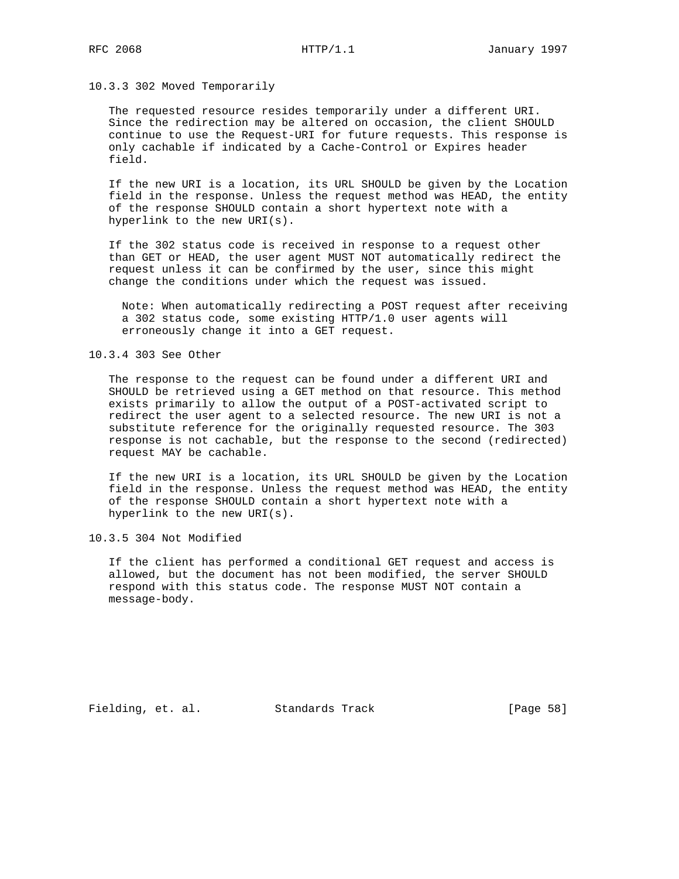### 10.3.3 302 Moved Temporarily

The requested resource resides temporarily under a different URI. Since the redirection may be altered on occasion, the client SHOULD continue to use the Request-URI for future requests. This response is only cachable if indicated by a Cache-Control or Expires header field.

If the new URI is a location, its URL SHOULD be given by the Location field in the response. Unless the request method was HEAD, the entity of the response SHOULD contain a short hypertext note with a hyperlink to the new URI(s).

If the 302 status code is received in response to a request other than GET or HEAD, the user agent MUST NOT automatically redirect the request unless it can be confirmed by the user, since this might change the conditions under which the request was issued.

> Note: When automatically redirecting a POST request after receiving a 302 status code, some existing HTTP/1.0 user agents will erroneously change it into a GET request.

### 10.3.4 303 See Other

The response to the request can be found under a different URI and SHOULD be retrieved using a GET method on that resource. This method exists primarily to allow the output of a POST-activated script to redirect the user agent to a selected resource. The new URI is not a substitute reference for the originally requested resource. The 303 response is not cachable, but the response to the second (redirected) request MAY be cachable.

If the new URI is a location, its URL SHOULD be given by the Location field in the response. Unless the request method was HEAD, the entity of the response SHOULD contain a short hypertext note with a hyperlink to the new URI(s).

### 10.3.5 304 Not Modified

If the client has performed a conditional GET request and access is allowed, but the document has not been modified, the server SHOULD respond with this status code. The response MUST NOT contain a message-body.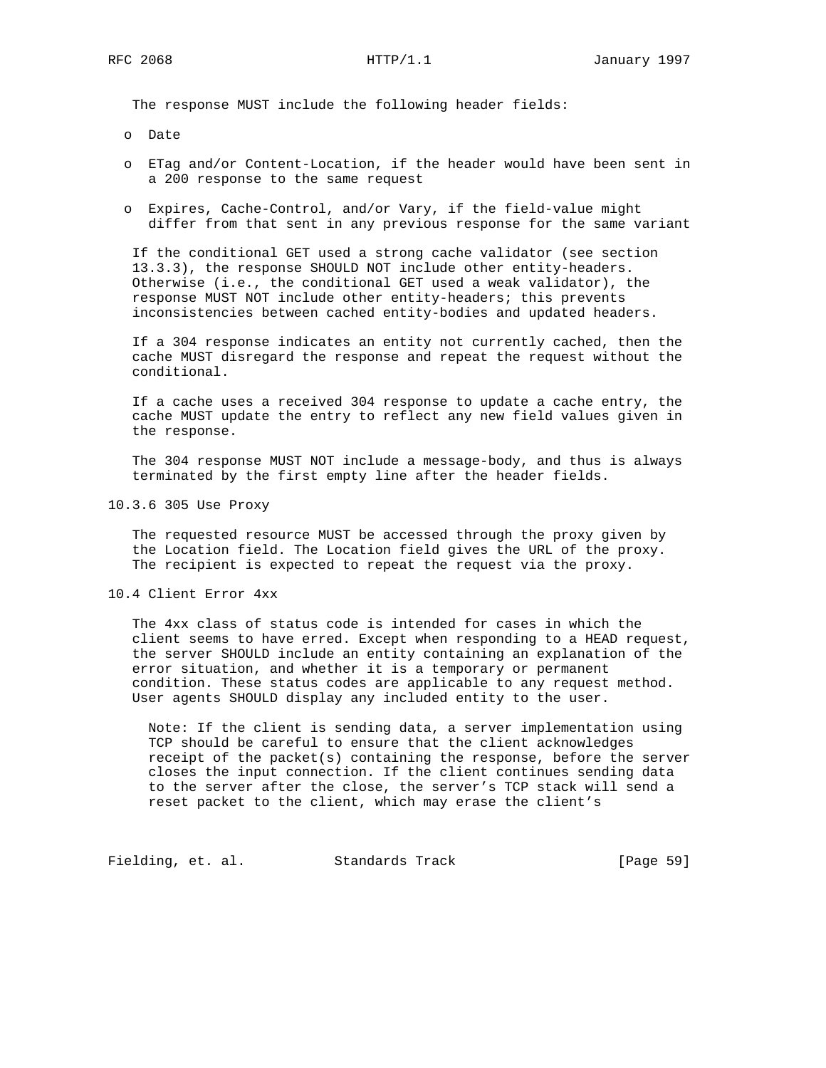The response MUST include the following header fields:

- Date
- ETag and/or Content-Location, if the header would have been sent in a 200 response to the same request
- Expires, Cache-Control, and/or Vary, if the field-value might differ from that sent in any previous response for the same variant

If the conditional GET used a strong cache validator (see section 13.3.3), the response SHOULD NOT include other entity-headers. Otherwise (i.e., the conditional GET used a weak validator), the response MUST NOT include other entity-headers; this prevents inconsistencies between cached entity-bodies and updated headers.

If a 304 response indicates an entity not currently cached, then the cache MUST disregard the response and repeat the request without the conditional.

If a cache uses a received 304 response to update a cache entry, the cache MUST update the entry to reflect any new field values given in the response.

The 304 response MUST NOT include a message-body, and thus is always terminated by the first empty line after the header fields.

### 10.3.6 305 Use Proxy

The requested resource MUST be accessed through the proxy given by the Location field. The Location field gives the URL of the proxy. The recipient is expected to repeat the request via the proxy.

## 10.4 Client Error 4xx

The 4xx class of status code is intended for cases in which the client seems to have erred. Except when responding to a HEAD request, the server SHOULD include an entity containing an explanation of the error situation, and whether it is a temporary or permanent condition. These status codes are applicable to any request method. User agents SHOULD display any included entity to the user.

> Note: If the client is sending data, a server implementation using TCP should be careful to ensure that the client acknowledges receipt of the packet(s) containing the response, before the server closes the input connection. If the client continues sending data to the server after the close, the server's TCP stack will send a reset packet to the client, which may erase the client's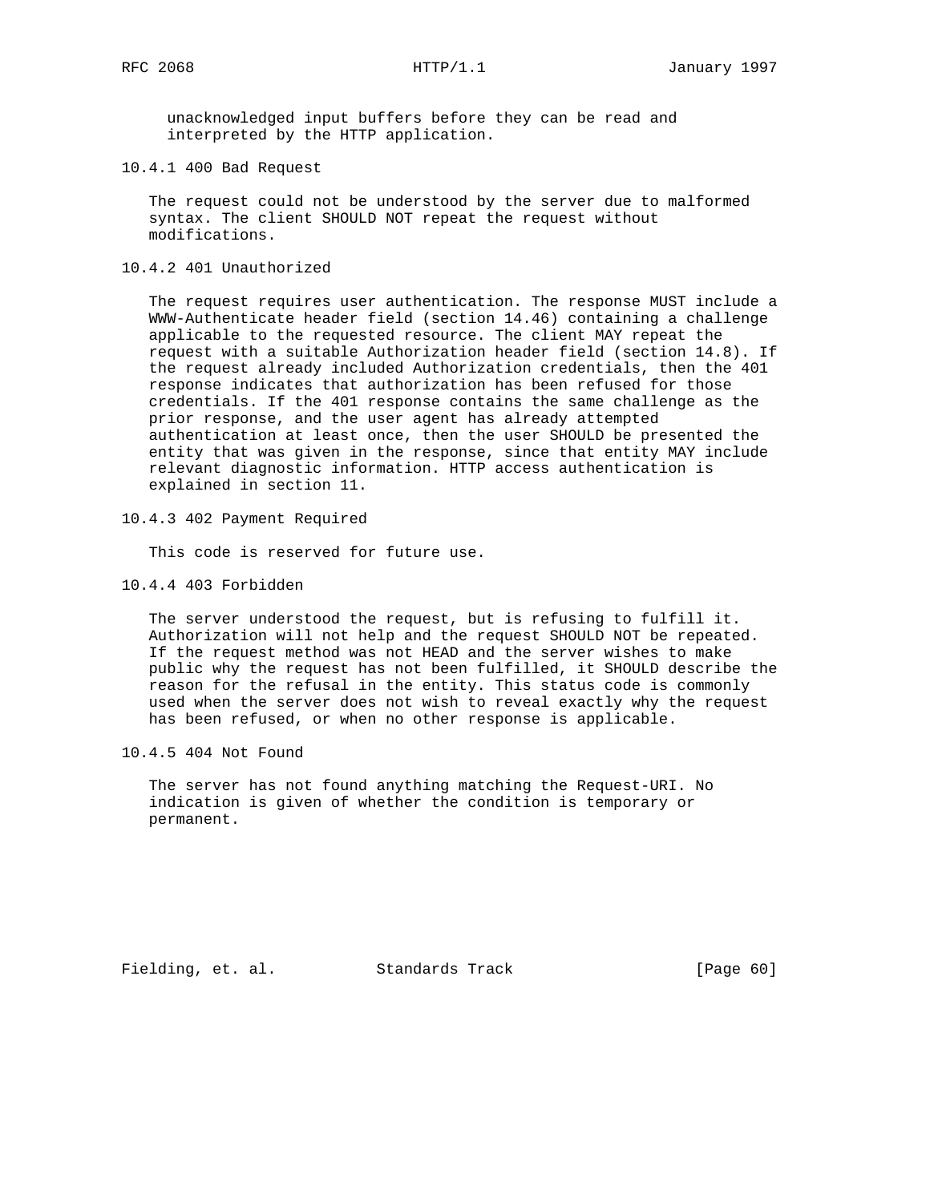unacknowledged input buffers before they can be read and interpreted by the HTTP application.

### 10.4.1 400 Bad Request

The request could not be understood by the server due to malformed syntax. The client SHOULD NOT repeat the request without modifications.

### 10.4.2 401 Unauthorized

The request requires user authentication. The response MUST include a WWW-Authenticate header field (section 14.46) containing a challenge applicable to the requested resource. The client MAY repeat the request with a suitable Authorization header field (section 14.8). If the request already included Authorization credentials, then the 401 response indicates that authorization has been refused for those credentials. If the 401 response contains the same challenge as the prior response, and the user agent has already attempted authentication at least once, then the user SHOULD be presented the entity that was given in the response, since that entity MAY include relevant diagnostic information. HTTP access authentication is explained in section 11.

### 10.4.3 402 Payment Required

This code is reserved for future use.

### 10.4.4 403 Forbidden

The server understood the request, but is refusing to fulfill it. Authorization will not help and the request SHOULD NOT be repeated. If the request method was not HEAD and the server wishes to make public why the request has not been fulfilled, it SHOULD describe the reason for the refusal in the entity. This status code is commonly used when the server does not wish to reveal exactly why the request has been refused, or when no other response is applicable.

### 10.4.5 404 Not Found

The server has not found anything matching the Request-URI. No indication is given of whether the condition is temporary or permanent.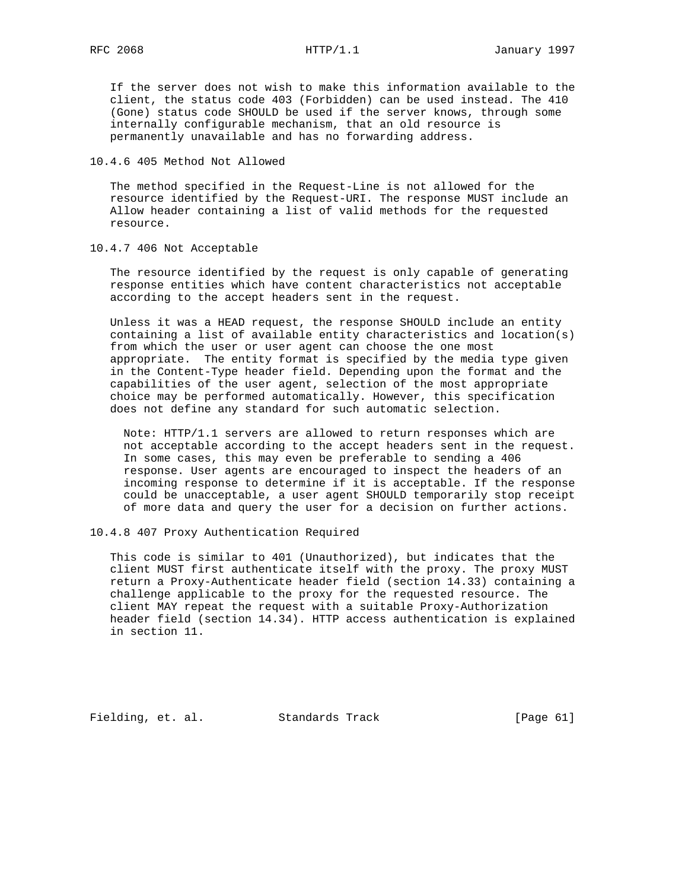If the server does not wish to make this information available to the client, the status code 403 (Forbidden) can be used instead. The 410 (Gone) status code SHOULD be used if the server knows, through some internally configurable mechanism, that an old resource is permanently unavailable and has no forwarding address.

### 10.4.6 405 Method Not Allowed

The method specified in the Request-Line is not allowed for the resource identified by the Request-URI. The response MUST include an Allow header containing a list of valid methods for the requested resource.

### 10.4.7 406 Not Acceptable

The resource identified by the request is only capable of generating response entities which have content characteristics not acceptable according to the accept headers sent in the request.

Unless it was a HEAD request, the response SHOULD include an entity containing a list of available entity characteristics and location(s) from which the user or user agent can choose the one most appropriate. The entity format is specified by the media type given in the Content-Type header field. Depending upon the format and the capabilities of the user agent, selection of the most appropriate choice may be performed automatically. However, this specification does not define any standard for such automatic selection.

> Note: HTTP/1.1 servers are allowed to return responses which are not acceptable according to the accept headers sent in the request. In some cases, this may even be preferable to sending a 406 response. User agents are encouraged to inspect the headers of an incoming response to determine if it is acceptable. If the response could be unacceptable, a user agent SHOULD temporarily stop receipt of more data and query the user for a decision on further actions.

### 10.4.8 407 Proxy Authentication Required

This code is similar to 401 (Unauthorized), but indicates that the client MUST first authenticate itself with the proxy. The proxy MUST return a Proxy-Authenticate header field (section 14.33) containing a challenge applicable to the proxy for the requested resource. The client MAY repeat the request with a suitable Proxy-Authorization header field (section 14.34). HTTP access authentication is explained in section 11.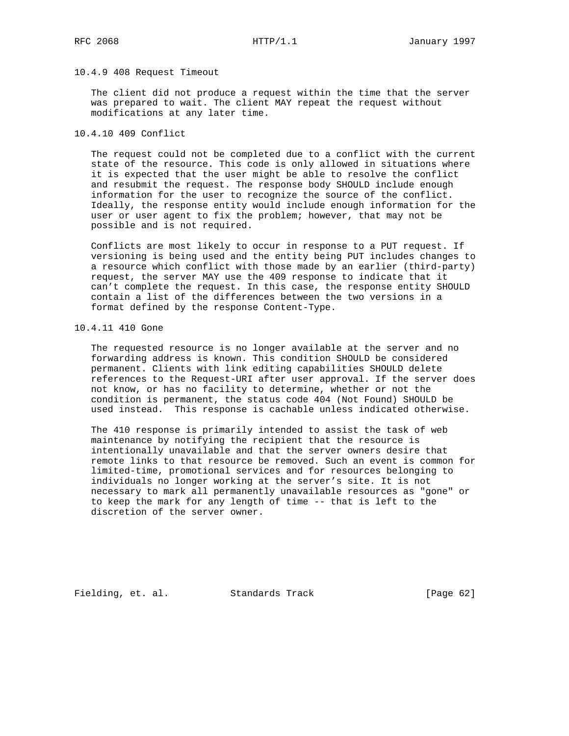#### 10.4.9 408 Request Timeout

The client did not produce a request within the time that the server was prepared to wait. The client MAY repeat the request without modifications at any later time.

#### 10.4.10 409 Conflict

The request could not be completed due to a conflict with the current state of the resource. This code is only allowed in situations where it is expected that the user might be able to resolve the conflict and resubmit the request. The response body SHOULD include enough information for the user to recognize the source of the conflict. Ideally, the response entity would include enough information for the user or user agent to fix the problem; however, that may not be possible and is not required.

Conflicts are most likely to occur in response to a PUT request. If versioning is being used and the entity being PUT includes changes to a resource which conflict with those made by an earlier (third-party) request, the server MAY use the 409 response to indicate that it can't complete the request. In this case, the response entity SHOULD contain a list of the differences between the two versions in a format defined by the response Content-Type.

#### 10.4.11 410 Gone

The requested resource is no longer available at the server and no forwarding address is known. This condition SHOULD be considered permanent. Clients with link editing capabilities SHOULD delete references to the Request-URI after user approval. If the server does not know, or has no facility to determine, whether or not the condition is permanent, the status code 404 (Not Found) SHOULD be used instead. This response is cachable unless indicated otherwise.

The 410 response is primarily intended to assist the task of web maintenance by notifying the recipient that the resource is intentionally unavailable and that the server owners desire that remote links to that resource be removed. Such an event is common for limited-time, promotional services and for resources belonging to individuals no longer working at the server's site. It is not necessary to mark all permanently unavailable resources as "gone" or to keep the mark for any length of time -- that is left to the discretion of the server owner.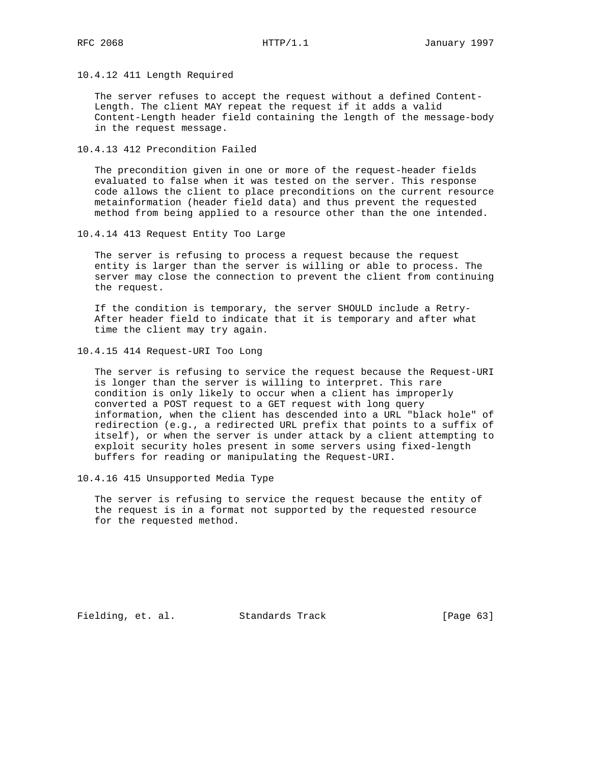### 10.4.12 411 Length Required

The server refuses to accept the request without a defined Content-Length. The client MAY repeat the request if it adds a valid Content-Length header field containing the length of the message-body in the request message.

### 10.4.13 412 Precondition Failed

The precondition given in one or more of the request-header fields evaluated to false when it was tested on the server. This response code allows the client to place preconditions on the current resource metainformation (header field data) and thus prevent the requested method from being applied to a resource other than the one intended.

### 10.4.14 413 Request Entity Too Large

The server is refusing to process a request because the request entity is larger than the server is willing or able to process. The server may close the connection to prevent the client from continuing the request.

If the condition is temporary, the server SHOULD include a Retry-After header field to indicate that it is temporary and after what time the client may try again.

### 10.4.15 414 Request-URI Too Long

The server is refusing to service the request because the Request-URI is longer than the server is willing to interpret. This rare condition is only likely to occur when a client has improperly converted a POST request to a GET request with long query information, when the client has descended into a URL "black hole" of redirection (e.g., a redirected URL prefix that points to a suffix of itself), or when the server is under attack by a client attempting to exploit security holes present in some servers using fixed-length buffers for reading or manipulating the Request-URI.

### 10.4.16 415 Unsupported Media Type

The server is refusing to service the request because the entity of the request is in a format not supported by the requested resource for the requested method.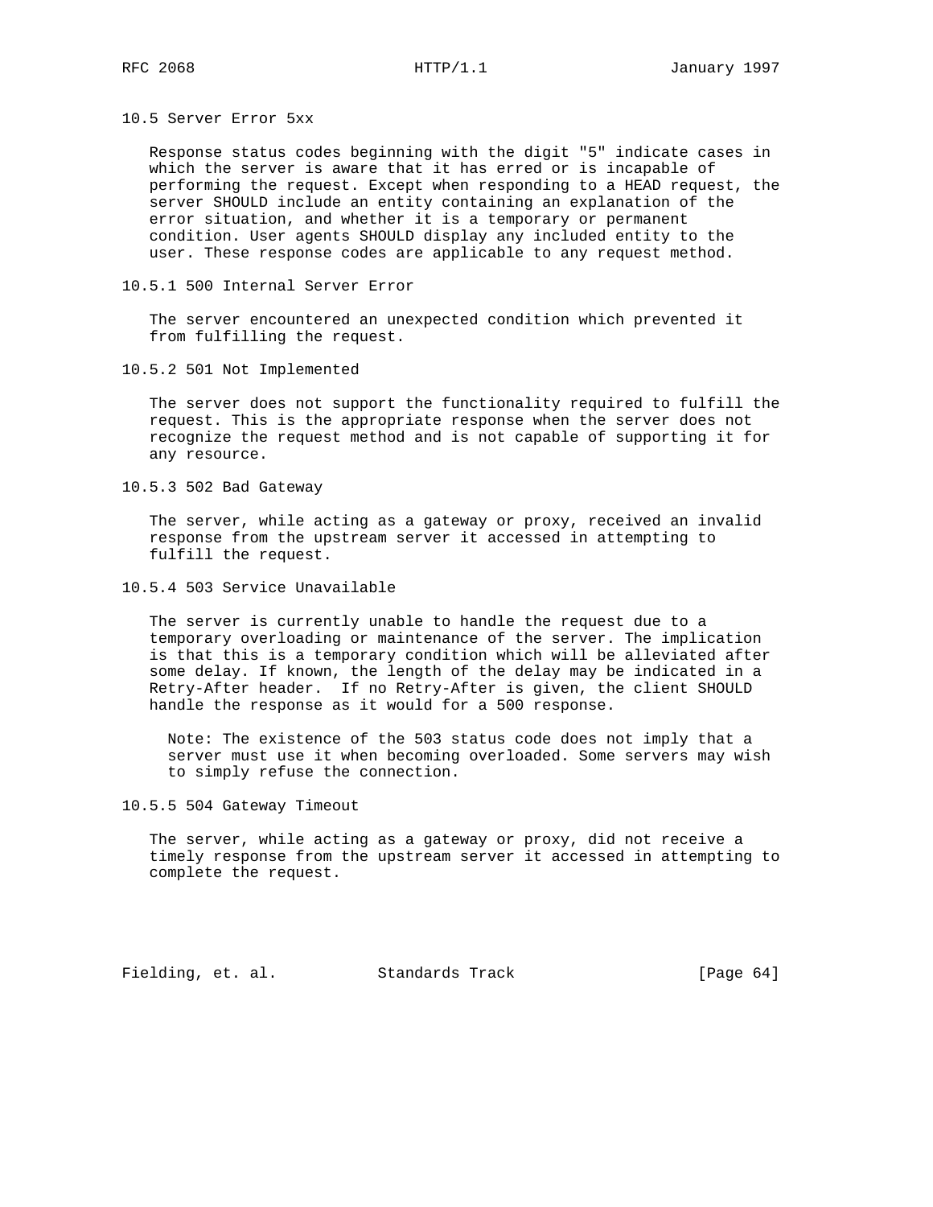### 10.5 Server Error 5xx

Response status codes beginning with the digit "5" indicate cases in which the server is aware that it has erred or is incapable of performing the request. Except when responding to a HEAD request, the server SHOULD include an entity containing an explanation of the error situation, and whether it is a temporary or permanent condition. User agents SHOULD display any included entity to the user. These response codes are applicable to any request method.

#### 10.5.1 500 Internal Server Error

The server encountered an unexpected condition which prevented it from fulfilling the request.

#### 10.5.2 501 Not Implemented

The server does not support the functionality required to fulfill the request. This is the appropriate response when the server does not recognize the request method and is not capable of supporting it for any resource.

#### 10.5.3 502 Bad Gateway

The server, while acting as a gateway or proxy, received an invalid response from the upstream server it accessed in attempting to fulfill the request.

#### 10.5.4 503 Service Unavailable

The server is currently unable to handle the request due to a temporary overloading or maintenance of the server. The implication is that this is a temporary condition which will be alleviated after some delay. If known, the length of the delay may be indicated in a Retry-After header. If no Retry-After is given, the client SHOULD handle the response as it would for a 500 response.

> Note: The existence of the 503 status code does not imply that a server must use it when becoming overloaded. Some servers may wish to simply refuse the connection.

#### 10.5.5 504 Gateway Timeout

The server, while acting as a gateway or proxy, did not receive a timely response from the upstream server it accessed in attempting to complete the request.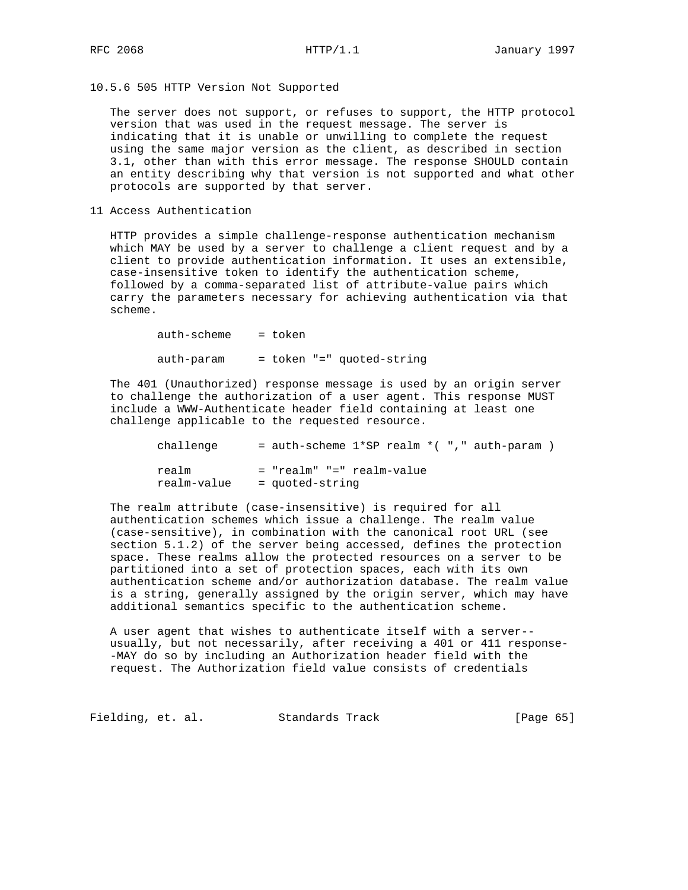### 10.5.6 505 HTTP Version Not Supported

The server does not support, or refuses to support, the HTTP protocol version that was used in the request message. The server is indicating that it is unable or unwilling to complete the request using the same major version as the client, as described in section 3.1, other than with this error message. The response SHOULD contain an entity describing why that version is not supported and what other protocols are supported by that server.

## 11 Access Authentication

HTTP provides a simple challenge-response authentication mechanism which MAY be used by a server to challenge a client request and by a client to provide authentication information. It uses an extensible, case-insensitive token to identify the authentication scheme, followed by a comma-separated list of attribute-value pairs which carry the parameters necessary for achieving authentication via that scheme.

```
auth-scheme    = token

auth-param     = token "=" quoted-string
```

The 401 (Unauthorized) response message is used by an origin server to challenge the authorization of a user agent. This response MUST include a WWW-Authenticate header field containing at least one challenge applicable to the requested resource.

```
challenge      = auth-scheme 1*SP realm *( "," auth-param )

realm          = "realm" "=" realm-value
realm-value    = quoted-string
```

The realm attribute (case-insensitive) is required for all authentication schemes which issue a challenge. The realm value (case-sensitive), in combination with the canonical root URL (see section 5.1.2) of the server being accessed, defines the protection space. These realms allow the protected resources on a server to be partitioned into a set of protection spaces, each with its own authentication scheme and/or authorization database. The realm value is a string, generally assigned by the origin server, which may have additional semantics specific to the authentication scheme.

A user agent that wishes to authenticate itself with a server--usually, but not necessarily, after receiving a 401 or 411 response--MAY do so by including an Authorization header field with the request. The Authorization field value consists of credentials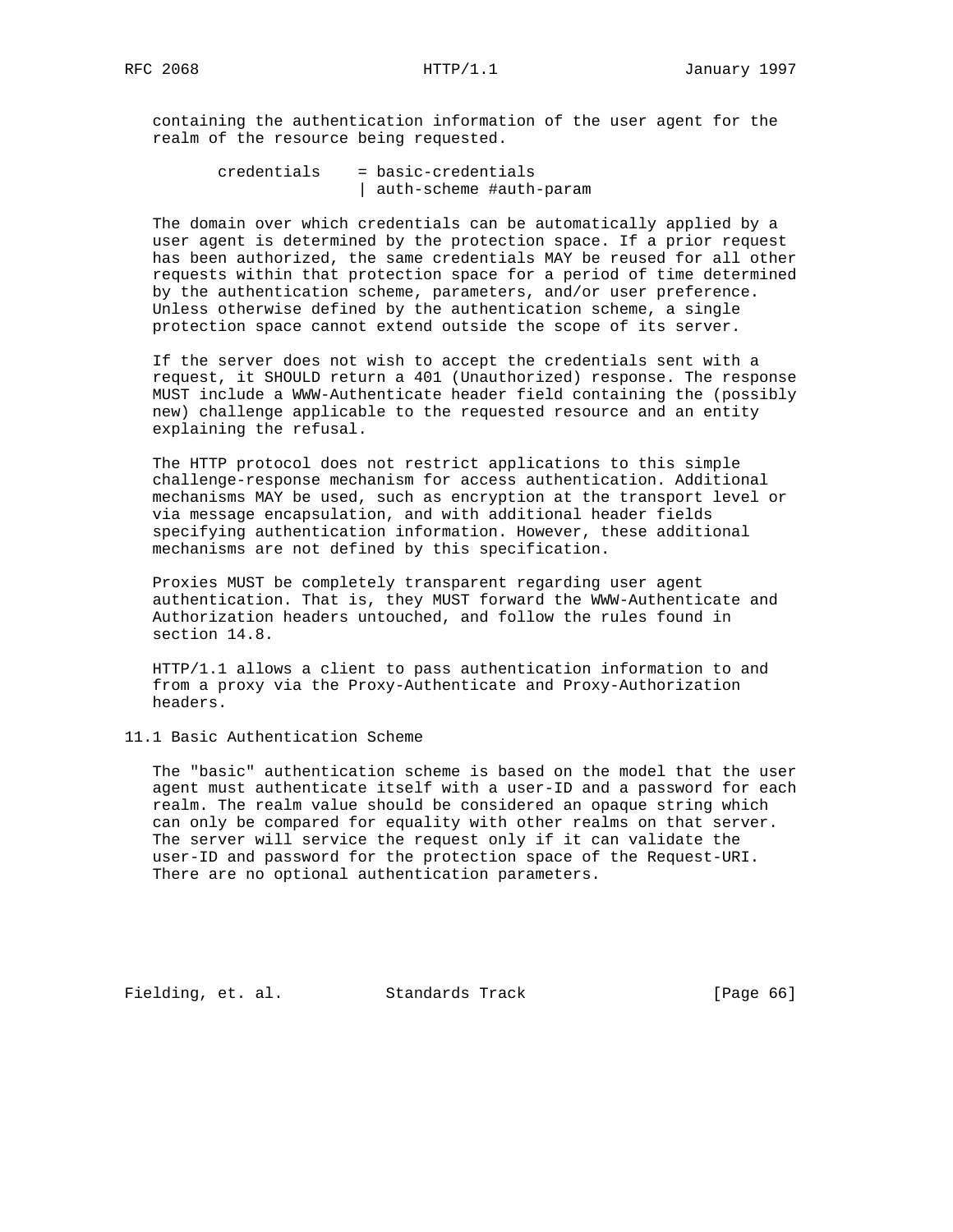containing the authentication information of the user agent for the realm of the resource being requested.

```
       credentials    = basic-credentials
                      | auth-scheme #auth-param
```

The domain over which credentials can be automatically applied by a user agent is determined by the protection space. If a prior request has been authorized, the same credentials MAY be reused for all other requests within that protection space for a period of time determined by the authentication scheme, parameters, and/or user preference. Unless otherwise defined by the authentication scheme, a single protection space cannot extend outside the scope of its server.

If the server does not wish to accept the credentials sent with a request, it SHOULD return a 401 (Unauthorized) response. The response MUST include a WWW-Authenticate header field containing the (possibly new) challenge applicable to the requested resource and an entity explaining the refusal.

The HTTP protocol does not restrict applications to this simple challenge-response mechanism for access authentication. Additional mechanisms MAY be used, such as encryption at the transport level or via message encapsulation, and with additional header fields specifying authentication information. However, these additional mechanisms are not defined by this specification.

Proxies MUST be completely transparent regarding user agent authentication. That is, they MUST forward the WWW-Authenticate and Authorization headers untouched, and follow the rules found in section 14.8.

HTTP/1.1 allows a client to pass authentication information to and from a proxy via the Proxy-Authenticate and Proxy-Authorization headers.

## 11.1 Basic Authentication Scheme

The "basic" authentication scheme is based on the model that the user agent must authenticate itself with a user-ID and a password for each realm. The realm value should be considered an opaque string which can only be compared for equality with other realms on that server. The server will service the request only if it can validate the user-ID and password for the protection space of the Request-URI. There are no optional authentication parameters.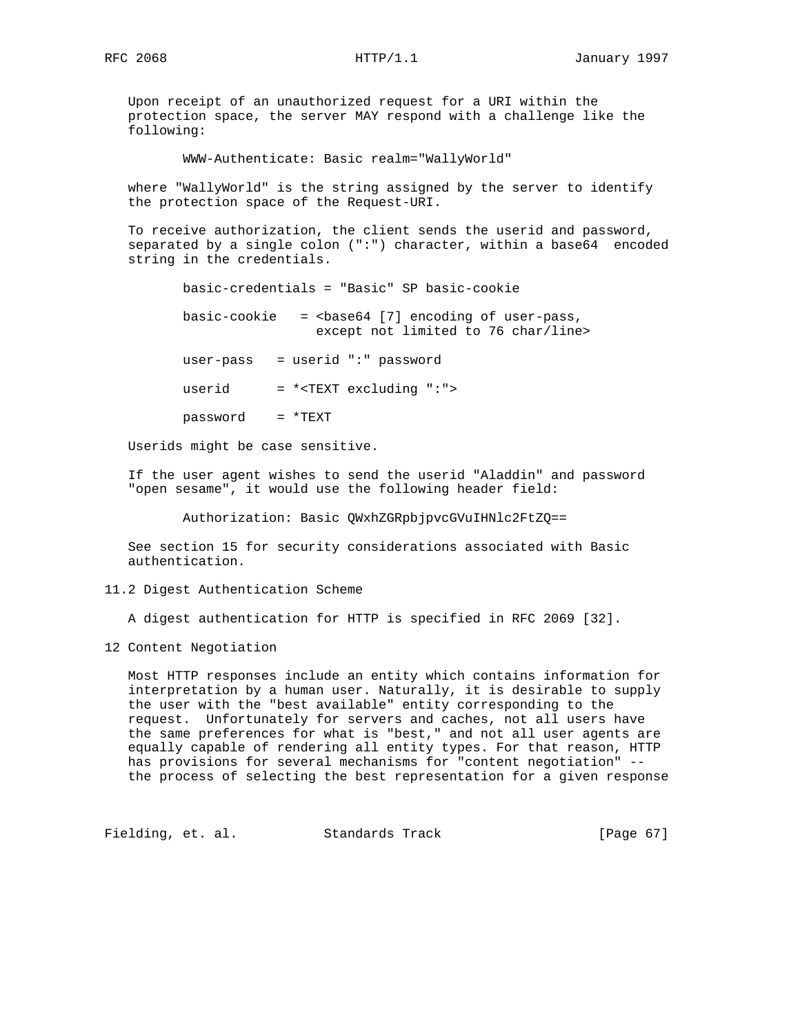Upon receipt of an unauthorized request for a URI within the protection space, the server MAY respond with a challenge like the following:

```
WWW-Authenticate: Basic realm="WallyWorld"
```

where "WallyWorld" is the string assigned by the server to identify the protection space of the Request-URI.

To receive authorization, the client sends the userid and password, separated by a single colon (":") character, within a base64 encoded string in the credentials.

```
basic-credentials = "Basic" SP basic-cookie

basic-cookie   = <base64 [7] encoding of user-pass,
                  except not limited to 76 char/line>

user-pass   = userid ":" password

userid      = *<TEXT excluding ":">

password    = *TEXT
```

Userids might be case sensitive.

If the user agent wishes to send the userid "Aladdin" and password "open sesame", it would use the following header field:

```
Authorization: Basic QWxhZGRpbjpvcGVuIHNlc2FtZQ==
```

See section 15 for security considerations associated with Basic authentication.

## 11.2 Digest Authentication Scheme

A digest authentication for HTTP is specified in RFC 2069 [32].

# 12 Content Negotiation

Most HTTP responses include an entity which contains information for interpretation by a human user. Naturally, it is desirable to supply the user with the "best available" entity corresponding to the request. Unfortunately for servers and caches, not all users have the same preferences for what is "best," and not all user agents are equally capable of rendering all entity types. For that reason, HTTP has provisions for several mechanisms for "content negotiation" -- the process of selecting the best representation for a given response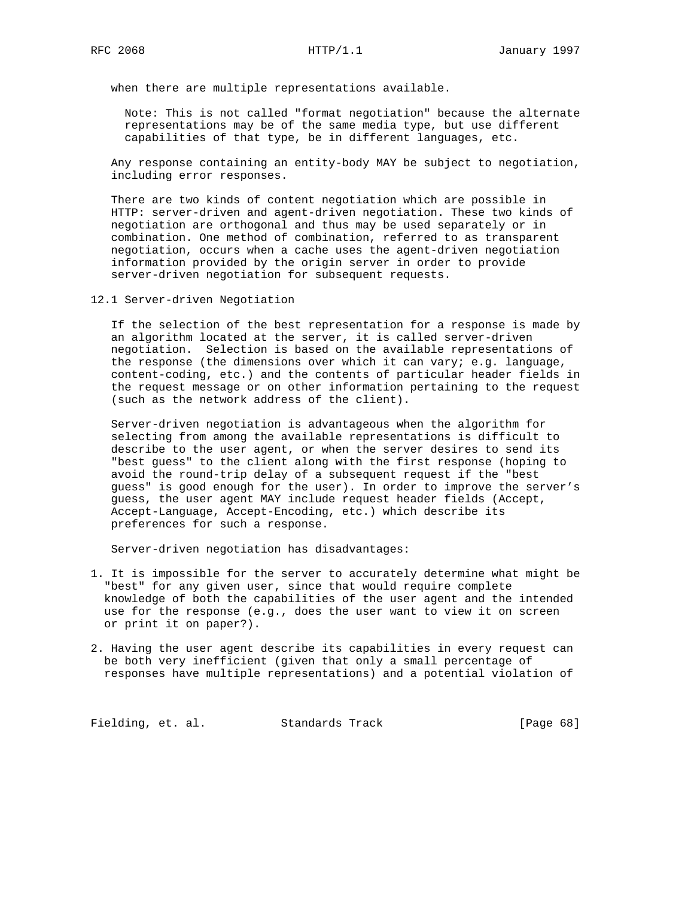when there are multiple representations available.

Note: This is not called "format negotiation" because the alternate representations may be of the same media type, but use different capabilities of that type, be in different languages, etc.

Any response containing an entity-body MAY be subject to negotiation, including error responses.

There are two kinds of content negotiation which are possible in HTTP: server-driven and agent-driven negotiation. These two kinds of negotiation are orthogonal and thus may be used separately or in combination. One method of combination, referred to as transparent negotiation, occurs when a cache uses the agent-driven negotiation information provided by the origin server in order to provide server-driven negotiation for subsequent requests.

## 12.1 Server-driven Negotiation

If the selection of the best representation for a response is made by an algorithm located at the server, it is called server-driven negotiation. Selection is based on the available representations of the response (the dimensions over which it can vary; e.g. language, content-coding, etc.) and the contents of particular header fields in the request message or on other information pertaining to the request (such as the network address of the client).

Server-driven negotiation is advantageous when the algorithm for selecting from among the available representations is difficult to describe to the user agent, or when the server desires to send its "best guess" to the client along with the first response (hoping to avoid the round-trip delay of a subsequent request if the "best guess" is good enough for the user). In order to improve the server's guess, the user agent MAY include request header fields (Accept, Accept-Language, Accept-Encoding, etc.) which describe its preferences for such a response.

Server-driven negotiation has disadvantages:

1. It is impossible for the server to accurately determine what might be "best" for any given user, since that would require complete knowledge of both the capabilities of the user agent and the intended use for the response (e.g., does the user want to view it on screen or print it on paper?).

2. Having the user agent describe its capabilities in every request can be both very inefficient (given that only a small percentage of responses have multiple representations) and a potential violation of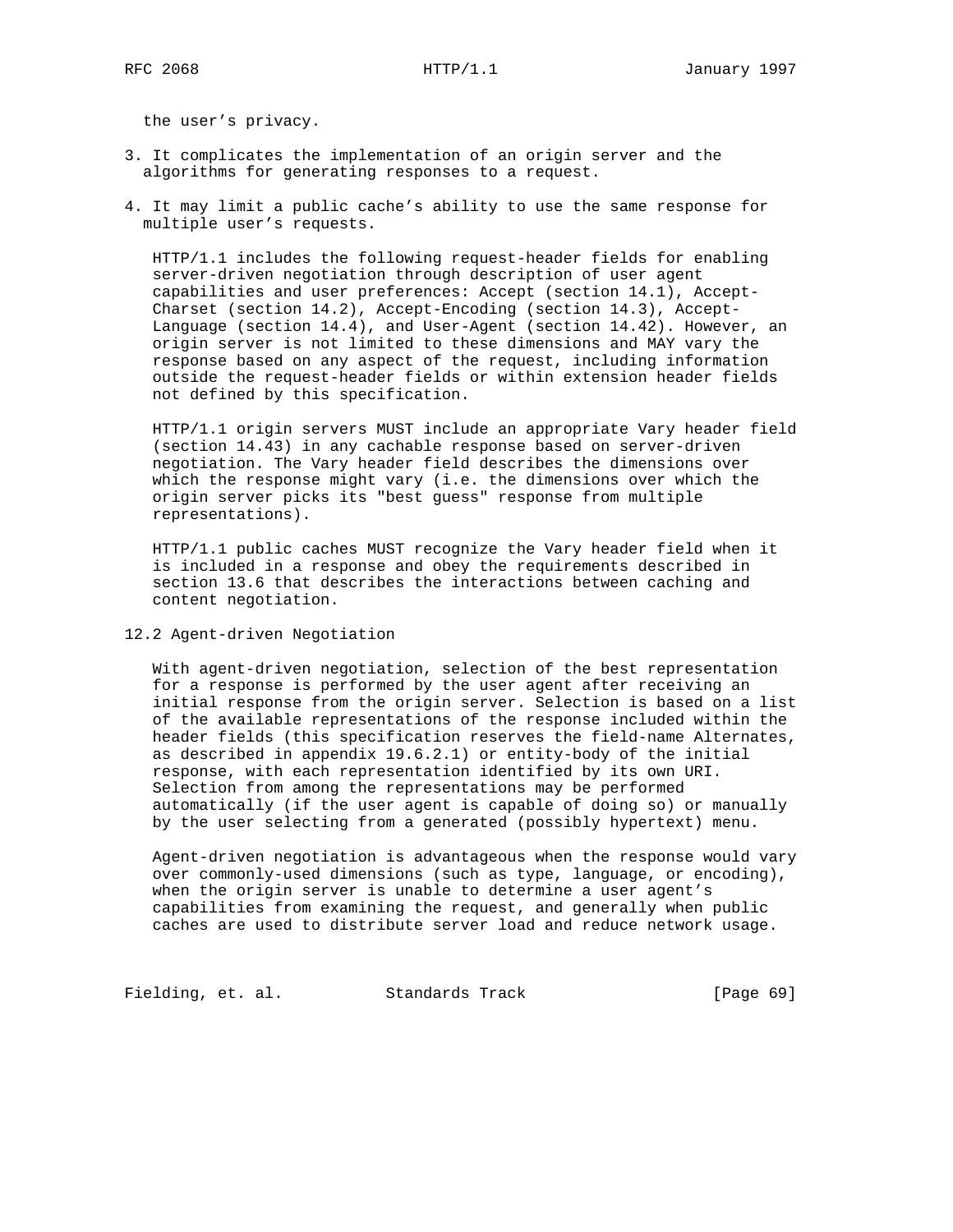the user's privacy.

3. It complicates the implementation of an origin server and the algorithms for generating responses to a request.

4. It may limit a public cache's ability to use the same response for multiple user's requests.

HTTP/1.1 includes the following request-header fields for enabling server-driven negotiation through description of user agent capabilities and user preferences: Accept (section 14.1), Accept-Charset (section 14.2), Accept-Encoding (section 14.3), Accept-Language (section 14.4), and User-Agent (section 14.42). However, an origin server is not limited to these dimensions and MAY vary the response based on any aspect of the request, including information outside the request-header fields or within extension header fields not defined by this specification.

HTTP/1.1 origin servers MUST include an appropriate Vary header field (section 14.43) in any cachable response based on server-driven negotiation. The Vary header field describes the dimensions over which the response might vary (i.e. the dimensions over which the origin server picks its "best guess" response from multiple representations).

HTTP/1.1 public caches MUST recognize the Vary header field when it is included in a response and obey the requirements described in section 13.6 that describes the interactions between caching and content negotiation.

## 12.2 Agent-driven Negotiation

With agent-driven negotiation, selection of the best representation for a response is performed by the user agent after receiving an initial response from the origin server. Selection is based on a list of the available representations of the response included within the header fields (this specification reserves the field-name Alternates, as described in appendix 19.6.2.1) or entity-body of the initial response, with each representation identified by its own URI. Selection from among the representations may be performed automatically (if the user agent is capable of doing so) or manually by the user selecting from a generated (possibly hypertext) menu.

Agent-driven negotiation is advantageous when the response would vary over commonly-used dimensions (such as type, language, or encoding), when the origin server is unable to determine a user agent's capabilities from examining the request, and generally when public caches are used to distribute server load and reduce network usage.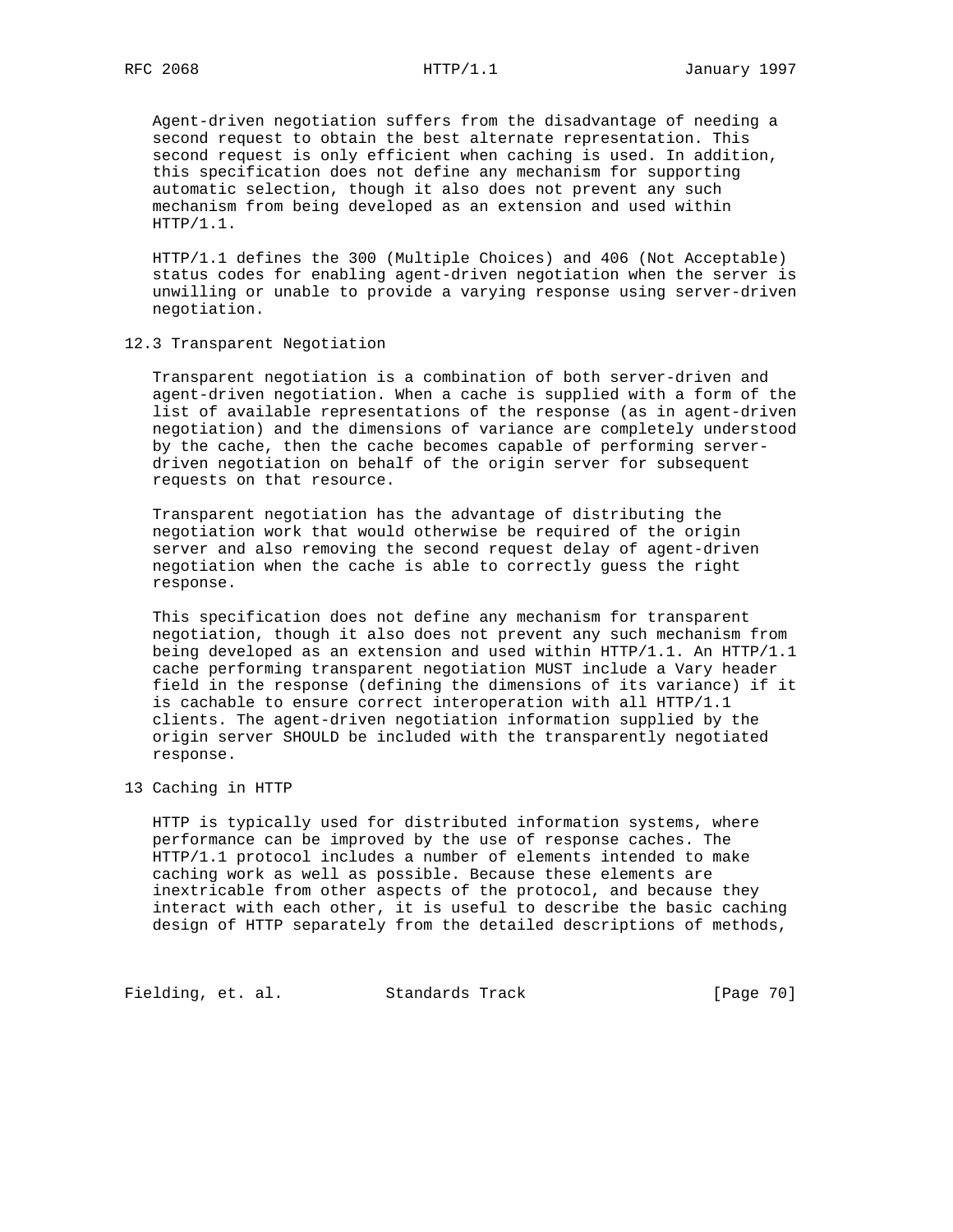Agent-driven negotiation suffers from the disadvantage of needing a second request to obtain the best alternate representation. This second request is only efficient when caching is used. In addition, this specification does not define any mechanism for supporting automatic selection, though it also does not prevent any such mechanism from being developed as an extension and used within HTTP/1.1.

HTTP/1.1 defines the 300 (Multiple Choices) and 406 (Not Acceptable) status codes for enabling agent-driven negotiation when the server is unwilling or unable to provide a varying response using server-driven negotiation.

### 12.3 Transparent Negotiation

Transparent negotiation is a combination of both server-driven and agent-driven negotiation. When a cache is supplied with a form of the list of available representations of the response (as in agent-driven negotiation) and the dimensions of variance are completely understood by the cache, then the cache becomes capable of performing server-driven negotiation on behalf of the origin server for subsequent requests on that resource.

Transparent negotiation has the advantage of distributing the negotiation work that would otherwise be required of the origin server and also removing the second request delay of agent-driven negotiation when the cache is able to correctly guess the right response.

This specification does not define any mechanism for transparent negotiation, though it also does not prevent any such mechanism from being developed as an extension and used within HTTP/1.1. An HTTP/1.1 cache performing transparent negotiation MUST include a Vary header field in the response (defining the dimensions of its variance) if it is cachable to ensure correct interoperation with all HTTP/1.1 clients. The agent-driven negotiation information supplied by the origin server SHOULD be included with the transparently negotiated response.

## 13 Caching in HTTP

HTTP is typically used for distributed information systems, where performance can be improved by the use of response caches. The HTTP/1.1 protocol includes a number of elements intended to make caching work as well as possible. Because these elements are inextricable from other aspects of the protocol, and because they interact with each other, it is useful to describe the basic caching design of HTTP separately from the detailed descriptions of methods,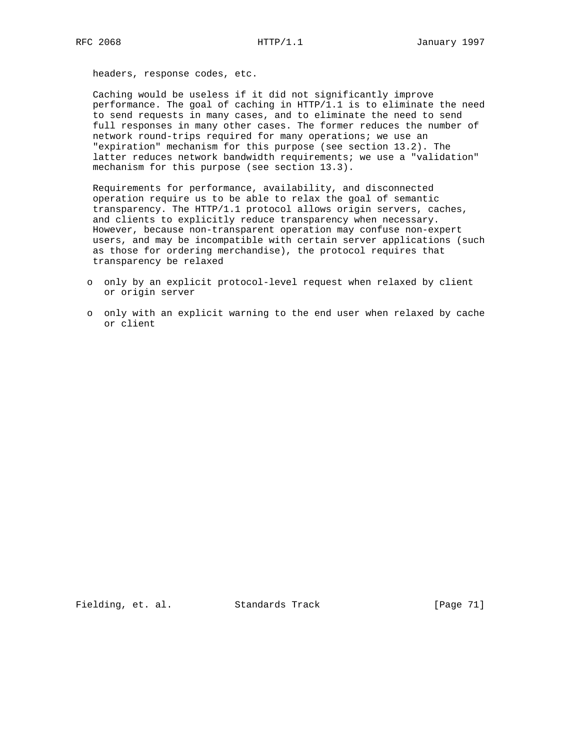headers, response codes, etc.

Caching would be useless if it did not significantly improve performance. The goal of caching in HTTP/1.1 is to eliminate the need to send requests in many cases, and to eliminate the need to send full responses in many other cases. The former reduces the number of network round-trips required for many operations; we use an "expiration" mechanism for this purpose (see section 13.2). The latter reduces network bandwidth requirements; we use a "validation" mechanism for this purpose (see section 13.3).

Requirements for performance, availability, and disconnected operation require us to be able to relax the goal of semantic transparency. The HTTP/1.1 protocol allows origin servers, caches, and clients to explicitly reduce transparency when necessary. However, because non-transparent operation may confuse non-expert users, and may be incompatible with certain server applications (such as those for ordering merchandise), the protocol requires that transparency be relaxed

- only by an explicit protocol-level request when relaxed by client or origin server
- only with an explicit warning to the end user when relaxed by cache or client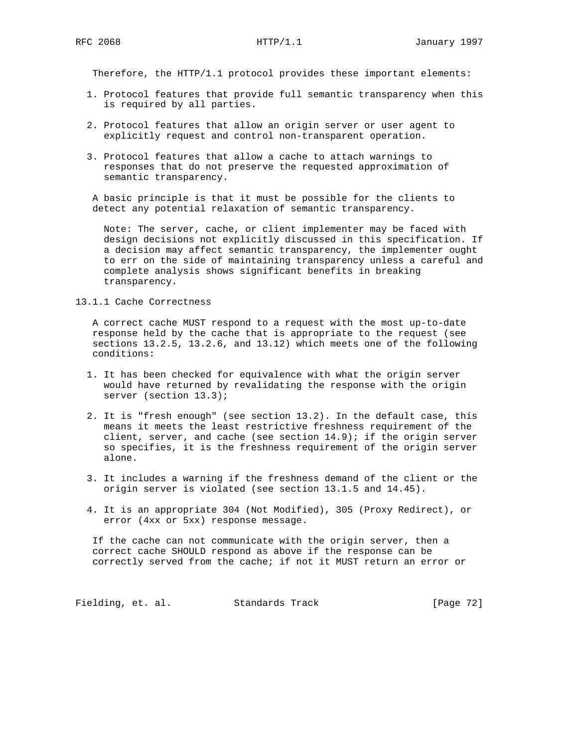Therefore, the HTTP/1.1 protocol provides these important elements:

1. Protocol features that provide full semantic transparency when this is required by all parties.

2. Protocol features that allow an origin server or user agent to explicitly request and control non-transparent operation.

3. Protocol features that allow a cache to attach warnings to responses that do not preserve the requested approximation of semantic transparency.

A basic principle is that it must be possible for the clients to detect any potential relaxation of semantic transparency.

> Note: The server, cache, or client implementer may be faced with design decisions not explicitly discussed in this specification. If a decision may affect semantic transparency, the implementer ought to err on the side of maintaining transparency unless a careful and complete analysis shows significant benefits in breaking transparency.

### 13.1.1 Cache Correctness

A correct cache MUST respond to a request with the most up-to-date response held by the cache that is appropriate to the request (see sections 13.2.5, 13.2.6, and 13.12) which meets one of the following conditions:

1. It has been checked for equivalence with what the origin server would have returned by revalidating the response with the origin server (section 13.3);

2. It is "fresh enough" (see section 13.2). In the default case, this means it meets the least restrictive freshness requirement of the client, server, and cache (see section 14.9); if the origin server so specifies, it is the freshness requirement of the origin server alone.

3. It includes a warning if the freshness demand of the client or the origin server is violated (see section 13.1.5 and 14.45).

4. It is an appropriate 304 (Not Modified), 305 (Proxy Redirect), or error (4xx or 5xx) response message.

If the cache can not communicate with the origin server, then a correct cache SHOULD respond as above if the response can be correctly served from the cache; if not it MUST return an error or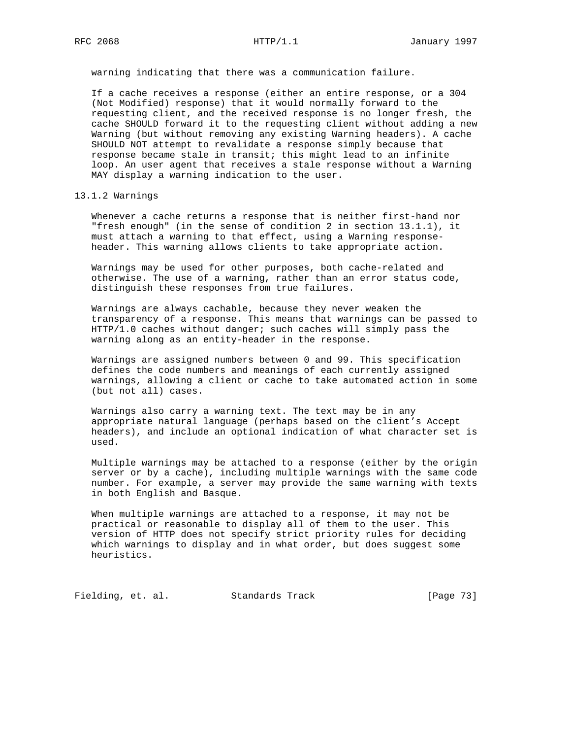warning indicating that there was a communication failure.

If a cache receives a response (either an entire response, or a 304 (Not Modified) response) that it would normally forward to the requesting client, and the received response is no longer fresh, the cache SHOULD forward it to the requesting client without adding a new Warning (but without removing any existing Warning headers). A cache SHOULD NOT attempt to revalidate a response simply because that response became stale in transit; this might lead to an infinite loop. An user agent that receives a stale response without a Warning MAY display a warning indication to the user.

### 13.1.2 Warnings

Whenever a cache returns a response that is neither first-hand nor "fresh enough" (in the sense of condition 2 in section 13.1.1), it must attach a warning to that effect, using a Warning response-header. This warning allows clients to take appropriate action.

Warnings may be used for other purposes, both cache-related and otherwise. The use of a warning, rather than an error status code, distinguish these responses from true failures.

Warnings are always cachable, because they never weaken the transparency of a response. This means that warnings can be passed to HTTP/1.0 caches without danger; such caches will simply pass the warning along as an entity-header in the response.

Warnings are assigned numbers between 0 and 99. This specification defines the code numbers and meanings of each currently assigned warnings, allowing a client or cache to take automated action in some (but not all) cases.

Warnings also carry a warning text. The text may be in any appropriate natural language (perhaps based on the client's Accept headers), and include an optional indication of what character set is used.

Multiple warnings may be attached to a response (either by the origin server or by a cache), including multiple warnings with the same code number. For example, a server may provide the same warning with texts in both English and Basque.

When multiple warnings are attached to a response, it may not be practical or reasonable to display all of them to the user. This version of HTTP does not specify strict priority rules for deciding which warnings to display and in what order, but does suggest some heuristics.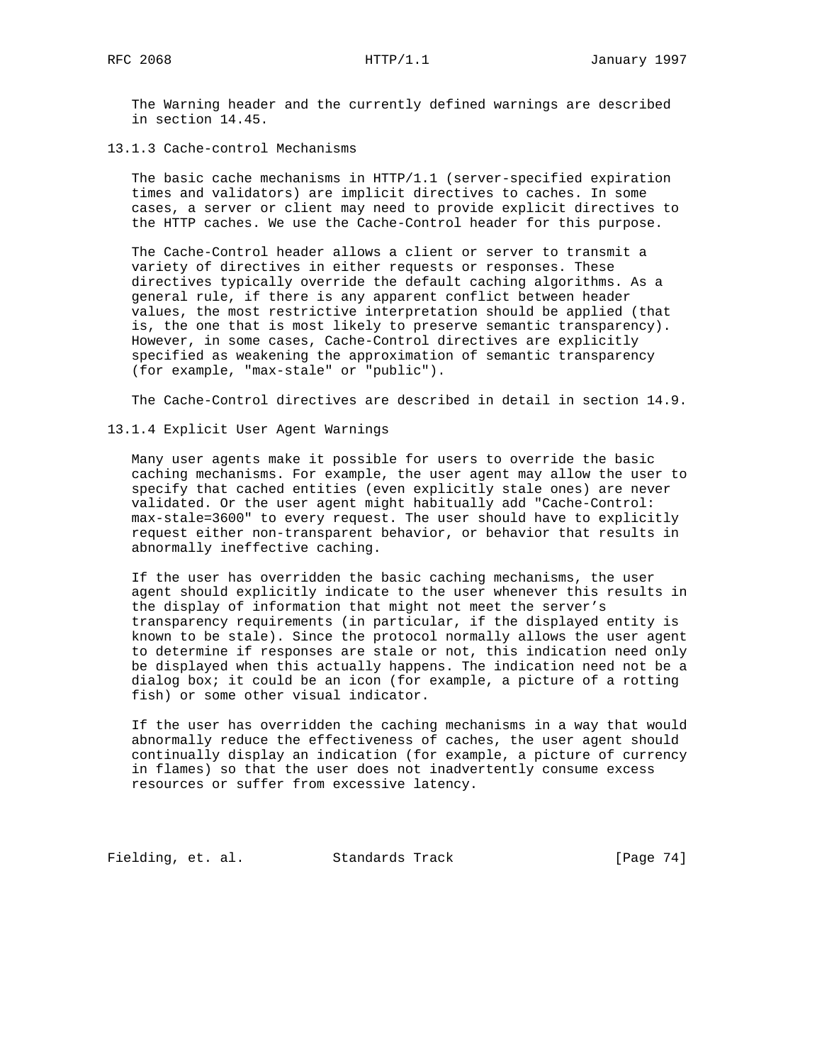The Warning header and the currently defined warnings are described in section 14.45.

### 13.1.3 Cache-control Mechanisms

The basic cache mechanisms in HTTP/1.1 (server-specified expiration times and validators) are implicit directives to caches. In some cases, a server or client may need to provide explicit directives to the HTTP caches. We use the Cache-Control header for this purpose.

The Cache-Control header allows a client or server to transmit a variety of directives in either requests or responses. These directives typically override the default caching algorithms. As a general rule, if there is any apparent conflict between header values, the most restrictive interpretation should be applied (that is, the one that is most likely to preserve semantic transparency). However, in some cases, Cache-Control directives are explicitly specified as weakening the approximation of semantic transparency (for example, "max-stale" or "public").

The Cache-Control directives are described in detail in section 14.9.

### 13.1.4 Explicit User Agent Warnings

Many user agents make it possible for users to override the basic caching mechanisms. For example, the user agent may allow the user to specify that cached entities (even explicitly stale ones) are never validated. Or the user agent might habitually add "Cache-Control: max-stale=3600" to every request. The user should have to explicitly request either non-transparent behavior, or behavior that results in abnormally ineffective caching.

If the user has overridden the basic caching mechanisms, the user agent should explicitly indicate to the user whenever this results in the display of information that might not meet the server's transparency requirements (in particular, if the displayed entity is known to be stale). Since the protocol normally allows the user agent to determine if responses are stale or not, this indication need only be displayed when this actually happens. The indication need not be a dialog box; it could be an icon (for example, a picture of a rotting fish) or some other visual indicator.

If the user has overridden the caching mechanisms in a way that would abnormally reduce the effectiveness of caches, the user agent should continually display an indication (for example, a picture of currency in flames) so that the user does not inadvertently consume excess resources or suffer from excessive latency.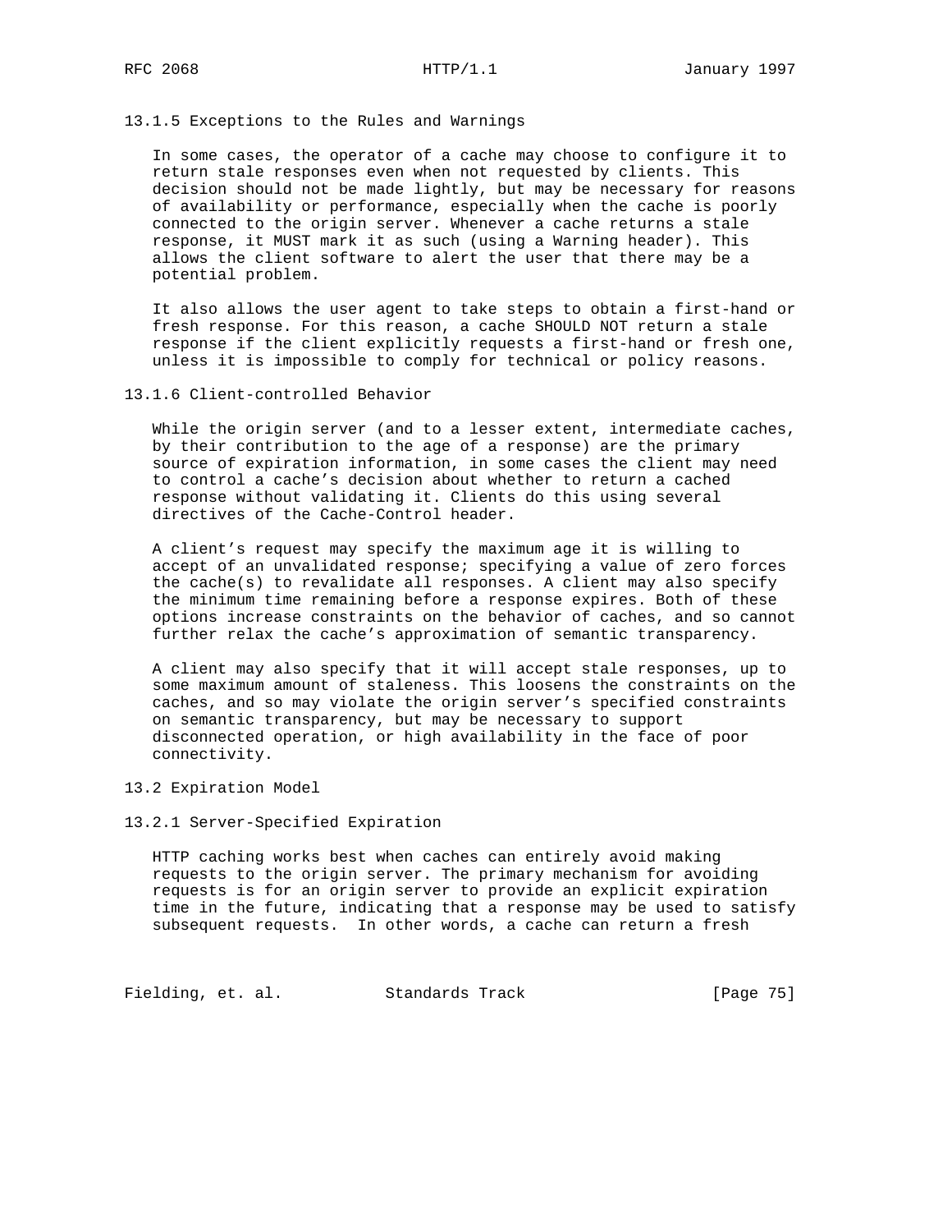### 13.1.5 Exceptions to the Rules and Warnings

In some cases, the operator of a cache may choose to configure it to return stale responses even when not requested by clients. This decision should not be made lightly, but may be necessary for reasons of availability or performance, especially when the cache is poorly connected to the origin server. Whenever a cache returns a stale response, it MUST mark it as such (using a Warning header). This allows the client software to alert the user that there may be a potential problem.

It also allows the user agent to take steps to obtain a first-hand or fresh response. For this reason, a cache SHOULD NOT return a stale response if the client explicitly requests a first-hand or fresh one, unless it is impossible to comply for technical or policy reasons.

### 13.1.6 Client-controlled Behavior

While the origin server (and to a lesser extent, intermediate caches, by their contribution to the age of a response) are the primary source of expiration information, in some cases the client may need to control a cache's decision about whether to return a cached response without validating it. Clients do this using several directives of the Cache-Control header.

A client's request may specify the maximum age it is willing to accept of an unvalidated response; specifying a value of zero forces the cache(s) to revalidate all responses. A client may also specify the minimum time remaining before a response expires. Both of these options increase constraints on the behavior of caches, and so cannot further relax the cache's approximation of semantic transparency.

A client may also specify that it will accept stale responses, up to some maximum amount of staleness. This loosens the constraints on the caches, and so may violate the origin server's specified constraints on semantic transparency, but may be necessary to support disconnected operation, or high availability in the face of poor connectivity.

## 13.2 Expiration Model

### 13.2.1 Server-Specified Expiration

HTTP caching works best when caches can entirely avoid making requests to the origin server. The primary mechanism for avoiding requests is for an origin server to provide an explicit expiration time in the future, indicating that a response may be used to satisfy subsequent requests. In other words, a cache can return a fresh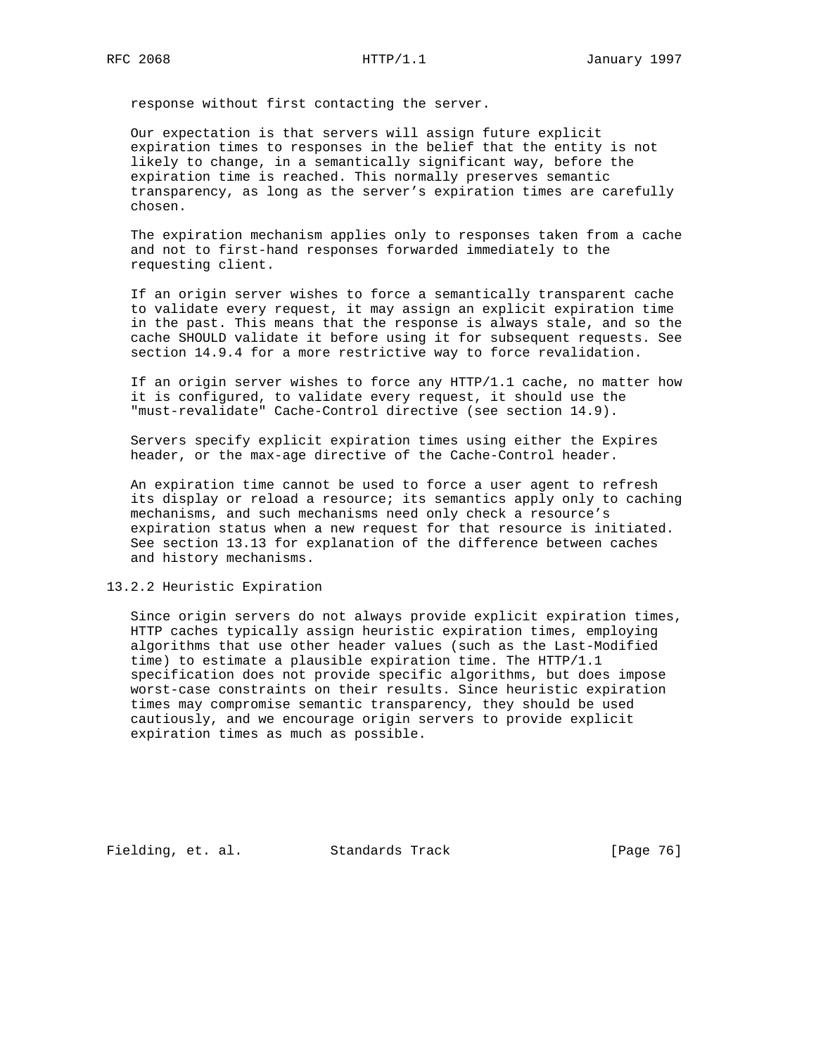response without first contacting the server.

Our expectation is that servers will assign future explicit expiration times to responses in the belief that the entity is not likely to change, in a semantically significant way, before the expiration time is reached. This normally preserves semantic transparency, as long as the server's expiration times are carefully chosen.

The expiration mechanism applies only to responses taken from a cache and not to first-hand responses forwarded immediately to the requesting client.

If an origin server wishes to force a semantically transparent cache to validate every request, it may assign an explicit expiration time in the past. This means that the response is always stale, and so the cache SHOULD validate it before using it for subsequent requests. See section 14.9.4 for a more restrictive way to force revalidation.

If an origin server wishes to force any HTTP/1.1 cache, no matter how it is configured, to validate every request, it should use the "must-revalidate" Cache-Control directive (see section 14.9).

Servers specify explicit expiration times using either the Expires header, or the max-age directive of the Cache-Control header.

An expiration time cannot be used to force a user agent to refresh its display or reload a resource; its semantics apply only to caching mechanisms, and such mechanisms need only check a resource's expiration status when a new request for that resource is initiated. See section 13.13 for explanation of the difference between caches and history mechanisms.

### 13.2.2 Heuristic Expiration

Since origin servers do not always provide explicit expiration times, HTTP caches typically assign heuristic expiration times, employing algorithms that use other header values (such as the Last-Modified time) to estimate a plausible expiration time. The HTTP/1.1 specification does not provide specific algorithms, but does impose worst-case constraints on their results. Since heuristic expiration times may compromise semantic transparency, they should be used cautiously, and we encourage origin servers to provide explicit expiration times as much as possible.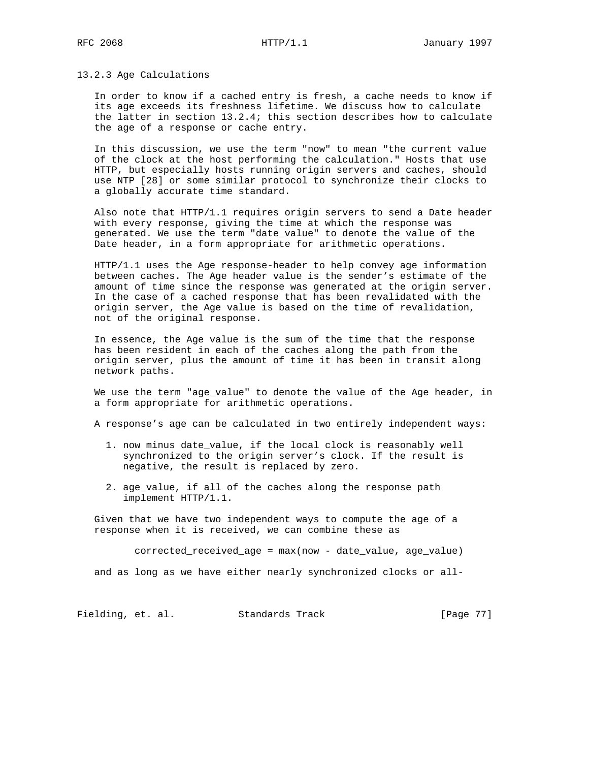### 13.2.3 Age Calculations

In order to know if a cached entry is fresh, a cache needs to know if its age exceeds its freshness lifetime. We discuss how to calculate the latter in section 13.2.4; this section describes how to calculate the age of a response or cache entry.

In this discussion, we use the term "now" to mean "the current value of the clock at the host performing the calculation." Hosts that use HTTP, but especially hosts running origin servers and caches, should use NTP [28] or some similar protocol to synchronize their clocks to a globally accurate time standard.

Also note that HTTP/1.1 requires origin servers to send a Date header with every response, giving the time at which the response was generated. We use the term "date_value" to denote the value of the Date header, in a form appropriate for arithmetic operations.

HTTP/1.1 uses the Age response-header to help convey age information between caches. The Age header value is the sender's estimate of the amount of time since the response was generated at the origin server. In the case of a cached response that has been revalidated with the origin server, the Age value is based on the time of revalidation, not of the original response.

In essence, the Age value is the sum of the time that the response has been resident in each of the caches along the path from the origin server, plus the amount of time it has been in transit along network paths.

We use the term "age_value" to denote the value of the Age header, in a form appropriate for arithmetic operations.

A response's age can be calculated in two entirely independent ways:

1. now minus date_value, if the local clock is reasonably well synchronized to the origin server's clock. If the result is negative, the result is replaced by zero.
2. age_value, if all of the caches along the response path implement HTTP/1.1.

Given that we have two independent ways to compute the age of a response when it is received, we can combine these as

```
corrected_received_age = max(now - date_value, age_value)
```

and as long as we have either nearly synchronized clocks or all-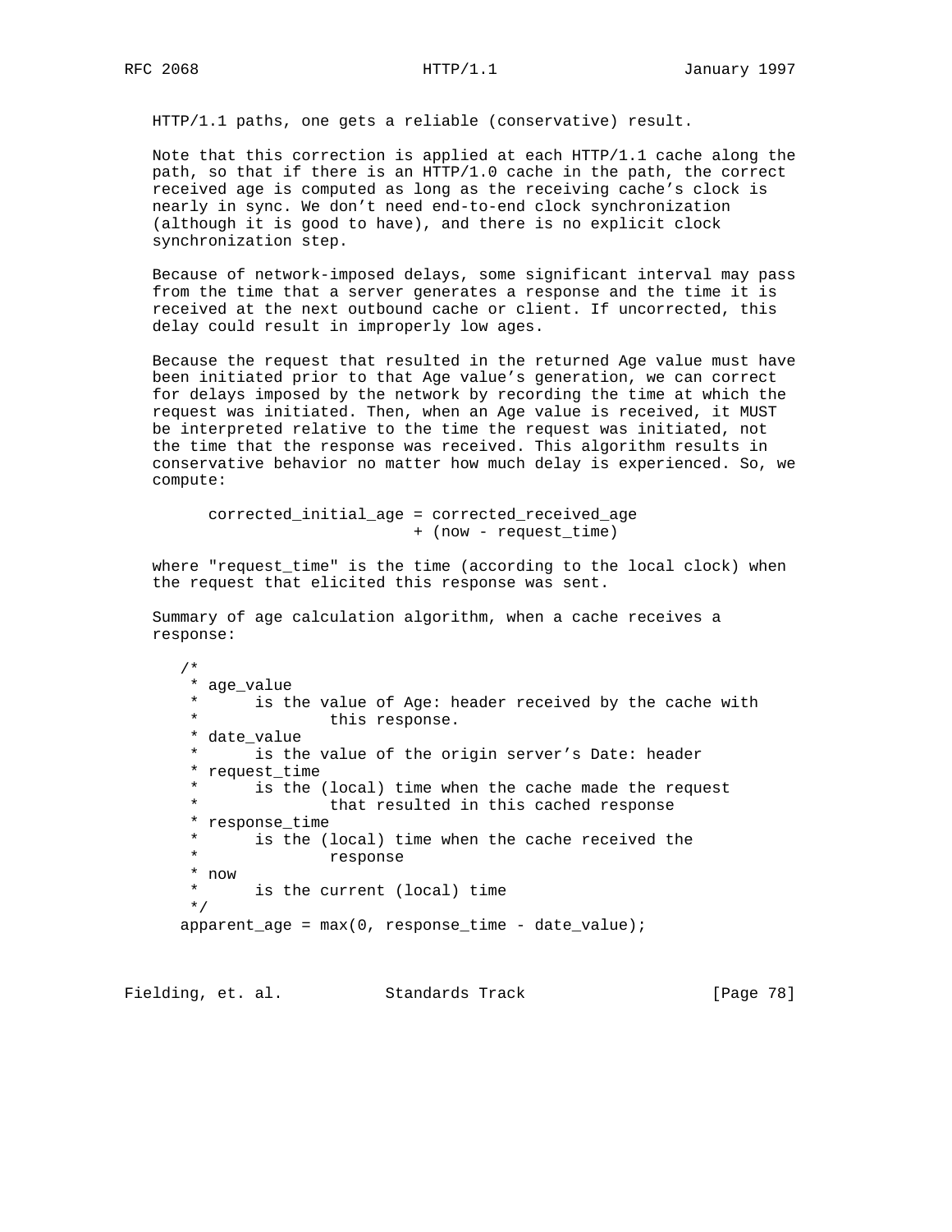HTTP/1.1 paths, one gets a reliable (conservative) result.

Note that this correction is applied at each HTTP/1.1 cache along the path, so that if there is an HTTP/1.0 cache in the path, the correct received age is computed as long as the receiving cache's clock is nearly in sync. We don't need end-to-end clock synchronization (although it is good to have), and there is no explicit clock synchronization step.

Because of network-imposed delays, some significant interval may pass from the time that a server generates a response and the time it is received at the next outbound cache or client. If uncorrected, this delay could result in improperly low ages.

Because the request that resulted in the returned Age value must have been initiated prior to that Age value's generation, we can correct for delays imposed by the network by recording the time at which the request was initiated. Then, when an Age value is received, it MUST be interpreted relative to the time the request was initiated, not the time that the response was received. This algorithm results in conservative behavior no matter how much delay is experienced. So, we compute:

```
corrected_initial_age = corrected_received_age
                          + (now - request_time)
```

where "request_time" is the time (according to the local clock) when the request that elicited this response was sent.

Summary of age calculation algorithm, when a cache receives a response:

```
/*
 * age_value
 *      is the value of Age: header received by the cache with
 *              this response.
 * date_value
 *      is the value of the origin server's Date: header
 * request_time
 *      is the (local) time when the cache made the request
 *              that resulted in this cached response
 * response_time
 *      is the (local) time when the cache received the
 *              response
 * now
 *      is the current (local) time
 */
apparent_age = max(0, response_time - date_value);
```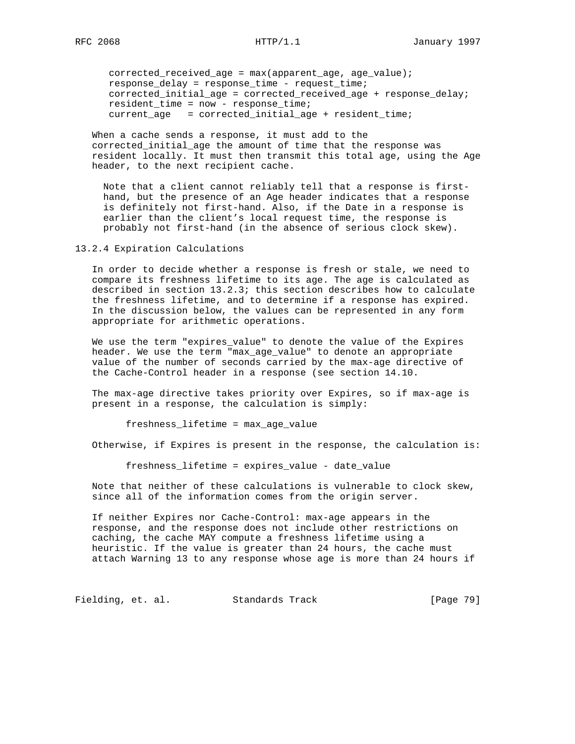```
corrected_received_age = max(apparent_age, age_value);
response_delay = response_time - request_time;
corrected_initial_age = corrected_received_age + response_delay;
resident_time = now - response_time;
current_age   = corrected_initial_age + resident_time;
```

When a cache sends a response, it must add to the corrected_initial_age the amount of time that the response was resident locally. It must then transmit this total age, using the Age header, to the next recipient cache.

> Note that a client cannot reliably tell that a response is first-hand, but the presence of an Age header indicates that a response is definitely not first-hand. Also, if the Date in a response is earlier than the client's local request time, the response is probably not first-hand (in the absence of serious clock skew).

### 13.2.4 Expiration Calculations

In order to decide whether a response is fresh or stale, we need to compare its freshness lifetime to its age. The age is calculated as described in section 13.2.3; this section describes how to calculate the freshness lifetime, and to determine if a response has expired. In the discussion below, the values can be represented in any form appropriate for arithmetic operations.

We use the term "expires_value" to denote the value of the Expires header. We use the term "max_age_value" to denote an appropriate value of the number of seconds carried by the max-age directive of the Cache-Control header in a response (see section 14.10.

The max-age directive takes priority over Expires, so if max-age is present in a response, the calculation is simply:

```
freshness_lifetime = max_age_value
```

Otherwise, if Expires is present in the response, the calculation is:

```
freshness_lifetime = expires_value - date_value
```

Note that neither of these calculations is vulnerable to clock skew, since all of the information comes from the origin server.

If neither Expires nor Cache-Control: max-age appears in the response, and the response does not include other restrictions on caching, the cache MAY compute a freshness lifetime using a heuristic. If the value is greater than 24 hours, the cache must attach Warning 13 to any response whose age is more than 24 hours if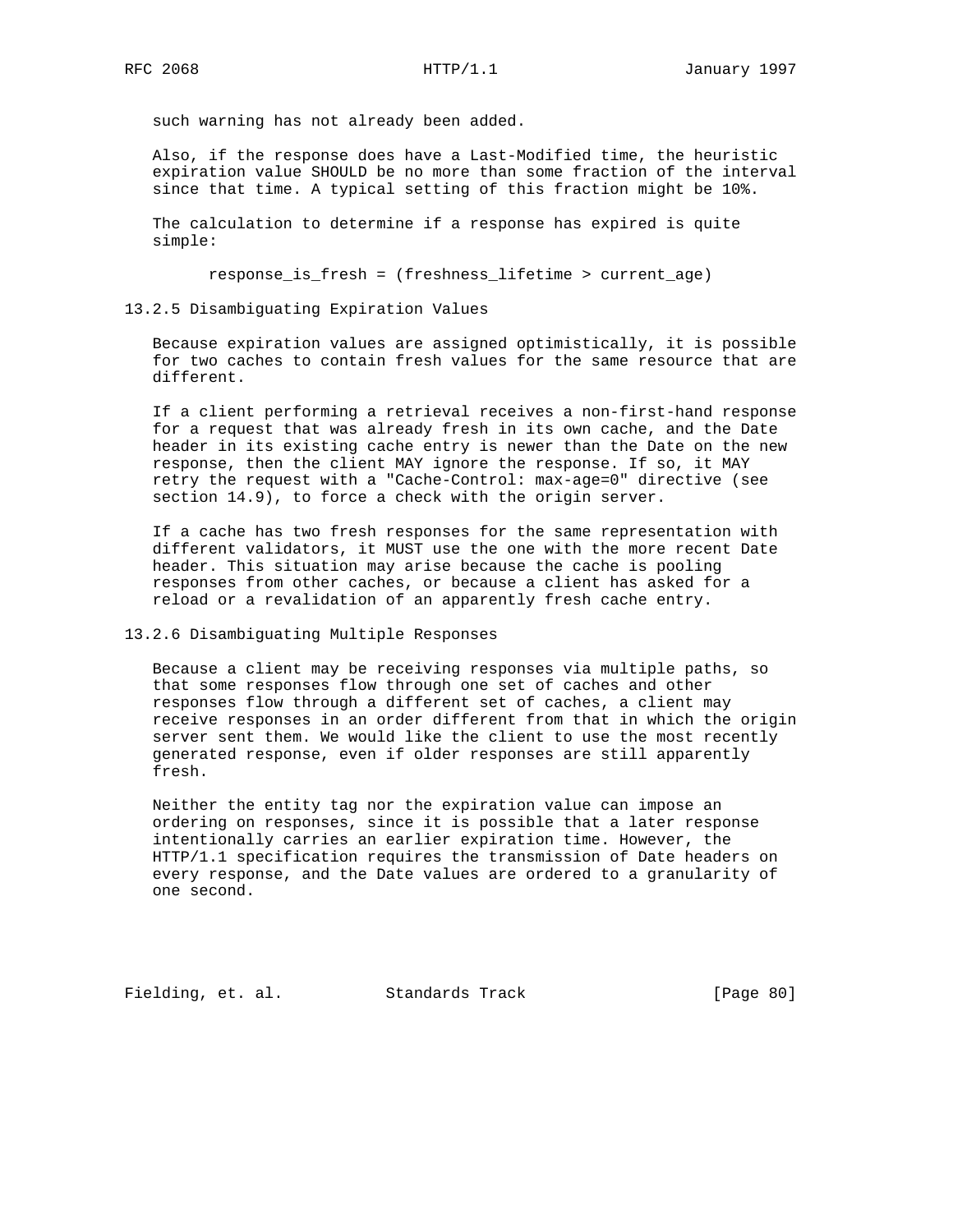such warning has not already been added.

Also, if the response does have a Last-Modified time, the heuristic expiration value SHOULD be no more than some fraction of the interval since that time. A typical setting of this fraction might be 10%.

The calculation to determine if a response has expired is quite simple:

```
response_is_fresh = (freshness_lifetime > current_age)
```

### 13.2.5 Disambiguating Expiration Values

Because expiration values are assigned optimistically, it is possible for two caches to contain fresh values for the same resource that are different.

If a client performing a retrieval receives a non-first-hand response for a request that was already fresh in its own cache, and the Date header in its existing cache entry is newer than the Date on the new response, then the client MAY ignore the response. If so, it MAY retry the request with a "Cache-Control: max-age=0" directive (see section 14.9), to force a check with the origin server.

If a cache has two fresh responses for the same representation with different validators, it MUST use the one with the more recent Date header. This situation may arise because the cache is pooling responses from other caches, or because a client has asked for a reload or a revalidation of an apparently fresh cache entry.

### 13.2.6 Disambiguating Multiple Responses

Because a client may be receiving responses via multiple paths, so that some responses flow through one set of caches and other responses flow through a different set of caches, a client may receive responses in an order different from that in which the origin server sent them. We would like the client to use the most recently generated response, even if older responses are still apparently fresh.

Neither the entity tag nor the expiration value can impose an ordering on responses, since it is possible that a later response intentionally carries an earlier expiration time. However, the HTTP/1.1 specification requires the transmission of Date headers on every response, and the Date values are ordered to a granularity of one second.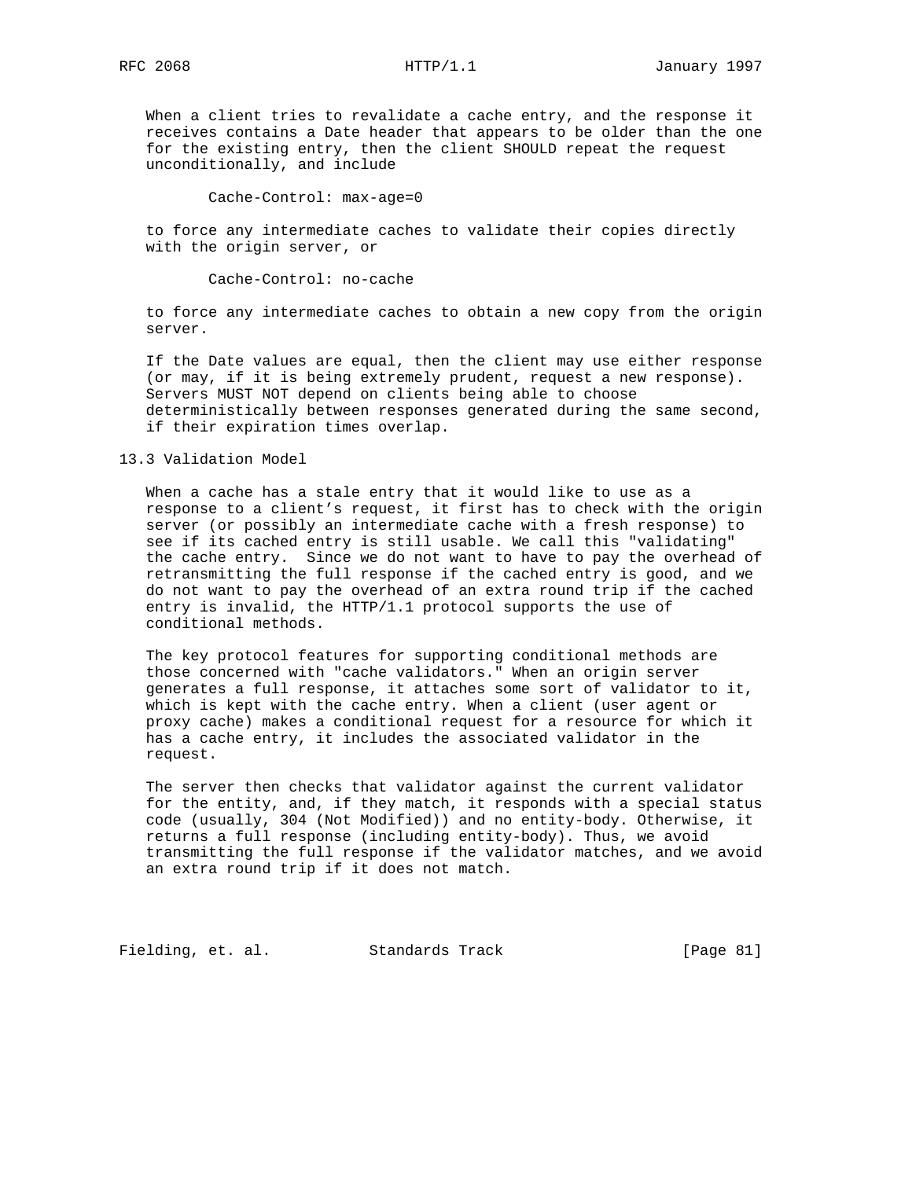When a client tries to revalidate a cache entry, and the response it receives contains a Date header that appears to be older than the one for the existing entry, then the client SHOULD repeat the request unconditionally, and include

```
Cache-Control: max-age=0
```

to force any intermediate caches to validate their copies directly with the origin server, or

```
Cache-Control: no-cache
```

to force any intermediate caches to obtain a new copy from the origin server.

If the Date values are equal, then the client may use either response (or may, if it is being extremely prudent, request a new response). Servers MUST NOT depend on clients being able to choose deterministically between responses generated during the same second, if their expiration times overlap.

## 13.3 Validation Model

When a cache has a stale entry that it would like to use as a response to a client's request, it first has to check with the origin server (or possibly an intermediate cache with a fresh response) to see if its cached entry is still usable. We call this "validating" the cache entry. Since we do not want to have to pay the overhead of retransmitting the full response if the cached entry is good, and we do not want to pay the overhead of an extra round trip if the cached entry is invalid, the HTTP/1.1 protocol supports the use of conditional methods.

The key protocol features for supporting conditional methods are those concerned with "cache validators." When an origin server generates a full response, it attaches some sort of validator to it, which is kept with the cache entry. When a client (user agent or proxy cache) makes a conditional request for a resource for which it has a cache entry, it includes the associated validator in the request.

The server then checks that validator against the current validator for the entity, and, if they match, it responds with a special status code (usually, 304 (Not Modified)) and no entity-body. Otherwise, it returns a full response (including entity-body). Thus, we avoid transmitting the full response if the validator matches, and we avoid an extra round trip if it does not match.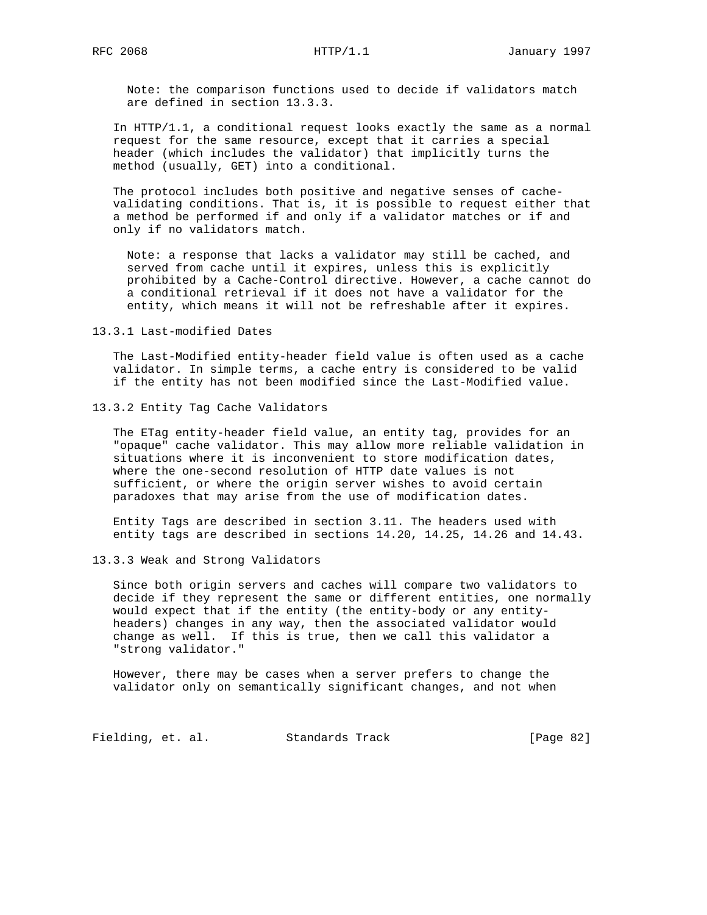Note: the comparison functions used to decide if validators match are defined in section 13.3.3.

In HTTP/1.1, a conditional request looks exactly the same as a normal request for the same resource, except that it carries a special header (which includes the validator) that implicitly turns the method (usually, GET) into a conditional.

The protocol includes both positive and negative senses of cache-validating conditions. That is, it is possible to request either that a method be performed if and only if a validator matches or if and only if no validators match.

Note: a response that lacks a validator may still be cached, and served from cache until it expires, unless this is explicitly prohibited by a Cache-Control directive. However, a cache cannot do a conditional retrieval if it does not have a validator for the entity, which means it will not be refreshable after it expires.

### 13.3.1 Last-modified Dates

The Last-Modified entity-header field value is often used as a cache validator. In simple terms, a cache entry is considered to be valid if the entity has not been modified since the Last-Modified value.

### 13.3.2 Entity Tag Cache Validators

The ETag entity-header field value, an entity tag, provides for an "opaque" cache validator. This may allow more reliable validation in situations where it is inconvenient to store modification dates, where the one-second resolution of HTTP date values is not sufficient, or where the origin server wishes to avoid certain paradoxes that may arise from the use of modification dates.

Entity Tags are described in section 3.11. The headers used with entity tags are described in sections 14.20, 14.25, 14.26 and 14.43.

### 13.3.3 Weak and Strong Validators

Since both origin servers and caches will compare two validators to decide if they represent the same or different entities, one normally would expect that if the entity (the entity-body or any entity-headers) changes in any way, then the associated validator would change as well. If this is true, then we call this validator a "strong validator."

However, there may be cases when a server prefers to change the validator only on semantically significant changes, and not when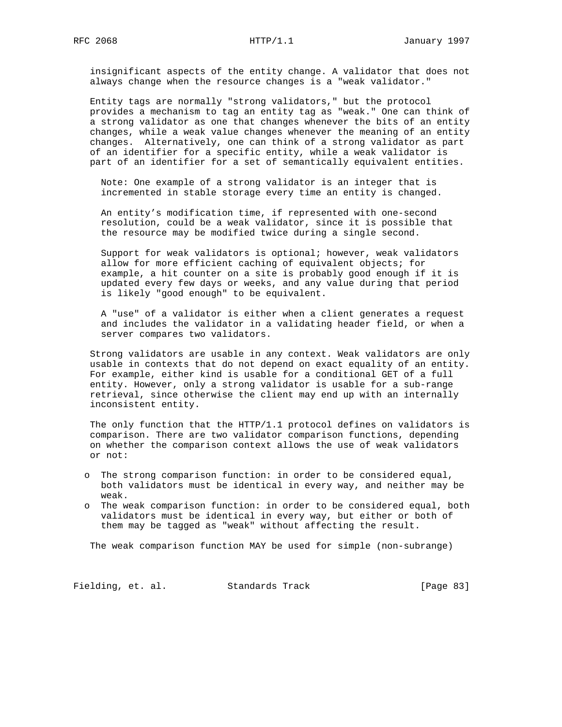insignificant aspects of the entity change. A validator that does not always change when the resource changes is a "weak validator."

Entity tags are normally "strong validators," but the protocol provides a mechanism to tag an entity tag as "weak." One can think of a strong validator as one that changes whenever the bits of an entity changes, while a weak value changes whenever the meaning of an entity changes. Alternatively, one can think of a strong validator as part of an identifier for a specific entity, while a weak validator is part of an identifier for a set of semantically equivalent entities.

> Note: One example of a strong validator is an integer that is incremented in stable storage every time an entity is changed.
>
> An entity's modification time, if represented with one-second resolution, could be a weak validator, since it is possible that the resource may be modified twice during a single second.
>
> Support for weak validators is optional; however, weak validators allow for more efficient caching of equivalent objects; for example, a hit counter on a site is probably good enough if it is updated every few days or weeks, and any value during that period is likely "good enough" to be equivalent.
>
> A "use" of a validator is either when a client generates a request and includes the validator in a validating header field, or when a server compares two validators.

Strong validators are usable in any context. Weak validators are only usable in contexts that do not depend on exact equality of an entity. For example, either kind is usable for a conditional GET of a full entity. However, only a strong validator is usable for a sub-range retrieval, since otherwise the client may end up with an internally inconsistent entity.

The only function that the HTTP/1.1 protocol defines on validators is comparison. There are two validator comparison functions, depending on whether the comparison context allows the use of weak validators or not:

- The strong comparison function: in order to be considered equal, both validators must be identical in every way, and neither may be weak.
- The weak comparison function: in order to be considered equal, both validators must be identical in every way, but either or both of them may be tagged as "weak" without affecting the result.

The weak comparison function MAY be used for simple (non-subrange)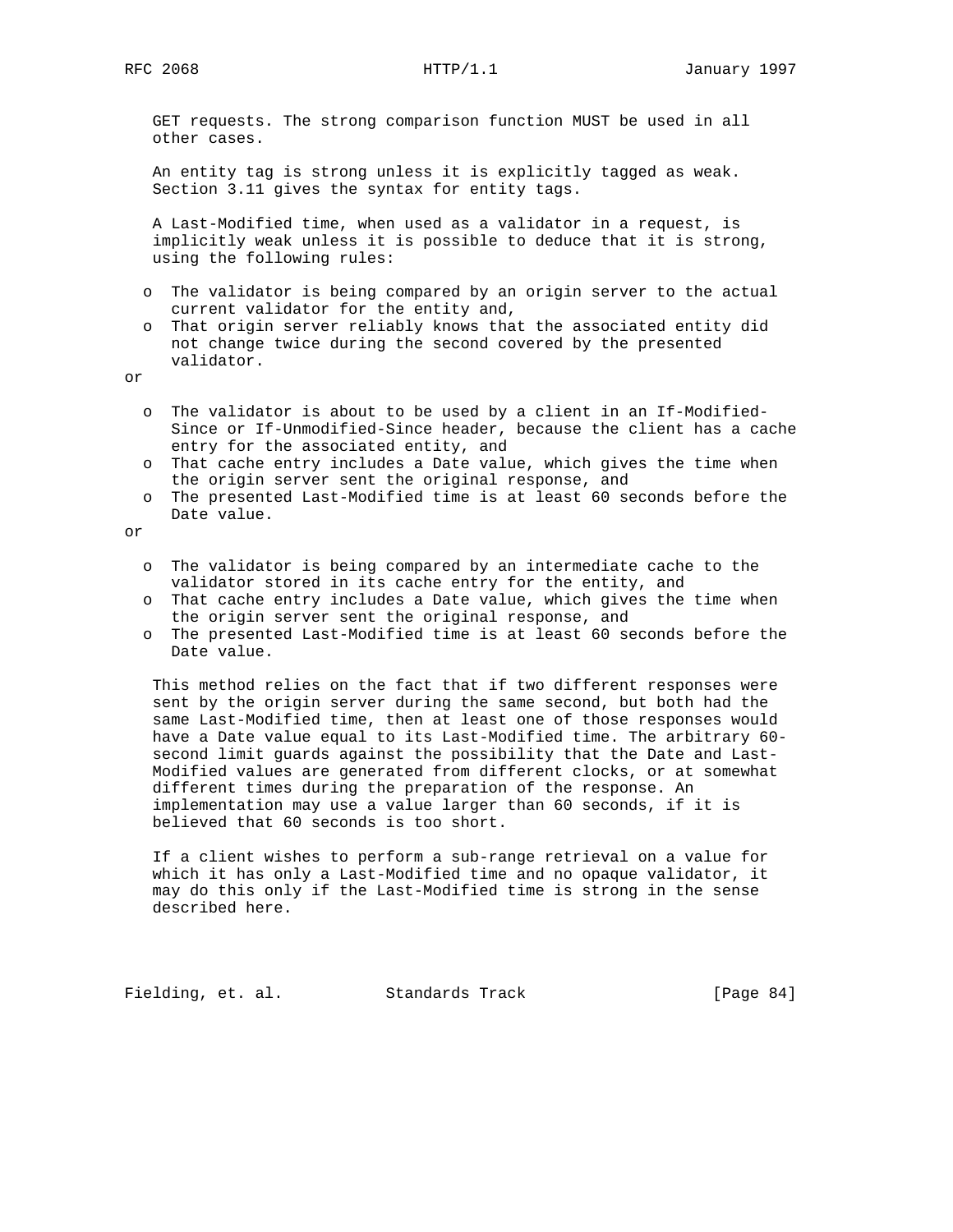GET requests. The strong comparison function MUST be used in all other cases.

An entity tag is strong unless it is explicitly tagged as weak. Section 3.11 gives the syntax for entity tags.

A Last-Modified time, when used as a validator in a request, is implicitly weak unless it is possible to deduce that it is strong, using the following rules:

- The validator is being compared by an origin server to the actual current validator for the entity and,
- That origin server reliably knows that the associated entity did not change twice during the second covered by the presented validator.

or

- The validator is about to be used by a client in an If-Modified-Since or If-Unmodified-Since header, because the client has a cache entry for the associated entity, and
- That cache entry includes a Date value, which gives the time when the origin server sent the original response, and
- The presented Last-Modified time is at least 60 seconds before the Date value.

or

- The validator is being compared by an intermediate cache to the validator stored in its cache entry for the entity, and
- That cache entry includes a Date value, which gives the time when the origin server sent the original response, and
- The presented Last-Modified time is at least 60 seconds before the Date value.

This method relies on the fact that if two different responses were sent by the origin server during the same second, but both had the same Last-Modified time, then at least one of those responses would have a Date value equal to its Last-Modified time. The arbitrary 60-second limit guards against the possibility that the Date and Last-Modified values are generated from different clocks, or at somewhat different times during the preparation of the response. An implementation may use a value larger than 60 seconds, if it is believed that 60 seconds is too short.

If a client wishes to perform a sub-range retrieval on a value for which it has only a Last-Modified time and no opaque validator, it may do this only if the Last-Modified time is strong in the sense described here.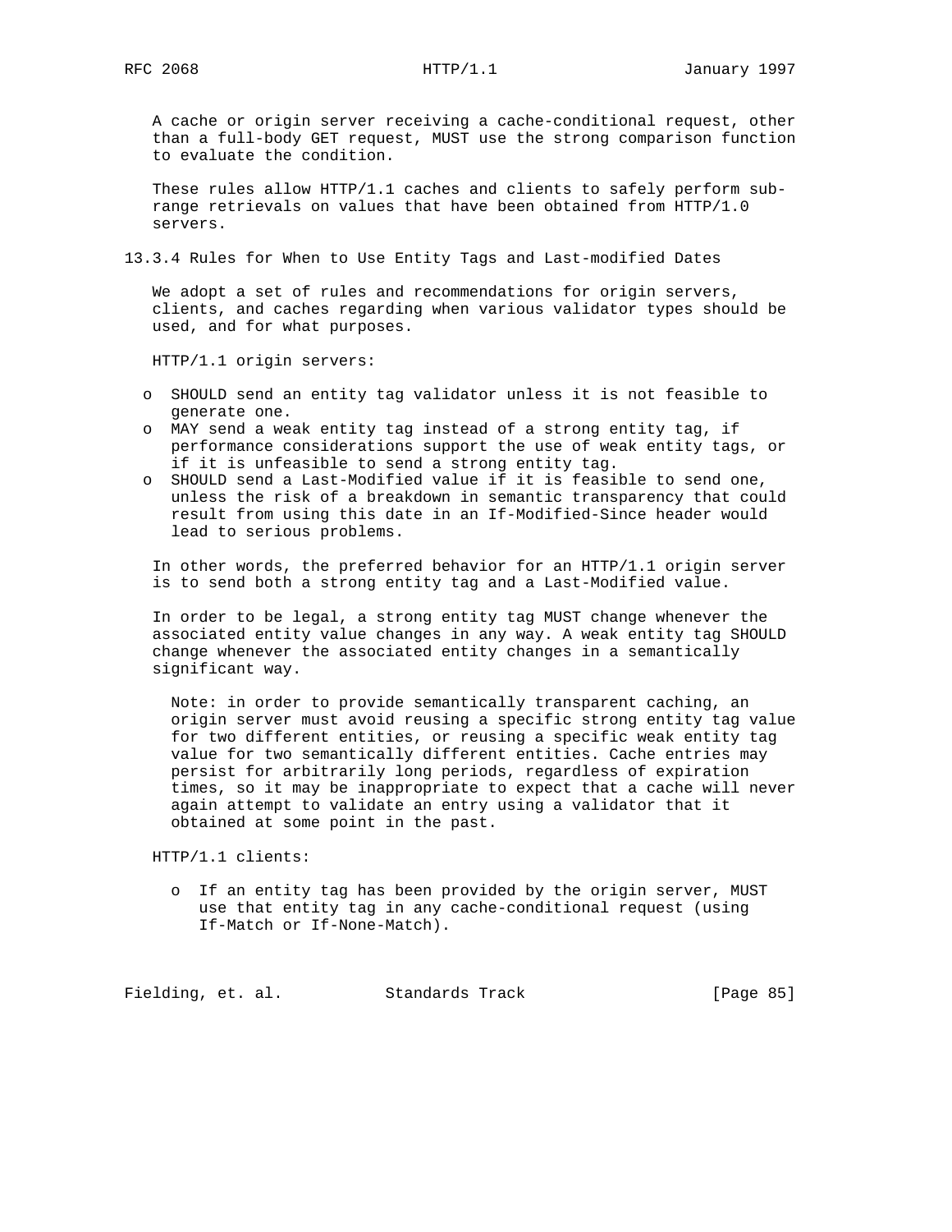A cache or origin server receiving a cache-conditional request, other than a full-body GET request, MUST use the strong comparison function to evaluate the condition.

These rules allow HTTP/1.1 caches and clients to safely perform sub-range retrievals on values that have been obtained from HTTP/1.0 servers.

### 13.3.4 Rules for When to Use Entity Tags and Last-modified Dates

We adopt a set of rules and recommendations for origin servers, clients, and caches regarding when various validator types should be used, and for what purposes.

HTTP/1.1 origin servers:

- SHOULD send an entity tag validator unless it is not feasible to generate one.
- MAY send a weak entity tag instead of a strong entity tag, if performance considerations support the use of weak entity tags, or if it is unfeasible to send a strong entity tag.
- SHOULD send a Last-Modified value if it is feasible to send one, unless the risk of a breakdown in semantic transparency that could result from using this date in an If-Modified-Since header would lead to serious problems.

In other words, the preferred behavior for an HTTP/1.1 origin server is to send both a strong entity tag and a Last-Modified value.

In order to be legal, a strong entity tag MUST change whenever the associated entity value changes in any way. A weak entity tag SHOULD change whenever the associated entity changes in a semantically significant way.

> Note: in order to provide semantically transparent caching, an origin server must avoid reusing a specific strong entity tag value for two different entities, or reusing a specific weak entity tag value for two semantically different entities. Cache entries may persist for arbitrarily long periods, regardless of expiration times, so it may be inappropriate to expect that a cache will never again attempt to validate an entry using a validator that it obtained at some point in the past.

HTTP/1.1 clients:

- If an entity tag has been provided by the origin server, MUST use that entity tag in any cache-conditional request (using If-Match or If-None-Match).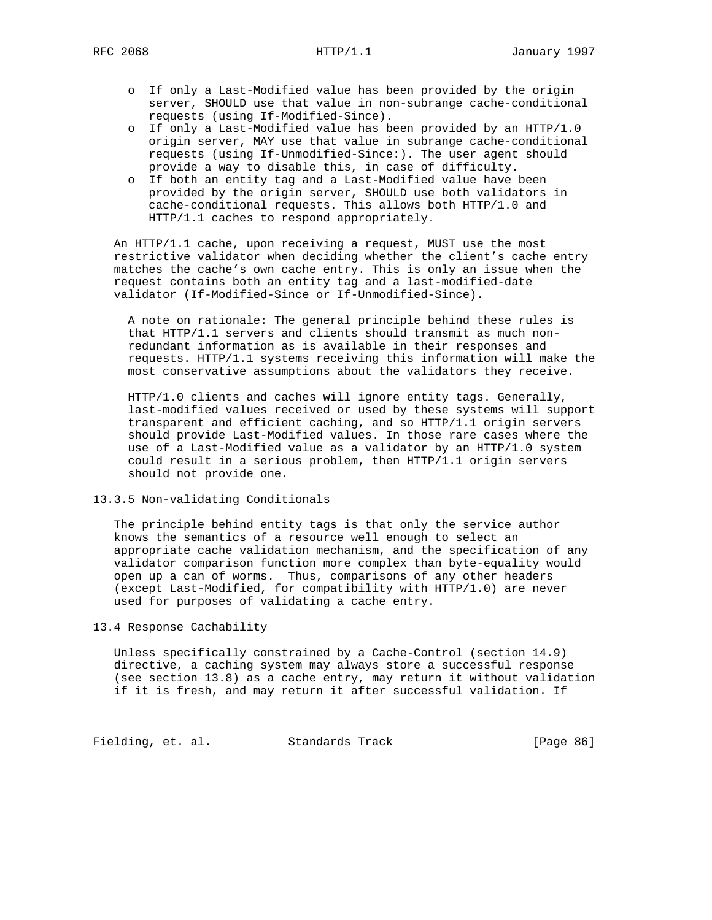- If only a Last-Modified value has been provided by the origin server, SHOULD use that value in non-subrange cache-conditional requests (using If-Modified-Since).
- If only a Last-Modified value has been provided by an HTTP/1.0 origin server, MAY use that value in subrange cache-conditional requests (using If-Unmodified-Since:). The user agent should provide a way to disable this, in case of difficulty.
- If both an entity tag and a Last-Modified value have been provided by the origin server, SHOULD use both validators in cache-conditional requests. This allows both HTTP/1.0 and HTTP/1.1 caches to respond appropriately.

An HTTP/1.1 cache, upon receiving a request, MUST use the most restrictive validator when deciding whether the client's cache entry matches the cache's own cache entry. This is only an issue when the request contains both an entity tag and a last-modified-date validator (If-Modified-Since or If-Unmodified-Since).

> A note on rationale: The general principle behind these rules is that HTTP/1.1 servers and clients should transmit as much non-redundant information as is available in their responses and requests. HTTP/1.1 systems receiving this information will make the most conservative assumptions about the validators they receive.
>
> HTTP/1.0 clients and caches will ignore entity tags. Generally, last-modified values received or used by these systems will support transparent and efficient caching, and so HTTP/1.1 origin servers should provide Last-Modified values. In those rare cases where the use of a Last-Modified value as a validator by an HTTP/1.0 system could result in a serious problem, then HTTP/1.1 origin servers should not provide one.

### 13.3.5 Non-validating Conditionals

The principle behind entity tags is that only the service author knows the semantics of a resource well enough to select an appropriate cache validation mechanism, and the specification of any validator comparison function more complex than byte-equality would open up a can of worms. Thus, comparisons of any other headers (except Last-Modified, for compatibility with HTTP/1.0) are never used for purposes of validating a cache entry.

## 13.4 Response Cachability

Unless specifically constrained by a Cache-Control (section 14.9) directive, a caching system may always store a successful response (see section 13.8) as a cache entry, may return it without validation if it is fresh, and may return it after successful validation. If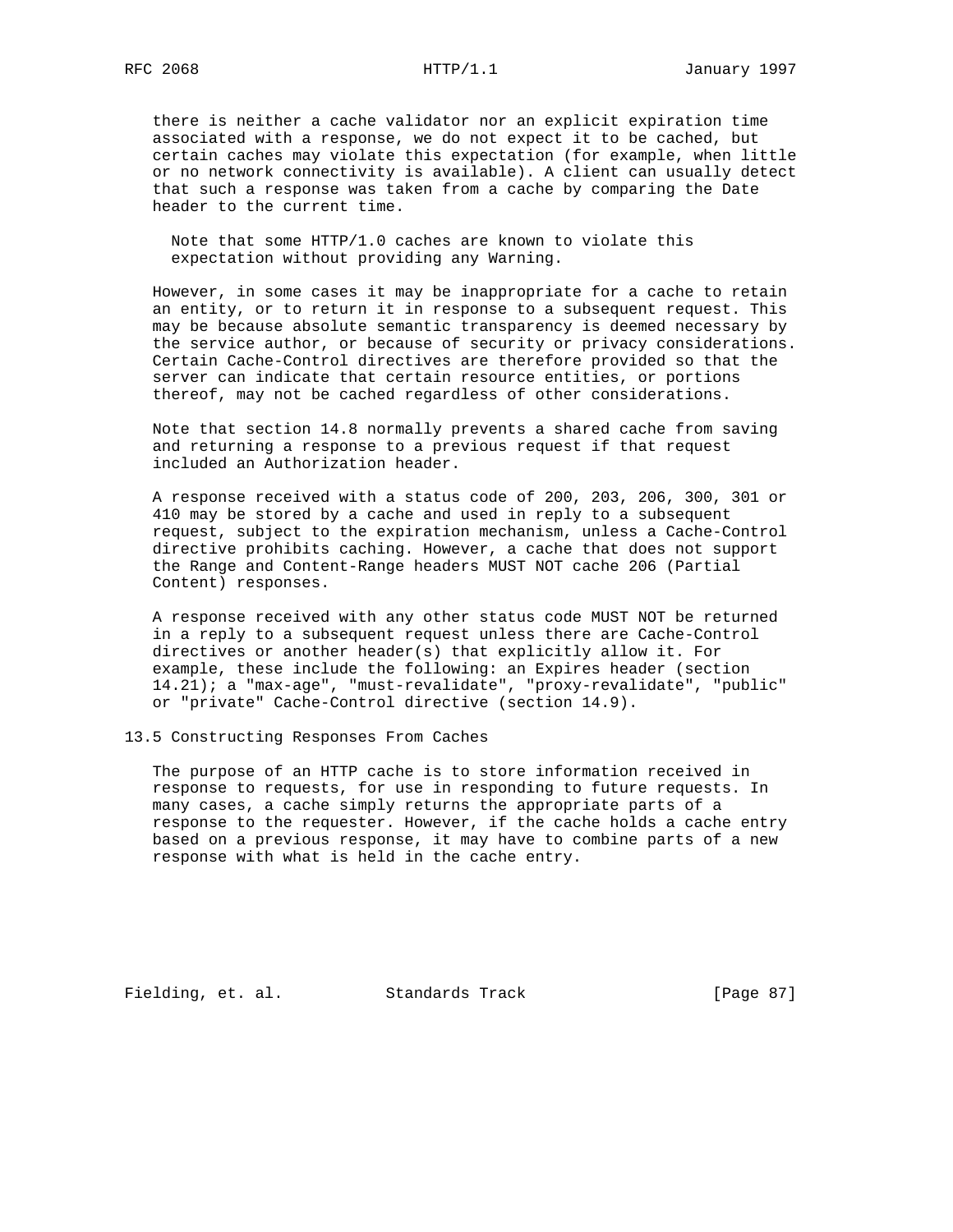there is neither a cache validator nor an explicit expiration time associated with a response, we do not expect it to be cached, but certain caches may violate this expectation (for example, when little or no network connectivity is available). A client can usually detect that such a response was taken from a cache by comparing the Date header to the current time.

> Note that some HTTP/1.0 caches are known to violate this expectation without providing any Warning.

However, in some cases it may be inappropriate for a cache to retain an entity, or to return it in response to a subsequent request. This may be because absolute semantic transparency is deemed necessary by the service author, or because of security or privacy considerations. Certain Cache-Control directives are therefore provided so that the server can indicate that certain resource entities, or portions thereof, may not be cached regardless of other considerations.

Note that section 14.8 normally prevents a shared cache from saving and returning a response to a previous request if that request included an Authorization header.

A response received with a status code of 200, 203, 206, 300, 301 or 410 may be stored by a cache and used in reply to a subsequent request, subject to the expiration mechanism, unless a Cache-Control directive prohibits caching. However, a cache that does not support the Range and Content-Range headers MUST NOT cache 206 (Partial Content) responses.

A response received with any other status code MUST NOT be returned in a reply to a subsequent request unless there are Cache-Control directives or another header(s) that explicitly allow it. For example, these include the following: an Expires header (section 14.21); a "max-age", "must-revalidate", "proxy-revalidate", "public" or "private" Cache-Control directive (section 14.9).

## 13.5 Constructing Responses From Caches

The purpose of an HTTP cache is to store information received in response to requests, for use in responding to future requests. In many cases, a cache simply returns the appropriate parts of a response to the requester. However, if the cache holds a cache entry based on a previous response, it may have to combine parts of a new response with what is held in the cache entry.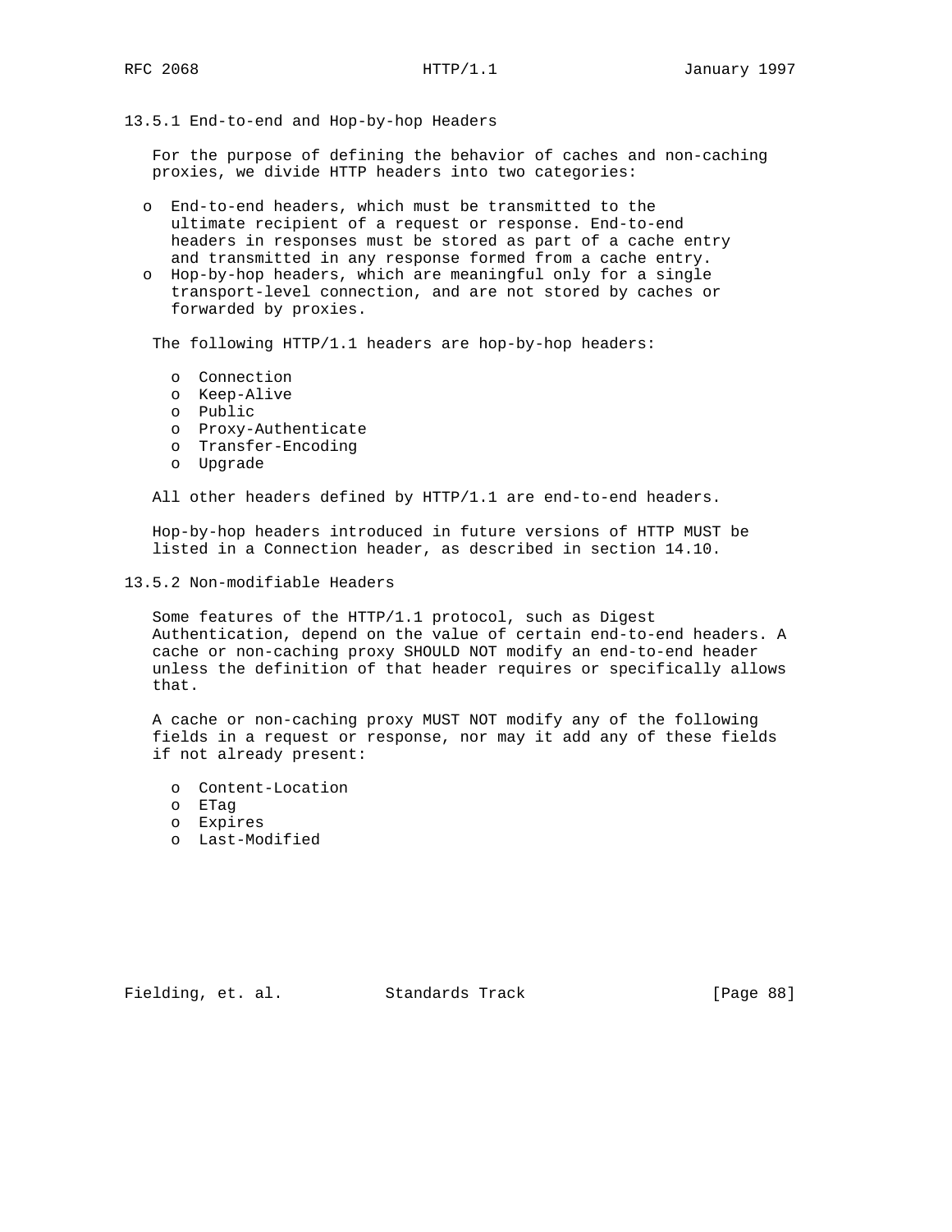### 13.5.1 End-to-end and Hop-by-hop Headers

For the purpose of defining the behavior of caches and non-caching proxies, we divide HTTP headers into two categories:

- End-to-end headers, which must be transmitted to the ultimate recipient of a request or response. End-to-end headers in responses must be stored as part of a cache entry and transmitted in any response formed from a cache entry.
- Hop-by-hop headers, which are meaningful only for a single transport-level connection, and are not stored by caches or forwarded by proxies.

The following HTTP/1.1 headers are hop-by-hop headers:

- Connection
- Keep-Alive
- Public
- Proxy-Authenticate
- Transfer-Encoding
- Upgrade

All other headers defined by HTTP/1.1 are end-to-end headers.

Hop-by-hop headers introduced in future versions of HTTP MUST be listed in a Connection header, as described in section 14.10.

### 13.5.2 Non-modifiable Headers

Some features of the HTTP/1.1 protocol, such as Digest Authentication, depend on the value of certain end-to-end headers. A cache or non-caching proxy SHOULD NOT modify an end-to-end header unless the definition of that header requires or specifically allows that.

A cache or non-caching proxy MUST NOT modify any of the following fields in a request or response, nor may it add any of these fields if not already present:

- Content-Location
- ETag
- Expires
- Last-Modified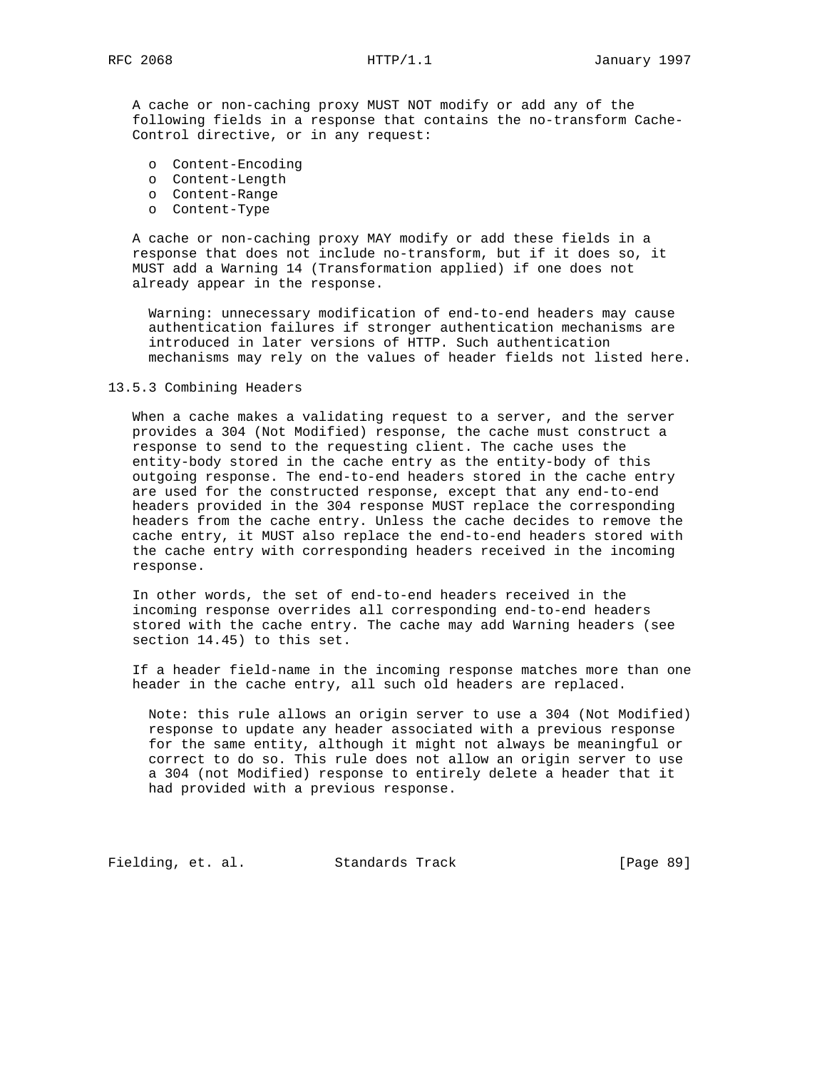A cache or non-caching proxy MUST NOT modify or add any of the following fields in a response that contains the no-transform Cache-Control directive, or in any request:

- Content-Encoding
- Content-Length
- Content-Range
- Content-Type

A cache or non-caching proxy MAY modify or add these fields in a response that does not include no-transform, but if it does so, it MUST add a Warning 14 (Transformation applied) if one does not already appear in the response.

> Warning: unnecessary modification of end-to-end headers may cause authentication failures if stronger authentication mechanisms are introduced in later versions of HTTP. Such authentication mechanisms may rely on the values of header fields not listed here.

### 13.5.3 Combining Headers

When a cache makes a validating request to a server, and the server provides a 304 (Not Modified) response, the cache must construct a response to send to the requesting client. The cache uses the entity-body stored in the cache entry as the entity-body of this outgoing response. The end-to-end headers stored in the cache entry are used for the constructed response, except that any end-to-end headers provided in the 304 response MUST replace the corresponding headers from the cache entry. Unless the cache decides to remove the cache entry, it MUST also replace the end-to-end headers stored with the cache entry with corresponding headers received in the incoming response.

In other words, the set of end-to-end headers received in the incoming response overrides all corresponding end-to-end headers stored with the cache entry. The cache may add Warning headers (see section 14.45) to this set.

If a header field-name in the incoming response matches more than one header in the cache entry, all such old headers are replaced.

> Note: this rule allows an origin server to use a 304 (Not Modified) response to update any header associated with a previous response for the same entity, although it might not always be meaningful or correct to do so. This rule does not allow an origin server to use a 304 (not Modified) response to entirely delete a header that it had provided with a previous response.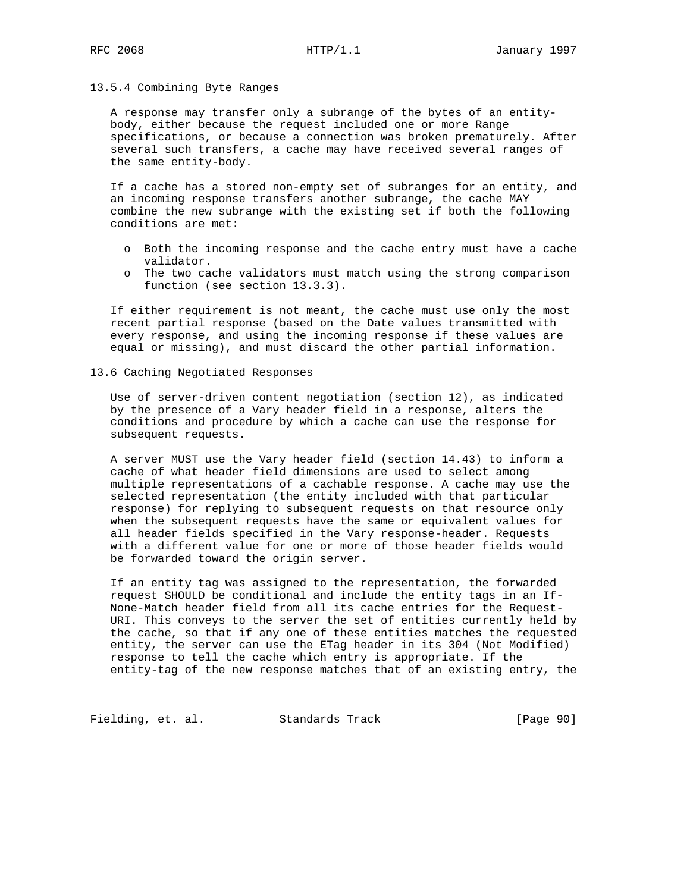### 13.5.4 Combining Byte Ranges

A response may transfer only a subrange of the bytes of an entity-body, either because the request included one or more Range specifications, or because a connection was broken prematurely. After several such transfers, a cache may have received several ranges of the same entity-body.

If a cache has a stored non-empty set of subranges for an entity, and an incoming response transfers another subrange, the cache MAY combine the new subrange with the existing set if both the following conditions are met:

- Both the incoming response and the cache entry must have a cache validator.
- The two cache validators must match using the strong comparison function (see section 13.3.3).

If either requirement is not meant, the cache must use only the most recent partial response (based on the Date values transmitted with every response, and using the incoming response if these values are equal or missing), and must discard the other partial information.

## 13.6 Caching Negotiated Responses

Use of server-driven content negotiation (section 12), as indicated by the presence of a Vary header field in a response, alters the conditions and procedure by which a cache can use the response for subsequent requests.

A server MUST use the Vary header field (section 14.43) to inform a cache of what header field dimensions are used to select among multiple representations of a cachable response. A cache may use the selected representation (the entity included with that particular response) for replying to subsequent requests on that resource only when the subsequent requests have the same or equivalent values for all header fields specified in the Vary response-header. Requests with a different value for one or more of those header fields would be forwarded toward the origin server.

If an entity tag was assigned to the representation, the forwarded request SHOULD be conditional and include the entity tags in an If-None-Match header field from all its cache entries for the Request-URI. This conveys to the server the set of entities currently held by the cache, so that if any one of these entities matches the requested entity, the server can use the ETag header in its 304 (Not Modified) response to tell the cache which entry is appropriate. If the entity-tag of the new response matches that of an existing entry, the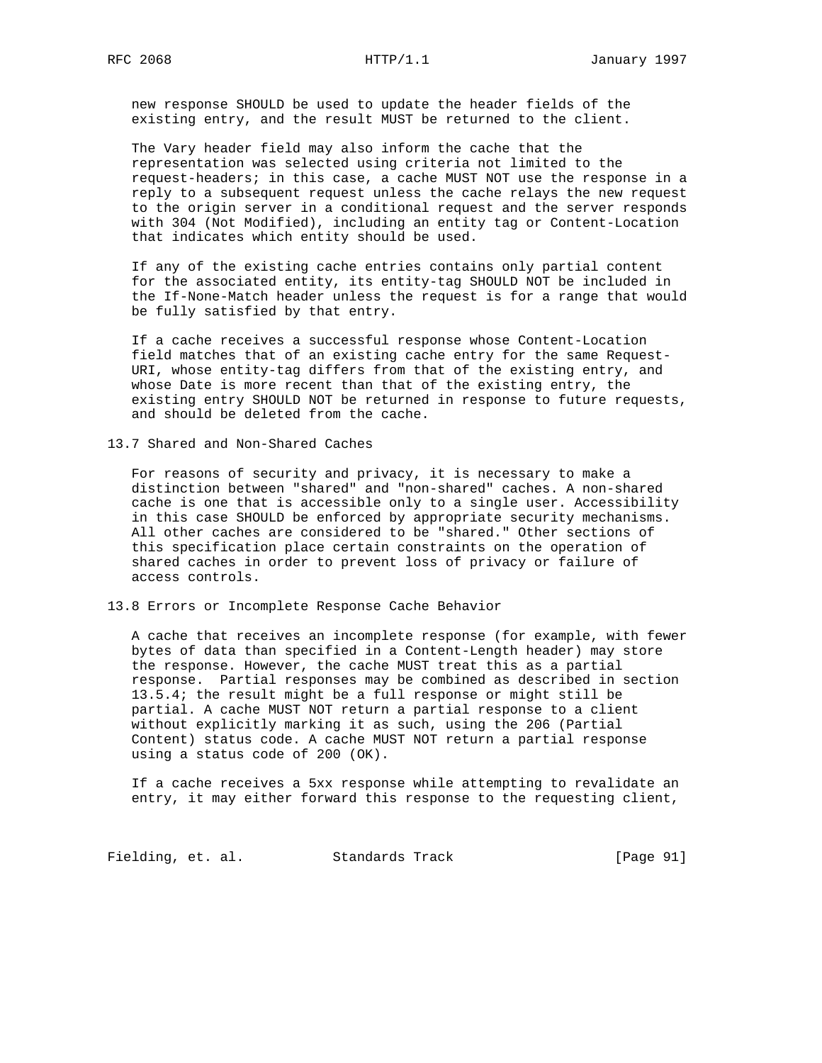new response SHOULD be used to update the header fields of the existing entry, and the result MUST be returned to the client.

The Vary header field may also inform the cache that the representation was selected using criteria not limited to the request-headers; in this case, a cache MUST NOT use the response in a reply to a subsequent request unless the cache relays the new request to the origin server in a conditional request and the server responds with 304 (Not Modified), including an entity tag or Content-Location that indicates which entity should be used.

If any of the existing cache entries contains only partial content for the associated entity, its entity-tag SHOULD NOT be included in the If-None-Match header unless the request is for a range that would be fully satisfied by that entry.

If a cache receives a successful response whose Content-Location field matches that of an existing cache entry for the same Request-URI, whose entity-tag differs from that of the existing entry, and whose Date is more recent than that of the existing entry, the existing entry SHOULD NOT be returned in response to future requests, and should be deleted from the cache.

## 13.7 Shared and Non-Shared Caches

For reasons of security and privacy, it is necessary to make a distinction between "shared" and "non-shared" caches. A non-shared cache is one that is accessible only to a single user. Accessibility in this case SHOULD be enforced by appropriate security mechanisms. All other caches are considered to be "shared." Other sections of this specification place certain constraints on the operation of shared caches in order to prevent loss of privacy or failure of access controls.

## 13.8 Errors or Incomplete Response Cache Behavior

A cache that receives an incomplete response (for example, with fewer bytes of data than specified in a Content-Length header) may store the response. However, the cache MUST treat this as a partial response. Partial responses may be combined as described in section 13.5.4; the result might be a full response or might still be partial. A cache MUST NOT return a partial response to a client without explicitly marking it as such, using the 206 (Partial Content) status code. A cache MUST NOT return a partial response using a status code of 200 (OK).

If a cache receives a 5xx response while attempting to revalidate an entry, it may either forward this response to the requesting client,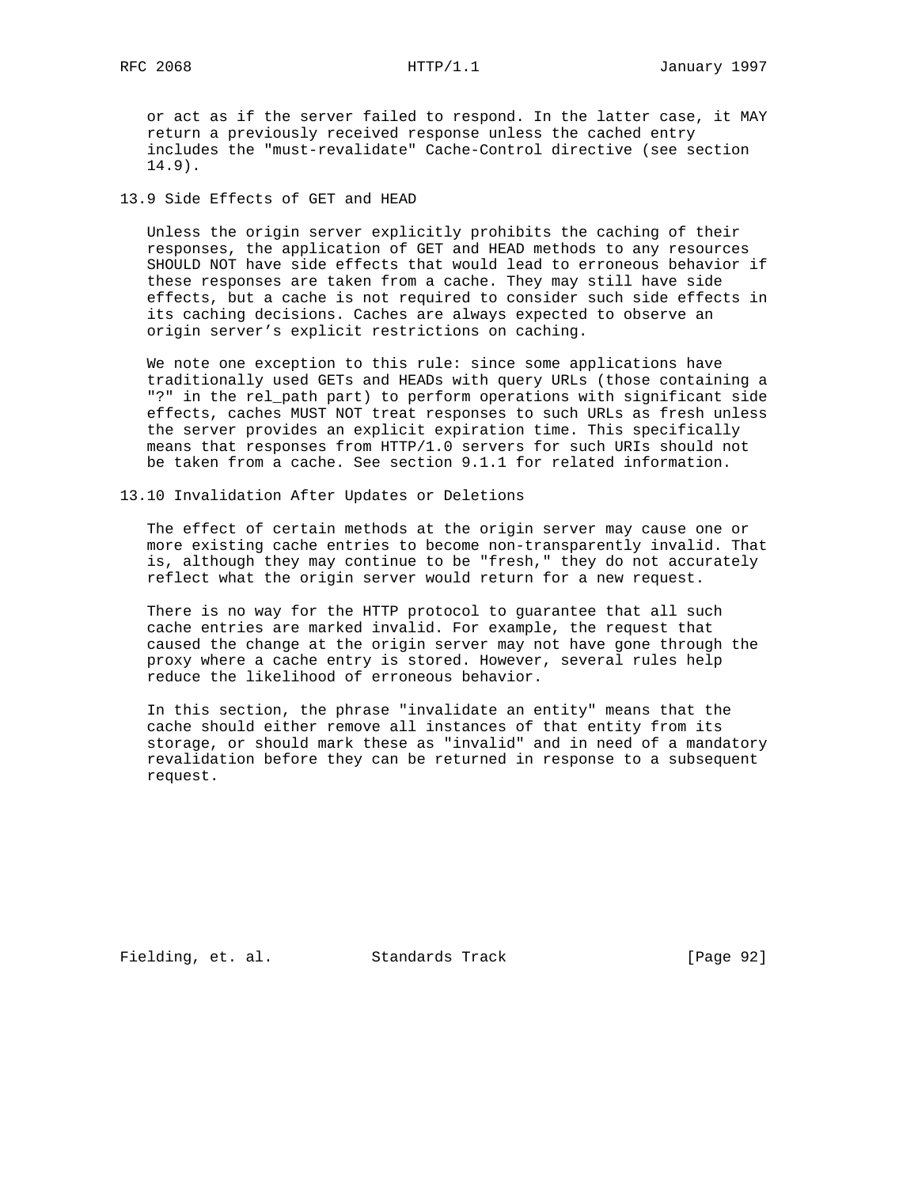or act as if the server failed to respond. In the latter case, it MAY return a previously received response unless the cached entry includes the "must-revalidate" Cache-Control directive (see section 14.9).

## 13.9 Side Effects of GET and HEAD

Unless the origin server explicitly prohibits the caching of their responses, the application of GET and HEAD methods to any resources SHOULD NOT have side effects that would lead to erroneous behavior if these responses are taken from a cache. They may still have side effects, but a cache is not required to consider such side effects in its caching decisions. Caches are always expected to observe an origin server's explicit restrictions on caching.

We note one exception to this rule: since some applications have traditionally used GETs and HEADs with query URLs (those containing a "?" in the rel_path part) to perform operations with significant side effects, caches MUST NOT treat responses to such URLs as fresh unless the server provides an explicit expiration time. This specifically means that responses from HTTP/1.0 servers for such URIs should not be taken from a cache. See section 9.1.1 for related information.

## 13.10 Invalidation After Updates or Deletions

The effect of certain methods at the origin server may cause one or more existing cache entries to become non-transparently invalid. That is, although they may continue to be "fresh," they do not accurately reflect what the origin server would return for a new request.

There is no way for the HTTP protocol to guarantee that all such cache entries are marked invalid. For example, the request that caused the change at the origin server may not have gone through the proxy where a cache entry is stored. However, several rules help reduce the likelihood of erroneous behavior.

In this section, the phrase "invalidate an entity" means that the cache should either remove all instances of that entity from its storage, or should mark these as "invalid" and in need of a mandatory revalidation before they can be returned in response to a subsequent request.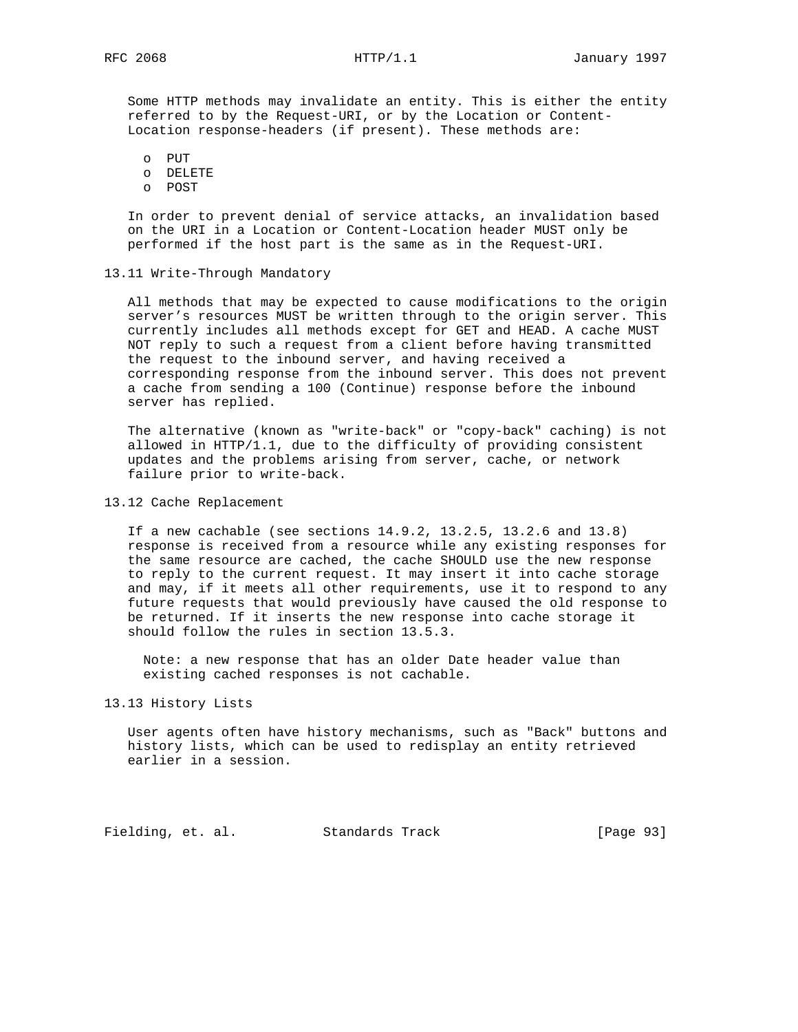Some HTTP methods may invalidate an entity. This is either the entity referred to by the Request-URI, or by the Location or Content-Location response-headers (if present). These methods are:

- PUT
- DELETE
- POST

In order to prevent denial of service attacks, an invalidation based on the URI in a Location or Content-Location header MUST only be performed if the host part is the same as in the Request-URI.

## 13.11 Write-Through Mandatory

All methods that may be expected to cause modifications to the origin server's resources MUST be written through to the origin server. This currently includes all methods except for GET and HEAD. A cache MUST NOT reply to such a request from a client before having transmitted the request to the inbound server, and having received a corresponding response from the inbound server. This does not prevent a cache from sending a 100 (Continue) response before the inbound server has replied.

The alternative (known as "write-back" or "copy-back" caching) is not allowed in HTTP/1.1, due to the difficulty of providing consistent updates and the problems arising from server, cache, or network failure prior to write-back.

## 13.12 Cache Replacement

If a new cachable (see sections 14.9.2, 13.2.5, 13.2.6 and 13.8) response is received from a resource while any existing responses for the same resource are cached, the cache SHOULD use the new response to reply to the current request. It may insert it into cache storage and may, if it meets all other requirements, use it to respond to any future requests that would previously have caused the old response to be returned. If it inserts the new response into cache storage it should follow the rules in section 13.5.3.

> Note: a new response that has an older Date header value than existing cached responses is not cachable.

## 13.13 History Lists

User agents often have history mechanisms, such as "Back" buttons and history lists, which can be used to redisplay an entity retrieved earlier in a session.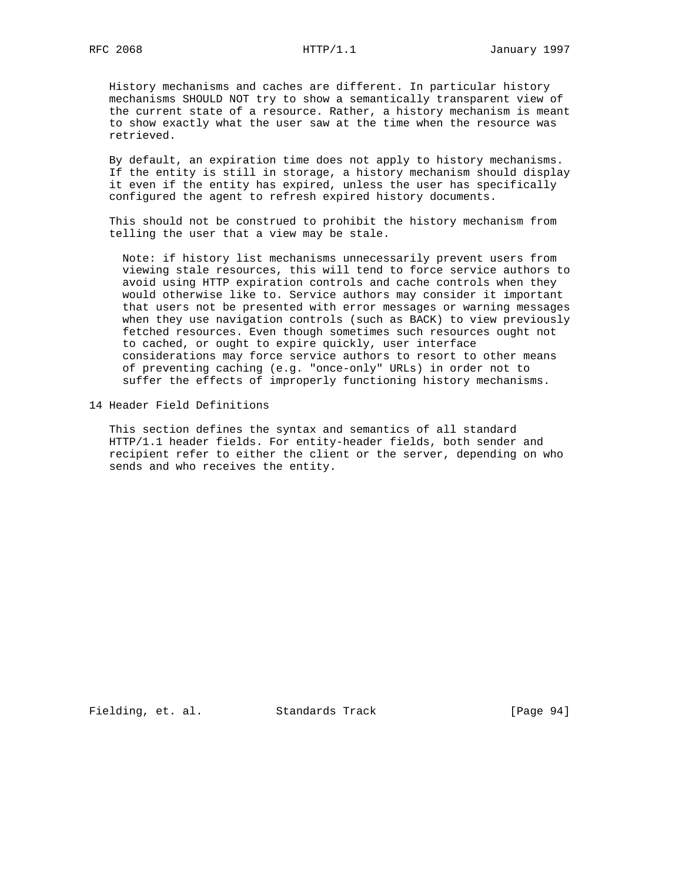History mechanisms and caches are different. In particular history mechanisms SHOULD NOT try to show a semantically transparent view of the current state of a resource. Rather, a history mechanism is meant to show exactly what the user saw at the time when the resource was retrieved.

By default, an expiration time does not apply to history mechanisms. If the entity is still in storage, a history mechanism should display it even if the entity has expired, unless the user has specifically configured the agent to refresh expired history documents.

This should not be construed to prohibit the history mechanism from telling the user that a view may be stale.

> Note: if history list mechanisms unnecessarily prevent users from viewing stale resources, this will tend to force service authors to avoid using HTTP expiration controls and cache controls when they would otherwise like to. Service authors may consider it important that users not be presented with error messages or warning messages when they use navigation controls (such as BACK) to view previously fetched resources. Even though sometimes such resources ought not to cached, or ought to expire quickly, user interface considerations may force service authors to resort to other means of preventing caching (e.g. "once-only" URLs) in order not to suffer the effects of improperly functioning history mechanisms.

# 14 Header Field Definitions

This section defines the syntax and semantics of all standard HTTP/1.1 header fields. For entity-header fields, both sender and recipient refer to either the client or the server, depending on who sends and who receives the entity.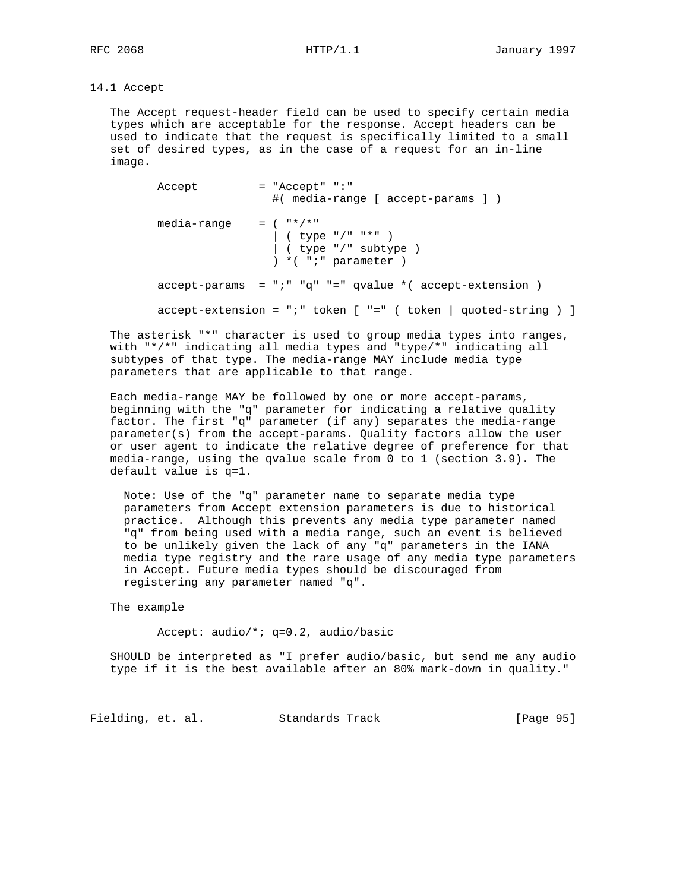## 14.1 Accept

The Accept request-header field can be used to specify certain media types which are acceptable for the response. Accept headers can be used to indicate that the request is specifically limited to a small set of desired types, as in the case of a request for an in-line image.

```
       Accept         = "Accept" ":"
                        #( media-range [ accept-params ] )

       media-range    = ( "*/*"
                        | ( type "/" "*" )
                        | ( type "/" subtype )
                        ) *( ";" parameter )

       accept-params  = ";" "q" "=" qvalue *( accept-extension )

       accept-extension = ";" token [ "=" ( token | quoted-string ) ]
```

The asterisk "*" character is used to group media types into ranges, with "*/*" indicating all media types and "type/*" indicating all subtypes of that type. The media-range MAY include media type parameters that are applicable to that range.

Each media-range MAY be followed by one or more accept-params, beginning with the "q" parameter for indicating a relative quality factor. The first "q" parameter (if any) separates the media-range parameter(s) from the accept-params. Quality factors allow the user or user agent to indicate the relative degree of preference for that media-range, using the qvalue scale from 0 to 1 (section 3.9). The default value is q=1.

> Note: Use of the "q" parameter name to separate media type parameters from Accept extension parameters is due to historical practice. Although this prevents any media type parameter named "q" from being used with a media range, such an event is believed to be unlikely given the lack of any "q" parameters in the IANA media type registry and the rare usage of any media type parameters in Accept. Future media types should be discouraged from registering any parameter named "q".

The example

```
       Accept: audio/*; q=0.2, audio/basic
```

SHOULD be interpreted as "I prefer audio/basic, but send me any audio type if it is the best available after an 80% mark-down in quality."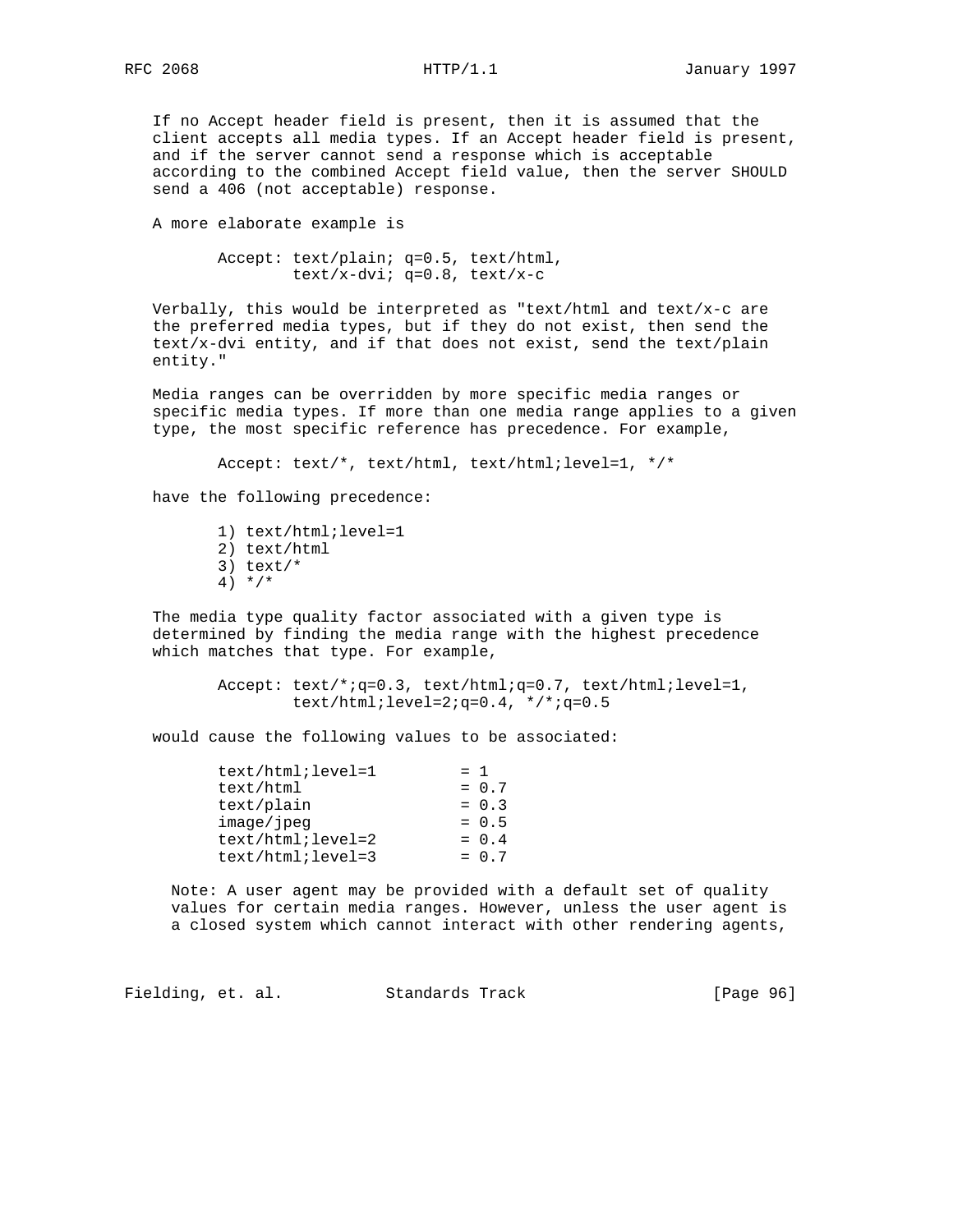If no Accept header field is present, then it is assumed that the client accepts all media types. If an Accept header field is present, and if the server cannot send a response which is acceptable according to the combined Accept field value, then the server SHOULD send a 406 (not acceptable) response.

A more elaborate example is

```
Accept: text/plain; q=0.5, text/html,
        text/x-dvi; q=0.8, text/x-c
```

Verbally, this would be interpreted as "text/html and text/x-c are the preferred media types, but if they do not exist, then send the text/x-dvi entity, and if that does not exist, send the text/plain entity."

Media ranges can be overridden by more specific media ranges or specific media types. If more than one media range applies to a given type, the most specific reference has precedence. For example,

```
Accept: text/*, text/html, text/html;level=1, */*
```

have the following precedence:

```
1) text/html;level=1
2) text/html
3) text/*
4) */*
```

The media type quality factor associated with a given type is determined by finding the media range with the highest precedence which matches that type. For example,

```
Accept: text/*;q=0.3, text/html;q=0.7, text/html;level=1,
        text/html;level=2;q=0.4, */*;q=0.5
```

would cause the following values to be associated:

```
text/html;level=1         = 1
text/html                 = 0.7
text/plain                = 0.3
image/jpeg                = 0.5
text/html;level=2         = 0.4
text/html;level=3         = 0.7
```

Note: A user agent may be provided with a default set of quality values for certain media ranges. However, unless the user agent is a closed system which cannot interact with other rendering agents,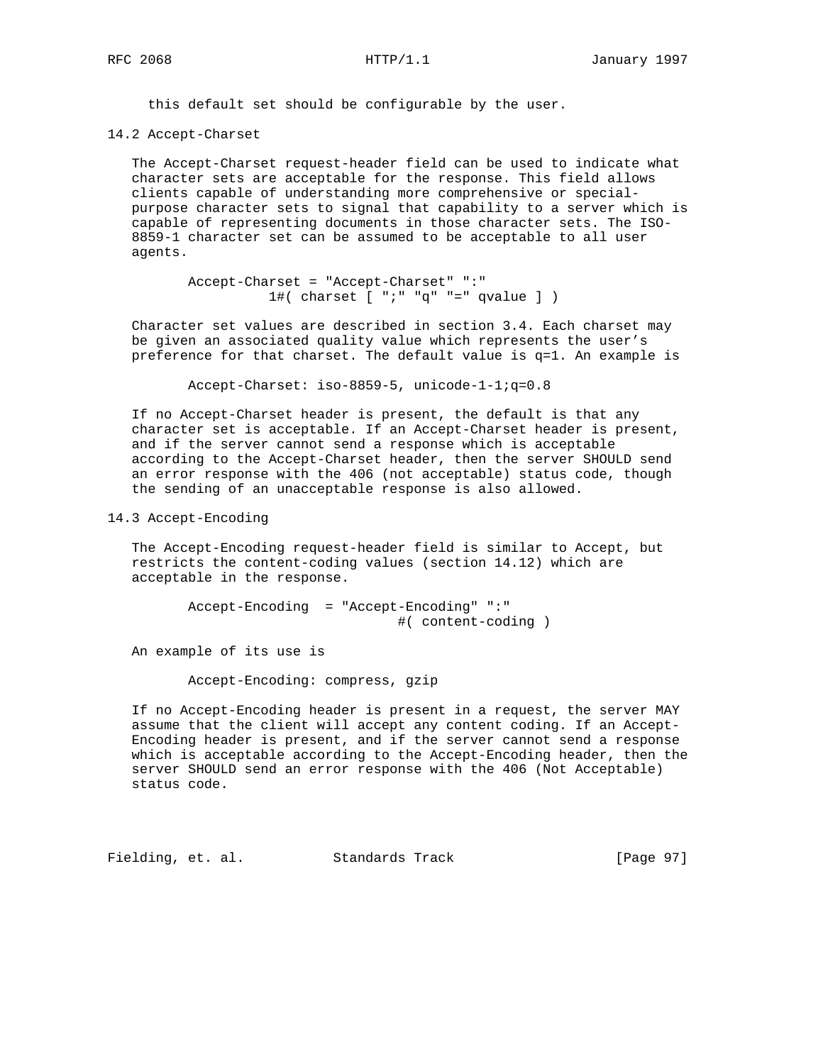this default set should be configurable by the user.

### 14.2 Accept-Charset

The Accept-Charset request-header field can be used to indicate what character sets are acceptable for the response. This field allows clients capable of understanding more comprehensive or special-purpose character sets to signal that capability to a server which is capable of representing documents in those character sets. The ISO-8859-1 character set can be assumed to be acceptable to all user agents.

```
Accept-Charset = "Accept-Charset" ":"
          1#( charset [ ";" "q" "=" qvalue ] )
```

Character set values are described in section 3.4. Each charset may be given an associated quality value which represents the user's preference for that charset. The default value is q=1. An example is

```
Accept-Charset: iso-8859-5, unicode-1-1;q=0.8
```

If no Accept-Charset header is present, the default is that any character set is acceptable. If an Accept-Charset header is present, and if the server cannot send a response which is acceptable according to the Accept-Charset header, then the server SHOULD send an error response with the 406 (not acceptable) status code, though the sending of an unacceptable response is also allowed.

### 14.3 Accept-Encoding

The Accept-Encoding request-header field is similar to Accept, but restricts the content-coding values (section 14.12) which are acceptable in the response.

```
Accept-Encoding  = "Accept-Encoding" ":"
                             #( content-coding )
```

An example of its use is

```
Accept-Encoding: compress, gzip
```

If no Accept-Encoding header is present in a request, the server MAY assume that the client will accept any content coding. If an Accept-Encoding header is present, and if the server cannot send a response which is acceptable according to the Accept-Encoding header, then the server SHOULD send an error response with the 406 (Not Acceptable) status code.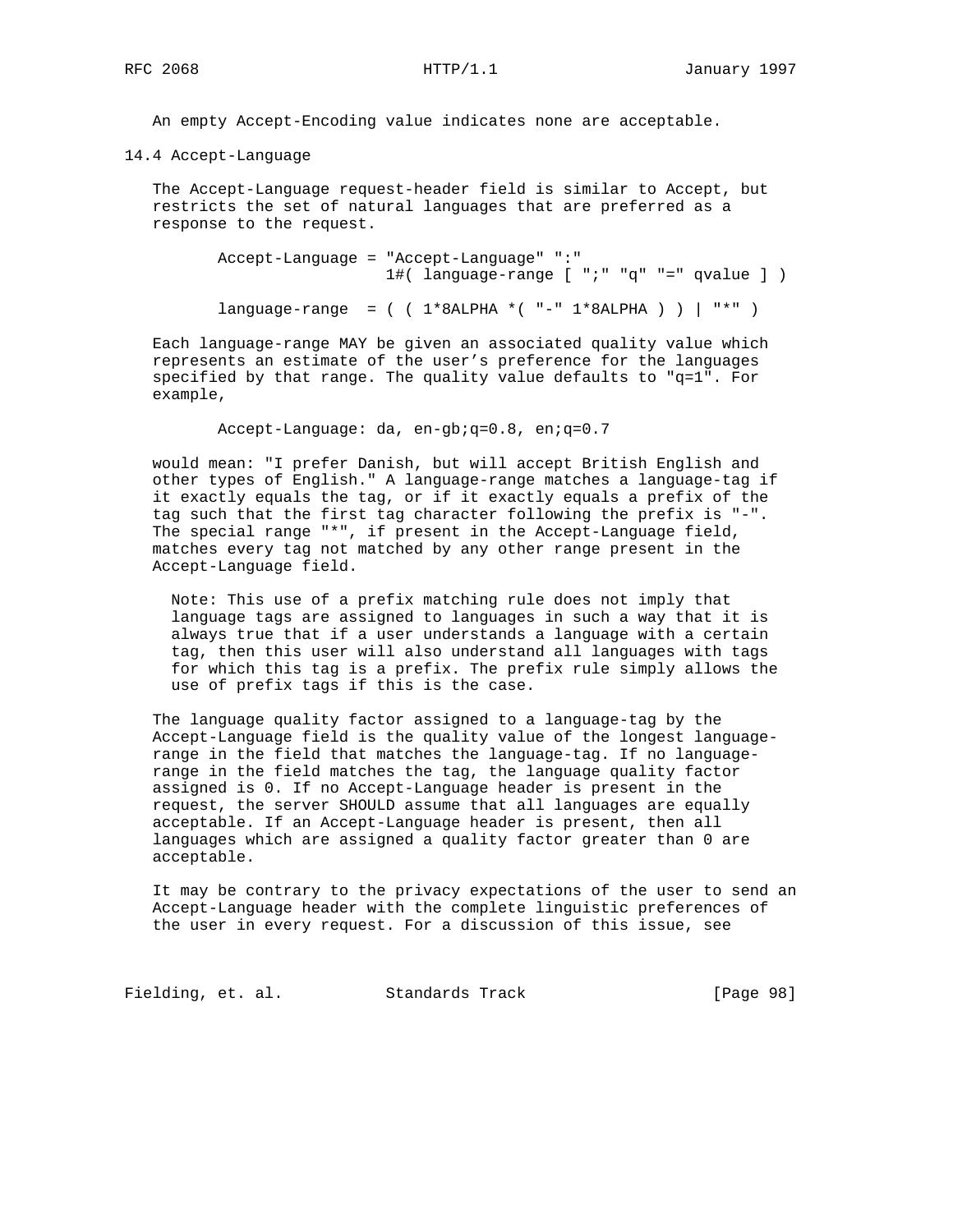An empty Accept-Encoding value indicates none are acceptable.

## 14.4 Accept-Language

The Accept-Language request-header field is similar to Accept, but restricts the set of natural languages that are preferred as a response to the request.

```
       Accept-Language = "Accept-Language" ":"
                         1#( language-range [ ";" "q" "=" qvalue ] )

       language-range  = ( ( 1*8ALPHA *( "-" 1*8ALPHA ) ) | "*" )
```

Each language-range MAY be given an associated quality value which represents an estimate of the user's preference for the languages specified by that range. The quality value defaults to "q=1". For example,

```
       Accept-Language: da, en-gb;q=0.8, en;q=0.7
```

would mean: "I prefer Danish, but will accept British English and other types of English." A language-range matches a language-tag if it exactly equals the tag, or if it exactly equals a prefix of the tag such that the first tag character following the prefix is "-". The special range "*", if present in the Accept-Language field, matches every tag not matched by any other range present in the Accept-Language field.

> Note: This use of a prefix matching rule does not imply that language tags are assigned to languages in such a way that it is always true that if a user understands a language with a certain tag, then this user will also understand all languages with tags for which this tag is a prefix. The prefix rule simply allows the use of prefix tags if this is the case.

The language quality factor assigned to a language-tag by the Accept-Language field is the quality value of the longest language-range in the field that matches the language-tag. If no language-range in the field matches the tag, the language quality factor assigned is 0. If no Accept-Language header is present in the request, the server SHOULD assume that all languages are equally acceptable. If an Accept-Language header is present, then all languages which are assigned a quality factor greater than 0 are acceptable.

It may be contrary to the privacy expectations of the user to send an Accept-Language header with the complete linguistic preferences of the user in every request. For a discussion of this issue, see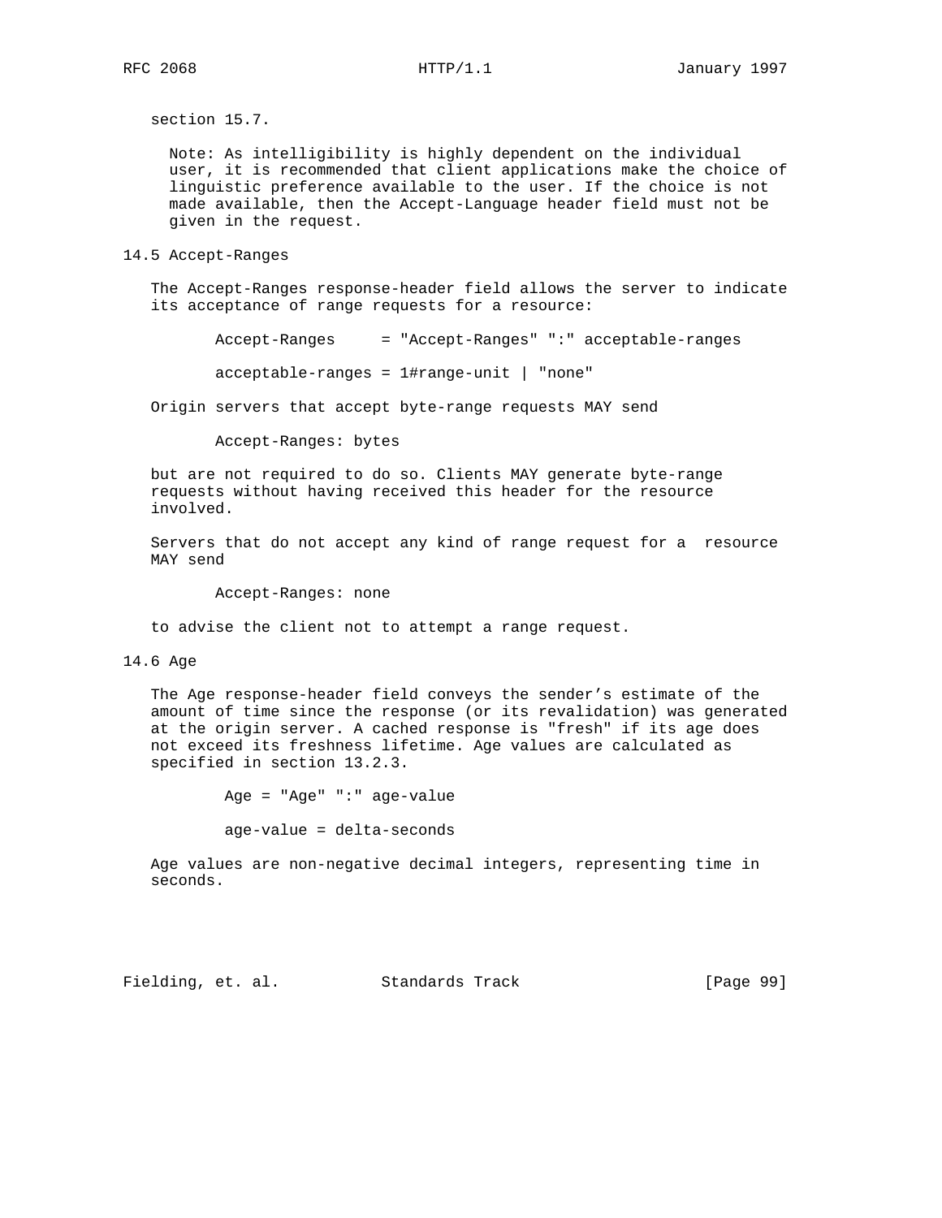section 15.7.

> Note: As intelligibility is highly dependent on the individual user, it is recommended that client applications make the choice of linguistic preference available to the user. If the choice is not made available, then the Accept-Language header field must not be given in the request.

## 14.5 Accept-Ranges

The Accept-Ranges response-header field allows the server to indicate its acceptance of range requests for a resource:

```
Accept-Ranges     = "Accept-Ranges" ":" acceptable-ranges

acceptable-ranges = 1#range-unit | "none"
```

Origin servers that accept byte-range requests MAY send

```
Accept-Ranges: bytes
```

but are not required to do so. Clients MAY generate byte-range requests without having received this header for the resource involved.

Servers that do not accept any kind of range request for a resource MAY send

```
Accept-Ranges: none
```

to advise the client not to attempt a range request.

## 14.6 Age

The Age response-header field conveys the sender's estimate of the amount of time since the response (or its revalidation) was generated at the origin server. A cached response is "fresh" if its age does not exceed its freshness lifetime. Age values are calculated as specified in section 13.2.3.

```
Age = "Age" ":" age-value

age-value = delta-seconds
```

Age values are non-negative decimal integers, representing time in seconds.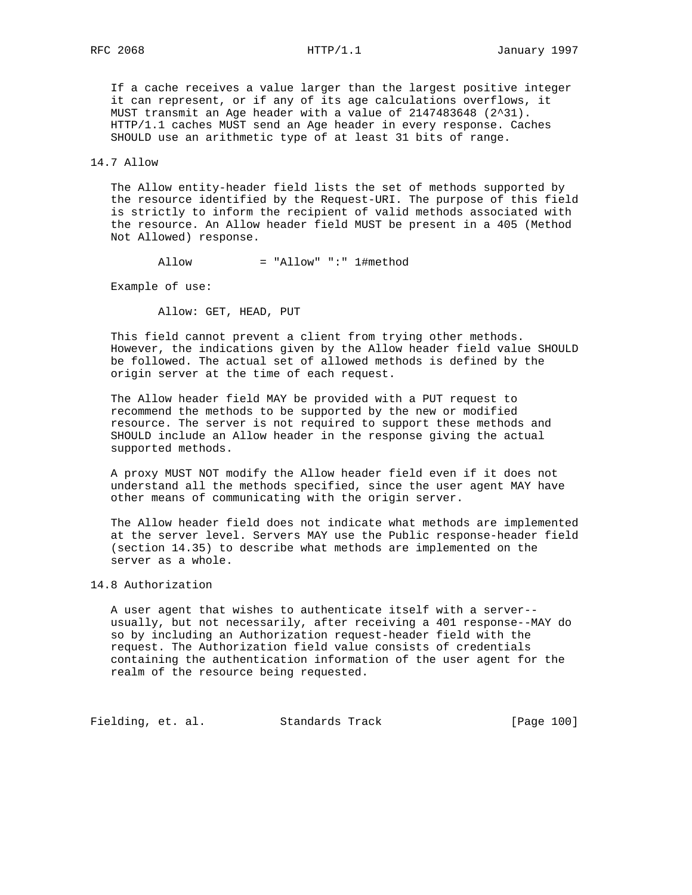If a cache receives a value larger than the largest positive integer it can represent, or if any of its age calculations overflows, it MUST transmit an Age header with a value of 2147483648 ($2^{31}$). HTTP/1.1 caches MUST send an Age header in every response. Caches SHOULD use an arithmetic type of at least 31 bits of range.

## 14.7 Allow

The Allow entity-header field lists the set of methods supported by the resource identified by the Request-URI. The purpose of this field is strictly to inform the recipient of valid methods associated with the resource. An Allow header field MUST be present in a 405 (Method Not Allowed) response.

```
Allow          = "Allow" ":" 1#method
```

Example of use:

```
Allow: GET, HEAD, PUT
```

This field cannot prevent a client from trying other methods. However, the indications given by the Allow header field value SHOULD be followed. The actual set of allowed methods is defined by the origin server at the time of each request.

The Allow header field MAY be provided with a PUT request to recommend the methods to be supported by the new or modified resource. The server is not required to support these methods and SHOULD include an Allow header in the response giving the actual supported methods.

A proxy MUST NOT modify the Allow header field even if it does not understand all the methods specified, since the user agent MAY have other means of communicating with the origin server.

The Allow header field does not indicate what methods are implemented at the server level. Servers MAY use the Public response-header field (section 14.35) to describe what methods are implemented on the server as a whole.

## 14.8 Authorization

A user agent that wishes to authenticate itself with a server--usually, but not necessarily, after receiving a 401 response--MAY do so by including an Authorization request-header field with the request. The Authorization field value consists of credentials containing the authentication information of the user agent for the realm of the resource being requested.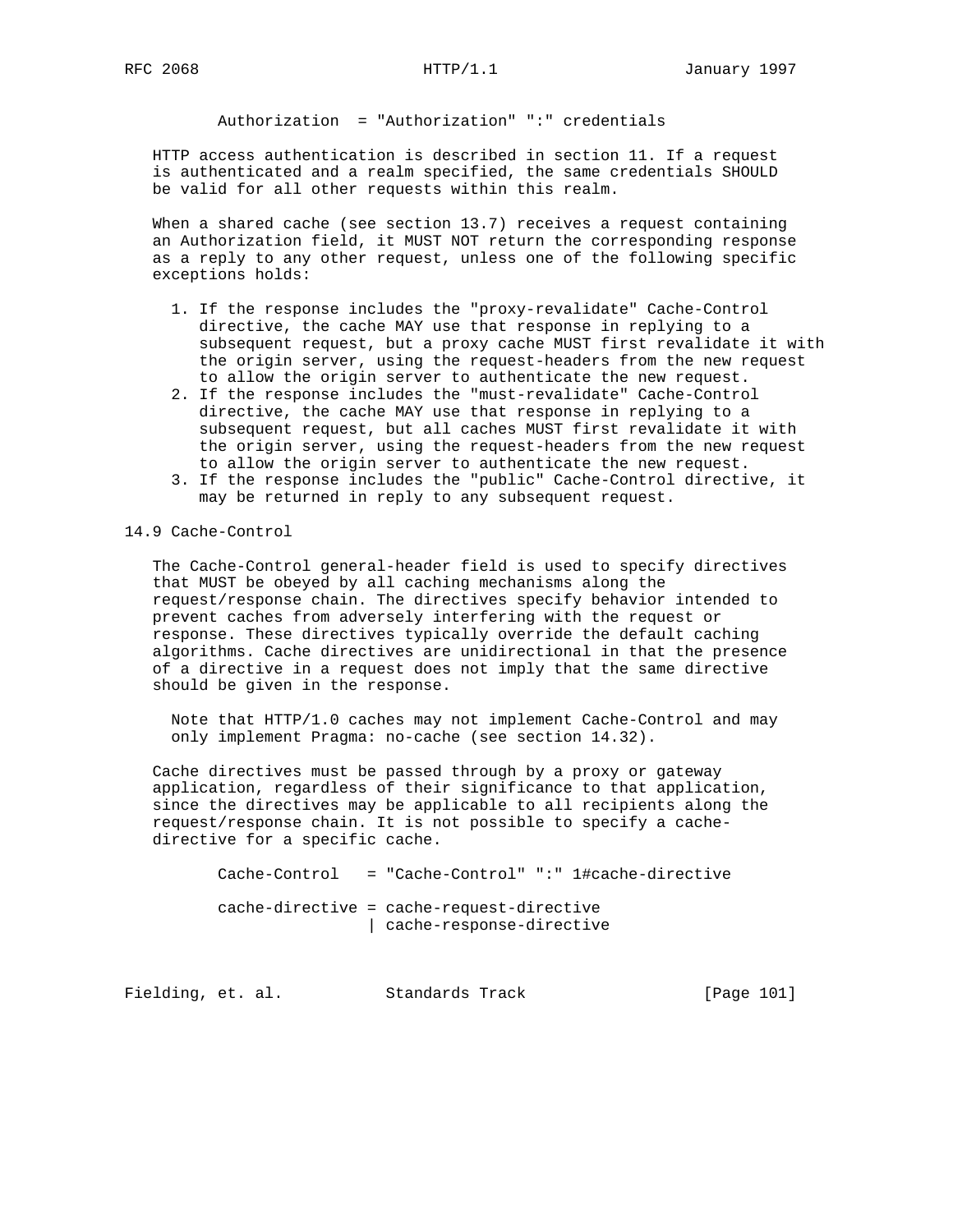```
Authorization  = "Authorization" ":" credentials
```

HTTP access authentication is described in section 11. If a request is authenticated and a realm specified, the same credentials SHOULD be valid for all other requests within this realm.

When a shared cache (see section 13.7) receives a request containing an Authorization field, it MUST NOT return the corresponding response as a reply to any other request, unless one of the following specific exceptions holds:

1. If the response includes the "proxy-revalidate" Cache-Control directive, the cache MAY use that response in replying to a subsequent request, but a proxy cache MUST first revalidate it with the origin server, using the request-headers from the new request to allow the origin server to authenticate the new request.
2. If the response includes the "must-revalidate" Cache-Control directive, the cache MAY use that response in replying to a subsequent request, but all caches MUST first revalidate it with the origin server, using the request-headers from the new request to allow the origin server to authenticate the new request.
3. If the response includes the "public" Cache-Control directive, it may be returned in reply to any subsequent request.

## 14.9 Cache-Control

The Cache-Control general-header field is used to specify directives that MUST be obeyed by all caching mechanisms along the request/response chain. The directives specify behavior intended to prevent caches from adversely interfering with the request or response. These directives typically override the default caching algorithms. Cache directives are unidirectional in that the presence of a directive in a request does not imply that the same directive should be given in the response.

> Note that HTTP/1.0 caches may not implement Cache-Control and may only implement Pragma: no-cache (see section 14.32).

Cache directives must be passed through by a proxy or gateway application, regardless of their significance to that application, since the directives may be applicable to all recipients along the request/response chain. It is not possible to specify a cache-directive for a specific cache.

```
Cache-Control   = "Cache-Control" ":" 1#cache-directive

cache-directive = cache-request-directive
                | cache-response-directive
```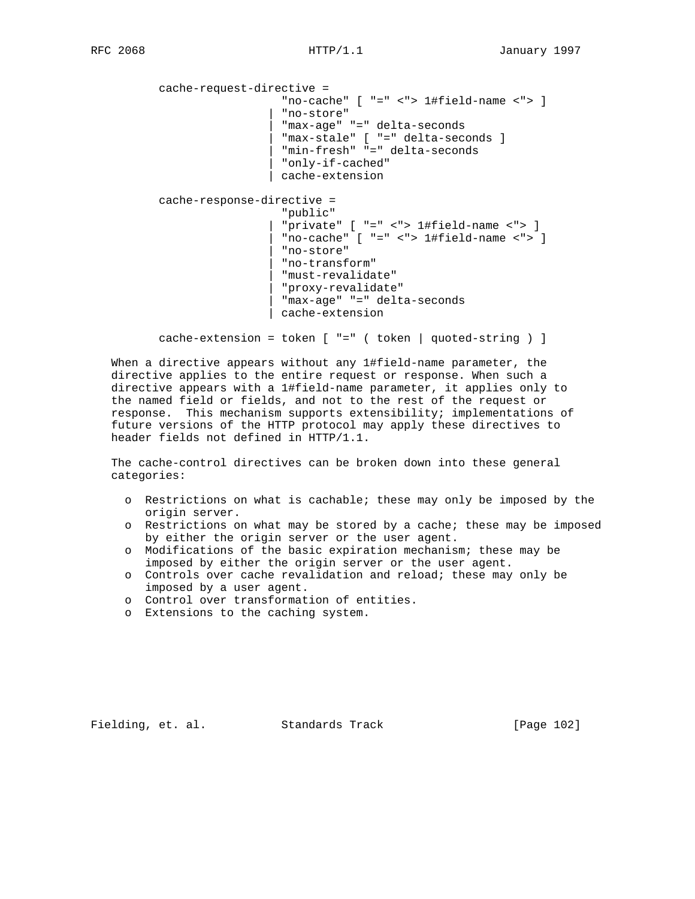```
cache-request-directive =
                   "no-cache" [ "=" <"> 1#field-name <"> ]
                 | "no-store"
                 | "max-age" "=" delta-seconds
                 | "max-stale" [ "=" delta-seconds ]
                 | "min-fresh" "=" delta-seconds
                 | "only-if-cached"
                 | cache-extension

cache-response-directive =
                   "public"
                 | "private" [ "=" <"> 1#field-name <"> ]
                 | "no-cache" [ "=" <"> 1#field-name <"> ]
                 | "no-store"
                 | "no-transform"
                 | "must-revalidate"
                 | "proxy-revalidate"
                 | "max-age" "=" delta-seconds
                 | cache-extension

cache-extension = token [ "=" ( token | quoted-string ) ]
```

When a directive appears without any 1#field-name parameter, the directive applies to the entire request or response. When such a directive appears with a 1#field-name parameter, it applies only to the named field or fields, and not to the rest of the request or response. This mechanism supports extensibility; implementations of future versions of the HTTP protocol may apply these directives to header fields not defined in HTTP/1.1.

The cache-control directives can be broken down into these general categories:

- Restrictions on what is cachable; these may only be imposed by the origin server.
- Restrictions on what may be stored by a cache; these may be imposed by either the origin server or the user agent.
- Modifications of the basic expiration mechanism; these may be imposed by either the origin server or the user agent.
- Controls over cache revalidation and reload; these may only be imposed by a user agent.
- Control over transformation of entities.
- Extensions to the caching system.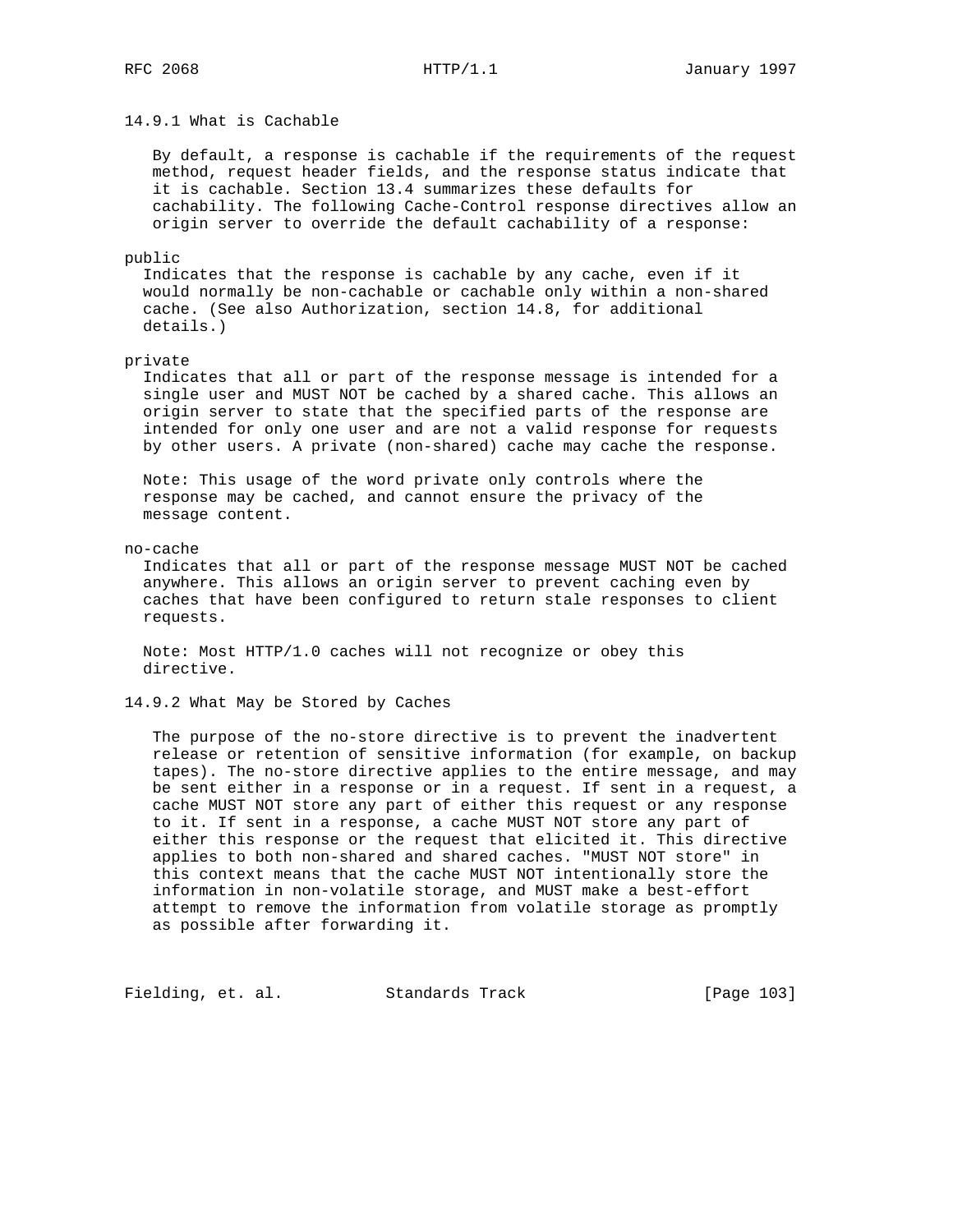### 14.9.1 What is Cachable

By default, a response is cachable if the requirements of the request method, request header fields, and the response status indicate that it is cachable. Section 13.4 summarizes these defaults for cachability. The following Cache-Control response directives allow an origin server to override the default cachability of a response:

public

Indicates that the response is cachable by any cache, even if it would normally be non-cachable or cachable only within a non-shared cache. (See also Authorization, section 14.8, for additional details.)

private

Indicates that all or part of the response message is intended for a single user and MUST NOT be cached by a shared cache. This allows an origin server to state that the specified parts of the response are intended for only one user and are not a valid response for requests by other users. A private (non-shared) cache may cache the response.

Note: This usage of the word private only controls where the response may be cached, and cannot ensure the privacy of the message content.

no-cache

Indicates that all or part of the response message MUST NOT be cached anywhere. This allows an origin server to prevent caching even by caches that have been configured to return stale responses to client requests.

Note: Most HTTP/1.0 caches will not recognize or obey this directive.

### 14.9.2 What May be Stored by Caches

The purpose of the no-store directive is to prevent the inadvertent release or retention of sensitive information (for example, on backup tapes). The no-store directive applies to the entire message, and may be sent either in a response or in a request. If sent in a request, a cache MUST NOT store any part of either this request or any response to it. If sent in a response, a cache MUST NOT store any part of either this response or the request that elicited it. This directive applies to both non-shared and shared caches. "MUST NOT store" in this context means that the cache MUST NOT intentionally store the information in non-volatile storage, and MUST make a best-effort attempt to remove the information from volatile storage as promptly as possible after forwarding it.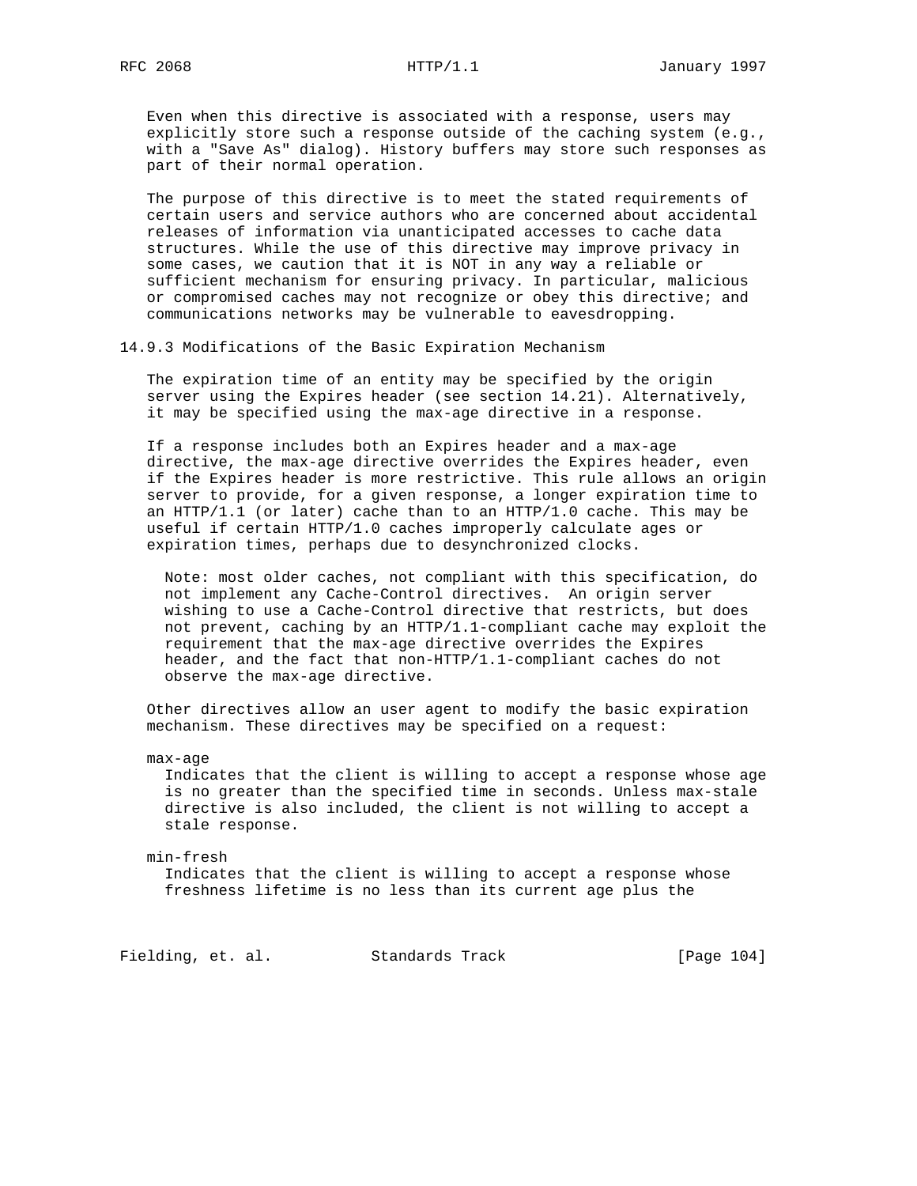Even when this directive is associated with a response, users may explicitly store such a response outside of the caching system (e.g., with a "Save As" dialog). History buffers may store such responses as part of their normal operation.

The purpose of this directive is to meet the stated requirements of certain users and service authors who are concerned about accidental releases of information via unanticipated accesses to cache data structures. While the use of this directive may improve privacy in some cases, we caution that it is NOT in any way a reliable or sufficient mechanism for ensuring privacy. In particular, malicious or compromised caches may not recognize or obey this directive; and communications networks may be vulnerable to eavesdropping.

### 14.9.3 Modifications of the Basic Expiration Mechanism

The expiration time of an entity may be specified by the origin server using the Expires header (see section 14.21). Alternatively, it may be specified using the max-age directive in a response.

If a response includes both an Expires header and a max-age directive, the max-age directive overrides the Expires header, even if the Expires header is more restrictive. This rule allows an origin server to provide, for a given response, a longer expiration time to an HTTP/1.1 (or later) cache than to an HTTP/1.0 cache. This may be useful if certain HTTP/1.0 caches improperly calculate ages or expiration times, perhaps due to desynchronized clocks.

> Note: most older caches, not compliant with this specification, do not implement any Cache-Control directives. An origin server wishing to use a Cache-Control directive that restricts, but does not prevent, caching by an HTTP/1.1-compliant cache may exploit the requirement that the max-age directive overrides the Expires header, and the fact that non-HTTP/1.1-compliant caches do not observe the max-age directive.

Other directives allow an user agent to modify the basic expiration mechanism. These directives may be specified on a request:

max-age
: Indicates that the client is willing to accept a response whose age is no greater than the specified time in seconds. Unless max-stale directive is also included, the client is not willing to accept a stale response.

min-fresh
: Indicates that the client is willing to accept a response whose freshness lifetime is no less than its current age plus the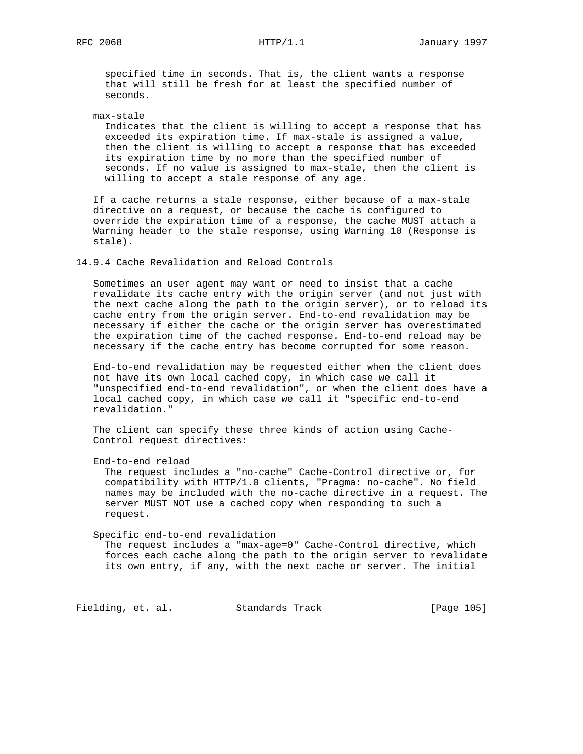specified time in seconds. That is, the client wants a response that will still be fresh for at least the specified number of seconds.

max-stale
: Indicates that the client is willing to accept a response that has exceeded its expiration time. If max-stale is assigned a value, then the client is willing to accept a response that has exceeded its expiration time by no more than the specified number of seconds. If no value is assigned to max-stale, then the client is willing to accept a stale response of any age.

If a cache returns a stale response, either because of a max-stale directive on a request, or because the cache is configured to override the expiration time of a response, the cache MUST attach a Warning header to the stale response, using Warning 10 (Response is stale).

### 14.9.4 Cache Revalidation and Reload Controls

Sometimes an user agent may want or need to insist that a cache revalidate its cache entry with the origin server (and not just with the next cache along the path to the origin server), or to reload its cache entry from the origin server. End-to-end revalidation may be necessary if either the cache or the origin server has overestimated the expiration time of the cached response. End-to-end reload may be necessary if the cache entry has become corrupted for some reason.

End-to-end revalidation may be requested either when the client does not have its own local cached copy, in which case we call it "unspecified end-to-end revalidation", or when the client does have a local cached copy, in which case we call it "specific end-to-end revalidation."

The client can specify these three kinds of action using Cache-Control request directives:

End-to-end reload
: The request includes a "no-cache" Cache-Control directive or, for compatibility with HTTP/1.0 clients, "Pragma: no-cache". No field names may be included with the no-cache directive in a request. The server MUST NOT use a cached copy when responding to such a request.

Specific end-to-end revalidation
: The request includes a "max-age=0" Cache-Control directive, which forces each cache along the path to the origin server to revalidate its own entry, if any, with the next cache or server. The initial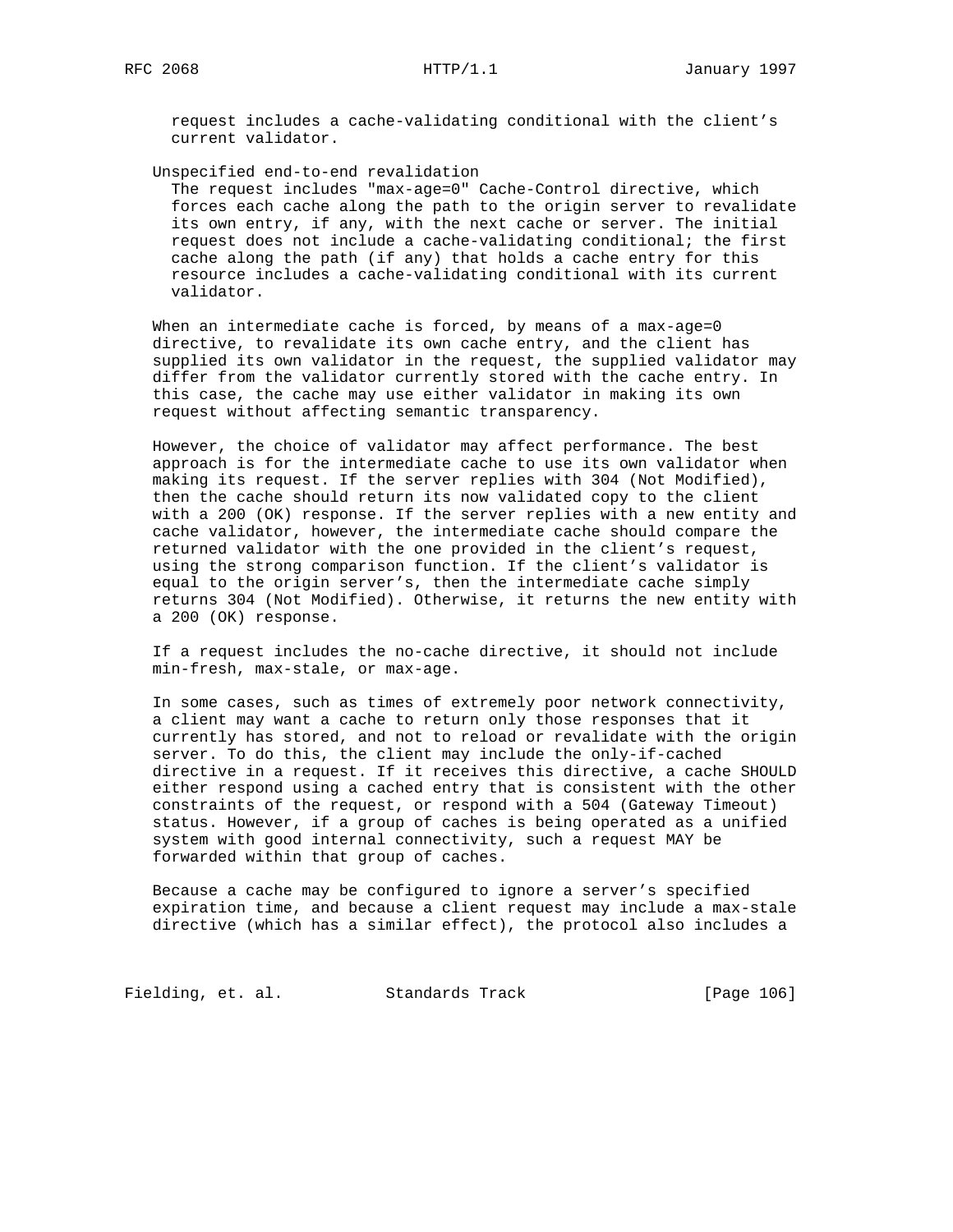request includes a cache-validating conditional with the client's current validator.

Unspecified end-to-end revalidation
: The request includes "max-age=0" Cache-Control directive, which forces each cache along the path to the origin server to revalidate its own entry, if any, with the next cache or server. The initial request does not include a cache-validating conditional; the first cache along the path (if any) that holds a cache entry for this resource includes a cache-validating conditional with its current validator.

When an intermediate cache is forced, by means of a max-age=0 directive, to revalidate its own cache entry, and the client has supplied its own validator in the request, the supplied validator may differ from the validator currently stored with the cache entry. In this case, the cache may use either validator in making its own request without affecting semantic transparency.

However, the choice of validator may affect performance. The best approach is for the intermediate cache to use its own validator when making its request. If the server replies with 304 (Not Modified), then the cache should return its now validated copy to the client with a 200 (OK) response. If the server replies with a new entity and cache validator, however, the intermediate cache should compare the returned validator with the one provided in the client's request, using the strong comparison function. If the client's validator is equal to the origin server's, then the intermediate cache simply returns 304 (Not Modified). Otherwise, it returns the new entity with a 200 (OK) response.

If a request includes the no-cache directive, it should not include min-fresh, max-stale, or max-age.

In some cases, such as times of extremely poor network connectivity, a client may want a cache to return only those responses that it currently has stored, and not to reload or revalidate with the origin server. To do this, the client may include the only-if-cached directive in a request. If it receives this directive, a cache SHOULD either respond using a cached entry that is consistent with the other constraints of the request, or respond with a 504 (Gateway Timeout) status. However, if a group of caches is being operated as a unified system with good internal connectivity, such a request MAY be forwarded within that group of caches.

Because a cache may be configured to ignore a server's specified expiration time, and because a client request may include a max-stale directive (which has a similar effect), the protocol also includes a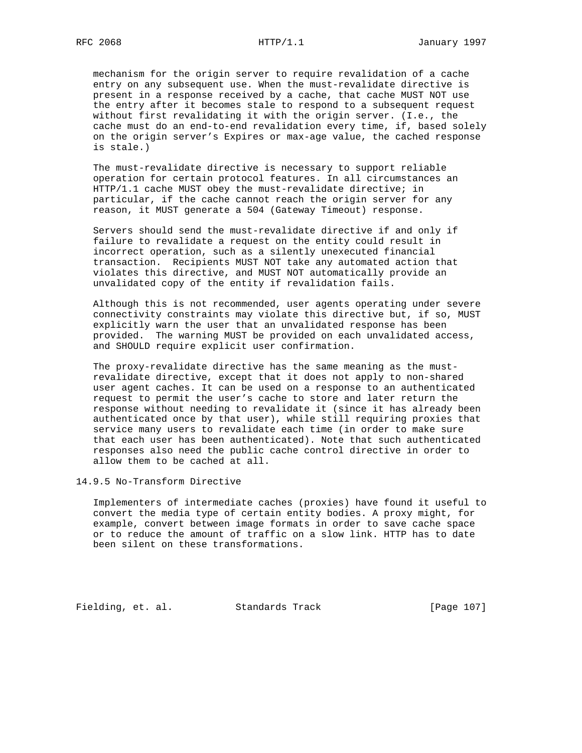mechanism for the origin server to require revalidation of a cache entry on any subsequent use. When the must-revalidate directive is present in a response received by a cache, that cache MUST NOT use the entry after it becomes stale to respond to a subsequent request without first revalidating it with the origin server. (I.e., the cache must do an end-to-end revalidation every time, if, based solely on the origin server's Expires or max-age value, the cached response is stale.)

The must-revalidate directive is necessary to support reliable operation for certain protocol features. In all circumstances an HTTP/1.1 cache MUST obey the must-revalidate directive; in particular, if the cache cannot reach the origin server for any reason, it MUST generate a 504 (Gateway Timeout) response.

Servers should send the must-revalidate directive if and only if failure to revalidate a request on the entity could result in incorrect operation, such as a silently unexecuted financial transaction. Recipients MUST NOT take any automated action that violates this directive, and MUST NOT automatically provide an unvalidated copy of the entity if revalidation fails.

Although this is not recommended, user agents operating under severe connectivity constraints may violate this directive but, if so, MUST explicitly warn the user that an unvalidated response has been provided. The warning MUST be provided on each unvalidated access, and SHOULD require explicit user confirmation.

The proxy-revalidate directive has the same meaning as the must-revalidate directive, except that it does not apply to non-shared user agent caches. It can be used on a response to an authenticated request to permit the user's cache to store and later return the response without needing to revalidate it (since it has already been authenticated once by that user), while still requiring proxies that service many users to revalidate each time (in order to make sure that each user has been authenticated). Note that such authenticated responses also need the public cache control directive in order to allow them to be cached at all.

### 14.9.5 No-Transform Directive

Implementers of intermediate caches (proxies) have found it useful to convert the media type of certain entity bodies. A proxy might, for example, convert between image formats in order to save cache space or to reduce the amount of traffic on a slow link. HTTP has to date been silent on these transformations.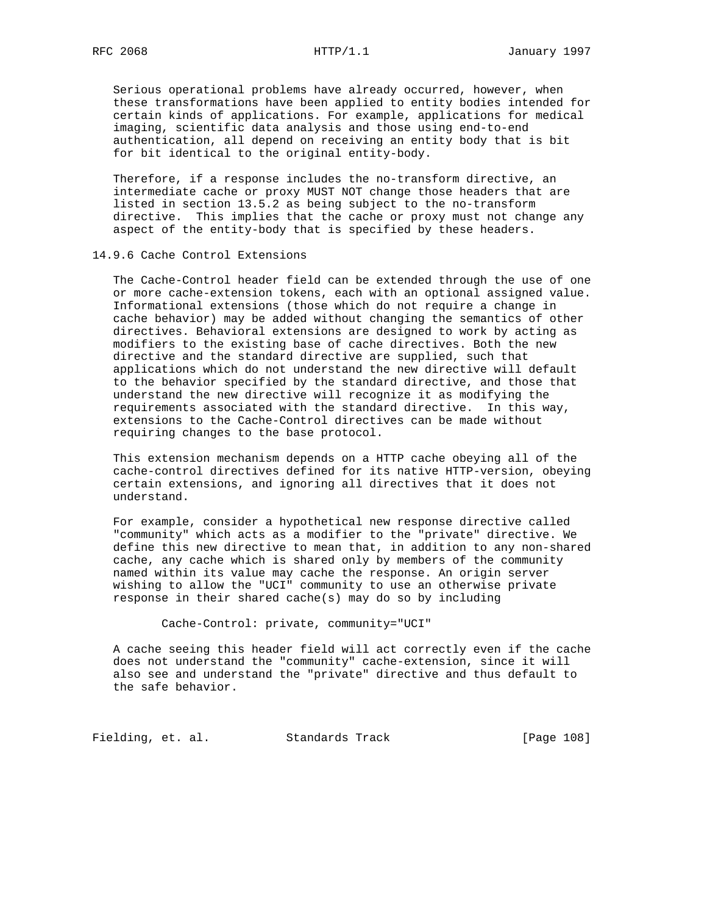Serious operational problems have already occurred, however, when these transformations have been applied to entity bodies intended for certain kinds of applications. For example, applications for medical imaging, scientific data analysis and those using end-to-end authentication, all depend on receiving an entity body that is bit for bit identical to the original entity-body.

Therefore, if a response includes the no-transform directive, an intermediate cache or proxy MUST NOT change those headers that are listed in section 13.5.2 as being subject to the no-transform directive. This implies that the cache or proxy must not change any aspect of the entity-body that is specified by these headers.

### 14.9.6 Cache Control Extensions

The Cache-Control header field can be extended through the use of one or more cache-extension tokens, each with an optional assigned value. Informational extensions (those which do not require a change in cache behavior) may be added without changing the semantics of other directives. Behavioral extensions are designed to work by acting as modifiers to the existing base of cache directives. Both the new directive and the standard directive are supplied, such that applications which do not understand the new directive will default to the behavior specified by the standard directive, and those that understand the new directive will recognize it as modifying the requirements associated with the standard directive. In this way, extensions to the Cache-Control directives can be made without requiring changes to the base protocol.

This extension mechanism depends on a HTTP cache obeying all of the cache-control directives defined for its native HTTP-version, obeying certain extensions, and ignoring all directives that it does not understand.

For example, consider a hypothetical new response directive called "community" which acts as a modifier to the "private" directive. We define this new directive to mean that, in addition to any non-shared cache, any cache which is shared only by members of the community named within its value may cache the response. An origin server wishing to allow the "UCI" community to use an otherwise private response in their shared cache(s) may do so by including

```
Cache-Control: private, community="UCI"
```

A cache seeing this header field will act correctly even if the cache does not understand the "community" cache-extension, since it will also see and understand the "private" directive and thus default to the safe behavior.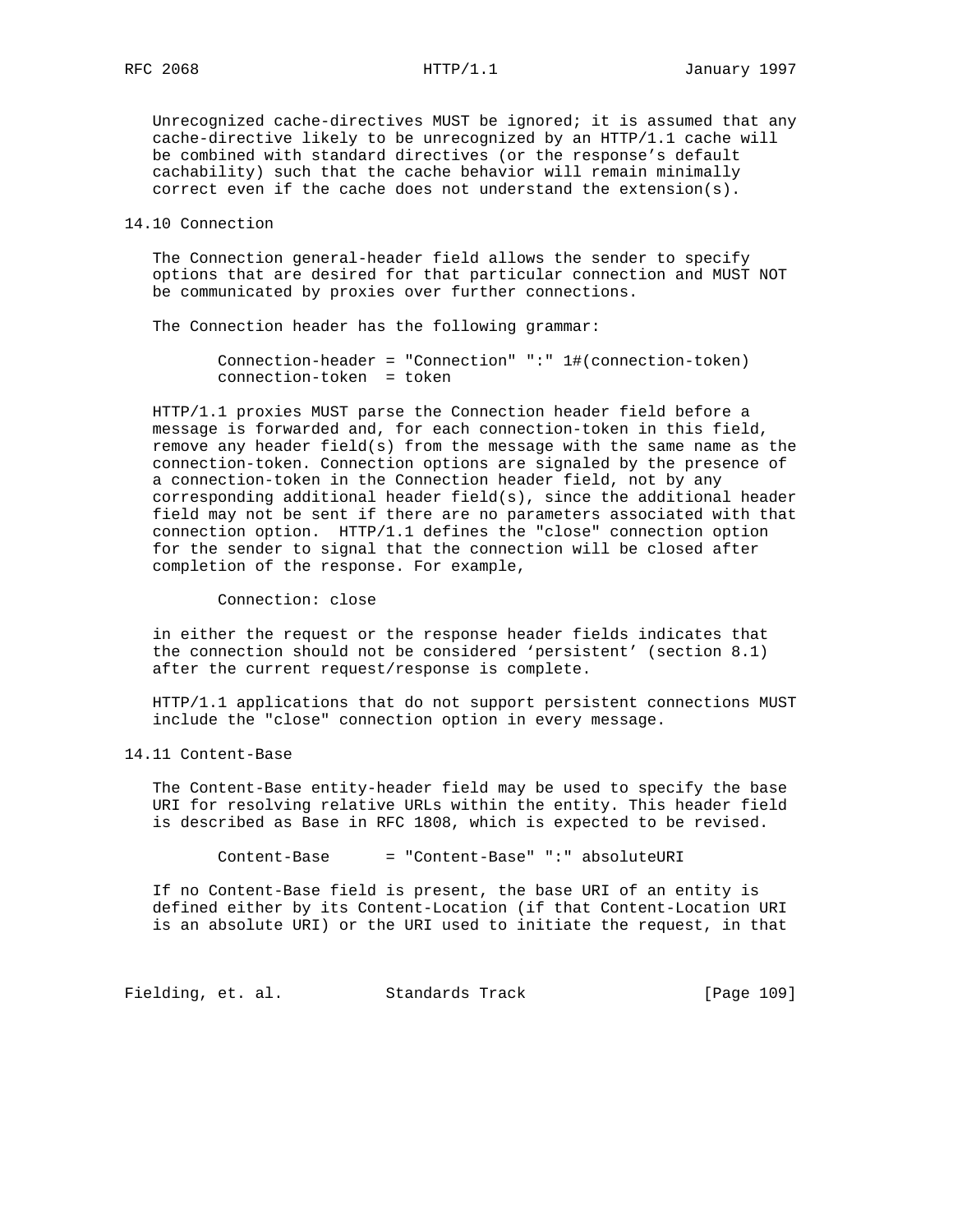Unrecognized cache-directives MUST be ignored; it is assumed that any cache-directive likely to be unrecognized by an HTTP/1.1 cache will be combined with standard directives (or the response's default cachability) such that the cache behavior will remain minimally correct even if the cache does not understand the extension(s).

## 14.10 Connection

The Connection general-header field allows the sender to specify options that are desired for that particular connection and MUST NOT be communicated by proxies over further connections.

The Connection header has the following grammar:

```
Connection-header = "Connection" ":" 1#(connection-token)
connection-token  = token
```

HTTP/1.1 proxies MUST parse the Connection header field before a message is forwarded and, for each connection-token in this field, remove any header field(s) from the message with the same name as the connection-token. Connection options are signaled by the presence of a connection-token in the Connection header field, not by any corresponding additional header field(s), since the additional header field may not be sent if there are no parameters associated with that connection option. HTTP/1.1 defines the "close" connection option for the sender to signal that the connection will be closed after completion of the response. For example,

```
Connection: close
```

in either the request or the response header fields indicates that the connection should not be considered 'persistent' (section 8.1) after the current request/response is complete.

HTTP/1.1 applications that do not support persistent connections MUST include the "close" connection option in every message.

## 14.11 Content-Base

The Content-Base entity-header field may be used to specify the base URI for resolving relative URLs within the entity. This header field is described as Base in RFC 1808, which is expected to be revised.

```
Content-Base      = "Content-Base" ":" absoluteURI
```

If no Content-Base field is present, the base URI of an entity is defined either by its Content-Location (if that Content-Location URI is an absolute URI) or the URI used to initiate the request, in that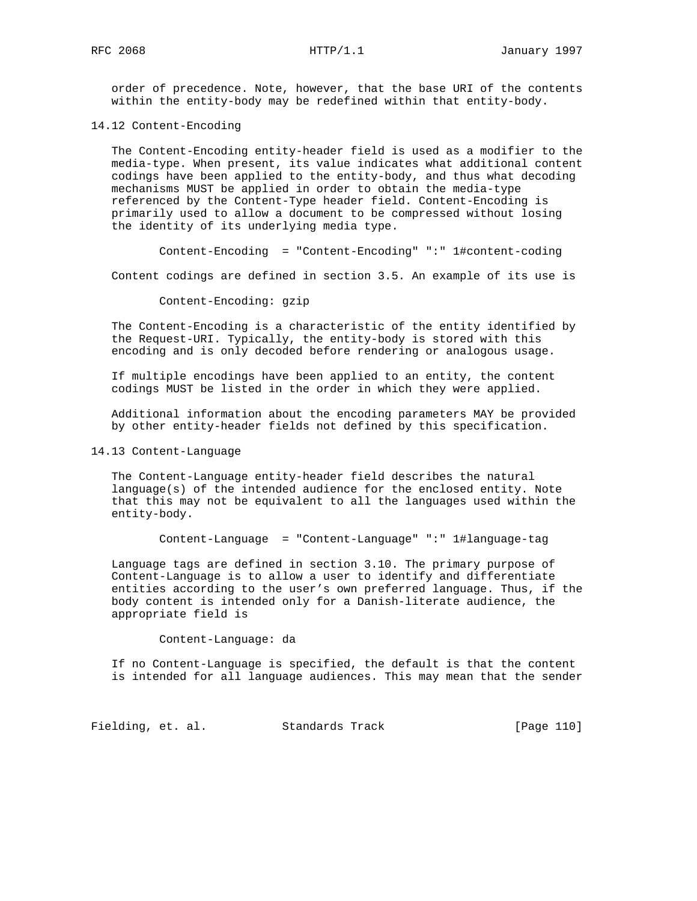order of precedence. Note, however, that the base URI of the contents within the entity-body may be redefined within that entity-body.

### 14.12 Content-Encoding

The Content-Encoding entity-header field is used as a modifier to the media-type. When present, its value indicates what additional content codings have been applied to the entity-body, and thus what decoding mechanisms MUST be applied in order to obtain the media-type referenced by the Content-Type header field. Content-Encoding is primarily used to allow a document to be compressed without losing the identity of its underlying media type.

```
Content-Encoding  = "Content-Encoding" ":" 1#content-coding
```

Content codings are defined in section 3.5. An example of its use is

```
Content-Encoding: gzip
```

The Content-Encoding is a characteristic of the entity identified by the Request-URI. Typically, the entity-body is stored with this encoding and is only decoded before rendering or analogous usage.

If multiple encodings have been applied to an entity, the content codings MUST be listed in the order in which they were applied.

Additional information about the encoding parameters MAY be provided by other entity-header fields not defined by this specification.

### 14.13 Content-Language

The Content-Language entity-header field describes the natural language(s) of the intended audience for the enclosed entity. Note that this may not be equivalent to all the languages used within the entity-body.

```
Content-Language  = "Content-Language" ":" 1#language-tag
```

Language tags are defined in section 3.10. The primary purpose of Content-Language is to allow a user to identify and differentiate entities according to the user's own preferred language. Thus, if the body content is intended only for a Danish-literate audience, the appropriate field is

```
Content-Language: da
```

If no Content-Language is specified, the default is that the content is intended for all language audiences. This may mean that the sender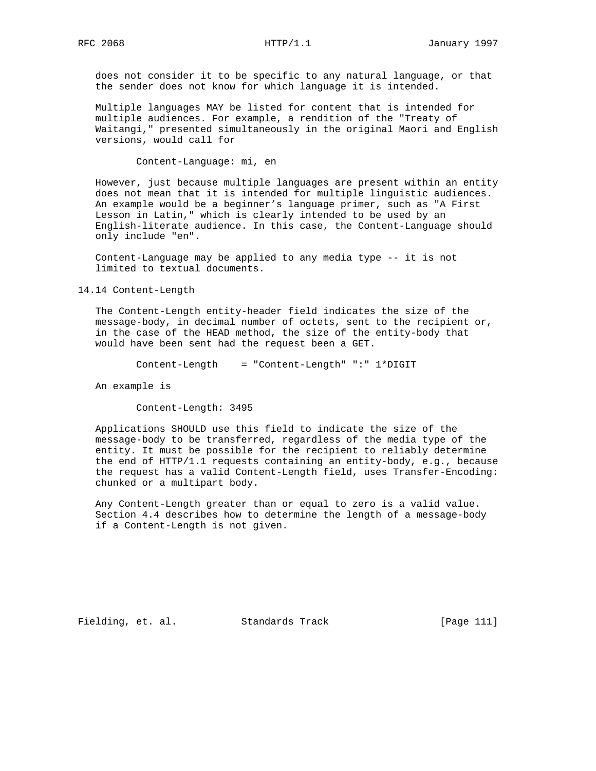does not consider it to be specific to any natural language, or that the sender does not know for which language it is intended.

Multiple languages MAY be listed for content that is intended for multiple audiences. For example, a rendition of the "Treaty of Waitangi," presented simultaneously in the original Maori and English versions, would call for

```
Content-Language: mi, en
```

However, just because multiple languages are present within an entity does not mean that it is intended for multiple linguistic audiences. An example would be a beginner's language primer, such as "A First Lesson in Latin," which is clearly intended to be used by an English-literate audience. In this case, the Content-Language should only include "en".

Content-Language may be applied to any media type -- it is not limited to textual documents.

## 14.14 Content-Length

The Content-Length entity-header field indicates the size of the message-body, in decimal number of octets, sent to the recipient or, in the case of the HEAD method, the size of the entity-body that would have been sent had the request been a GET.

```
Content-Length    = "Content-Length" ":" 1*DIGIT
```

An example is

```
Content-Length: 3495
```

Applications SHOULD use this field to indicate the size of the message-body to be transferred, regardless of the media type of the entity. It must be possible for the recipient to reliably determine the end of HTTP/1.1 requests containing an entity-body, e.g., because the request has a valid Content-Length field, uses Transfer-Encoding: chunked or a multipart body.

Any Content-Length greater than or equal to zero is a valid value. Section 4.4 describes how to determine the length of a message-body if a Content-Length is not given.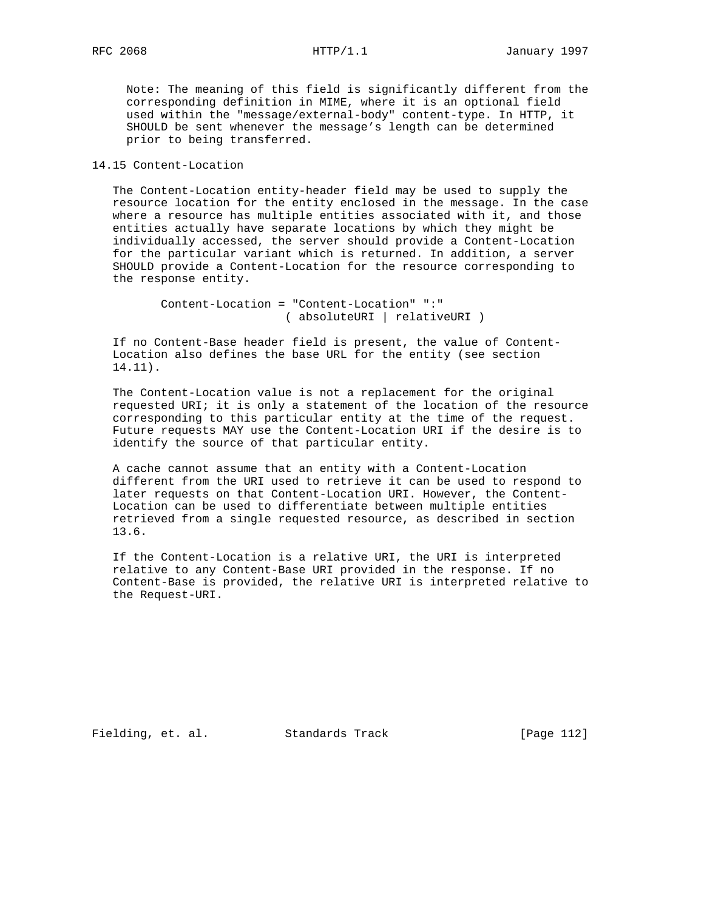Note: The meaning of this field is significantly different from the corresponding definition in MIME, where it is an optional field used within the "message/external-body" content-type. In HTTP, it SHOULD be sent whenever the message's length can be determined prior to being transferred.

### 14.15 Content-Location

The Content-Location entity-header field may be used to supply the resource location for the entity enclosed in the message. In the case where a resource has multiple entities associated with it, and those entities actually have separate locations by which they might be individually accessed, the server should provide a Content-Location for the particular variant which is returned. In addition, a server SHOULD provide a Content-Location for the resource corresponding to the response entity.

```
Content-Location = "Content-Location" ":"
                   ( absoluteURI | relativeURI )
```

If no Content-Base header field is present, the value of Content-Location also defines the base URL for the entity (see section 14.11).

The Content-Location value is not a replacement for the original requested URI; it is only a statement of the location of the resource corresponding to this particular entity at the time of the request. Future requests MAY use the Content-Location URI if the desire is to identify the source of that particular entity.

A cache cannot assume that an entity with a Content-Location different from the URI used to retrieve it can be used to respond to later requests on that Content-Location URI. However, the Content-Location can be used to differentiate between multiple entities retrieved from a single requested resource, as described in section 13.6.

If the Content-Location is a relative URI, the URI is interpreted relative to any Content-Base URI provided in the response. If no Content-Base is provided, the relative URI is interpreted relative to the Request-URI.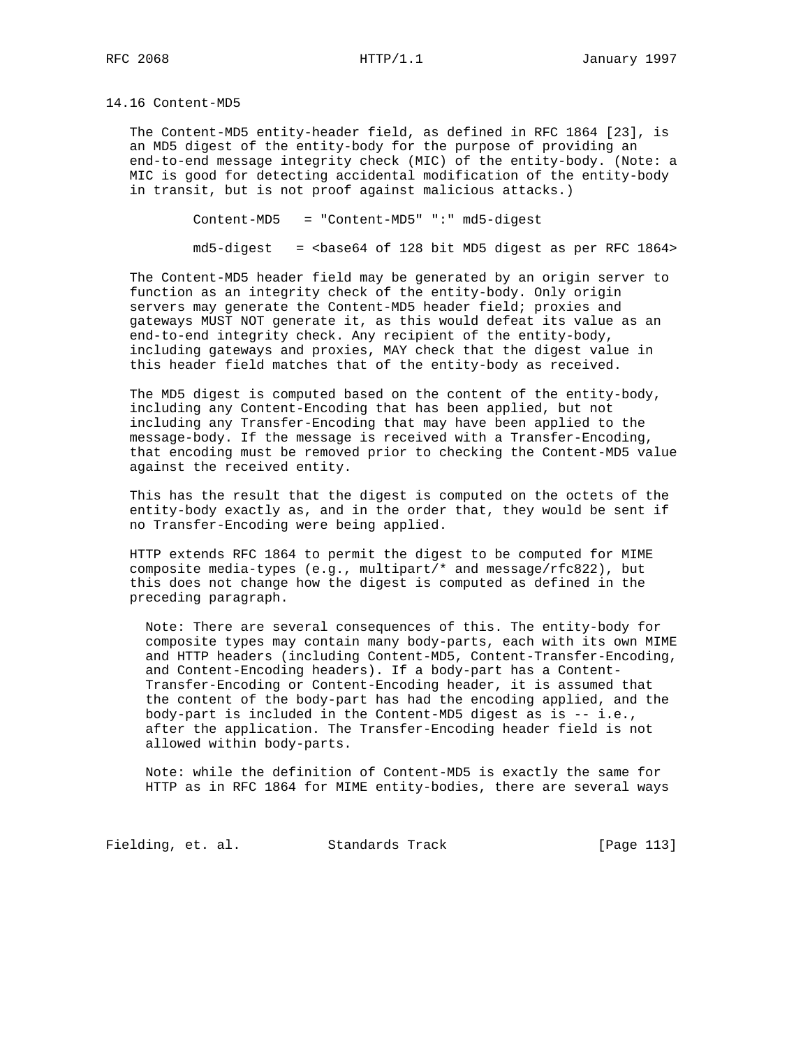### 14.16 Content-MD5

The Content-MD5 entity-header field, as defined in RFC 1864 [23], is an MD5 digest of the entity-body for the purpose of providing an end-to-end message integrity check (MIC) of the entity-body. (Note: a MIC is good for detecting accidental modification of the entity-body in transit, but is not proof against malicious attacks.)

```
Content-MD5   = "Content-MD5" ":" md5-digest

md5-digest   = <base64 of 128 bit MD5 digest as per RFC 1864>
```

The Content-MD5 header field may be generated by an origin server to function as an integrity check of the entity-body. Only origin servers may generate the Content-MD5 header field; proxies and gateways MUST NOT generate it, as this would defeat its value as an end-to-end integrity check. Any recipient of the entity-body, including gateways and proxies, MAY check that the digest value in this header field matches that of the entity-body as received.

The MD5 digest is computed based on the content of the entity-body, including any Content-Encoding that has been applied, but not including any Transfer-Encoding that may have been applied to the message-body. If the message is received with a Transfer-Encoding, that encoding must be removed prior to checking the Content-MD5 value against the received entity.

This has the result that the digest is computed on the octets of the entity-body exactly as, and in the order that, they would be sent if no Transfer-Encoding were being applied.

HTTP extends RFC 1864 to permit the digest to be computed for MIME composite media-types (e.g., multipart/* and message/rfc822), but this does not change how the digest is computed as defined in the preceding paragraph.

> Note: There are several consequences of this. The entity-body for composite types may contain many body-parts, each with its own MIME and HTTP headers (including Content-MD5, Content-Transfer-Encoding, and Content-Encoding headers). If a body-part has a Content-Transfer-Encoding or Content-Encoding header, it is assumed that the content of the body-part has had the encoding applied, and the body-part is included in the Content-MD5 digest as is -- i.e., after the application. The Transfer-Encoding header field is not allowed within body-parts.

> Note: while the definition of Content-MD5 is exactly the same for HTTP as in RFC 1864 for MIME entity-bodies, there are several ways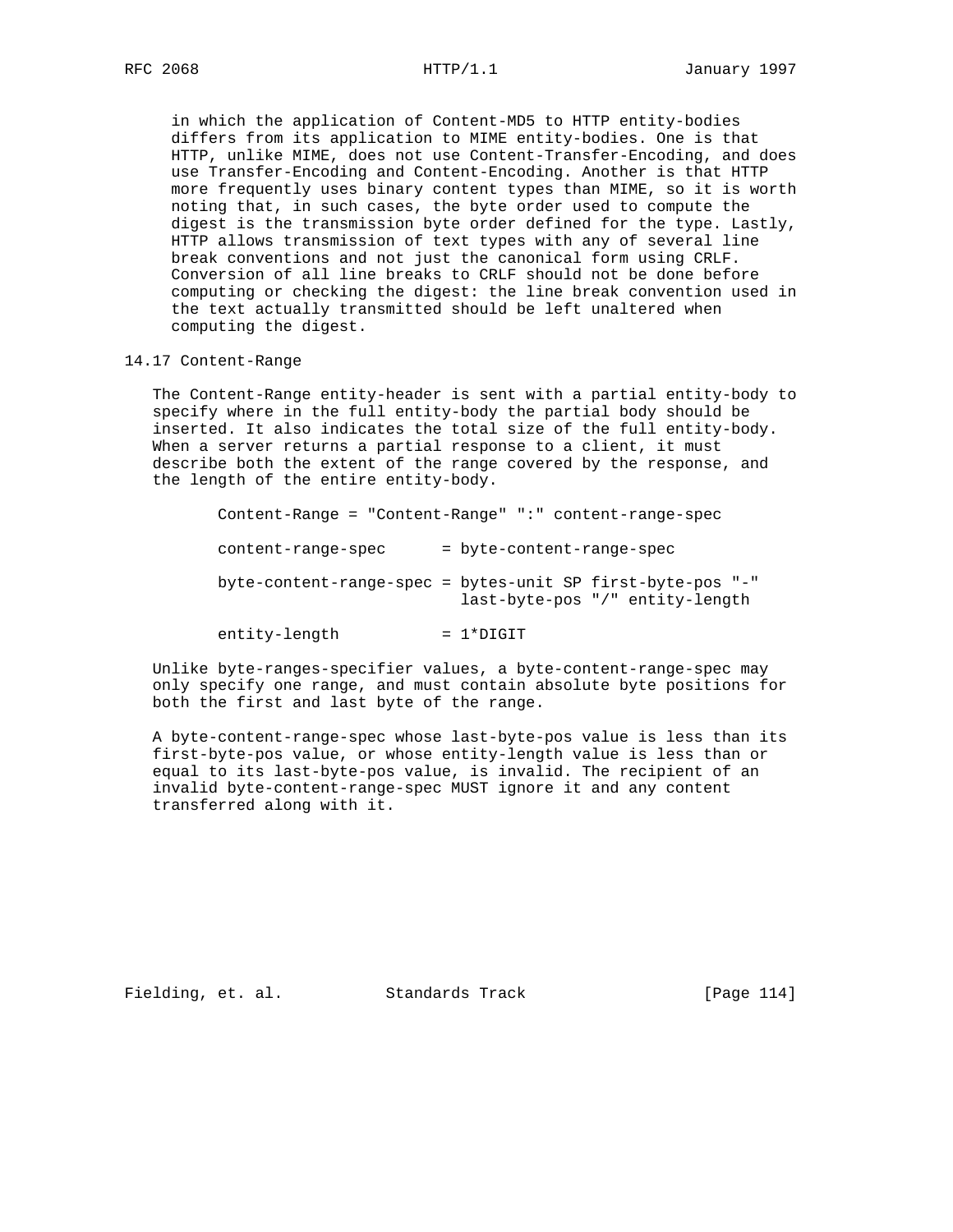in which the application of Content-MD5 to HTTP entity-bodies differs from its application to MIME entity-bodies. One is that HTTP, unlike MIME, does not use Content-Transfer-Encoding, and does use Transfer-Encoding and Content-Encoding. Another is that HTTP more frequently uses binary content types than MIME, so it is worth noting that, in such cases, the byte order used to compute the digest is the transmission byte order defined for the type. Lastly, HTTP allows transmission of text types with any of several line break conventions and not just the canonical form using CRLF. Conversion of all line breaks to CRLF should not be done before computing or checking the digest: the line break convention used in the text actually transmitted should be left unaltered when computing the digest.

## 14.17 Content-Range

The Content-Range entity-header is sent with a partial entity-body to specify where in the full entity-body the partial body should be inserted. It also indicates the total size of the full entity-body. When a server returns a partial response to a client, it must describe both the extent of the range covered by the response, and the length of the entire entity-body.

```
Content-Range = "Content-Range" ":" content-range-spec

content-range-spec      = byte-content-range-spec

byte-content-range-spec = bytes-unit SP first-byte-pos "-"
                          last-byte-pos "/" entity-length

entity-length           = 1*DIGIT
```

Unlike byte-ranges-specifier values, a byte-content-range-spec may only specify one range, and must contain absolute byte positions for both the first and last byte of the range.

A byte-content-range-spec whose last-byte-pos value is less than its first-byte-pos value, or whose entity-length value is less than or equal to its last-byte-pos value, is invalid. The recipient of an invalid byte-content-range-spec MUST ignore it and any content transferred along with it.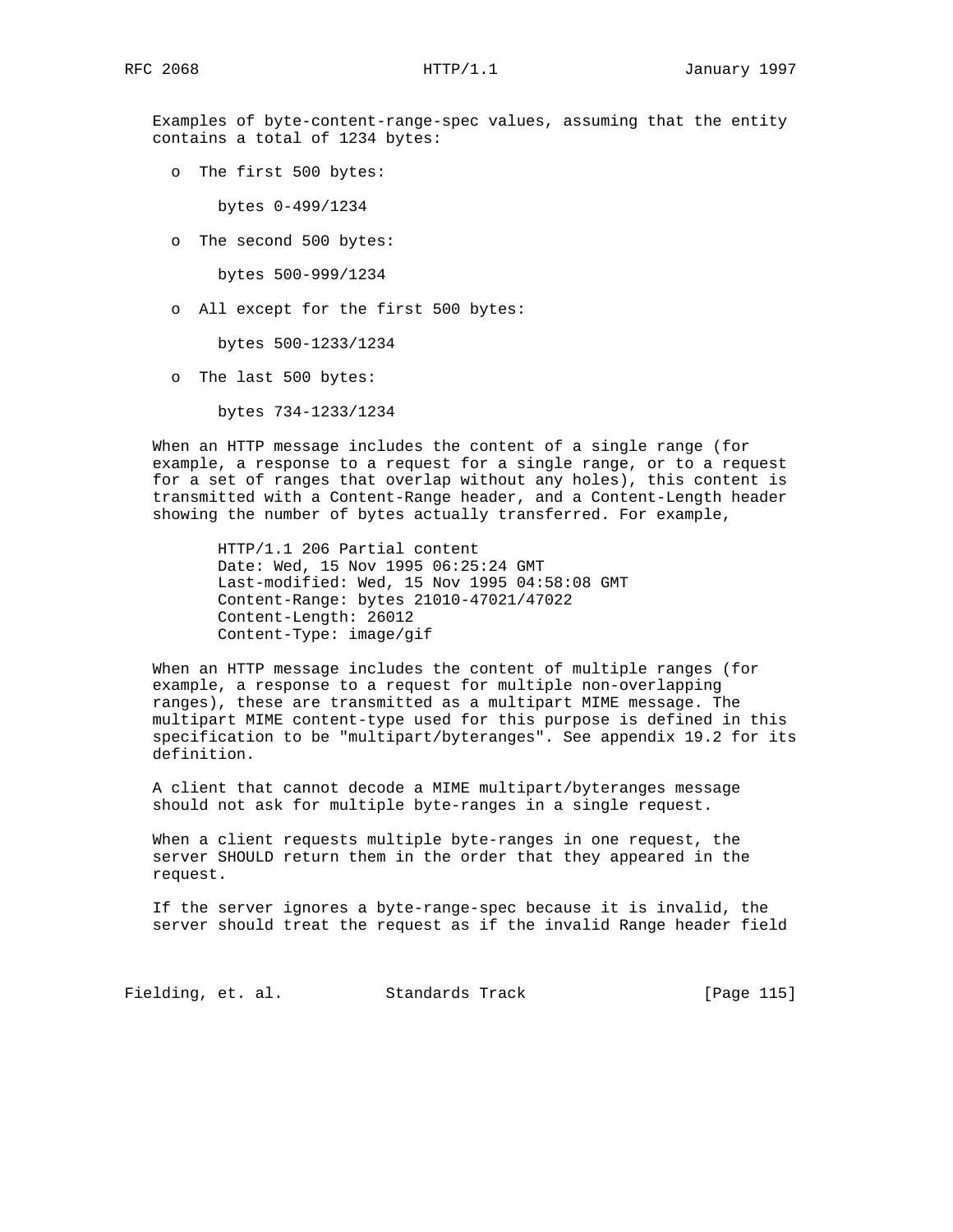Examples of byte-content-range-spec values, assuming that the entity contains a total of 1234 bytes:

- The first 500 bytes:

```
bytes 0-499/1234
```

- The second 500 bytes:

```
bytes 500-999/1234
```

- All except for the first 500 bytes:

```
bytes 500-1233/1234
```

- The last 500 bytes:

```
bytes 734-1233/1234
```

When an HTTP message includes the content of a single range (for example, a response to a request for a single range, or to a request for a set of ranges that overlap without any holes), this content is transmitted with a Content-Range header, and a Content-Length header showing the number of bytes actually transferred. For example,

```
HTTP/1.1 206 Partial content
Date: Wed, 15 Nov 1995 06:25:24 GMT
Last-modified: Wed, 15 Nov 1995 04:58:08 GMT
Content-Range: bytes 21010-47021/47022
Content-Length: 26012
Content-Type: image/gif
```

When an HTTP message includes the content of multiple ranges (for example, a response to a request for multiple non-overlapping ranges), these are transmitted as a multipart MIME message. The multipart MIME content-type used for this purpose is defined in this specification to be "multipart/byteranges". See appendix 19.2 for its definition.

A client that cannot decode a MIME multipart/byteranges message should not ask for multiple byte-ranges in a single request.

When a client requests multiple byte-ranges in one request, the server SHOULD return them in the order that they appeared in the request.

If the server ignores a byte-range-spec because it is invalid, the server should treat the request as if the invalid Range header field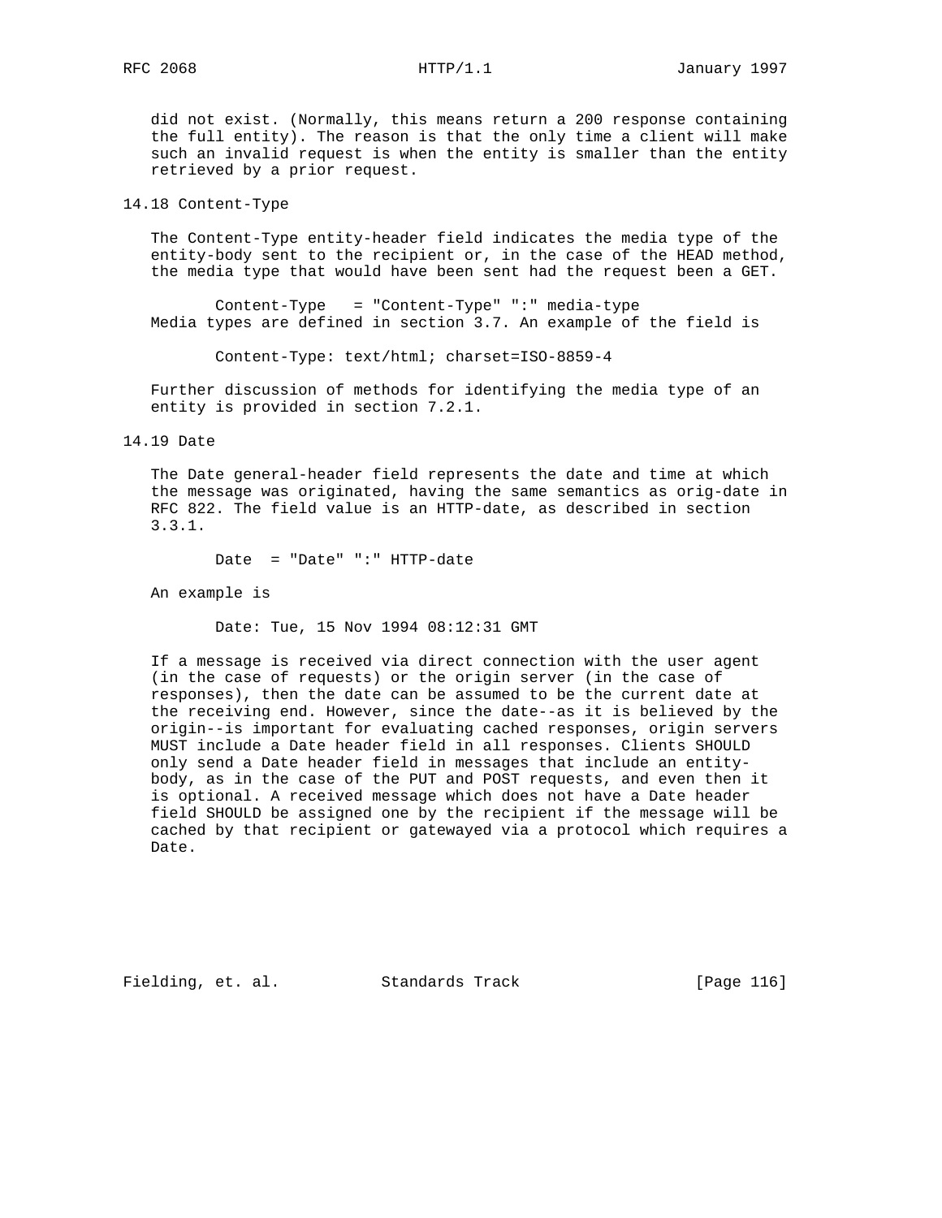did not exist. (Normally, this means return a 200 response containing the full entity). The reason is that the only time a client will make such an invalid request is when the entity is smaller than the entity retrieved by a prior request.

### 14.18 Content-Type

The Content-Type entity-header field indicates the media type of the entity-body sent to the recipient or, in the case of the HEAD method, the media type that would have been sent had the request been a GET.

```
       Content-Type   = "Content-Type" ":" media-type
```

Media types are defined in section 3.7. An example of the field is

```
       Content-Type: text/html; charset=ISO-8859-4
```

Further discussion of methods for identifying the media type of an entity is provided in section 7.2.1.

### 14.19 Date

The Date general-header field represents the date and time at which the message was originated, having the same semantics as orig-date in RFC 822. The field value is an HTTP-date, as described in section 3.3.1.

```
       Date  = "Date" ":" HTTP-date
```

An example is

```
       Date: Tue, 15 Nov 1994 08:12:31 GMT
```

If a message is received via direct connection with the user agent (in the case of requests) or the origin server (in the case of responses), then the date can be assumed to be the current date at the receiving end. However, since the date--as it is believed by the origin--is important for evaluating cached responses, origin servers MUST include a Date header field in all responses. Clients SHOULD only send a Date header field in messages that include an entity-body, as in the case of the PUT and POST requests, and even then it is optional. A received message which does not have a Date header field SHOULD be assigned one by the recipient if the message will be cached by that recipient or gatewayed via a protocol which requires a Date.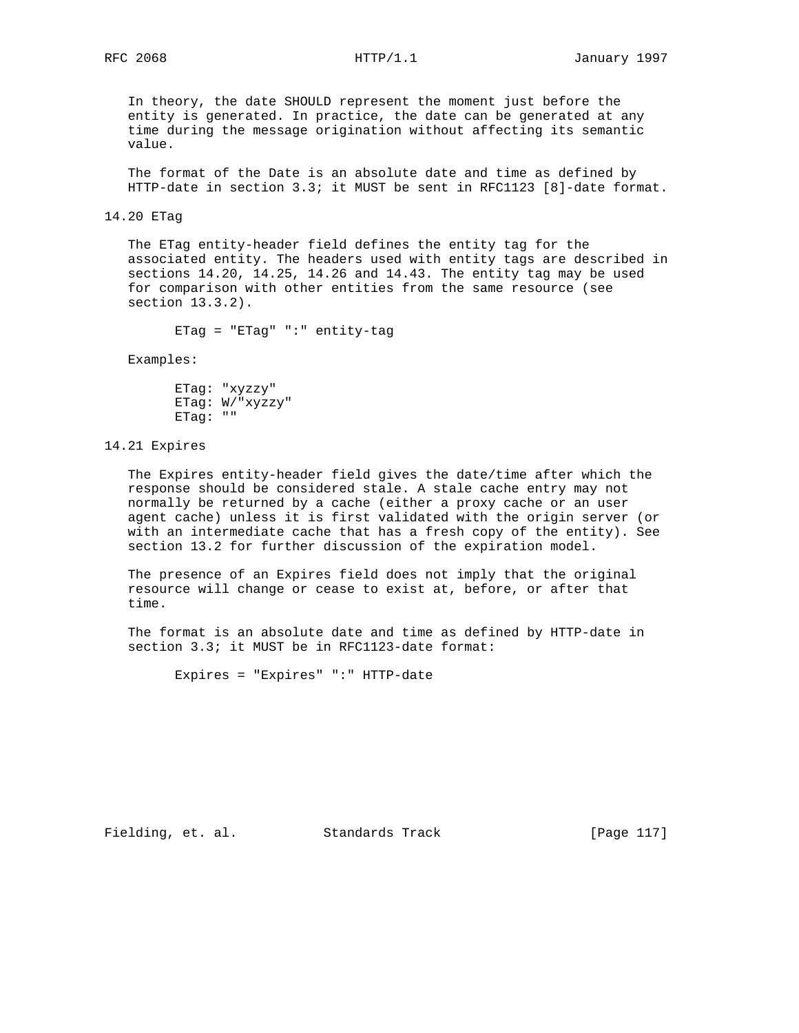In theory, the date SHOULD represent the moment just before the entity is generated. In practice, the date can be generated at any time during the message origination without affecting its semantic value.

The format of the Date is an absolute date and time as defined by HTTP-date in section 3.3; it MUST be sent in RFC1123 [8]-date format.

## 14.20 ETag

The ETag entity-header field defines the entity tag for the associated entity. The headers used with entity tags are described in sections 14.20, 14.25, 14.26 and 14.43. The entity tag may be used for comparison with other entities from the same resource (see section 13.3.2).

```
ETag = "ETag" ":" entity-tag
```

Examples:

```
ETag: "xyzzy"
ETag: W/"xyzzy"
ETag: ""
```

## 14.21 Expires

The Expires entity-header field gives the date/time after which the response should be considered stale. A stale cache entry may not normally be returned by a cache (either a proxy cache or an user agent cache) unless it is first validated with the origin server (or with an intermediate cache that has a fresh copy of the entity). See section 13.2 for further discussion of the expiration model.

The presence of an Expires field does not imply that the original resource will change or cease to exist at, before, or after that time.

The format is an absolute date and time as defined by HTTP-date in section 3.3; it MUST be in RFC1123-date format:

```
Expires = "Expires" ":" HTTP-date
```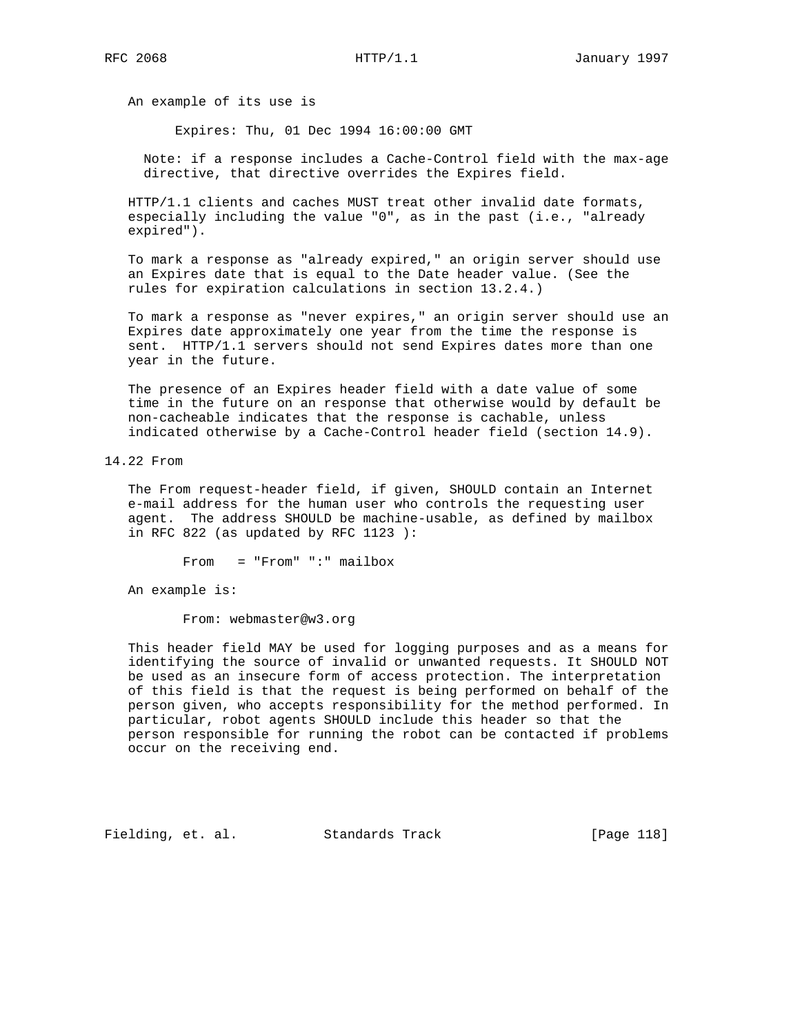An example of its use is

```
Expires: Thu, 01 Dec 1994 16:00:00 GMT
```

Note: if a response includes a Cache-Control field with the max-age directive, that directive overrides the Expires field.

HTTP/1.1 clients and caches MUST treat other invalid date formats, especially including the value "0", as in the past (i.e., "already expired").

To mark a response as "already expired," an origin server should use an Expires date that is equal to the Date header value. (See the rules for expiration calculations in section 13.2.4.)

To mark a response as "never expires," an origin server should use an Expires date approximately one year from the time the response is sent. HTTP/1.1 servers should not send Expires dates more than one year in the future.

The presence of an Expires header field with a date value of some time in the future on an response that otherwise would by default be non-cacheable indicates that the response is cachable, unless indicated otherwise by a Cache-Control header field (section 14.9).

## 14.22 From

The From request-header field, if given, SHOULD contain an Internet e-mail address for the human user who controls the requesting user agent. The address SHOULD be machine-usable, as defined by mailbox in RFC 822 (as updated by RFC 1123 ):

```
From   = "From" ":" mailbox
```

An example is:

```
From: webmaster@w3.org
```

This header field MAY be used for logging purposes and as a means for identifying the source of invalid or unwanted requests. It SHOULD NOT be used as an insecure form of access protection. The interpretation of this field is that the request is being performed on behalf of the person given, who accepts responsibility for the method performed. In particular, robot agents SHOULD include this header so that the person responsible for running the robot can be contacted if problems occur on the receiving end.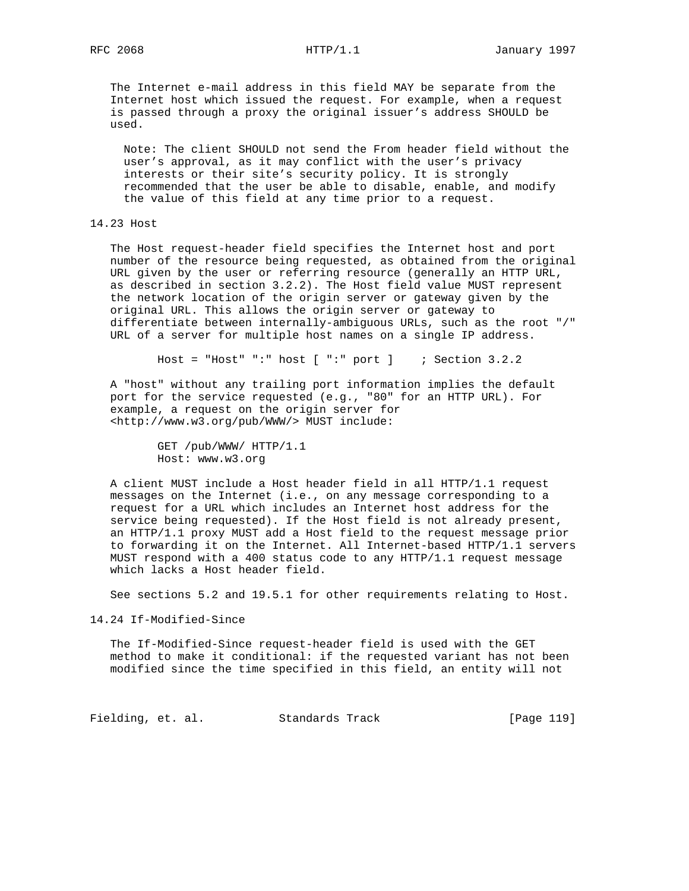The Internet e-mail address in this field MAY be separate from the Internet host which issued the request. For example, when a request is passed through a proxy the original issuer's address SHOULD be used.

> Note: The client SHOULD not send the From header field without the user's approval, as it may conflict with the user's privacy interests or their site's security policy. It is strongly recommended that the user be able to disable, enable, and modify the value of this field at any time prior to a request.

### 14.23 Host

The Host request-header field specifies the Internet host and port number of the resource being requested, as obtained from the original URL given by the user or referring resource (generally an HTTP URL, as described in section 3.2.2). The Host field value MUST represent the network location of the origin server or gateway given by the original URL. This allows the origin server or gateway to differentiate between internally-ambiguous URLs, such as the root "/" URL of a server for multiple host names on a single IP address.

```
Host = "Host" ":" host [ ":" port ]    ; Section 3.2.2
```

A "host" without any trailing port information implies the default port for the service requested (e.g., "80" for an HTTP URL). For example, a request on the origin server for <http://www.w3.org/pub/WWW/> MUST include:

```
GET /pub/WWW/ HTTP/1.1
Host: www.w3.org
```

A client MUST include a Host header field in all HTTP/1.1 request messages on the Internet (i.e., on any message corresponding to a request for a URL which includes an Internet host address for the service being requested). If the Host field is not already present, an HTTP/1.1 proxy MUST add a Host field to the request message prior to forwarding it on the Internet. All Internet-based HTTP/1.1 servers MUST respond with a 400 status code to any HTTP/1.1 request message which lacks a Host header field.

See sections 5.2 and 19.5.1 for other requirements relating to Host.

### 14.24 If-Modified-Since

The If-Modified-Since request-header field is used with the GET method to make it conditional: if the requested variant has not been modified since the time specified in this field, an entity will not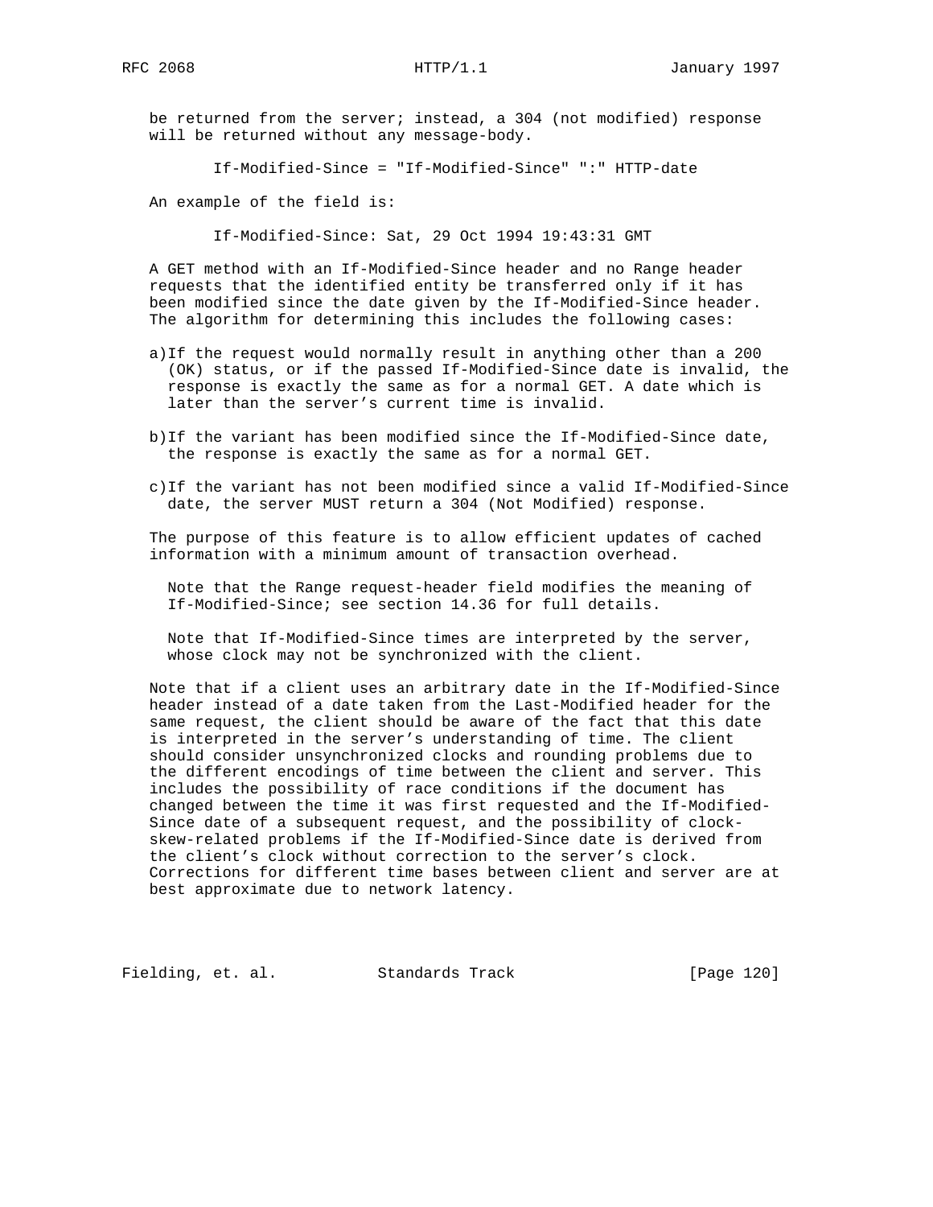be returned from the server; instead, a 304 (not modified) response will be returned without any message-body.

```
If-Modified-Since = "If-Modified-Since" ":" HTTP-date
```

An example of the field is:

```
If-Modified-Since: Sat, 29 Oct 1994 19:43:31 GMT
```

A GET method with an If-Modified-Since header and no Range header requests that the identified entity be transferred only if it has been modified since the date given by the If-Modified-Since header. The algorithm for determining this includes the following cases:

a) If the request would normally result in anything other than a 200 (OK) status, or if the passed If-Modified-Since date is invalid, the response is exactly the same as for a normal GET. A date which is later than the server's current time is invalid.

b) If the variant has been modified since the If-Modified-Since date, the response is exactly the same as for a normal GET.

c) If the variant has not been modified since a valid If-Modified-Since date, the server MUST return a 304 (Not Modified) response.

The purpose of this feature is to allow efficient updates of cached information with a minimum amount of transaction overhead.

> Note that the Range request-header field modifies the meaning of If-Modified-Since; see section 14.36 for full details.

> Note that If-Modified-Since times are interpreted by the server, whose clock may not be synchronized with the client.

Note that if a client uses an arbitrary date in the If-Modified-Since header instead of a date taken from the Last-Modified header for the same request, the client should be aware of the fact that this date is interpreted in the server's understanding of time. The client should consider unsynchronized clocks and rounding problems due to the different encodings of time between the client and server. This includes the possibility of race conditions if the document has changed between the time it was first requested and the If-Modified-Since date of a subsequent request, and the possibility of clock-skew-related problems if the If-Modified-Since date is derived from the client's clock without correction to the server's clock. Corrections for different time bases between client and server are at best approximate due to network latency.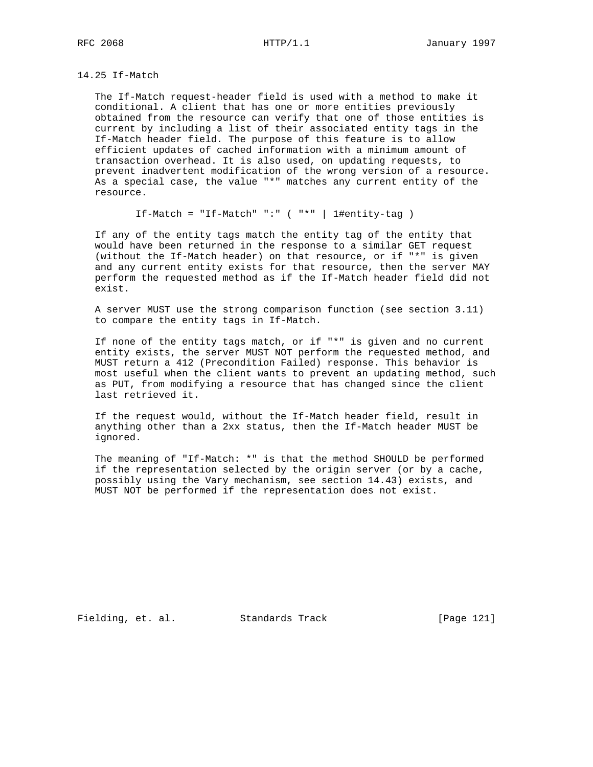### 14.25 If-Match

The If-Match request-header field is used with a method to make it conditional. A client that has one or more entities previously obtained from the resource can verify that one of those entities is current by including a list of their associated entity tags in the If-Match header field. The purpose of this feature is to allow efficient updates of cached information with a minimum amount of transaction overhead. It is also used, on updating requests, to prevent inadvertent modification of the wrong version of a resource. As a special case, the value "*" matches any current entity of the resource.

```
If-Match = "If-Match" ":" ( "*" | 1#entity-tag )
```

If any of the entity tags match the entity tag of the entity that would have been returned in the response to a similar GET request (without the If-Match header) on that resource, or if "*" is given and any current entity exists for that resource, then the server MAY perform the requested method as if the If-Match header field did not exist.

A server MUST use the strong comparison function (see section 3.11) to compare the entity tags in If-Match.

If none of the entity tags match, or if "*" is given and no current entity exists, the server MUST NOT perform the requested method, and MUST return a 412 (Precondition Failed) response. This behavior is most useful when the client wants to prevent an updating method, such as PUT, from modifying a resource that has changed since the client last retrieved it.

If the request would, without the If-Match header field, result in anything other than a 2xx status, then the If-Match header MUST be ignored.

The meaning of "If-Match: *" is that the method SHOULD be performed if the representation selected by the origin server (or by a cache, possibly using the Vary mechanism, see section 14.43) exists, and MUST NOT be performed if the representation does not exist.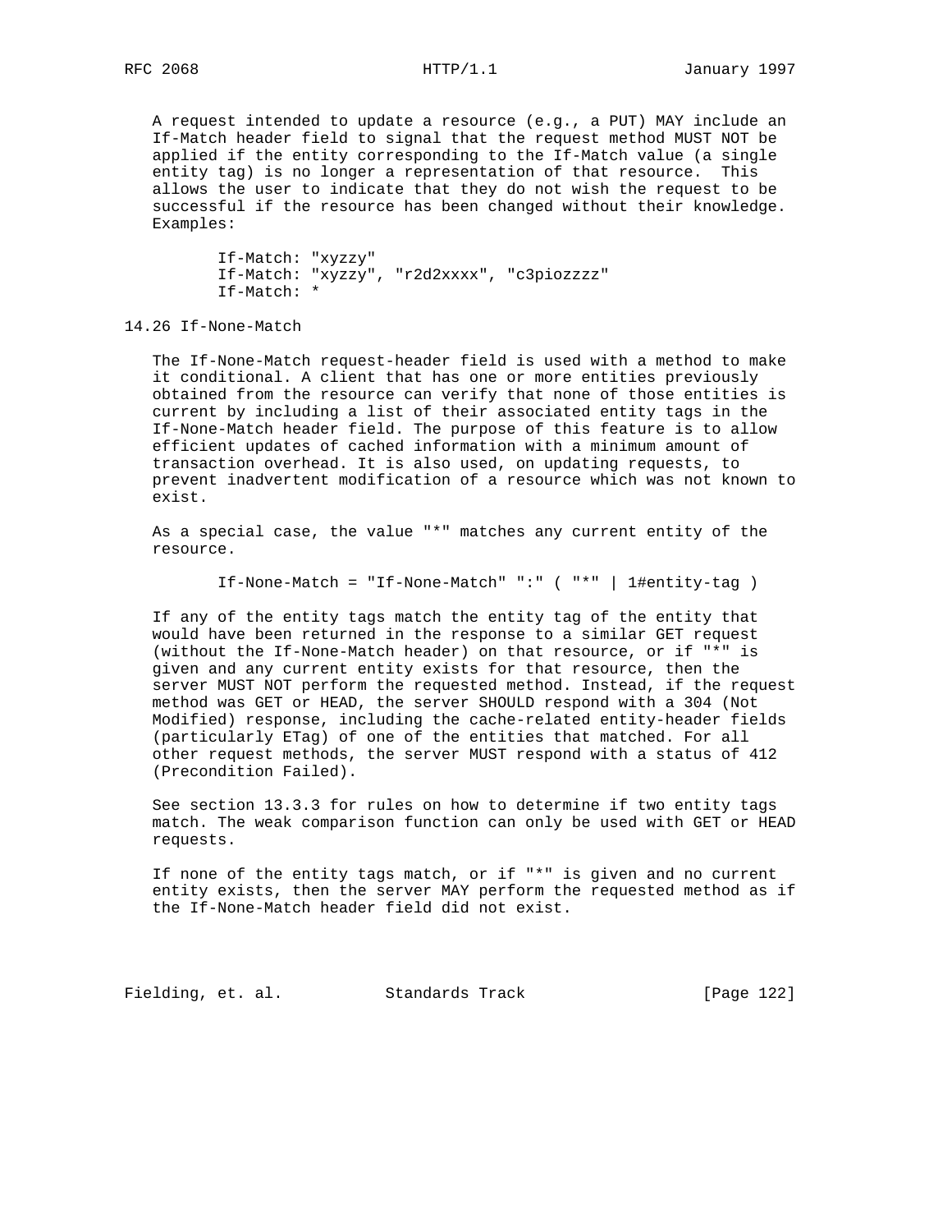A request intended to update a resource (e.g., a PUT) MAY include an If-Match header field to signal that the request method MUST NOT be applied if the entity corresponding to the If-Match value (a single entity tag) is no longer a representation of that resource. This allows the user to indicate that they do not wish the request to be successful if the resource has been changed without their knowledge. Examples:

```
If-Match: "xyzzy"
If-Match: "xyzzy", "r2d2xxxx", "c3piozzzz"
If-Match: *
```

## 14.26 If-None-Match

The If-None-Match request-header field is used with a method to make it conditional. A client that has one or more entities previously obtained from the resource can verify that none of those entities is current by including a list of their associated entity tags in the If-None-Match header field. The purpose of this feature is to allow efficient updates of cached information with a minimum amount of transaction overhead. It is also used, on updating requests, to prevent inadvertent modification of a resource which was not known to exist.

As a special case, the value "*" matches any current entity of the resource.

```
If-None-Match = "If-None-Match" ":" ( "*" | 1#entity-tag )
```

If any of the entity tags match the entity tag of the entity that would have been returned in the response to a similar GET request (without the If-None-Match header) on that resource, or if "*" is given and any current entity exists for that resource, then the server MUST NOT perform the requested method. Instead, if the request method was GET or HEAD, the server SHOULD respond with a 304 (Not Modified) response, including the cache-related entity-header fields (particularly ETag) of one of the entities that matched. For all other request methods, the server MUST respond with a status of 412 (Precondition Failed).

See section 13.3.3 for rules on how to determine if two entity tags match. The weak comparison function can only be used with GET or HEAD requests.

If none of the entity tags match, or if "*" is given and no current entity exists, then the server MAY perform the requested method as if the If-None-Match header field did not exist.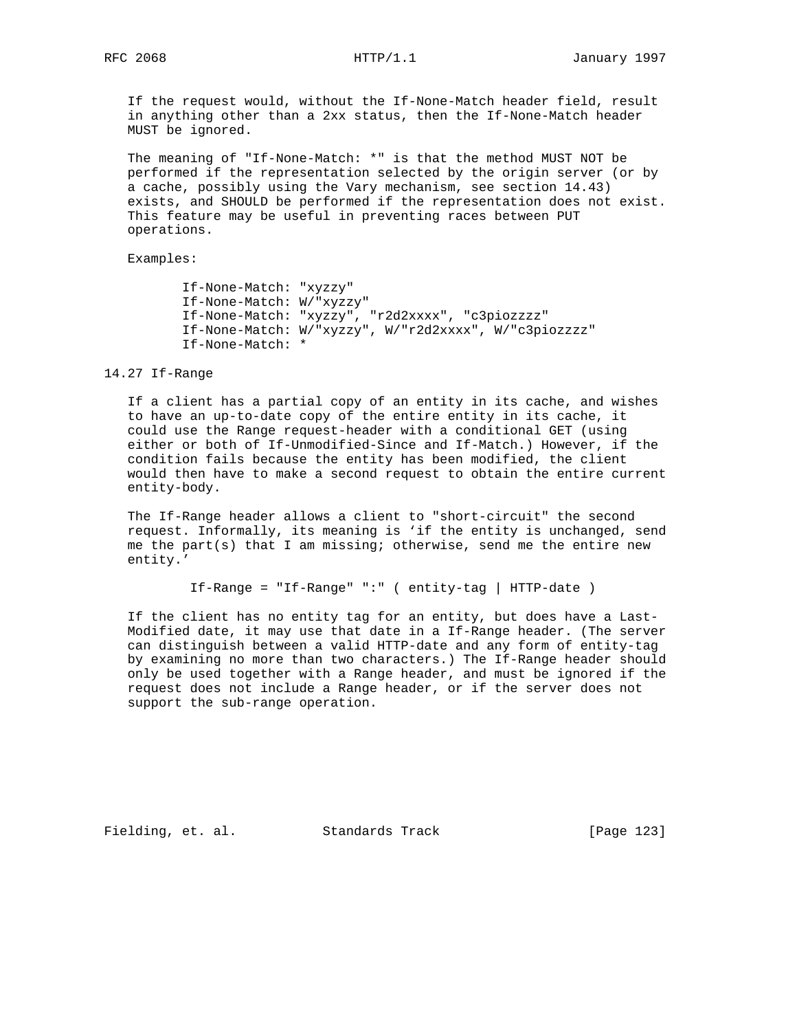If the request would, without the If-None-Match header field, result in anything other than a 2xx status, then the If-None-Match header MUST be ignored.

The meaning of "If-None-Match: *" is that the method MUST NOT be performed if the representation selected by the origin server (or by a cache, possibly using the Vary mechanism, see section 14.43) exists, and SHOULD be performed if the representation does not exist. This feature may be useful in preventing races between PUT operations.

Examples:

```
If-None-Match: "xyzzy"
If-None-Match: W/"xyzzy"
If-None-Match: "xyzzy", "r2d2xxxx", "c3piozzzz"
If-None-Match: W/"xyzzy", W/"r2d2xxxx", W/"c3piozzzz"
If-None-Match: *
```

## 14.27 If-Range

If a client has a partial copy of an entity in its cache, and wishes to have an up-to-date copy of the entire entity in its cache, it could use the Range request-header with a conditional GET (using either or both of If-Unmodified-Since and If-Match.) However, if the condition fails because the entity has been modified, the client would then have to make a second request to obtain the entire current entity-body.

The If-Range header allows a client to "short-circuit" the second request. Informally, its meaning is ‘if the entity is unchanged, send me the part(s) that I am missing; otherwise, send me the entire new entity.’

```
If-Range = "If-Range" ":" ( entity-tag | HTTP-date )
```

If the client has no entity tag for an entity, but does have a Last-Modified date, it may use that date in a If-Range header. (The server can distinguish between a valid HTTP-date and any form of entity-tag by examining no more than two characters.) The If-Range header should only be used together with a Range header, and must be ignored if the request does not include a Range header, or if the server does not support the sub-range operation.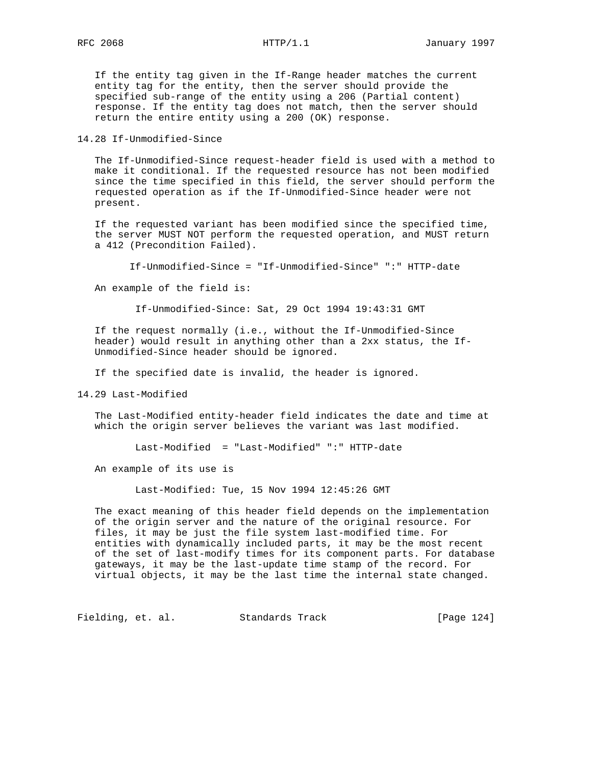If the entity tag given in the If-Range header matches the current entity tag for the entity, then the server should provide the specified sub-range of the entity using a 206 (Partial content) response. If the entity tag does not match, then the server should return the entire entity using a 200 (OK) response.

## 14.28 If-Unmodified-Since

The If-Unmodified-Since request-header field is used with a method to make it conditional. If the requested resource has not been modified since the time specified in this field, the server should perform the requested operation as if the If-Unmodified-Since header were not present.

If the requested variant has been modified since the specified time, the server MUST NOT perform the requested operation, and MUST return a 412 (Precondition Failed).

```
If-Unmodified-Since = "If-Unmodified-Since" ":" HTTP-date
```

An example of the field is:

```
If-Unmodified-Since: Sat, 29 Oct 1994 19:43:31 GMT
```

If the request normally (i.e., without the If-Unmodified-Since header) would result in anything other than a 2xx status, the If-Unmodified-Since header should be ignored.

If the specified date is invalid, the header is ignored.

## 14.29 Last-Modified

The Last-Modified entity-header field indicates the date and time at which the origin server believes the variant was last modified.

```
Last-Modified  = "Last-Modified" ":" HTTP-date
```

An example of its use is

```
Last-Modified: Tue, 15 Nov 1994 12:45:26 GMT
```

The exact meaning of this header field depends on the implementation of the origin server and the nature of the original resource. For files, it may be just the file system last-modified time. For entities with dynamically included parts, it may be the most recent of the set of last-modify times for its component parts. For database gateways, it may be the last-update time stamp of the record. For virtual objects, it may be the last time the internal state changed.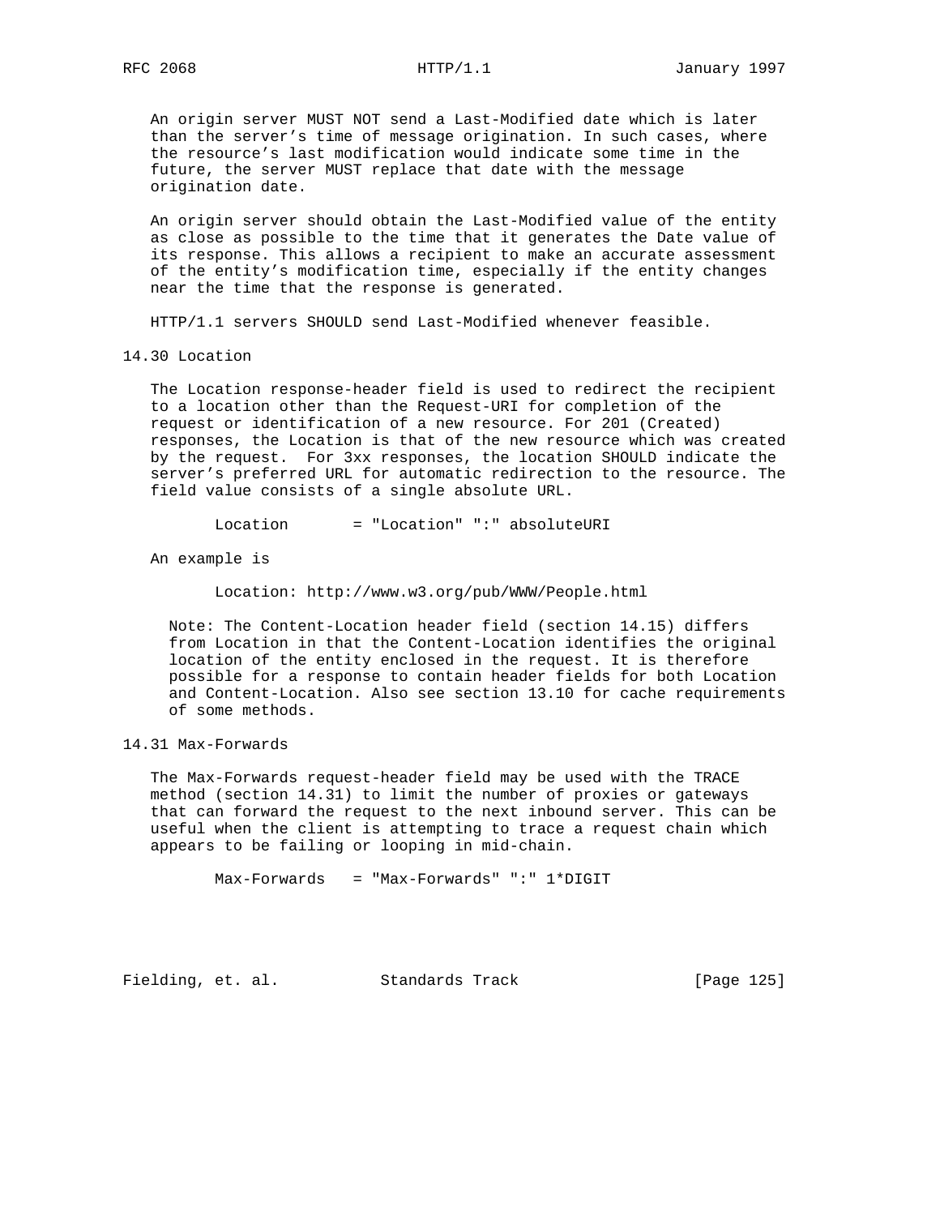An origin server MUST NOT send a Last-Modified date which is later than the server's time of message origination. In such cases, where the resource's last modification would indicate some time in the future, the server MUST replace that date with the message origination date.

An origin server should obtain the Last-Modified value of the entity as close as possible to the time that it generates the Date value of its response. This allows a recipient to make an accurate assessment of the entity's modification time, especially if the entity changes near the time that the response is generated.

HTTP/1.1 servers SHOULD send Last-Modified whenever feasible.

## 14.30 Location

The Location response-header field is used to redirect the recipient to a location other than the Request-URI for completion of the request or identification of a new resource. For 201 (Created) responses, the Location is that of the new resource which was created by the request. For 3xx responses, the location SHOULD indicate the server's preferred URL for automatic redirection to the resource. The field value consists of a single absolute URL.

```
Location       = "Location" ":" absoluteURI
```

An example is

```
Location: http://www.w3.org/pub/WWW/People.html
```

Note: The Content-Location header field (section 14.15) differs from Location in that the Content-Location identifies the original location of the entity enclosed in the request. It is therefore possible for a response to contain header fields for both Location and Content-Location. Also see section 13.10 for cache requirements of some methods.

## 14.31 Max-Forwards

The Max-Forwards request-header field may be used with the TRACE method (section 14.31) to limit the number of proxies or gateways that can forward the request to the next inbound server. This can be useful when the client is attempting to trace a request chain which appears to be failing or looping in mid-chain.

```
Max-Forwards   = "Max-Forwards" ":" 1*DIGIT
```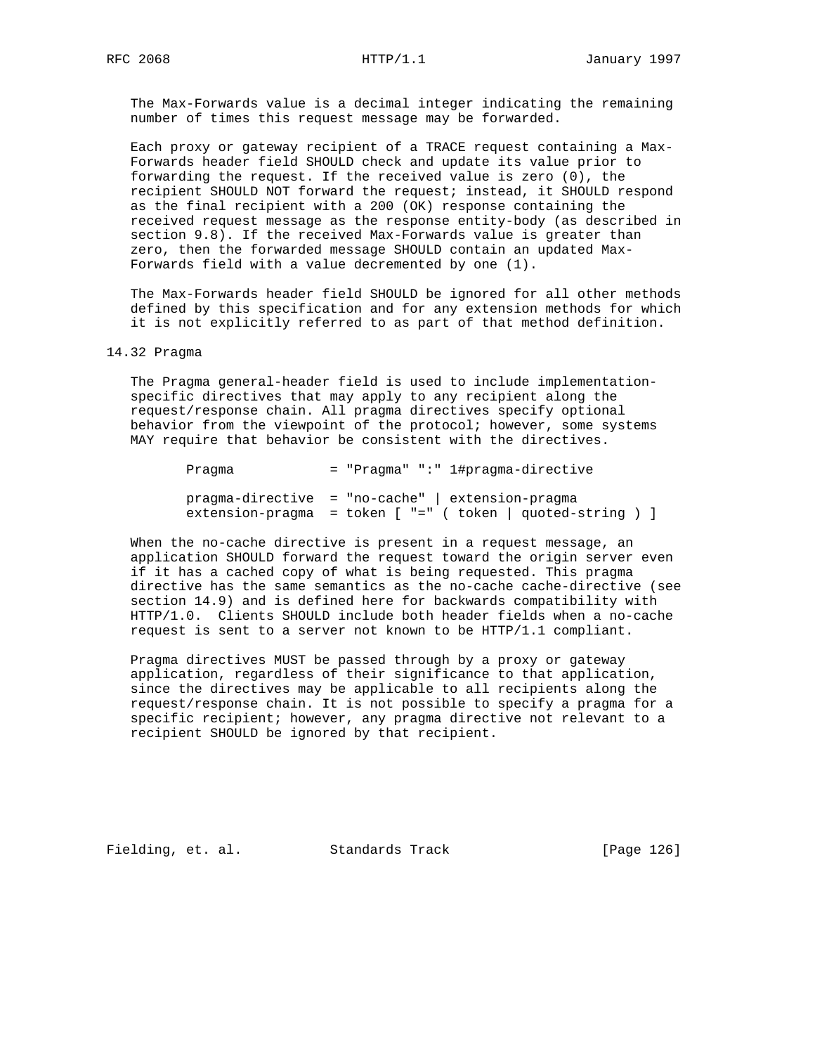The Max-Forwards value is a decimal integer indicating the remaining number of times this request message may be forwarded.

Each proxy or gateway recipient of a TRACE request containing a Max-Forwards header field SHOULD check and update its value prior to forwarding the request. If the received value is zero (0), the recipient SHOULD NOT forward the request; instead, it SHOULD respond as the final recipient with a 200 (OK) response containing the received request message as the response entity-body (as described in section 9.8). If the received Max-Forwards value is greater than zero, then the forwarded message SHOULD contain an updated Max-Forwards field with a value decremented by one (1).

The Max-Forwards header field SHOULD be ignored for all other methods defined by this specification and for any extension methods for which it is not explicitly referred to as part of that method definition.

## 14.32 Pragma

The Pragma general-header field is used to include implementation-specific directives that may apply to any recipient along the request/response chain. All pragma directives specify optional behavior from the viewpoint of the protocol; however, some systems MAY require that behavior be consistent with the directives.

```
Pragma            = "Pragma" ":" 1#pragma-directive

pragma-directive  = "no-cache" | extension-pragma
extension-pragma  = token [ "=" ( token | quoted-string ) ]
```

When the no-cache directive is present in a request message, an application SHOULD forward the request toward the origin server even if it has a cached copy of what is being requested. This pragma directive has the same semantics as the no-cache cache-directive (see section 14.9) and is defined here for backwards compatibility with HTTP/1.0. Clients SHOULD include both header fields when a no-cache request is sent to a server not known to be HTTP/1.1 compliant.

Pragma directives MUST be passed through by a proxy or gateway application, regardless of their significance to that application, since the directives may be applicable to all recipients along the request/response chain. It is not possible to specify a pragma for a specific recipient; however, any pragma directive not relevant to a recipient SHOULD be ignored by that recipient.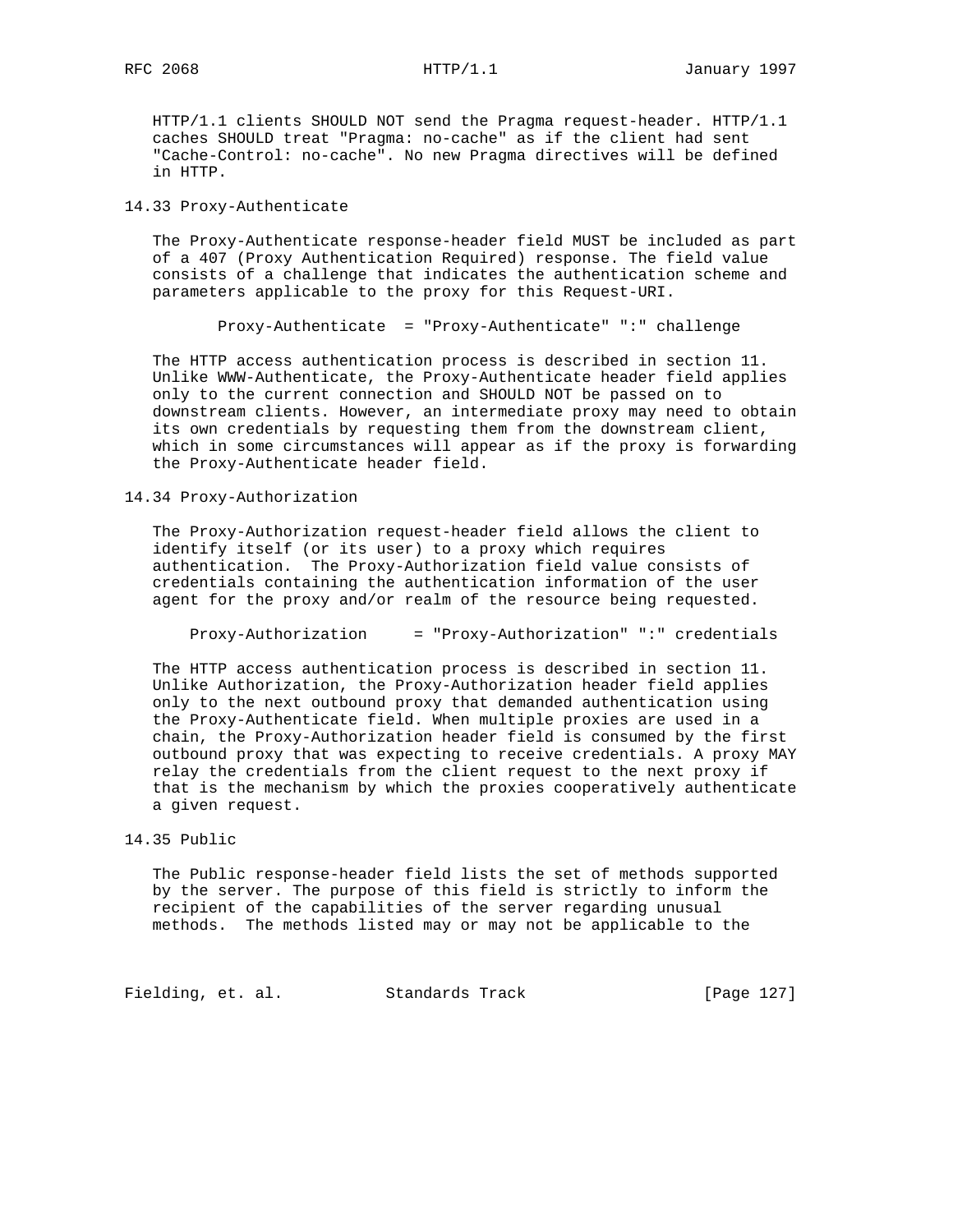HTTP/1.1 clients SHOULD NOT send the Pragma request-header. HTTP/1.1 caches SHOULD treat "Pragma: no-cache" as if the client had sent "Cache-Control: no-cache". No new Pragma directives will be defined in HTTP.

### 14.33 Proxy-Authenticate

The Proxy-Authenticate response-header field MUST be included as part of a 407 (Proxy Authentication Required) response. The field value consists of a challenge that indicates the authentication scheme and parameters applicable to the proxy for this Request-URI.

```
Proxy-Authenticate  = "Proxy-Authenticate" ":" challenge
```

The HTTP access authentication process is described in section 11. Unlike WWW-Authenticate, the Proxy-Authenticate header field applies only to the current connection and SHOULD NOT be passed on to downstream clients. However, an intermediate proxy may need to obtain its own credentials by requesting them from the downstream client, which in some circumstances will appear as if the proxy is forwarding the Proxy-Authenticate header field.

### 14.34 Proxy-Authorization

The Proxy-Authorization request-header field allows the client to identify itself (or its user) to a proxy which requires authentication. The Proxy-Authorization field value consists of credentials containing the authentication information of the user agent for the proxy and/or realm of the resource being requested.

```
Proxy-Authorization     = "Proxy-Authorization" ":" credentials
```

The HTTP access authentication process is described in section 11. Unlike Authorization, the Proxy-Authorization header field applies only to the next outbound proxy that demanded authentication using the Proxy-Authenticate field. When multiple proxies are used in a chain, the Proxy-Authorization header field is consumed by the first outbound proxy that was expecting to receive credentials. A proxy MAY relay the credentials from the client request to the next proxy if that is the mechanism by which the proxies cooperatively authenticate a given request.

### 14.35 Public

The Public response-header field lists the set of methods supported by the server. The purpose of this field is strictly to inform the recipient of the capabilities of the server regarding unusual methods. The methods listed may or may not be applicable to the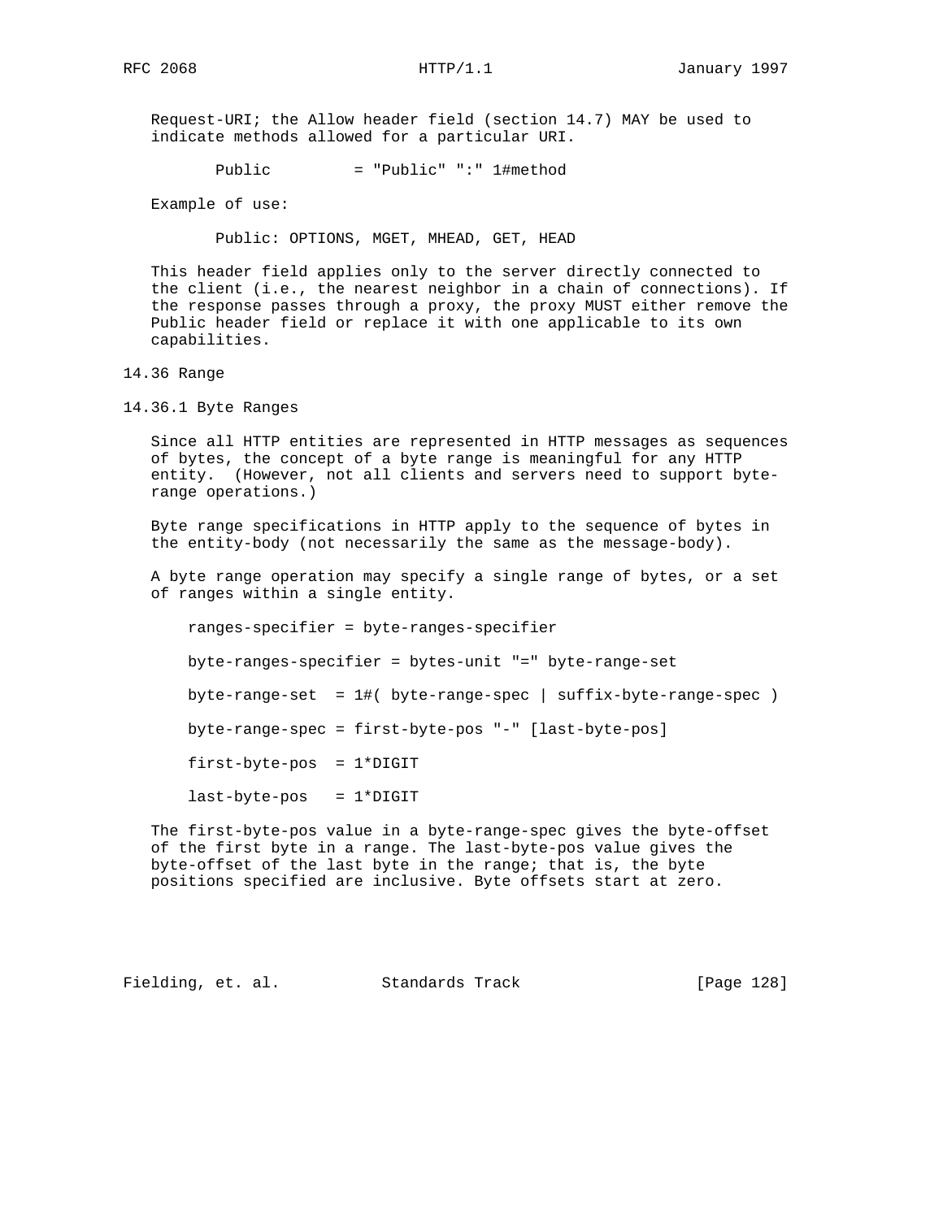Request-URI; the Allow header field (section 14.7) MAY be used to indicate methods allowed for a particular URI.

```
       Public         = "Public" ":" 1#method
```

Example of use:

```
       Public: OPTIONS, MGET, MHEAD, GET, HEAD
```

This header field applies only to the server directly connected to the client (i.e., the nearest neighbor in a chain of connections). If the response passes through a proxy, the proxy MUST either remove the Public header field or replace it with one applicable to its own capabilities.

## 14.36 Range

### 14.36.1 Byte Ranges

Since all HTTP entities are represented in HTTP messages as sequences of bytes, the concept of a byte range is meaningful for any HTTP entity.  (However, not all clients and servers need to support byte-range operations.)

Byte range specifications in HTTP apply to the sequence of bytes in the entity-body (not necessarily the same as the message-body).

A byte range operation may specify a single range of bytes, or a set of ranges within a single entity.

```
    ranges-specifier = byte-ranges-specifier

    byte-ranges-specifier = bytes-unit "=" byte-range-set

    byte-range-set  = 1#( byte-range-spec | suffix-byte-range-spec )

    byte-range-spec = first-byte-pos "-" [last-byte-pos]

    first-byte-pos  = 1*DIGIT

    last-byte-pos   = 1*DIGIT
```

The first-byte-pos value in a byte-range-spec gives the byte-offset of the first byte in a range. The last-byte-pos value gives the byte-offset of the last byte in the range; that is, the byte positions specified are inclusive. Byte offsets start at zero.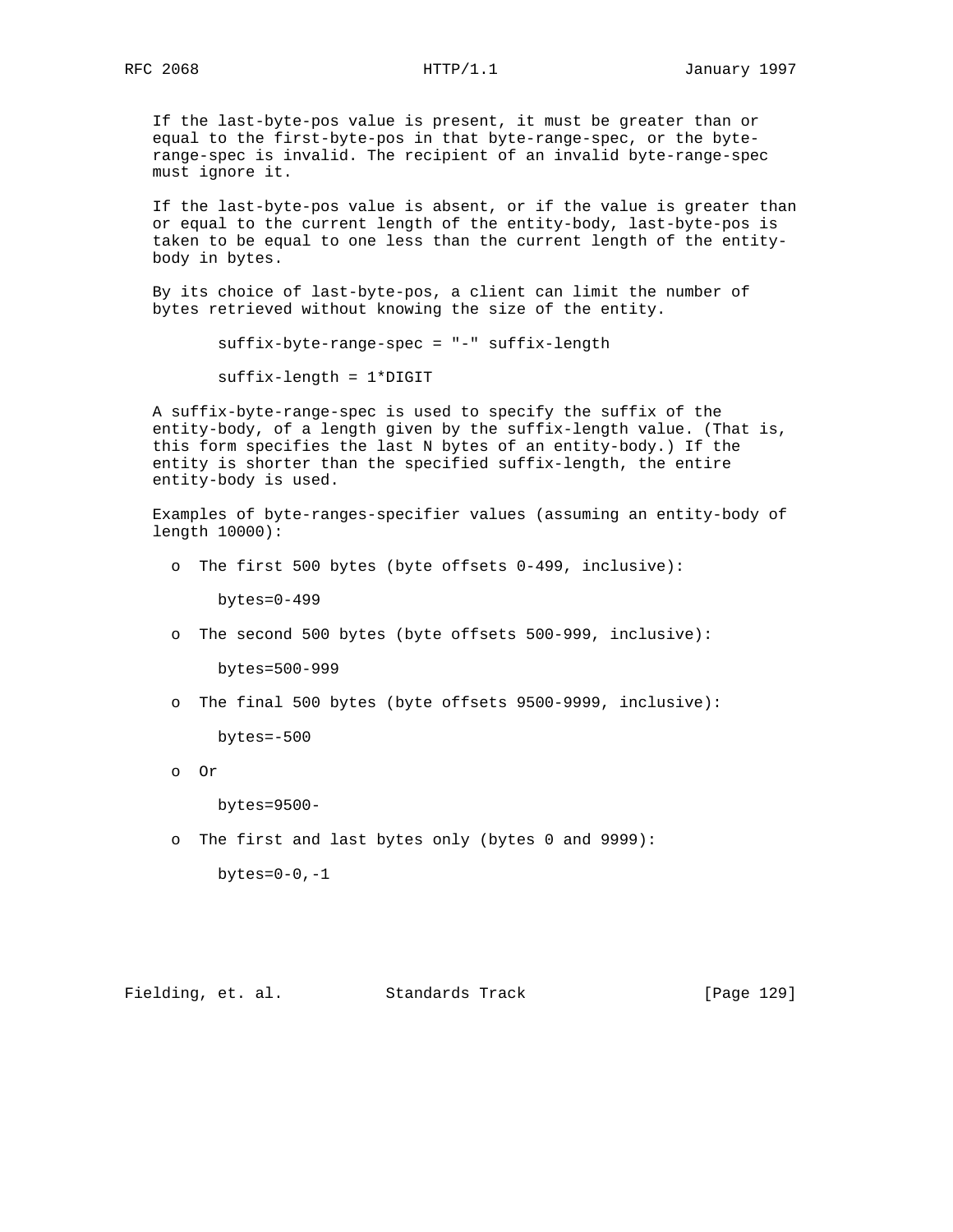If the last-byte-pos value is present, it must be greater than or equal to the first-byte-pos in that byte-range-spec, or the byte-range-spec is invalid. The recipient of an invalid byte-range-spec must ignore it.

If the last-byte-pos value is absent, or if the value is greater than or equal to the current length of the entity-body, last-byte-pos is taken to be equal to one less than the current length of the entity-body in bytes.

By its choice of last-byte-pos, a client can limit the number of bytes retrieved without knowing the size of the entity.

```
suffix-byte-range-spec = "-" suffix-length

suffix-length = 1*DIGIT
```

A suffix-byte-range-spec is used to specify the suffix of the entity-body, of a length given by the suffix-length value. (That is, this form specifies the last N bytes of an entity-body.) If the entity is shorter than the specified suffix-length, the entire entity-body is used.

Examples of byte-ranges-specifier values (assuming an entity-body of length 10000):

- The first 500 bytes (byte offsets 0-499, inclusive):

  ```
  bytes=0-499
  ```

- The second 500 bytes (byte offsets 500-999, inclusive):

  ```
  bytes=500-999
  ```

- The final 500 bytes (byte offsets 9500-9999, inclusive):

  ```
  bytes=-500
  ```

- Or

  ```
  bytes=9500-
  ```

- The first and last bytes only (bytes 0 and 9999):

  ```
  bytes=0-0,-1
  ```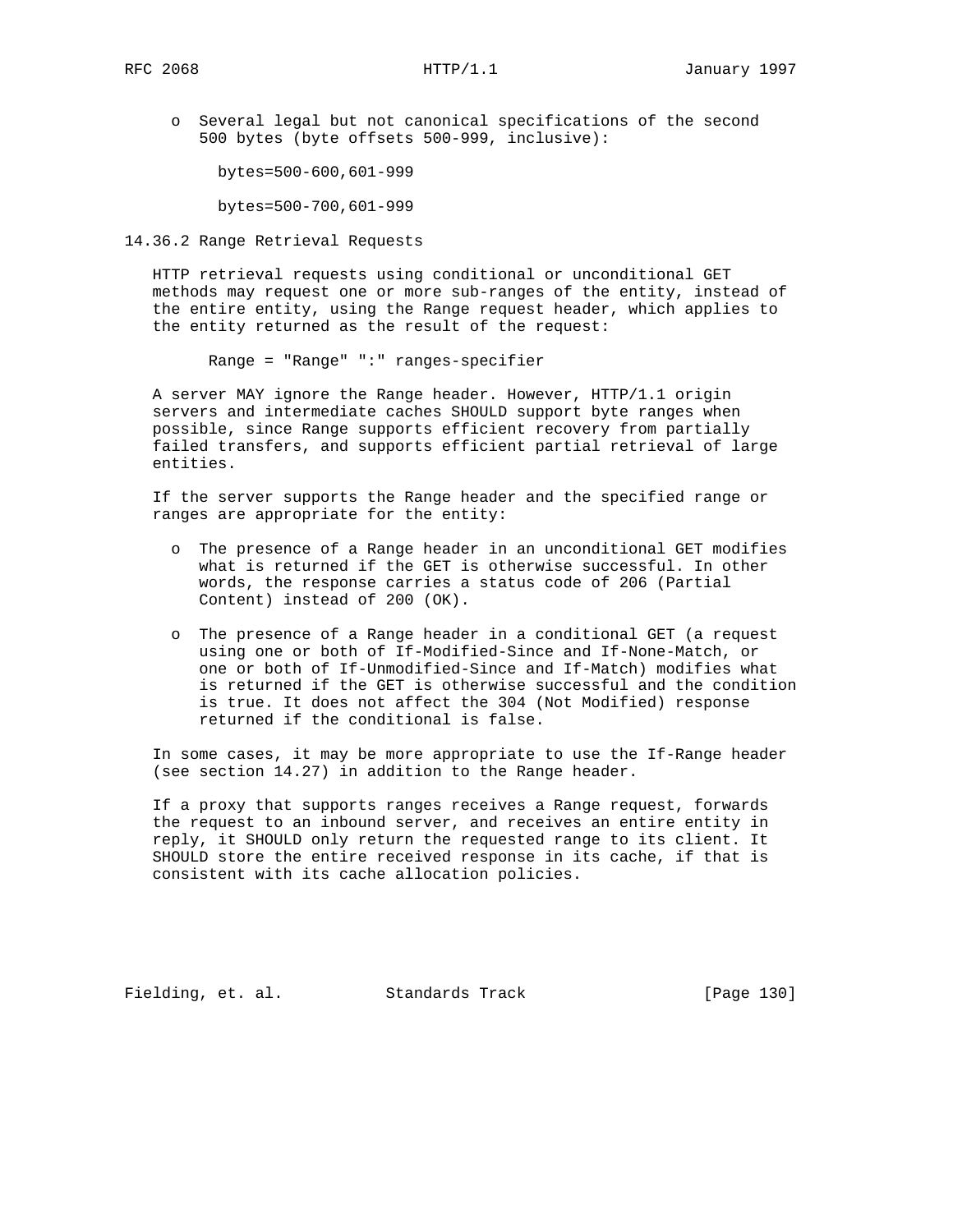- Several legal but not canonical specifications of the second 500 bytes (byte offsets 500-999, inclusive):

```
bytes=500-600,601-999

bytes=500-700,601-999
```

### 14.36.2 Range Retrieval Requests

HTTP retrieval requests using conditional or unconditional GET methods may request one or more sub-ranges of the entity, instead of the entire entity, using the Range request header, which applies to the entity returned as the result of the request:

```
Range = "Range" ":" ranges-specifier
```

A server MAY ignore the Range header. However, HTTP/1.1 origin servers and intermediate caches SHOULD support byte ranges when possible, since Range supports efficient recovery from partially failed transfers, and supports efficient partial retrieval of large entities.

If the server supports the Range header and the specified range or ranges are appropriate for the entity:

- The presence of a Range header in an unconditional GET modifies what is returned if the GET is otherwise successful. In other words, the response carries a status code of 206 (Partial Content) instead of 200 (OK).

- The presence of a Range header in a conditional GET (a request using one or both of If-Modified-Since and If-None-Match, or one or both of If-Unmodified-Since and If-Match) modifies what is returned if the GET is otherwise successful and the condition is true. It does not affect the 304 (Not Modified) response returned if the conditional is false.

In some cases, it may be more appropriate to use the If-Range header (see section 14.27) in addition to the Range header.

If a proxy that supports ranges receives a Range request, forwards the request to an inbound server, and receives an entire entity in reply, it SHOULD only return the requested range to its client. It SHOULD store the entire received response in its cache, if that is consistent with its cache allocation policies.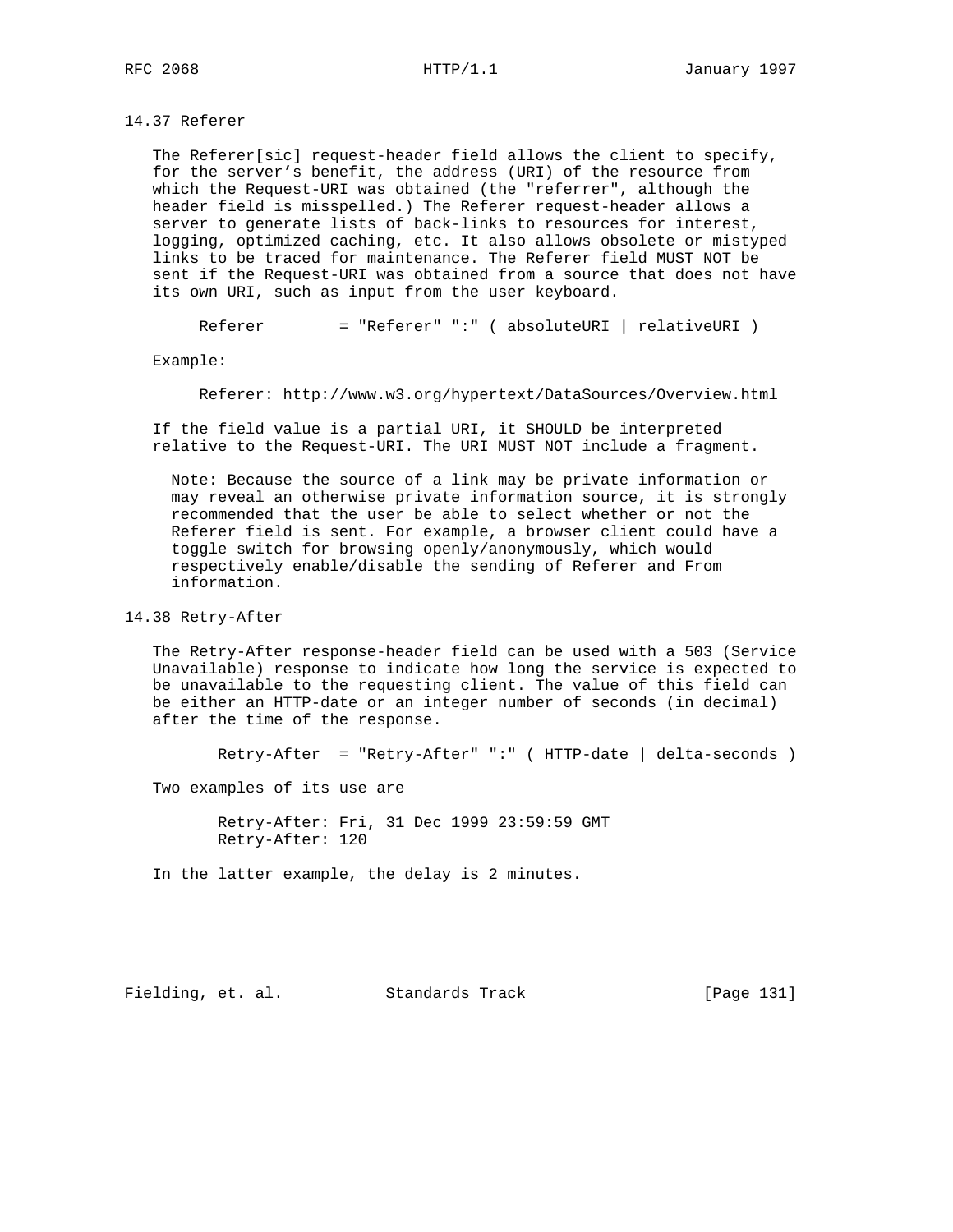### 14.37 Referer

The Referer[sic] request-header field allows the client to specify, for the server's benefit, the address (URI) of the resource from which the Request-URI was obtained (the "referrer", although the header field is misspelled.) The Referer request-header allows a server to generate lists of back-links to resources for interest, logging, optimized caching, etc. It also allows obsolete or mistyped links to be traced for maintenance. The Referer field MUST NOT be sent if the Request-URI was obtained from a source that does not have its own URI, such as input from the user keyboard.

```
Referer        = "Referer" ":" ( absoluteURI | relativeURI )
```

Example:

```
Referer: http://www.w3.org/hypertext/DataSources/Overview.html
```

If the field value is a partial URI, it SHOULD be interpreted relative to the Request-URI. The URI MUST NOT include a fragment.

> Note: Because the source of a link may be private information or may reveal an otherwise private information source, it is strongly recommended that the user be able to select whether or not the Referer field is sent. For example, a browser client could have a toggle switch for browsing openly/anonymously, which would respectively enable/disable the sending of Referer and From information.

### 14.38 Retry-After

The Retry-After response-header field can be used with a 503 (Service Unavailable) response to indicate how long the service is expected to be unavailable to the requesting client. The value of this field can be either an HTTP-date or an integer number of seconds (in decimal) after the time of the response.

```
Retry-After  = "Retry-After" ":" ( HTTP-date | delta-seconds )
```

Two examples of its use are

```
Retry-After: Fri, 31 Dec 1999 23:59:59 GMT
Retry-After: 120
```

In the latter example, the delay is 2 minutes.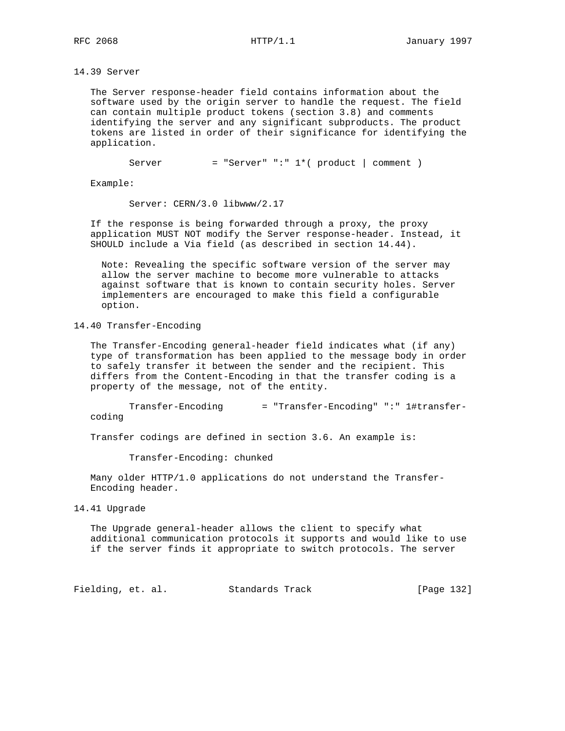### 14.39 Server

The Server response-header field contains information about the software used by the origin server to handle the request. The field can contain multiple product tokens (section 3.8) and comments identifying the server and any significant subproducts. The product tokens are listed in order of their significance for identifying the application.

```
       Server         = "Server" ":" 1*( product | comment )
```

Example:

```
       Server: CERN/3.0 libwww/2.17
```

If the response is being forwarded through a proxy, the proxy application MUST NOT modify the Server response-header. Instead, it SHOULD include a Via field (as described in section 14.44).

> Note: Revealing the specific software version of the server may allow the server machine to become more vulnerable to attacks against software that is known to contain security holes. Server implementers are encouraged to make this field a configurable option.

### 14.40 Transfer-Encoding

The Transfer-Encoding general-header field indicates what (if any) type of transformation has been applied to the message body in order to safely transfer it between the sender and the recipient. This differs from the Content-Encoding in that the transfer coding is a property of the message, not of the entity.

```
       Transfer-Encoding       = "Transfer-Encoding" ":" 1#transfer-
   coding
```

Transfer codings are defined in section 3.6. An example is:

```
       Transfer-Encoding: chunked
```

Many older HTTP/1.0 applications do not understand the Transfer-Encoding header.

### 14.41 Upgrade

The Upgrade general-header allows the client to specify what additional communication protocols it supports and would like to use if the server finds it appropriate to switch protocols. The server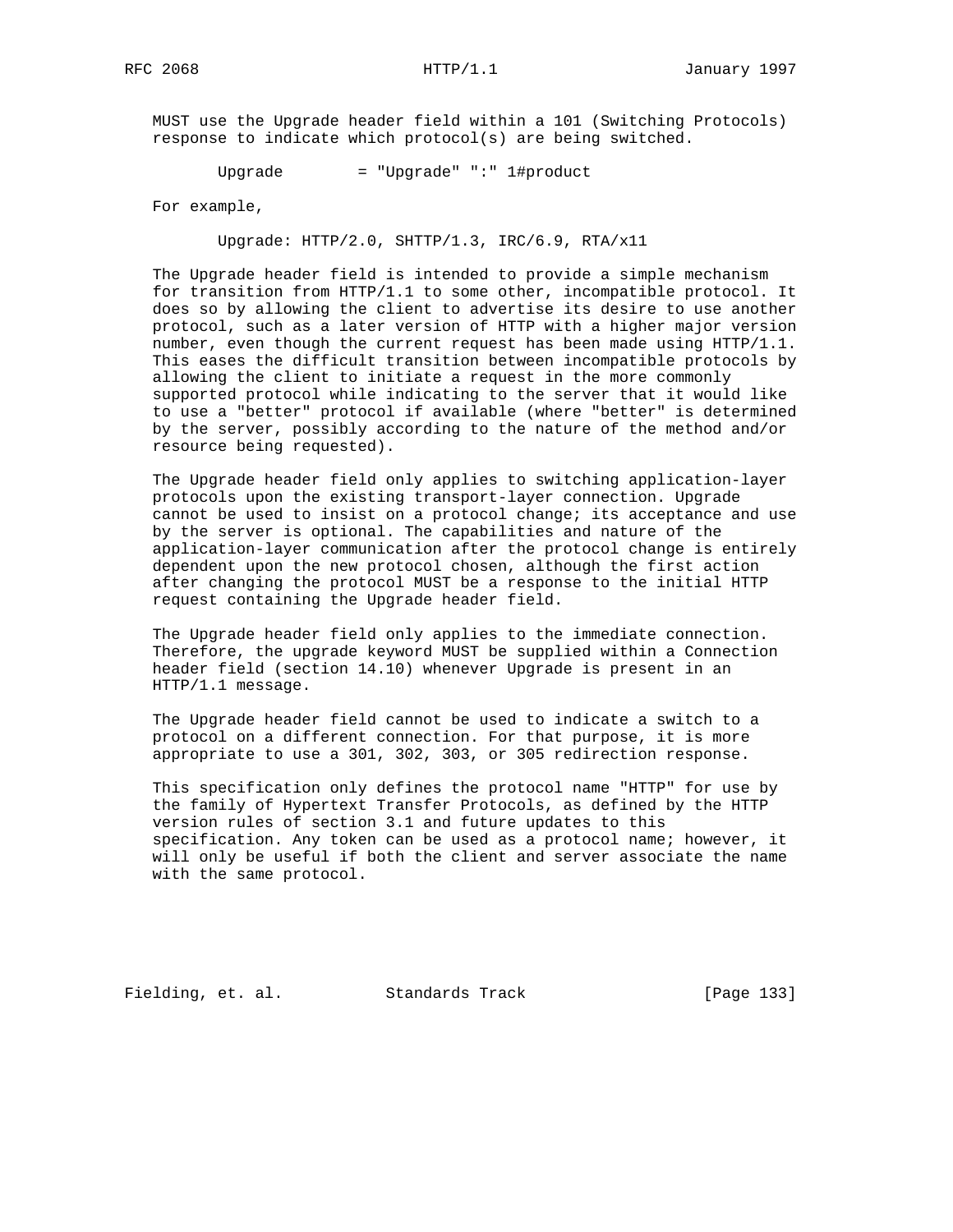MUST use the Upgrade header field within a 101 (Switching Protocols) response to indicate which protocol(s) are being switched.

```
Upgrade        = "Upgrade" ":" 1#product
```

For example,

```
Upgrade: HTTP/2.0, SHTTP/1.3, IRC/6.9, RTA/x11
```

The Upgrade header field is intended to provide a simple mechanism for transition from HTTP/1.1 to some other, incompatible protocol. It does so by allowing the client to advertise its desire to use another protocol, such as a later version of HTTP with a higher major version number, even though the current request has been made using HTTP/1.1. This eases the difficult transition between incompatible protocols by allowing the client to initiate a request in the more commonly supported protocol while indicating to the server that it would like to use a "better" protocol if available (where "better" is determined by the server, possibly according to the nature of the method and/or resource being requested).

The Upgrade header field only applies to switching application-layer protocols upon the existing transport-layer connection. Upgrade cannot be used to insist on a protocol change; its acceptance and use by the server is optional. The capabilities and nature of the application-layer communication after the protocol change is entirely dependent upon the new protocol chosen, although the first action after changing the protocol MUST be a response to the initial HTTP request containing the Upgrade header field.

The Upgrade header field only applies to the immediate connection. Therefore, the upgrade keyword MUST be supplied within a Connection header field (section 14.10) whenever Upgrade is present in an HTTP/1.1 message.

The Upgrade header field cannot be used to indicate a switch to a protocol on a different connection. For that purpose, it is more appropriate to use a 301, 302, 303, or 305 redirection response.

This specification only defines the protocol name "HTTP" for use by the family of Hypertext Transfer Protocols, as defined by the HTTP version rules of section 3.1 and future updates to this specification. Any token can be used as a protocol name; however, it will only be useful if both the client and server associate the name with the same protocol.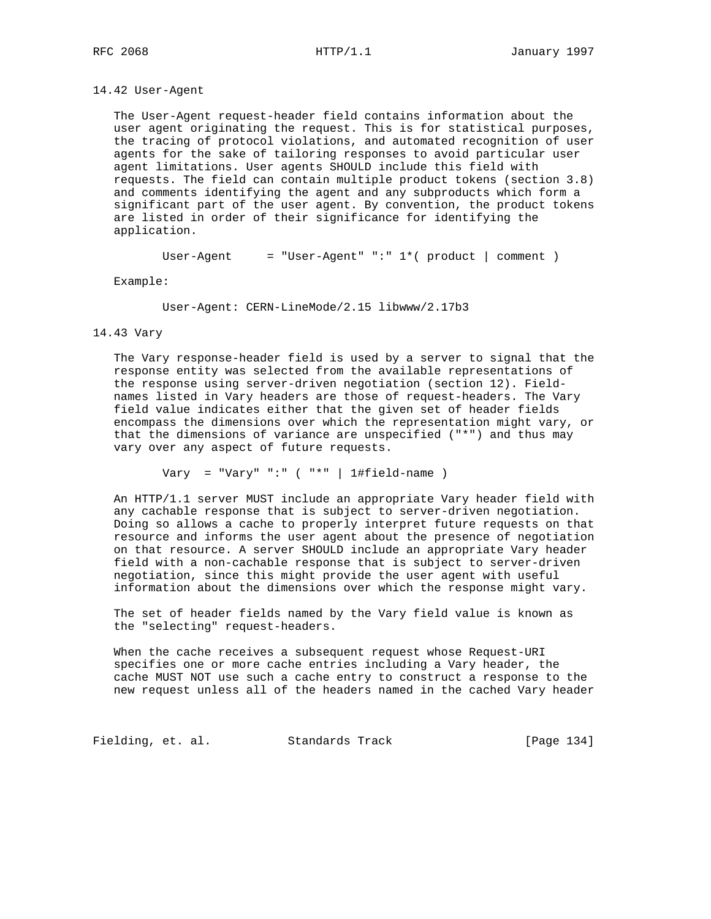### 14.42 User-Agent

The User-Agent request-header field contains information about the user agent originating the request. This is for statistical purposes, the tracing of protocol violations, and automated recognition of user agents for the sake of tailoring responses to avoid particular user agent limitations. User agents SHOULD include this field with requests. The field can contain multiple product tokens (section 3.8) and comments identifying the agent and any subproducts which form a significant part of the user agent. By convention, the product tokens are listed in order of their significance for identifying the application.

```
User-Agent     = "User-Agent" ":" 1*( product | comment )
```

Example:

```
User-Agent: CERN-LineMode/2.15 libwww/2.17b3
```

### 14.43 Vary

The Vary response-header field is used by a server to signal that the response entity was selected from the available representations of the response using server-driven negotiation (section 12). Field-names listed in Vary headers are those of request-headers. The Vary field value indicates either that the given set of header fields encompass the dimensions over which the representation might vary, or that the dimensions of variance are unspecified ("*") and thus may vary over any aspect of future requests.

```
Vary  = "Vary" ":" ( "*" | 1#field-name )
```

An HTTP/1.1 server MUST include an appropriate Vary header field with any cachable response that is subject to server-driven negotiation. Doing so allows a cache to properly interpret future requests on that resource and informs the user agent about the presence of negotiation on that resource. A server SHOULD include an appropriate Vary header field with a non-cachable response that is subject to server-driven negotiation, since this might provide the user agent with useful information about the dimensions over which the response might vary.

The set of header fields named by the Vary field value is known as the "selecting" request-headers.

When the cache receives a subsequent request whose Request-URI specifies one or more cache entries including a Vary header, the cache MUST NOT use such a cache entry to construct a response to the new request unless all of the headers named in the cached Vary header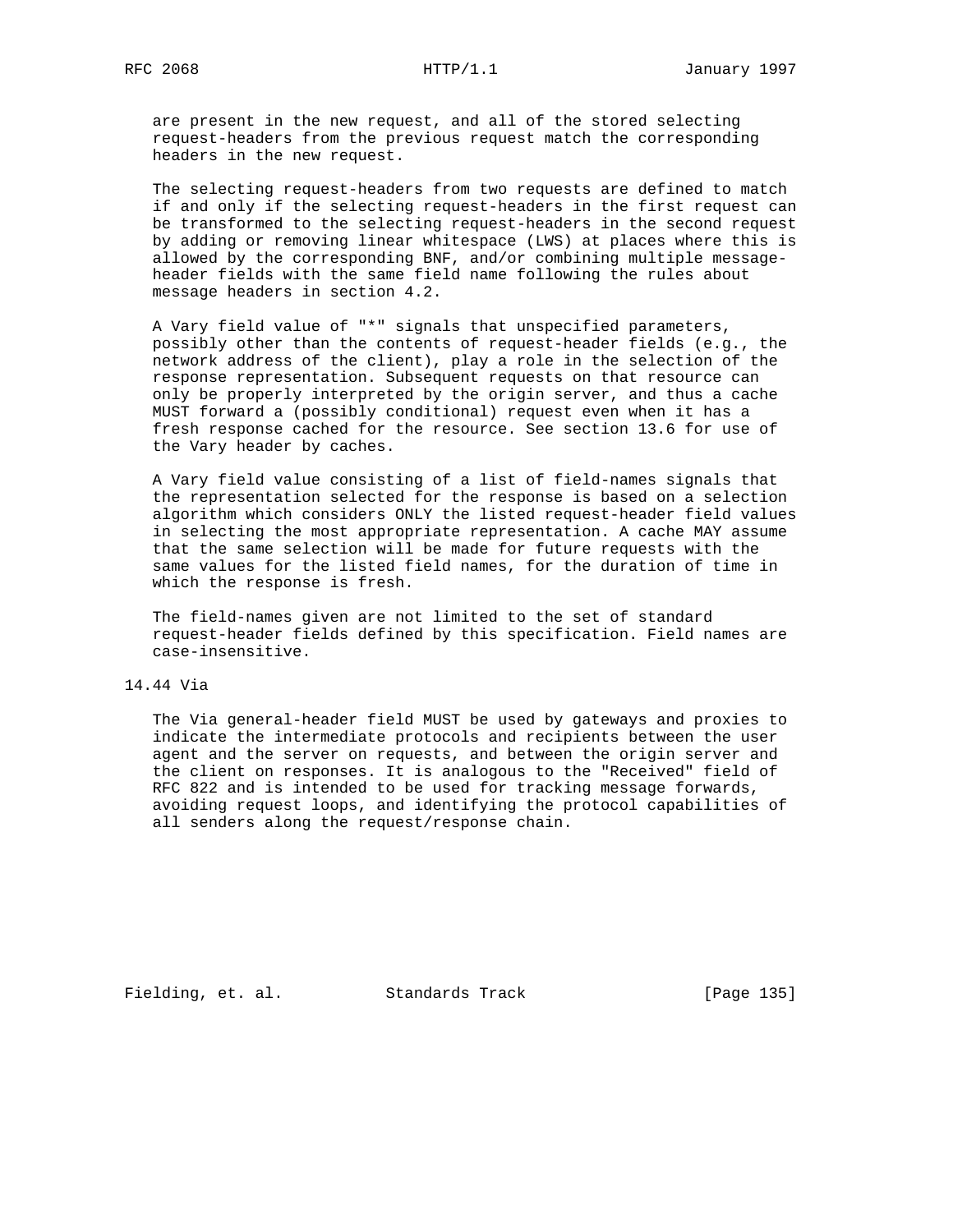are present in the new request, and all of the stored selecting request-headers from the previous request match the corresponding headers in the new request.

The selecting request-headers from two requests are defined to match if and only if the selecting request-headers in the first request can be transformed to the selecting request-headers in the second request by adding or removing linear whitespace (LWS) at places where this is allowed by the corresponding BNF, and/or combining multiple message-header fields with the same field name following the rules about message headers in section 4.2.

A Vary field value of "*" signals that unspecified parameters, possibly other than the contents of request-header fields (e.g., the network address of the client), play a role in the selection of the response representation. Subsequent requests on that resource can only be properly interpreted by the origin server, and thus a cache MUST forward a (possibly conditional) request even when it has a fresh response cached for the resource. See section 13.6 for use of the Vary header by caches.

A Vary field value consisting of a list of field-names signals that the representation selected for the response is based on a selection algorithm which considers ONLY the listed request-header field values in selecting the most appropriate representation. A cache MAY assume that the same selection will be made for future requests with the same values for the listed field names, for the duration of time in which the response is fresh.

The field-names given are not limited to the set of standard request-header fields defined by this specification. Field names are case-insensitive.

## 14.44 Via

The Via general-header field MUST be used by gateways and proxies to indicate the intermediate protocols and recipients between the user agent and the server on requests, and between the origin server and the client on responses. It is analogous to the "Received" field of RFC 822 and is intended to be used for tracking message forwards, avoiding request loops, and identifying the protocol capabilities of all senders along the request/response chain.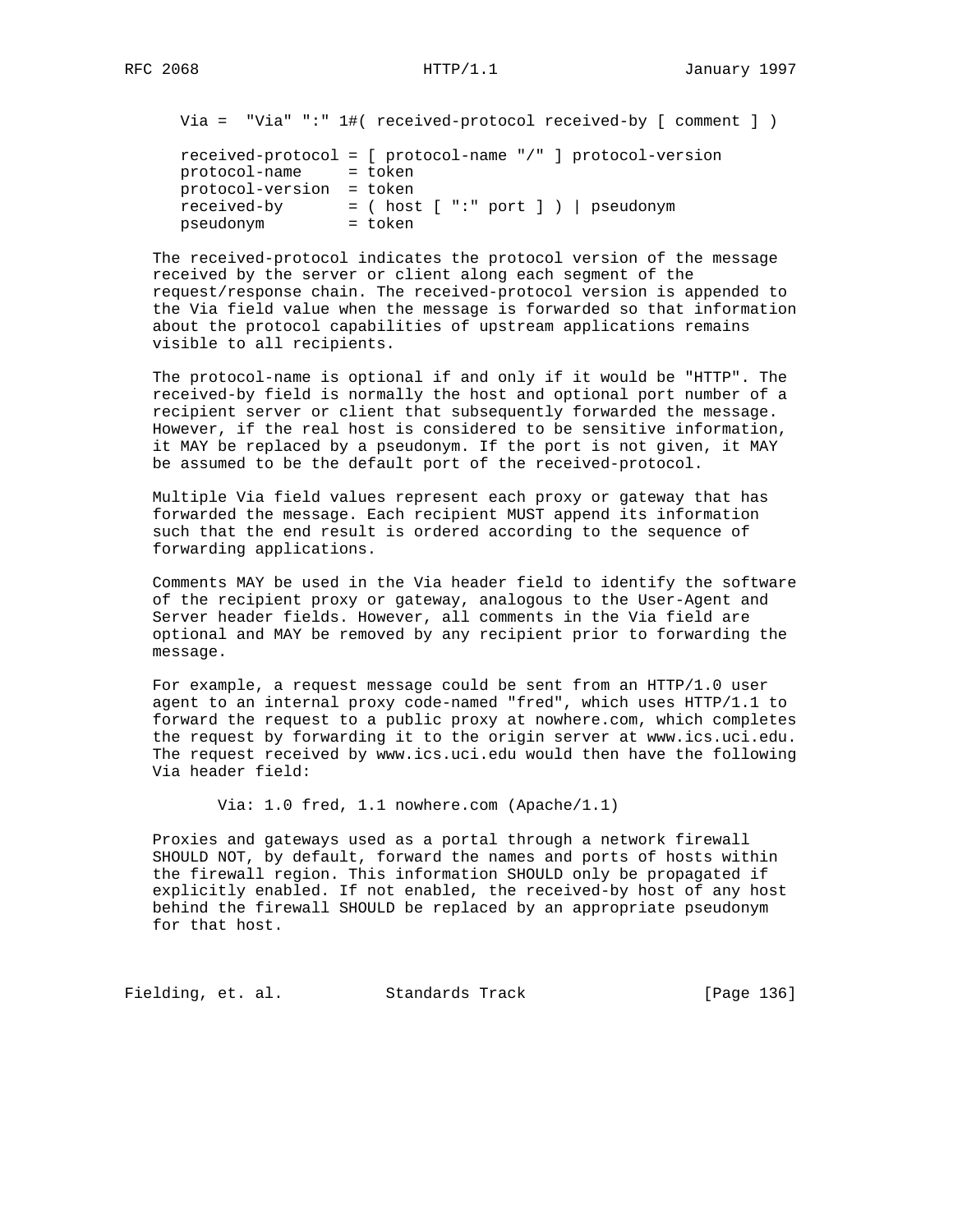```
Via =  "Via" ":" 1#( received-protocol received-by [ comment ] )

received-protocol = [ protocol-name "/" ] protocol-version
protocol-name     = token
protocol-version  = token
received-by       = ( host [ ":" port ] ) | pseudonym
pseudonym         = token
```

The received-protocol indicates the protocol version of the message received by the server or client along each segment of the request/response chain. The received-protocol version is appended to the Via field value when the message is forwarded so that information about the protocol capabilities of upstream applications remains visible to all recipients.

The protocol-name is optional if and only if it would be "HTTP". The received-by field is normally the host and optional port number of a recipient server or client that subsequently forwarded the message. However, if the real host is considered to be sensitive information, it MAY be replaced by a pseudonym. If the port is not given, it MAY be assumed to be the default port of the received-protocol.

Multiple Via field values represent each proxy or gateway that has forwarded the message. Each recipient MUST append its information such that the end result is ordered according to the sequence of forwarding applications.

Comments MAY be used in the Via header field to identify the software of the recipient proxy or gateway, analogous to the User-Agent and Server header fields. However, all comments in the Via field are optional and MAY be removed by any recipient prior to forwarding the message.

For example, a request message could be sent from an HTTP/1.0 user agent to an internal proxy code-named "fred", which uses HTTP/1.1 to forward the request to a public proxy at nowhere.com, which completes the request by forwarding it to the origin server at www.ics.uci.edu. The request received by www.ics.uci.edu would then have the following Via header field:

```
Via: 1.0 fred, 1.1 nowhere.com (Apache/1.1)
```

Proxies and gateways used as a portal through a network firewall SHOULD NOT, by default, forward the names and ports of hosts within the firewall region. This information SHOULD only be propagated if explicitly enabled. If not enabled, the received-by host of any host behind the firewall SHOULD be replaced by an appropriate pseudonym for that host.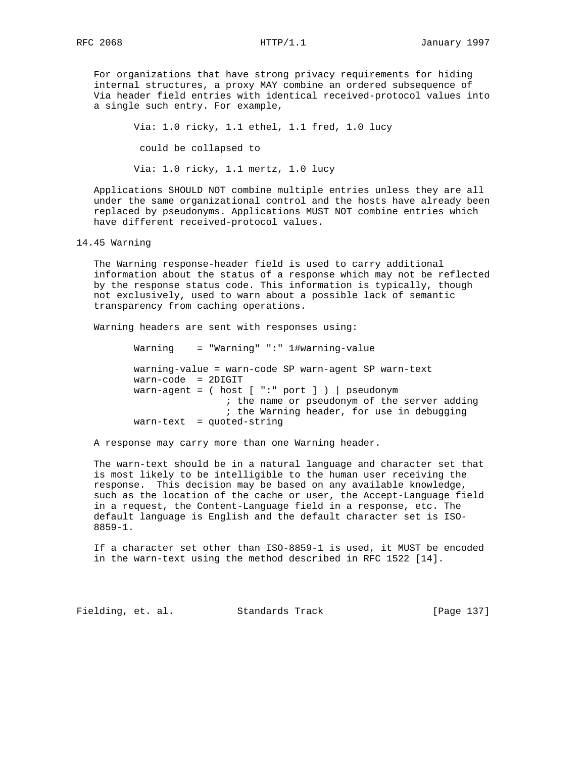For organizations that have strong privacy requirements for hiding internal structures, a proxy MAY combine an ordered subsequence of Via header field entries with identical received-protocol values into a single such entry. For example,

```
Via: 1.0 ricky, 1.1 ethel, 1.1 fred, 1.0 lucy

 could be collapsed to

Via: 1.0 ricky, 1.1 mertz, 1.0 lucy
```

Applications SHOULD NOT combine multiple entries unless they are all under the same organizational control and the hosts have already been replaced by pseudonyms. Applications MUST NOT combine entries which have different received-protocol values.

## 14.45 Warning

The Warning response-header field is used to carry additional information about the status of a response which may not be reflected by the response status code. This information is typically, though not exclusively, used to warn about a possible lack of semantic transparency from caching operations.

Warning headers are sent with responses using:

```
Warning    = "Warning" ":" 1#warning-value

warning-value = warn-code SP warn-agent SP warn-text
warn-code  = 2DIGIT
warn-agent = ( host [ ":" port ] ) | pseudonym
                ; the name or pseudonym of the server adding
                ; the Warning header, for use in debugging
warn-text  = quoted-string
```

A response may carry more than one Warning header.

The warn-text should be in a natural language and character set that is most likely to be intelligible to the human user receiving the response. This decision may be based on any available knowledge, such as the location of the cache or user, the Accept-Language field in a request, the Content-Language field in a response, etc. The default language is English and the default character set is ISO-8859-1.

If a character set other than ISO-8859-1 is used, it MUST be encoded in the warn-text using the method described in RFC 1522 [14].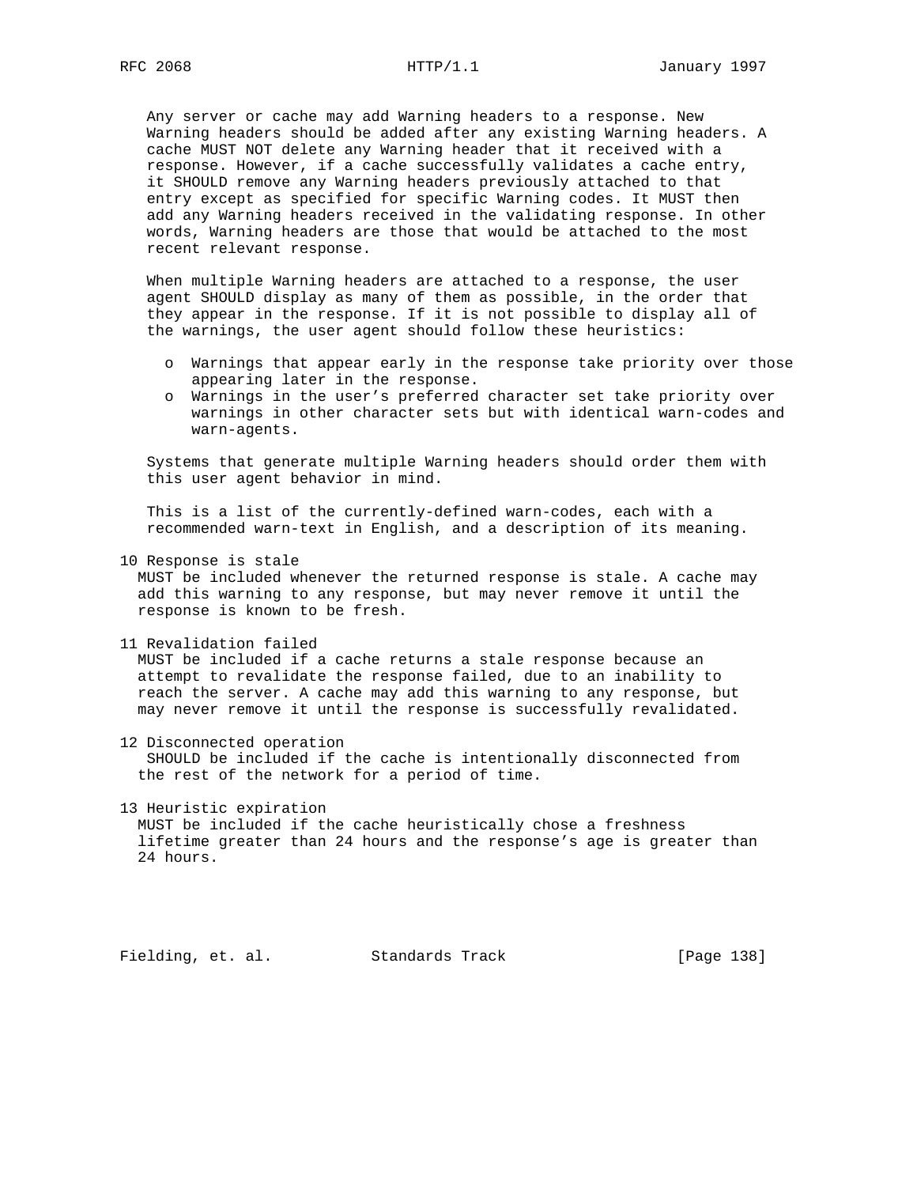Any server or cache may add Warning headers to a response. New Warning headers should be added after any existing Warning headers. A cache MUST NOT delete any Warning header that it received with a response. However, if a cache successfully validates a cache entry, it SHOULD remove any Warning headers previously attached to that entry except as specified for specific Warning codes. It MUST then add any Warning headers received in the validating response. In other words, Warning headers are those that would be attached to the most recent relevant response.

When multiple Warning headers are attached to a response, the user agent SHOULD display as many of them as possible, in the order that they appear in the response. If it is not possible to display all of the warnings, the user agent should follow these heuristics:

- Warnings that appear early in the response take priority over those appearing later in the response.
- Warnings in the user's preferred character set take priority over warnings in other character sets but with identical warn-codes and warn-agents.

Systems that generate multiple Warning headers should order them with this user agent behavior in mind.

This is a list of the currently-defined warn-codes, each with a recommended warn-text in English, and a description of its meaning.

10 Response is stale
MUST be included whenever the returned response is stale. A cache may add this warning to any response, but may never remove it until the response is known to be fresh.

11 Revalidation failed
MUST be included if a cache returns a stale response because an attempt to revalidate the response failed, due to an inability to reach the server. A cache may add this warning to any response, but may never remove it until the response is successfully revalidated.

12 Disconnected operation
SHOULD be included if the cache is intentionally disconnected from the rest of the network for a period of time.

13 Heuristic expiration
MUST be included if the cache heuristically chose a freshness lifetime greater than 24 hours and the response's age is greater than 24 hours.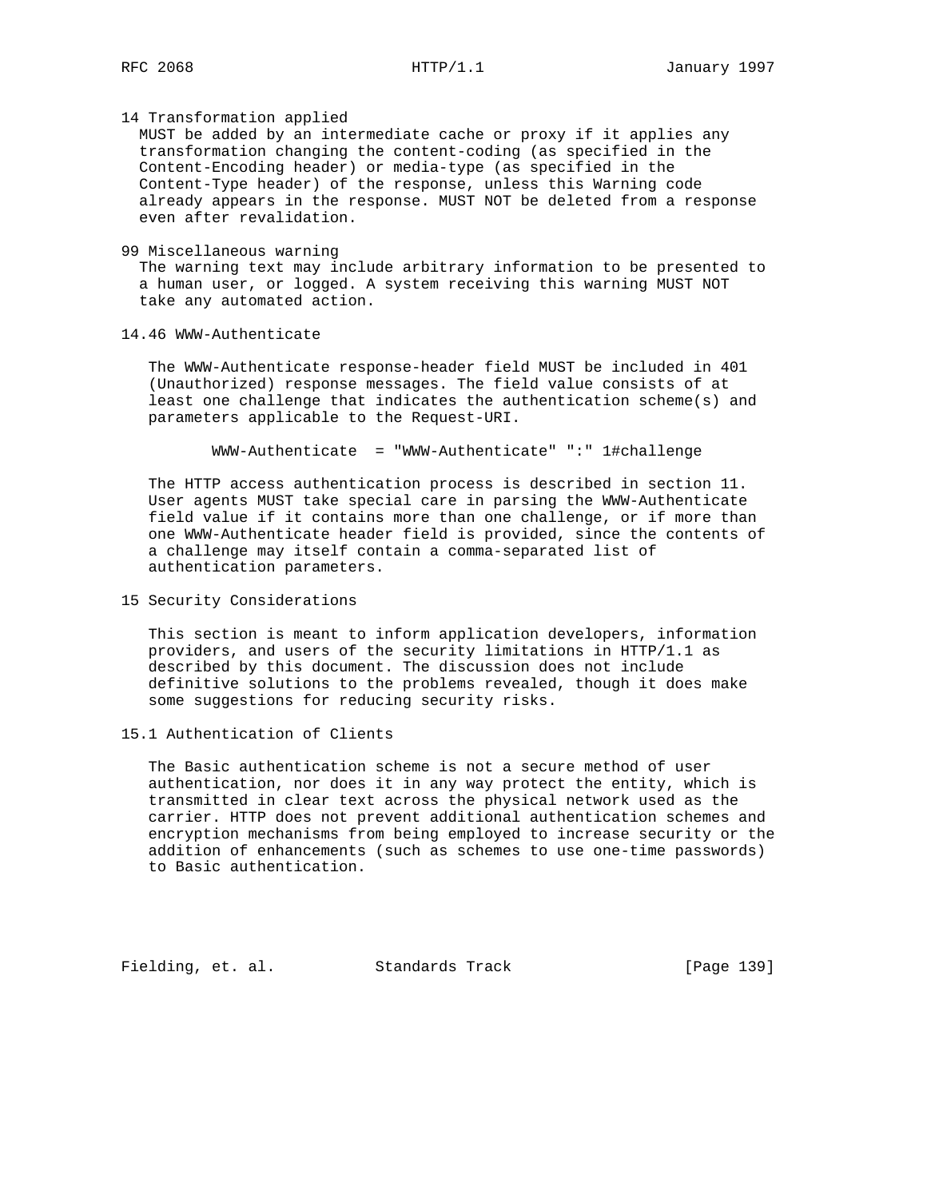14 Transformation applied
MUST be added by an intermediate cache or proxy if it applies any transformation changing the content-coding (as specified in the Content-Encoding header) or media-type (as specified in the Content-Type header) of the response, unless this Warning code already appears in the response. MUST NOT be deleted from a response even after revalidation.

99 Miscellaneous warning
The warning text may include arbitrary information to be presented to a human user, or logged. A system receiving this warning MUST NOT take any automated action.

### 14.46 WWW-Authenticate

The WWW-Authenticate response-header field MUST be included in 401 (Unauthorized) response messages. The field value consists of at least one challenge that indicates the authentication scheme(s) and parameters applicable to the Request-URI.

```
WWW-Authenticate  = "WWW-Authenticate" ":" 1#challenge
```

The HTTP access authentication process is described in section 11. User agents MUST take special care in parsing the WWW-Authenticate field value if it contains more than one challenge, or if more than one WWW-Authenticate header field is provided, since the contents of a challenge may itself contain a comma-separated list of authentication parameters.

## 15 Security Considerations

This section is meant to inform application developers, information providers, and users of the security limitations in HTTP/1.1 as described by this document. The discussion does not include definitive solutions to the problems revealed, though it does make some suggestions for reducing security risks.

### 15.1 Authentication of Clients

The Basic authentication scheme is not a secure method of user authentication, nor does it in any way protect the entity, which is transmitted in clear text across the physical network used as the carrier. HTTP does not prevent additional authentication schemes and encryption mechanisms from being employed to increase security or the addition of enhancements (such as schemes to use one-time passwords) to Basic authentication.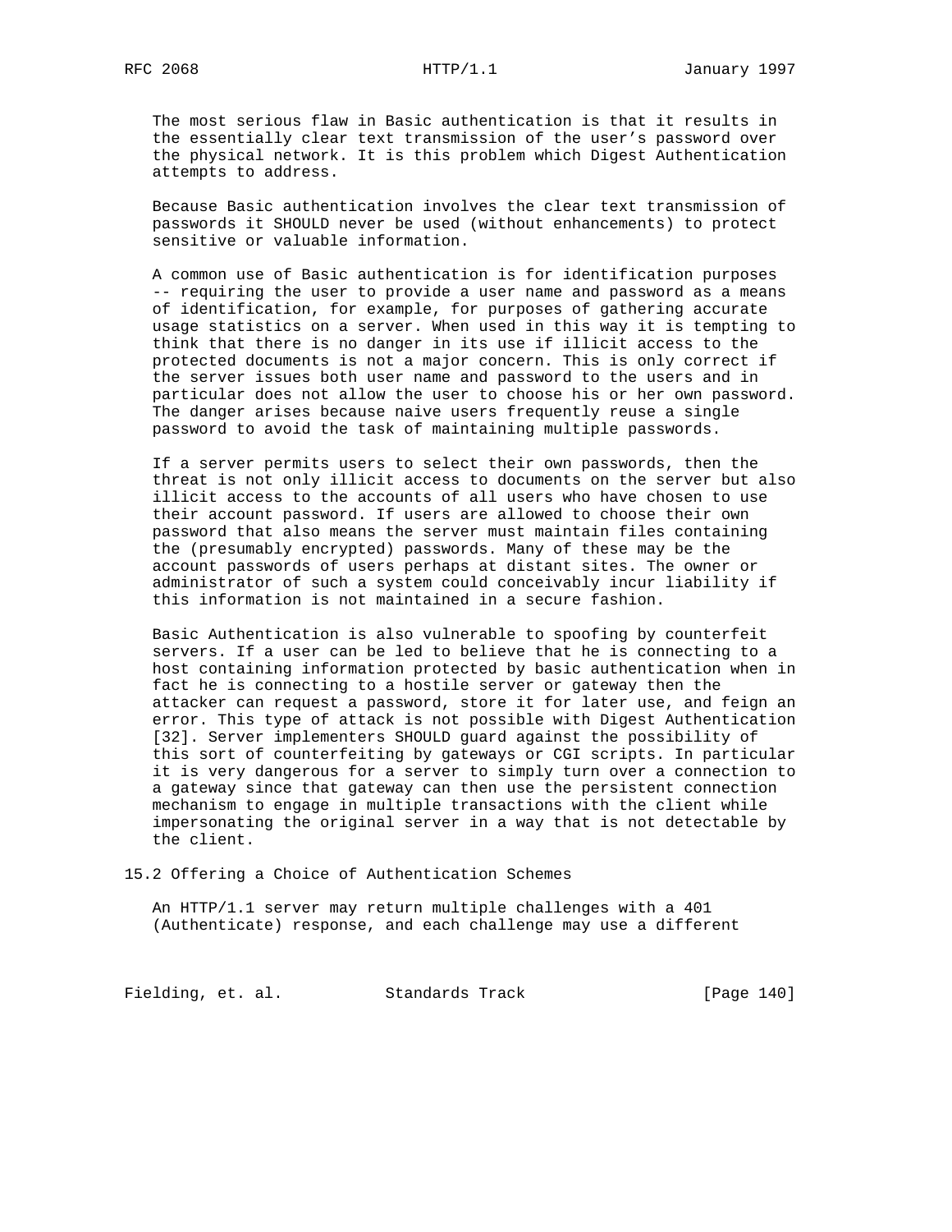The most serious flaw in Basic authentication is that it results in the essentially clear text transmission of the user's password over the physical network. It is this problem which Digest Authentication attempts to address.

Because Basic authentication involves the clear text transmission of passwords it SHOULD never be used (without enhancements) to protect sensitive or valuable information.

A common use of Basic authentication is for identification purposes -- requiring the user to provide a user name and password as a means of identification, for example, for purposes of gathering accurate usage statistics on a server. When used in this way it is tempting to think that there is no danger in its use if illicit access to the protected documents is not a major concern. This is only correct if the server issues both user name and password to the users and in particular does not allow the user to choose his or her own password. The danger arises because naive users frequently reuse a single password to avoid the task of maintaining multiple passwords.

If a server permits users to select their own passwords, then the threat is not only illicit access to documents on the server but also illicit access to the accounts of all users who have chosen to use their account password. If users are allowed to choose their own password that also means the server must maintain files containing the (presumably encrypted) passwords. Many of these may be the account passwords of users perhaps at distant sites. The owner or administrator of such a system could conceivably incur liability if this information is not maintained in a secure fashion.

Basic Authentication is also vulnerable to spoofing by counterfeit servers. If a user can be led to believe that he is connecting to a host containing information protected by basic authentication when in fact he is connecting to a hostile server or gateway then the attacker can request a password, store it for later use, and feign an error. This type of attack is not possible with Digest Authentication [32]. Server implementers SHOULD guard against the possibility of this sort of counterfeiting by gateways or CGI scripts. In particular it is very dangerous for a server to simply turn over a connection to a gateway since that gateway can then use the persistent connection mechanism to engage in multiple transactions with the client while impersonating the original server in a way that is not detectable by the client.

## 15.2 Offering a Choice of Authentication Schemes

An HTTP/1.1 server may return multiple challenges with a 401 (Authenticate) response, and each challenge may use a different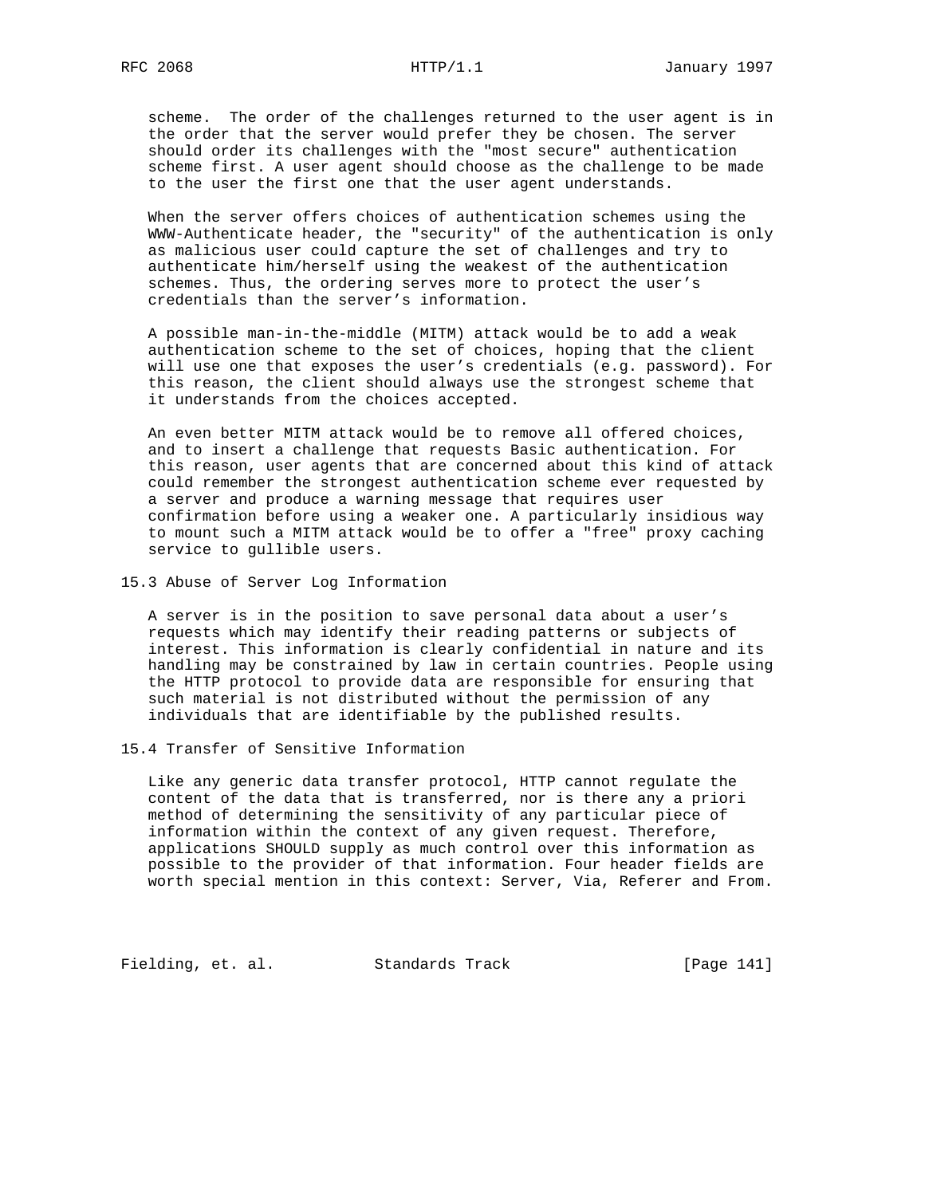scheme. The order of the challenges returned to the user agent is in the order that the server would prefer they be chosen. The server should order its challenges with the "most secure" authentication scheme first. A user agent should choose as the challenge to be made to the user the first one that the user agent understands.

When the server offers choices of authentication schemes using the WWW-Authenticate header, the "security" of the authentication is only as malicious user could capture the set of challenges and try to authenticate him/herself using the weakest of the authentication schemes. Thus, the ordering serves more to protect the user's credentials than the server's information.

A possible man-in-the-middle (MITM) attack would be to add a weak authentication scheme to the set of choices, hoping that the client will use one that exposes the user's credentials (e.g. password). For this reason, the client should always use the strongest scheme that it understands from the choices accepted.

An even better MITM attack would be to remove all offered choices, and to insert a challenge that requests Basic authentication. For this reason, user agents that are concerned about this kind of attack could remember the strongest authentication scheme ever requested by a server and produce a warning message that requires user confirmation before using a weaker one. A particularly insidious way to mount such a MITM attack would be to offer a "free" proxy caching service to gullible users.

## 15.3 Abuse of Server Log Information

A server is in the position to save personal data about a user's requests which may identify their reading patterns or subjects of interest. This information is clearly confidential in nature and its handling may be constrained by law in certain countries. People using the HTTP protocol to provide data are responsible for ensuring that such material is not distributed without the permission of any individuals that are identifiable by the published results.

## 15.4 Transfer of Sensitive Information

Like any generic data transfer protocol, HTTP cannot regulate the content of the data that is transferred, nor is there any a priori method of determining the sensitivity of any particular piece of information within the context of any given request. Therefore, applications SHOULD supply as much control over this information as possible to the provider of that information. Four header fields are worth special mention in this context: Server, Via, Referer and From.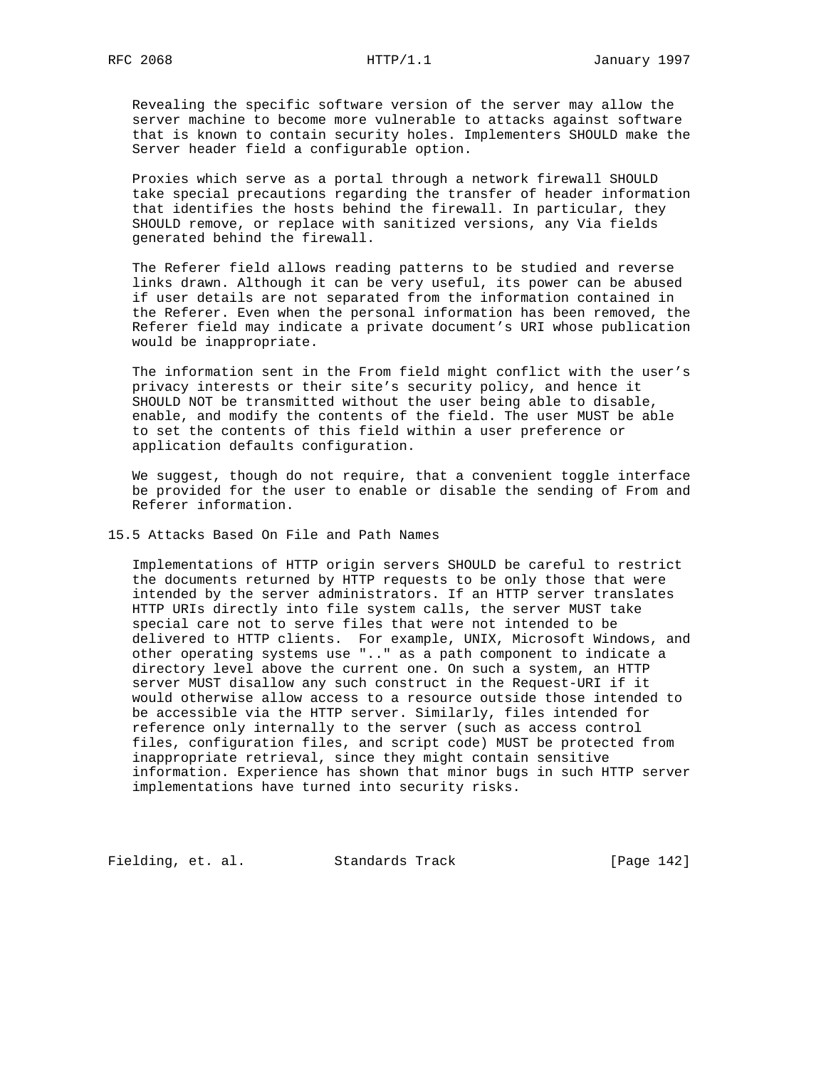Revealing the specific software version of the server may allow the server machine to become more vulnerable to attacks against software that is known to contain security holes. Implementers SHOULD make the Server header field a configurable option.

Proxies which serve as a portal through a network firewall SHOULD take special precautions regarding the transfer of header information that identifies the hosts behind the firewall. In particular, they SHOULD remove, or replace with sanitized versions, any Via fields generated behind the firewall.

The Referer field allows reading patterns to be studied and reverse links drawn. Although it can be very useful, its power can be abused if user details are not separated from the information contained in the Referer. Even when the personal information has been removed, the Referer field may indicate a private document's URI whose publication would be inappropriate.

The information sent in the From field might conflict with the user's privacy interests or their site's security policy, and hence it SHOULD NOT be transmitted without the user being able to disable, enable, and modify the contents of the field. The user MUST be able to set the contents of this field within a user preference or application defaults configuration.

We suggest, though do not require, that a convenient toggle interface be provided for the user to enable or disable the sending of From and Referer information.

## 15.5 Attacks Based On File and Path Names

Implementations of HTTP origin servers SHOULD be careful to restrict the documents returned by HTTP requests to be only those that were intended by the server administrators. If an HTTP server translates HTTP URIs directly into file system calls, the server MUST take special care not to serve files that were not intended to be delivered to HTTP clients. For example, UNIX, Microsoft Windows, and other operating systems use ".." as a path component to indicate a directory level above the current one. On such a system, an HTTP server MUST disallow any such construct in the Request-URI if it would otherwise allow access to a resource outside those intended to be accessible via the HTTP server. Similarly, files intended for reference only internally to the server (such as access control files, configuration files, and script code) MUST be protected from inappropriate retrieval, since they might contain sensitive information. Experience has shown that minor bugs in such HTTP server implementations have turned into security risks.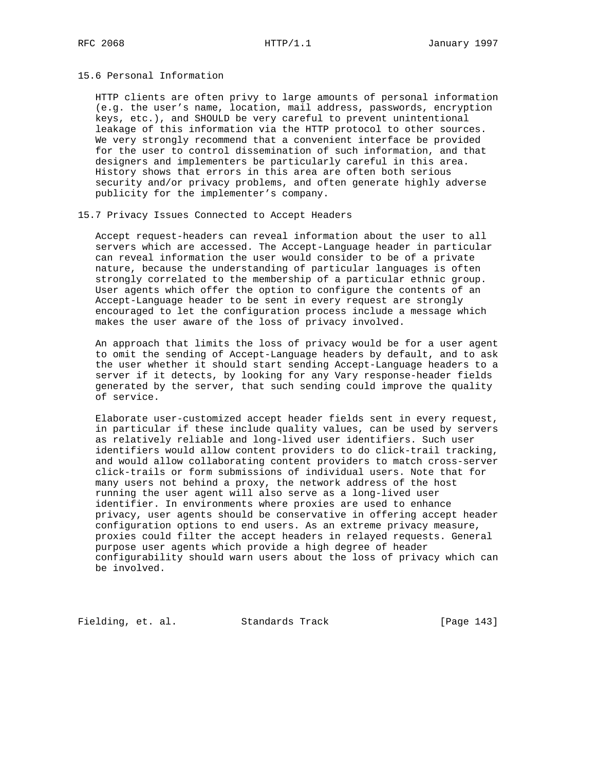### 15.6 Personal Information

HTTP clients are often privy to large amounts of personal information (e.g. the user's name, location, mail address, passwords, encryption keys, etc.), and SHOULD be very careful to prevent unintentional leakage of this information via the HTTP protocol to other sources. We very strongly recommend that a convenient interface be provided for the user to control dissemination of such information, and that designers and implementers be particularly careful in this area. History shows that errors in this area are often both serious security and/or privacy problems, and often generate highly adverse publicity for the implementer's company.

### 15.7 Privacy Issues Connected to Accept Headers

Accept request-headers can reveal information about the user to all servers which are accessed. The Accept-Language header in particular can reveal information the user would consider to be of a private nature, because the understanding of particular languages is often strongly correlated to the membership of a particular ethnic group. User agents which offer the option to configure the contents of an Accept-Language header to be sent in every request are strongly encouraged to let the configuration process include a message which makes the user aware of the loss of privacy involved.

An approach that limits the loss of privacy would be for a user agent to omit the sending of Accept-Language headers by default, and to ask the user whether it should start sending Accept-Language headers to a server if it detects, by looking for any Vary response-header fields generated by the server, that such sending could improve the quality of service.

Elaborate user-customized accept header fields sent in every request, in particular if these include quality values, can be used by servers as relatively reliable and long-lived user identifiers. Such user identifiers would allow content providers to do click-trail tracking, and would allow collaborating content providers to match cross-server click-trails or form submissions of individual users. Note that for many users not behind a proxy, the network address of the host running the user agent will also serve as a long-lived user identifier. In environments where proxies are used to enhance privacy, user agents should be conservative in offering accept header configuration options to end users. As an extreme privacy measure, proxies could filter the accept headers in relayed requests. General purpose user agents which provide a high degree of header configurability should warn users about the loss of privacy which can be involved.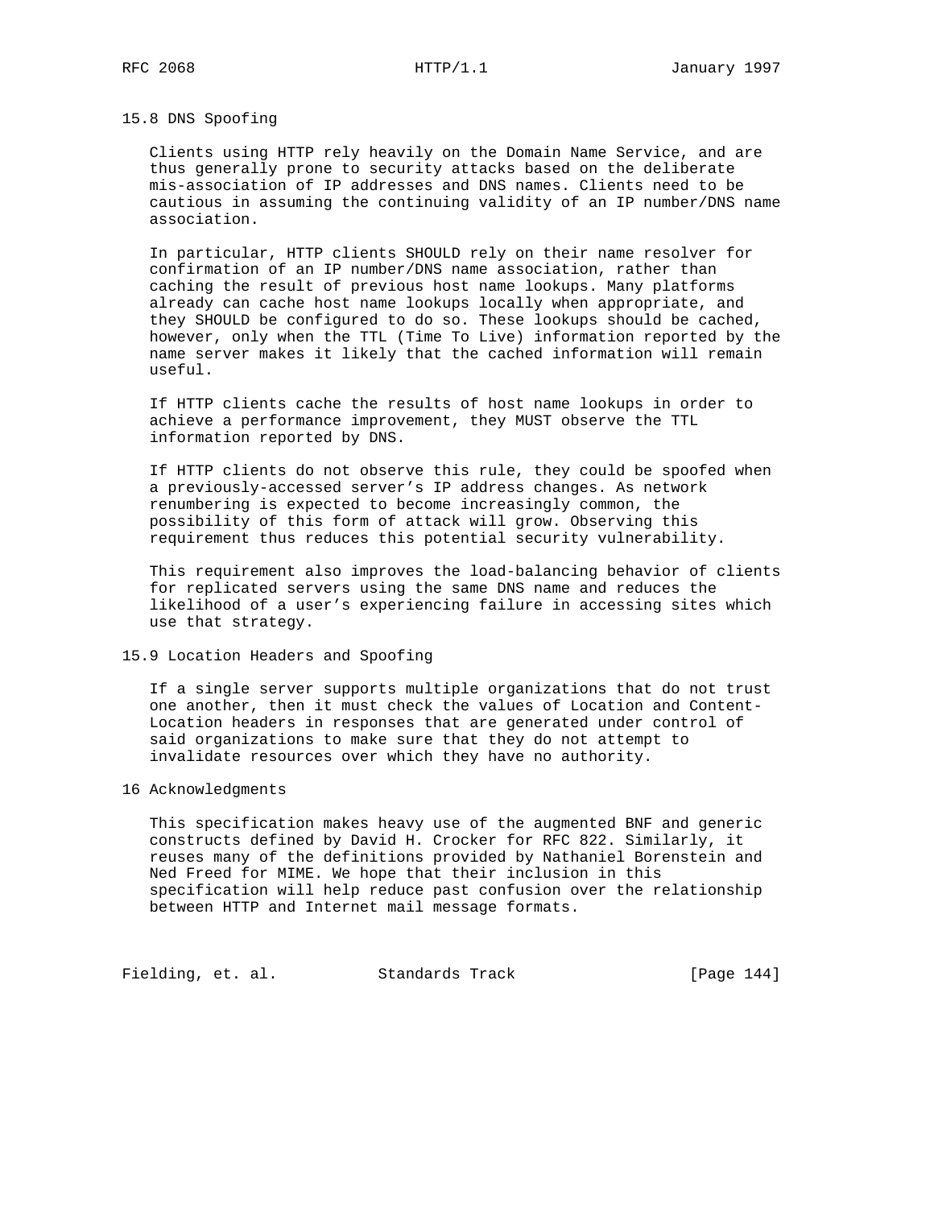### 15.8 DNS Spoofing

Clients using HTTP rely heavily on the Domain Name Service, and are thus generally prone to security attacks based on the deliberate mis-association of IP addresses and DNS names. Clients need to be cautious in assuming the continuing validity of an IP number/DNS name association.

In particular, HTTP clients SHOULD rely on their name resolver for confirmation of an IP number/DNS name association, rather than caching the result of previous host name lookups. Many platforms already can cache host name lookups locally when appropriate, and they SHOULD be configured to do so. These lookups should be cached, however, only when the TTL (Time To Live) information reported by the name server makes it likely that the cached information will remain useful.

If HTTP clients cache the results of host name lookups in order to achieve a performance improvement, they MUST observe the TTL information reported by DNS.

If HTTP clients do not observe this rule, they could be spoofed when a previously-accessed server's IP address changes. As network renumbering is expected to become increasingly common, the possibility of this form of attack will grow. Observing this requirement thus reduces this potential security vulnerability.

This requirement also improves the load-balancing behavior of clients for replicated servers using the same DNS name and reduces the likelihood of a user's experiencing failure in accessing sites which use that strategy.

### 15.9 Location Headers and Spoofing

If a single server supports multiple organizations that do not trust one another, then it must check the values of Location and Content-Location headers in responses that are generated under control of said organizations to make sure that they do not attempt to invalidate resources over which they have no authority.

## 16 Acknowledgments

This specification makes heavy use of the augmented BNF and generic constructs defined by David H. Crocker for RFC 822. Similarly, it reuses many of the definitions provided by Nathaniel Borenstein and Ned Freed for MIME. We hope that their inclusion in this specification will help reduce past confusion over the relationship between HTTP and Internet mail message formats.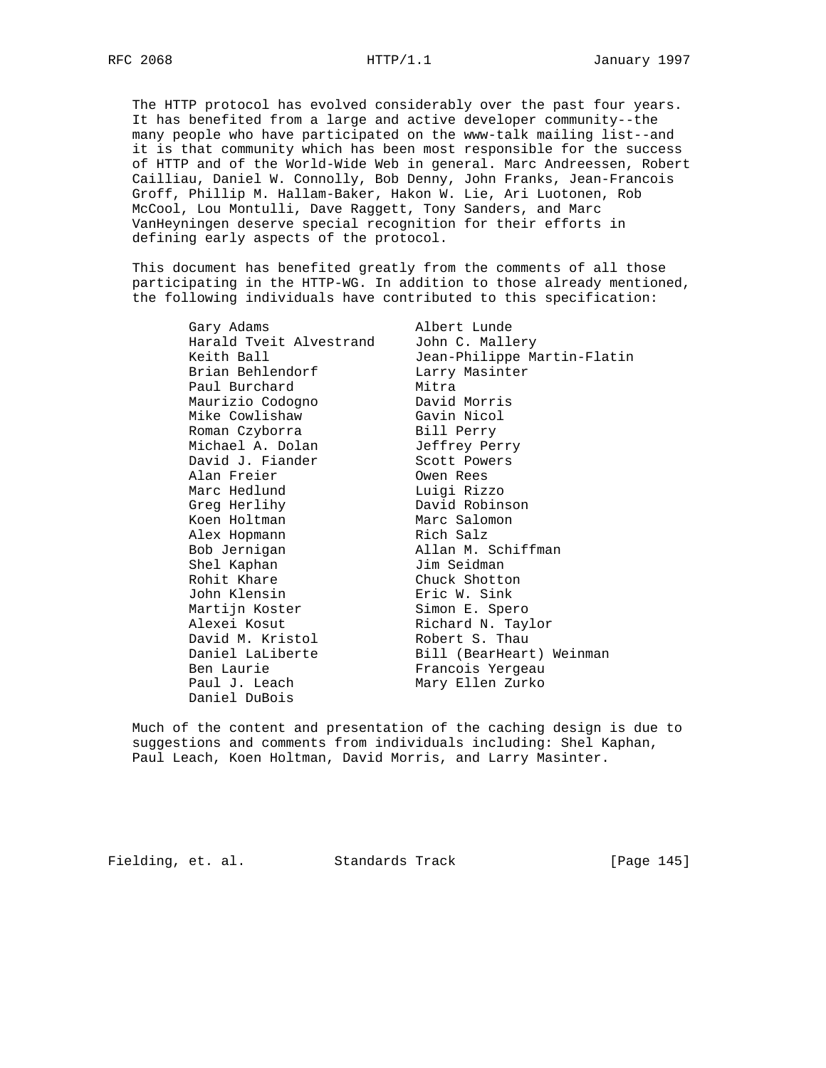The HTTP protocol has evolved considerably over the past four years. It has benefited from a large and active developer community--the many people who have participated on the www-talk mailing list--and it is that community which has been most responsible for the success of HTTP and of the World-Wide Web in general. Marc Andreessen, Robert Cailliau, Daniel W. Connolly, Bob Denny, John Franks, Jean-Francois Groff, Phillip M. Hallam-Baker, Hakon W. Lie, Ari Luotonen, Rob McCool, Lou Montulli, Dave Raggett, Tony Sanders, and Marc VanHeyningen deserve special recognition for their efforts in defining early aspects of the protocol.

This document has benefited greatly from the comments of all those participating in the HTTP-WG. In addition to those already mentioned, the following individuals have contributed to this specification:

```
Gary Adams                  Albert Lunde
Harald Tveit Alvestrand     John C. Mallery
Keith Ball                  Jean-Philippe Martin-Flatin
Brian Behlendorf            Larry Masinter
Paul Burchard               Mitra
Maurizio Codogno            David Morris
Mike Cowlishaw              Gavin Nicol
Roman Czyborra              Bill Perry
Michael A. Dolan            Jeffrey Perry
David J. Fiander            Scott Powers
Alan Freier                 Owen Rees
Marc Hedlund                Luigi Rizzo
Greg Herlihy                David Robinson
Koen Holtman                Marc Salomon
Alex Hopmann                Rich Salz
Bob Jernigan                Allan M. Schiffman
Shel Kaphan                 Jim Seidman
Rohit Khare                 Chuck Shotton
John Klensin                Eric W. Sink
Martijn Koster              Simon E. Spero
Alexei Kosut                Richard N. Taylor
David M. Kristol            Robert S. Thau
Daniel LaLiberte            Bill (BearHeart) Weinman
Ben Laurie                  Francois Yergeau
Paul J. Leach               Mary Ellen Zurko
Daniel DuBois
```

Much of the content and presentation of the caching design is due to suggestions and comments from individuals including: Shel Kaphan, Paul Leach, Koen Holtman, David Morris, and Larry Masinter.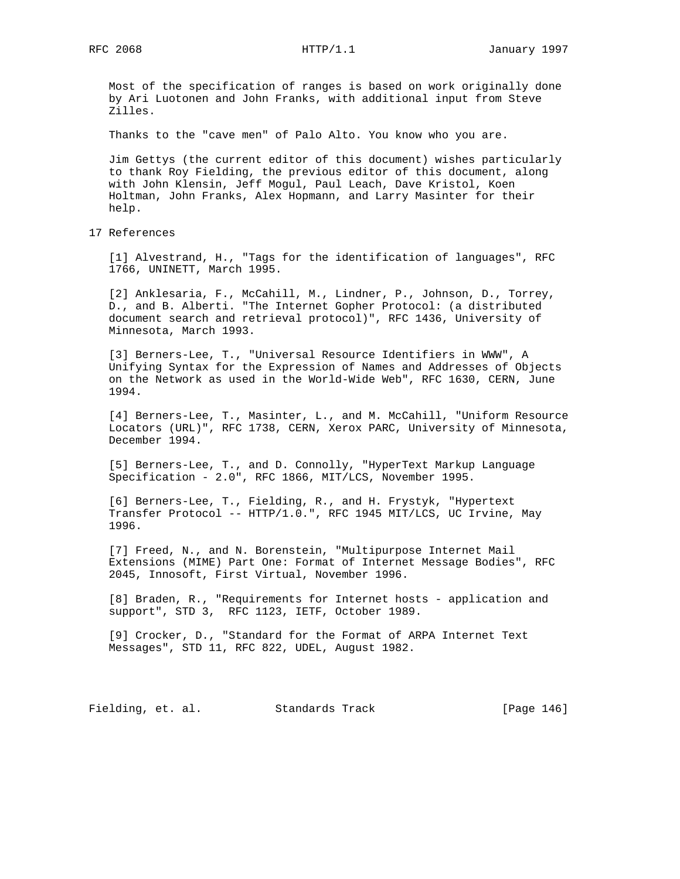Most of the specification of ranges is based on work originally done by Ari Luotonen and John Franks, with additional input from Steve Zilles.

Thanks to the "cave men" of Palo Alto. You know who you are.

Jim Gettys (the current editor of this document) wishes particularly to thank Roy Fielding, the previous editor of this document, along with John Klensin, Jeff Mogul, Paul Leach, Dave Kristol, Koen Holtman, John Franks, Alex Hopmann, and Larry Masinter for their help.

# 17 References

[1] Alvestrand, H., "Tags for the identification of languages", RFC 1766, UNINETT, March 1995.

[2] Anklesaria, F., McCahill, M., Lindner, P., Johnson, D., Torrey, D., and B. Alberti. "The Internet Gopher Protocol: (a distributed document search and retrieval protocol)", RFC 1436, University of Minnesota, March 1993.

[3] Berners-Lee, T., "Universal Resource Identifiers in WWW", A Unifying Syntax for the Expression of Names and Addresses of Objects on the Network as used in the World-Wide Web", RFC 1630, CERN, June 1994.

[4] Berners-Lee, T., Masinter, L., and M. McCahill, "Uniform Resource Locators (URL)", RFC 1738, CERN, Xerox PARC, University of Minnesota, December 1994.

[5] Berners-Lee, T., and D. Connolly, "HyperText Markup Language Specification - 2.0", RFC 1866, MIT/LCS, November 1995.

[6] Berners-Lee, T., Fielding, R., and H. Frystyk, "Hypertext Transfer Protocol -- HTTP/1.0.", RFC 1945 MIT/LCS, UC Irvine, May 1996.

[7] Freed, N., and N. Borenstein, "Multipurpose Internet Mail Extensions (MIME) Part One: Format of Internet Message Bodies", RFC 2045, Innosoft, First Virtual, November 1996.

[8] Braden, R., "Requirements for Internet hosts - application and support", STD 3, RFC 1123, IETF, October 1989.

[9] Crocker, D., "Standard for the Format of ARPA Internet Text Messages", STD 11, RFC 822, UDEL, August 1982.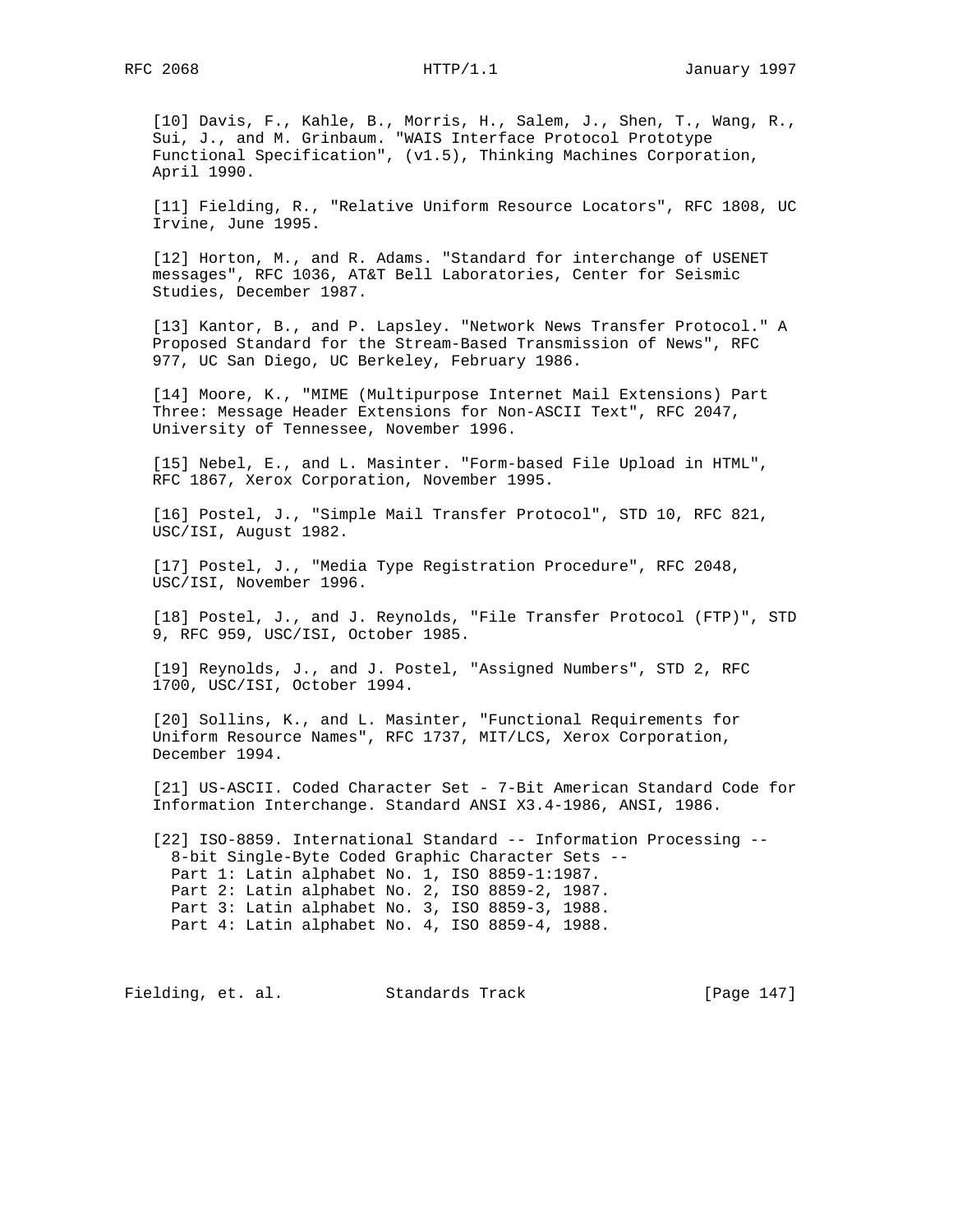[10] Davis, F., Kahle, B., Morris, H., Salem, J., Shen, T., Wang, R., Sui, J., and M. Grinbaum. "WAIS Interface Protocol Prototype Functional Specification", (v1.5), Thinking Machines Corporation, April 1990.

[11] Fielding, R., "Relative Uniform Resource Locators", RFC 1808, UC Irvine, June 1995.

[12] Horton, M., and R. Adams. "Standard for interchange of USENET messages", RFC 1036, AT&T Bell Laboratories, Center for Seismic Studies, December 1987.

[13] Kantor, B., and P. Lapsley. "Network News Transfer Protocol." A Proposed Standard for the Stream-Based Transmission of News", RFC 977, UC San Diego, UC Berkeley, February 1986.

[14] Moore, K., "MIME (Multipurpose Internet Mail Extensions) Part Three: Message Header Extensions for Non-ASCII Text", RFC 2047, University of Tennessee, November 1996.

[15] Nebel, E., and L. Masinter. "Form-based File Upload in HTML", RFC 1867, Xerox Corporation, November 1995.

[16] Postel, J., "Simple Mail Transfer Protocol", STD 10, RFC 821, USC/ISI, August 1982.

[17] Postel, J., "Media Type Registration Procedure", RFC 2048, USC/ISI, November 1996.

[18] Postel, J., and J. Reynolds, "File Transfer Protocol (FTP)", STD 9, RFC 959, USC/ISI, October 1985.

[19] Reynolds, J., and J. Postel, "Assigned Numbers", STD 2, RFC 1700, USC/ISI, October 1994.

[20] Sollins, K., and L. Masinter, "Functional Requirements for Uniform Resource Names", RFC 1737, MIT/LCS, Xerox Corporation, December 1994.

[21] US-ASCII. Coded Character Set - 7-Bit American Standard Code for Information Interchange. Standard ANSI X3.4-1986, ANSI, 1986.

[22] ISO-8859. International Standard -- Information Processing --
8-bit Single-Byte Coded Graphic Character Sets --
Part 1: Latin alphabet No. 1, ISO 8859-1:1987.
Part 2: Latin alphabet No. 2, ISO 8859-2, 1987.
Part 3: Latin alphabet No. 3, ISO 8859-3, 1988.
Part 4: Latin alphabet No. 4, ISO 8859-4, 1988.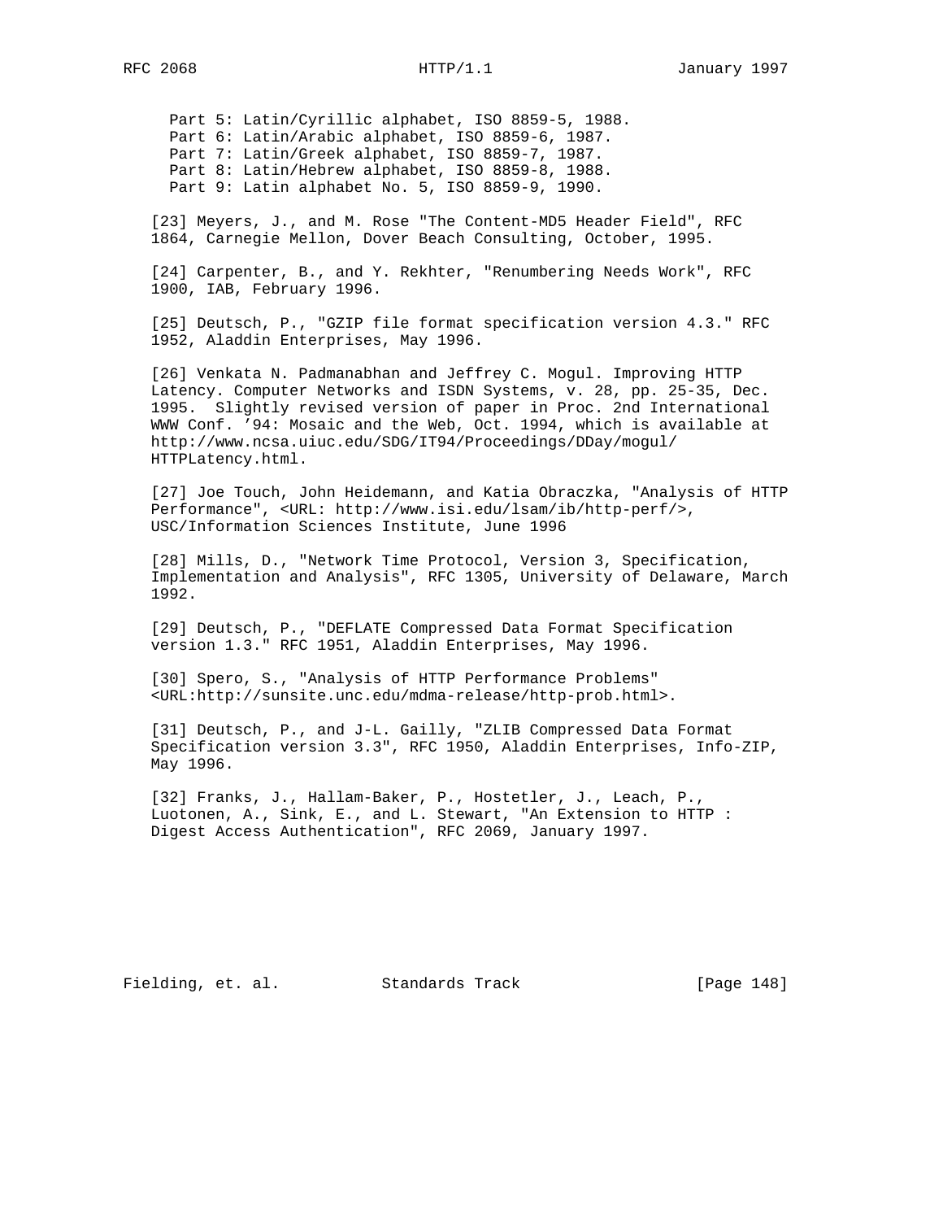Part 5: Latin/Cyrillic alphabet, ISO 8859-5, 1988.
Part 6: Latin/Arabic alphabet, ISO 8859-6, 1987.
Part 7: Latin/Greek alphabet, ISO 8859-7, 1987.
Part 8: Latin/Hebrew alphabet, ISO 8859-8, 1988.
Part 9: Latin alphabet No. 5, ISO 8859-9, 1990.

[23] Meyers, J., and M. Rose "The Content-MD5 Header Field", RFC 1864, Carnegie Mellon, Dover Beach Consulting, October, 1995.

[24] Carpenter, B., and Y. Rekhter, "Renumbering Needs Work", RFC 1900, IAB, February 1996.

[25] Deutsch, P., "GZIP file format specification version 4.3." RFC 1952, Aladdin Enterprises, May 1996.

[26] Venkata N. Padmanabhan and Jeffrey C. Mogul. Improving HTTP Latency. Computer Networks and ISDN Systems, v. 28, pp. 25-35, Dec. 1995. Slightly revised version of paper in Proc. 2nd International WWW Conf. '94: Mosaic and the Web, Oct. 1994, which is available at http://www.ncsa.uiuc.edu/SDG/IT94/Proceedings/DDay/mogul/HTTPLatency.html.

[27] Joe Touch, John Heidemann, and Katia Obraczka, "Analysis of HTTP Performance", <URL: http://www.isi.edu/lsam/ib/http-perf/>, USC/Information Sciences Institute, June 1996

[28] Mills, D., "Network Time Protocol, Version 3, Specification, Implementation and Analysis", RFC 1305, University of Delaware, March 1992.

[29] Deutsch, P., "DEFLATE Compressed Data Format Specification version 1.3." RFC 1951, Aladdin Enterprises, May 1996.

[30] Spero, S., "Analysis of HTTP Performance Problems" <URL:http://sunsite.unc.edu/mdma-release/http-prob.html>.

[31] Deutsch, P., and J-L. Gailly, "ZLIB Compressed Data Format Specification version 3.3", RFC 1950, Aladdin Enterprises, Info-ZIP, May 1996.

[32] Franks, J., Hallam-Baker, P., Hostetler, J., Leach, P., Luotonen, A., Sink, E., and L. Stewart, "An Extension to HTTP : Digest Access Authentication", RFC 2069, January 1997.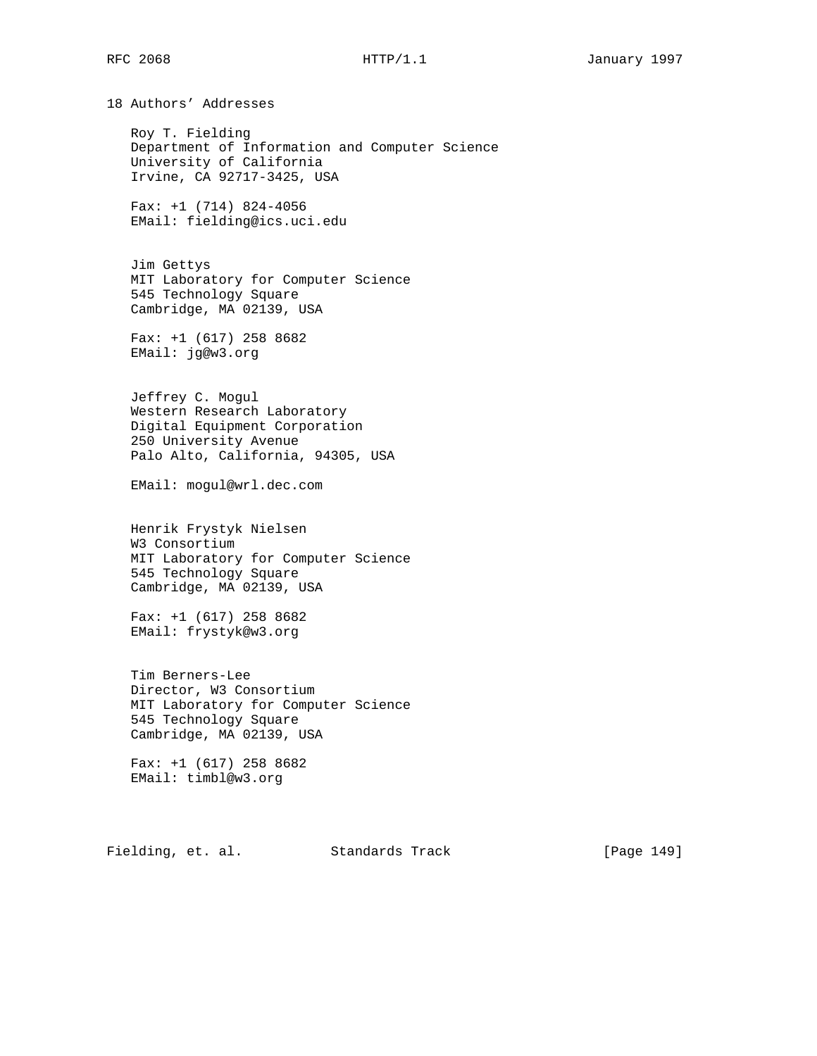## 18 Authors' Addresses

Roy T. Fielding
Department of Information and Computer Science
University of California
Irvine, CA 92717-3425, USA

Fax: +1 (714) 824-4056
EMail: fielding@ics.uci.edu

Jim Gettys
MIT Laboratory for Computer Science
545 Technology Square
Cambridge, MA 02139, USA

Fax: +1 (617) 258 8682
EMail: jg@w3.org

Jeffrey C. Mogul
Western Research Laboratory
Digital Equipment Corporation
250 University Avenue
Palo Alto, California, 94305, USA

EMail: mogul@wrl.dec.com

Henrik Frystyk Nielsen
W3 Consortium
MIT Laboratory for Computer Science
545 Technology Square
Cambridge, MA 02139, USA

Fax: +1 (617) 258 8682
EMail: frystyk@w3.org

Tim Berners-Lee
Director, W3 Consortium
MIT Laboratory for Computer Science
545 Technology Square
Cambridge, MA 02139, USA

Fax: +1 (617) 258 8682
EMail: timbl@w3.org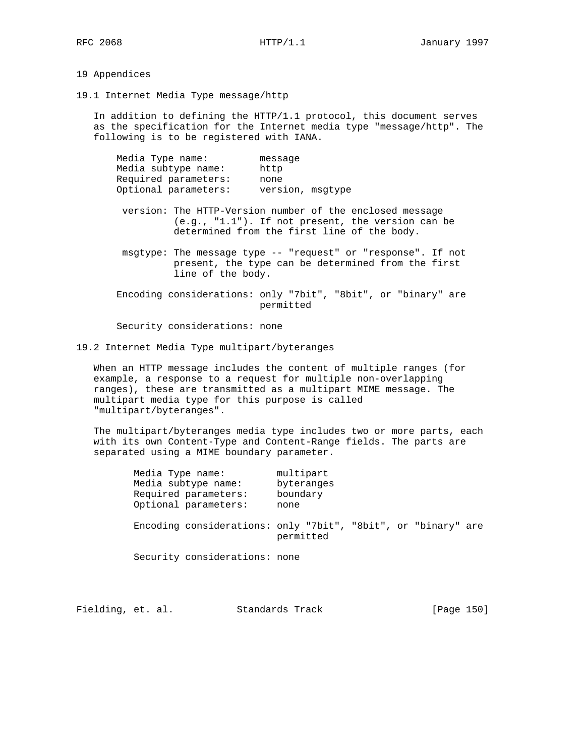# 19 Appendices

## 19.1 Internet Media Type message/http

In addition to defining the HTTP/1.1 protocol, this document serves as the specification for the Internet media type "message/http". The following is to be registered with IANA.

```
Media Type name:         message
Media subtype name:      http
Required parameters:     none
Optional parameters:     version, msgtype

 version: The HTTP-Version number of the enclosed message
          (e.g., "1.1"). If not present, the version can be
          determined from the first line of the body.

 msgtype: The message type -- "request" or "response". If not
          present, the type can be determined from the first
          line of the body.

Encoding considerations: only "7bit", "8bit", or "binary" are
                         permitted

Security considerations: none
```

## 19.2 Internet Media Type multipart/byteranges

When an HTTP message includes the content of multiple ranges (for example, a response to a request for multiple non-overlapping ranges), these are transmitted as a multipart MIME message. The multipart media type for this purpose is called "multipart/byteranges".

The multipart/byteranges media type includes two or more parts, each with its own Content-Type and Content-Range fields. The parts are separated using a MIME boundary parameter.

```
Media Type name:         multipart
Media subtype name:      byteranges
Required parameters:     boundary
Optional parameters:     none

Encoding considerations: only "7bit", "8bit", or "binary" are
                         permitted

Security considerations: none
```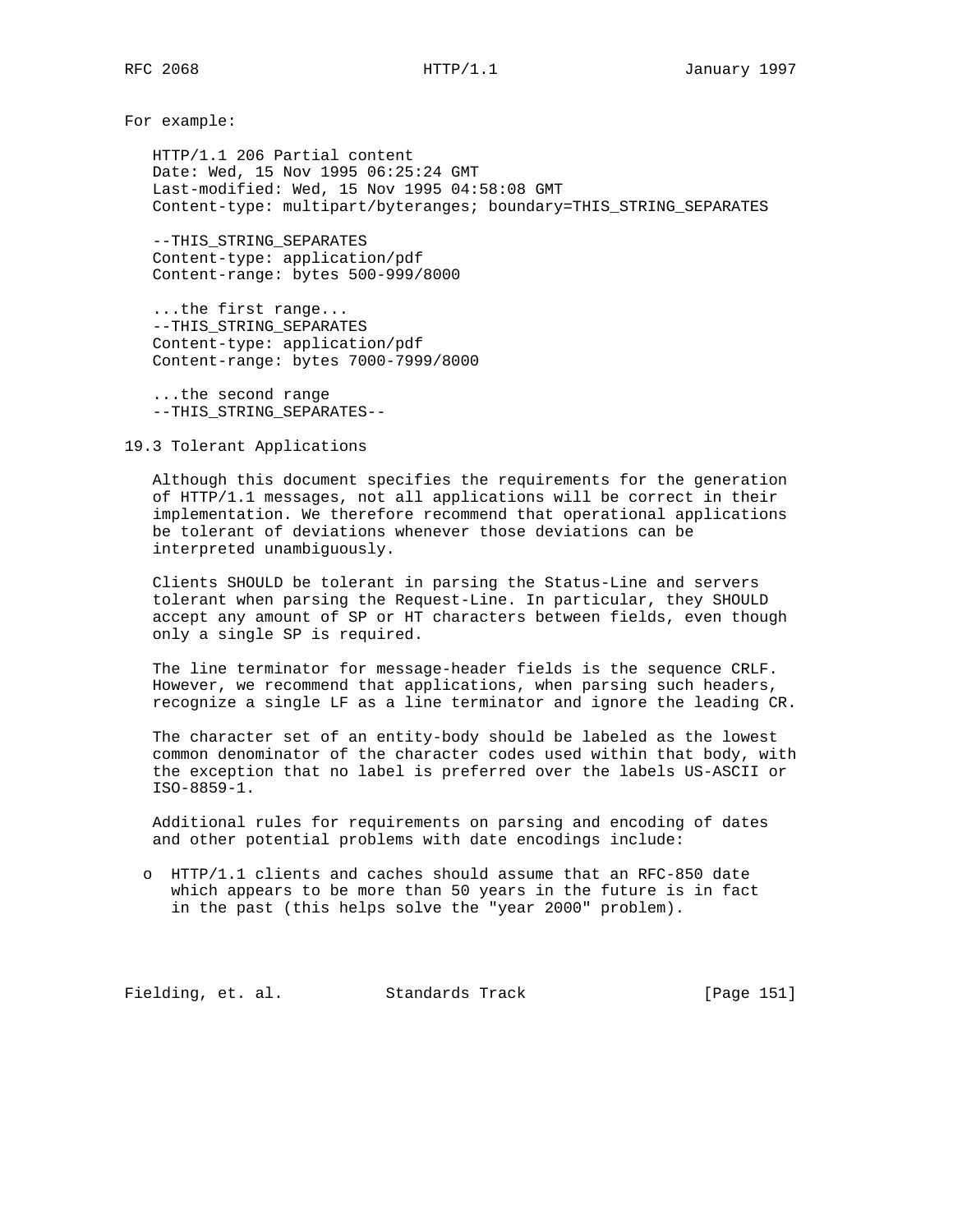For example:

```
HTTP/1.1 206 Partial content
Date: Wed, 15 Nov 1995 06:25:24 GMT
Last-modified: Wed, 15 Nov 1995 04:58:08 GMT
Content-type: multipart/byteranges; boundary=THIS_STRING_SEPARATES

--THIS_STRING_SEPARATES
Content-type: application/pdf
Content-range: bytes 500-999/8000

...the first range...
--THIS_STRING_SEPARATES
Content-type: application/pdf
Content-range: bytes 7000-7999/8000

...the second range
--THIS_STRING_SEPARATES--
```

## 19.3 Tolerant Applications

Although this document specifies the requirements for the generation of HTTP/1.1 messages, not all applications will be correct in their implementation. We therefore recommend that operational applications be tolerant of deviations whenever those deviations can be interpreted unambiguously.

Clients SHOULD be tolerant in parsing the Status-Line and servers tolerant when parsing the Request-Line. In particular, they SHOULD accept any amount of SP or HT characters between fields, even though only a single SP is required.

The line terminator for message-header fields is the sequence CRLF. However, we recommend that applications, when parsing such headers, recognize a single LF as a line terminator and ignore the leading CR.

The character set of an entity-body should be labeled as the lowest common denominator of the character codes used within that body, with the exception that no label is preferred over the labels US-ASCII or ISO-8859-1.

Additional rules for requirements on parsing and encoding of dates and other potential problems with date encodings include:

- HTTP/1.1 clients and caches should assume that an RFC-850 date which appears to be more than 50 years in the future is in fact in the past (this helps solve the "year 2000" problem).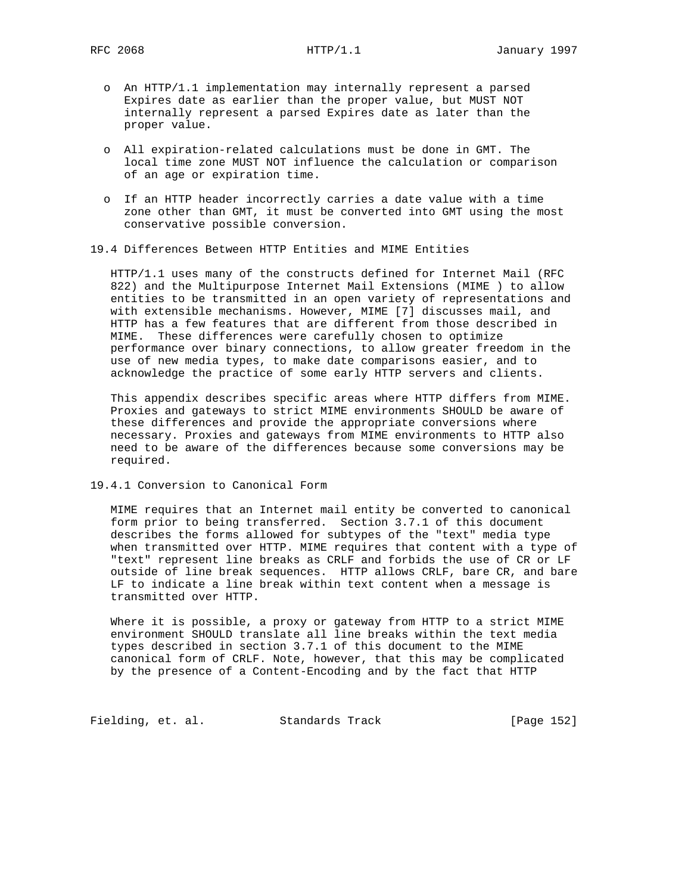- An HTTP/1.1 implementation may internally represent a parsed Expires date as earlier than the proper value, but MUST NOT internally represent a parsed Expires date as later than the proper value.

- All expiration-related calculations must be done in GMT. The local time zone MUST NOT influence the calculation or comparison of an age or expiration time.

- If an HTTP header incorrectly carries a date value with a time zone other than GMT, it must be converted into GMT using the most conservative possible conversion.

## 19.4 Differences Between HTTP Entities and MIME Entities

HTTP/1.1 uses many of the constructs defined for Internet Mail (RFC 822) and the Multipurpose Internet Mail Extensions (MIME ) to allow entities to be transmitted in an open variety of representations and with extensible mechanisms. However, MIME [7] discusses mail, and HTTP has a few features that are different from those described in MIME. These differences were carefully chosen to optimize performance over binary connections, to allow greater freedom in the use of new media types, to make date comparisons easier, and to acknowledge the practice of some early HTTP servers and clients.

This appendix describes specific areas where HTTP differs from MIME. Proxies and gateways to strict MIME environments SHOULD be aware of these differences and provide the appropriate conversions where necessary. Proxies and gateways from MIME environments to HTTP also need to be aware of the differences because some conversions may be required.

### 19.4.1 Conversion to Canonical Form

MIME requires that an Internet mail entity be converted to canonical form prior to being transferred. Section 3.7.1 of this document describes the forms allowed for subtypes of the "text" media type when transmitted over HTTP. MIME requires that content with a type of "text" represent line breaks as CRLF and forbids the use of CR or LF outside of line break sequences. HTTP allows CRLF, bare CR, and bare LF to indicate a line break within text content when a message is transmitted over HTTP.

Where it is possible, a proxy or gateway from HTTP to a strict MIME environment SHOULD translate all line breaks within the text media types described in section 3.7.1 of this document to the MIME canonical form of CRLF. Note, however, that this may be complicated by the presence of a Content-Encoding and by the fact that HTTP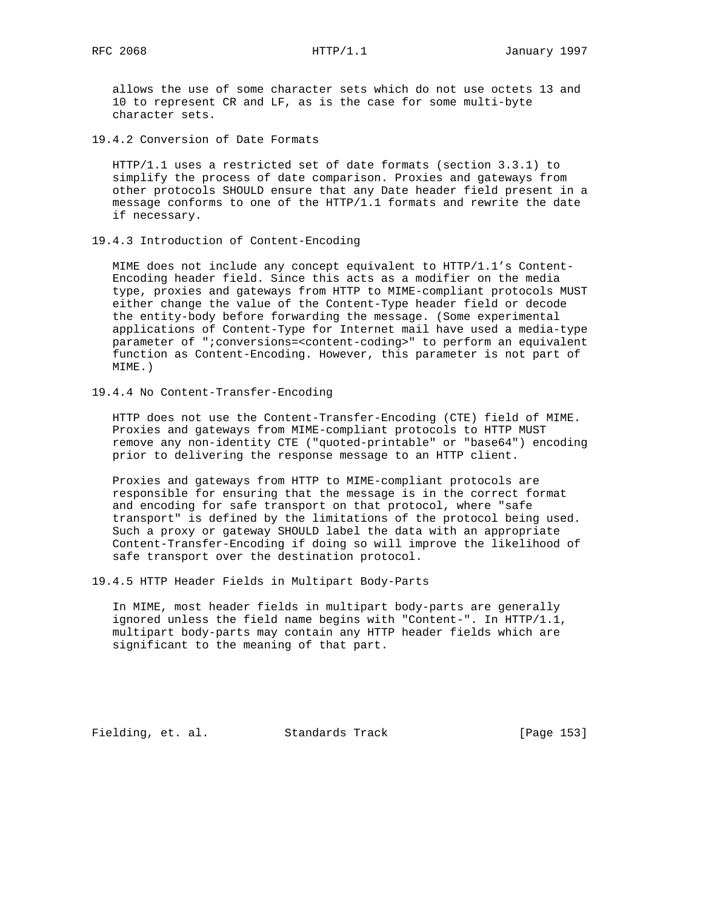allows the use of some character sets which do not use octets 13 and 10 to represent CR and LF, as is the case for some multi-byte character sets.

### 19.4.2 Conversion of Date Formats

HTTP/1.1 uses a restricted set of date formats (section 3.3.1) to simplify the process of date comparison. Proxies and gateways from other protocols SHOULD ensure that any Date header field present in a message conforms to one of the HTTP/1.1 formats and rewrite the date if necessary.

### 19.4.3 Introduction of Content-Encoding

MIME does not include any concept equivalent to HTTP/1.1's Content-Encoding header field. Since this acts as a modifier on the media type, proxies and gateways from HTTP to MIME-compliant protocols MUST either change the value of the Content-Type header field or decode the entity-body before forwarding the message. (Some experimental applications of Content-Type for Internet mail have used a media-type parameter of ";conversions=<content-coding>" to perform an equivalent function as Content-Encoding. However, this parameter is not part of MIME.)

### 19.4.4 No Content-Transfer-Encoding

HTTP does not use the Content-Transfer-Encoding (CTE) field of MIME. Proxies and gateways from MIME-compliant protocols to HTTP MUST remove any non-identity CTE ("quoted-printable" or "base64") encoding prior to delivering the response message to an HTTP client.

Proxies and gateways from HTTP to MIME-compliant protocols are responsible for ensuring that the message is in the correct format and encoding for safe transport on that protocol, where "safe transport" is defined by the limitations of the protocol being used. Such a proxy or gateway SHOULD label the data with an appropriate Content-Transfer-Encoding if doing so will improve the likelihood of safe transport over the destination protocol.

### 19.4.5 HTTP Header Fields in Multipart Body-Parts

In MIME, most header fields in multipart body-parts are generally ignored unless the field name begins with "Content-". In HTTP/1.1, multipart body-parts may contain any HTTP header fields which are significant to the meaning of that part.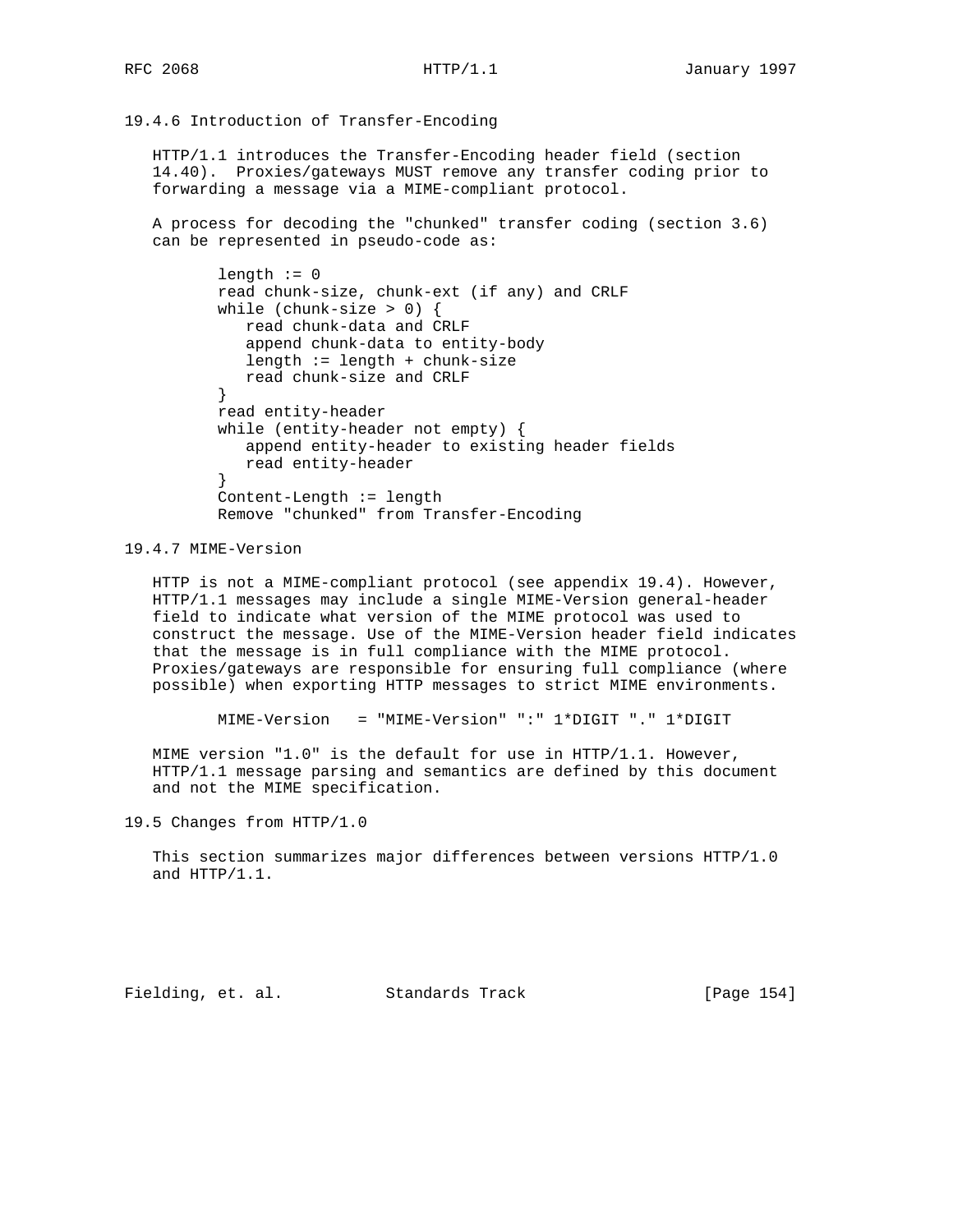### 19.4.6 Introduction of Transfer-Encoding

HTTP/1.1 introduces the Transfer-Encoding header field (section 14.40). Proxies/gateways MUST remove any transfer coding prior to forwarding a message via a MIME-compliant protocol.

A process for decoding the "chunked" transfer coding (section 3.6) can be represented in pseudo-code as:

```
length := 0
read chunk-size, chunk-ext (if any) and CRLF
while (chunk-size > 0) {
   read chunk-data and CRLF
   append chunk-data to entity-body
   length := length + chunk-size
   read chunk-size and CRLF
}
read entity-header
while (entity-header not empty) {
   append entity-header to existing header fields
   read entity-header
}
Content-Length := length
Remove "chunked" from Transfer-Encoding
```

### 19.4.7 MIME-Version

HTTP is not a MIME-compliant protocol (see appendix 19.4). However, HTTP/1.1 messages may include a single MIME-Version general-header field to indicate what version of the MIME protocol was used to construct the message. Use of the MIME-Version header field indicates that the message is in full compliance with the MIME protocol. Proxies/gateways are responsible for ensuring full compliance (where possible) when exporting HTTP messages to strict MIME environments.

```
MIME-Version   = "MIME-Version" ":" 1*DIGIT "." 1*DIGIT
```

MIME version "1.0" is the default for use in HTTP/1.1. However, HTTP/1.1 message parsing and semantics are defined by this document and not the MIME specification.

## 19.5 Changes from HTTP/1.0

This section summarizes major differences between versions HTTP/1.0 and HTTP/1.1.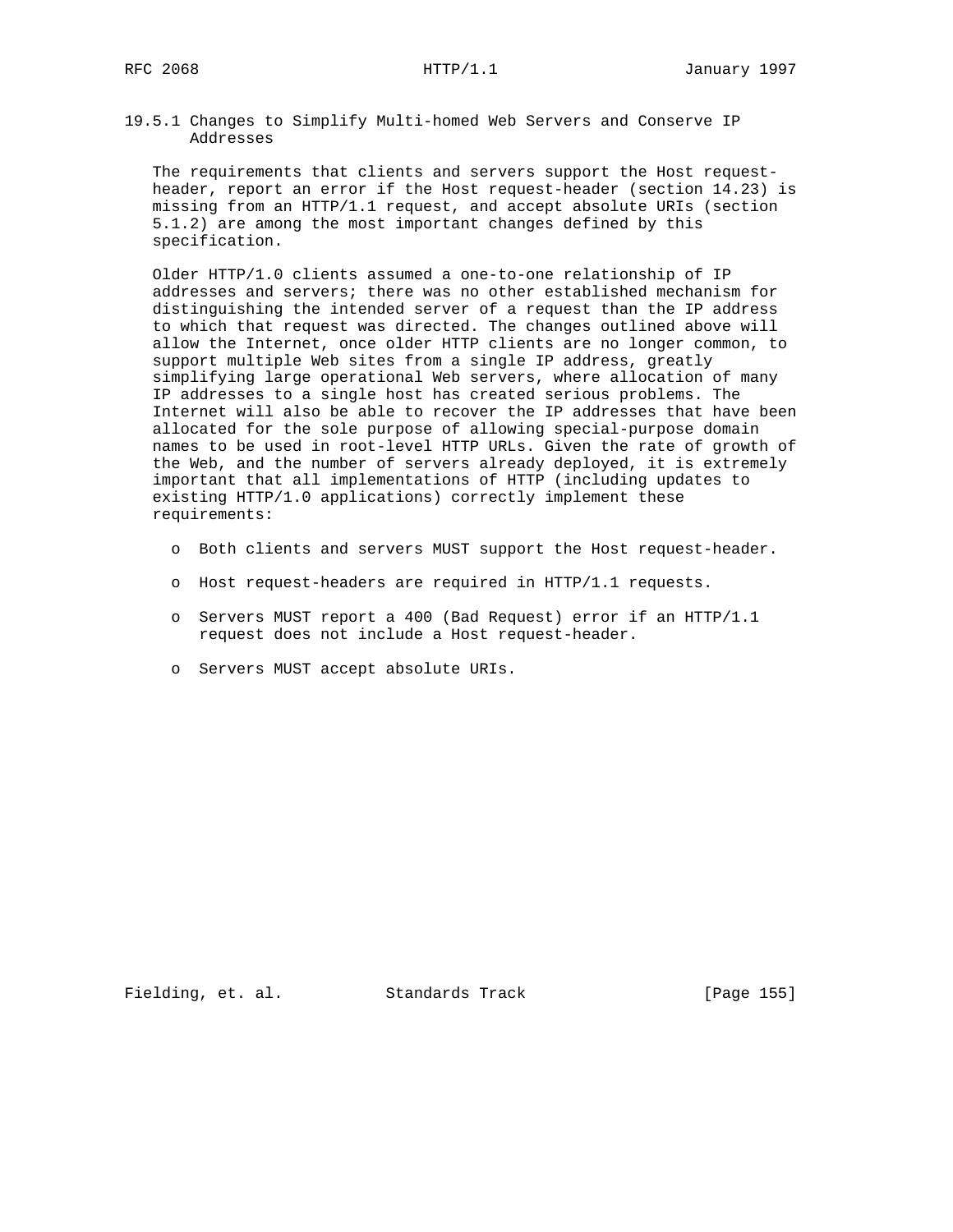### 19.5.1 Changes to Simplify Multi-homed Web Servers and Conserve IP Addresses

The requirements that clients and servers support the Host request-header, report an error if the Host request-header (section 14.23) is missing from an HTTP/1.1 request, and accept absolute URIs (section 5.1.2) are among the most important changes defined by this specification.

Older HTTP/1.0 clients assumed a one-to-one relationship of IP addresses and servers; there was no other established mechanism for distinguishing the intended server of a request than the IP address to which that request was directed. The changes outlined above will allow the Internet, once older HTTP clients are no longer common, to support multiple Web sites from a single IP address, greatly simplifying large operational Web servers, where allocation of many IP addresses to a single host has created serious problems. The Internet will also be able to recover the IP addresses that have been allocated for the sole purpose of allowing special-purpose domain names to be used in root-level HTTP URLs. Given the rate of growth of the Web, and the number of servers already deployed, it is extremely important that all implementations of HTTP (including updates to existing HTTP/1.0 applications) correctly implement these requirements:

- Both clients and servers MUST support the Host request-header.
- Host request-headers are required in HTTP/1.1 requests.
- Servers MUST report a 400 (Bad Request) error if an HTTP/1.1 request does not include a Host request-header.
- Servers MUST accept absolute URIs.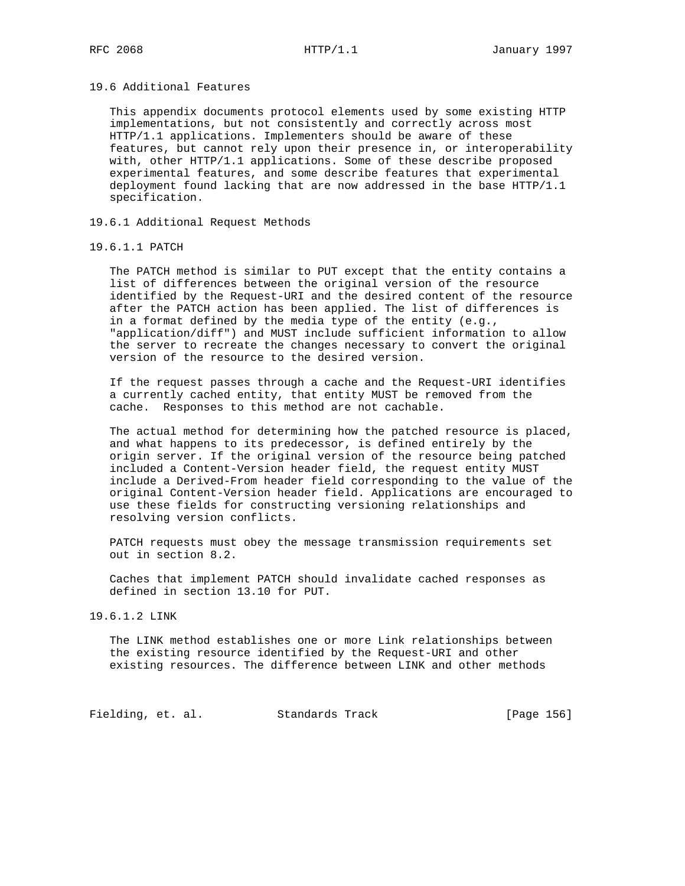### 19.6 Additional Features

This appendix documents protocol elements used by some existing HTTP implementations, but not consistently and correctly across most HTTP/1.1 applications. Implementers should be aware of these features, but cannot rely upon their presence in, or interoperability with, other HTTP/1.1 applications. Some of these describe proposed experimental features, and some describe features that experimental deployment found lacking that are now addressed in the base HTTP/1.1 specification.

#### 19.6.1 Additional Request Methods

##### 19.6.1.1 PATCH

The PATCH method is similar to PUT except that the entity contains a list of differences between the original version of the resource identified by the Request-URI and the desired content of the resource after the PATCH action has been applied. The list of differences is in a format defined by the media type of the entity (e.g., "application/diff") and MUST include sufficient information to allow the server to recreate the changes necessary to convert the original version of the resource to the desired version.

If the request passes through a cache and the Request-URI identifies a currently cached entity, that entity MUST be removed from the cache. Responses to this method are not cachable.

The actual method for determining how the patched resource is placed, and what happens to its predecessor, is defined entirely by the origin server. If the original version of the resource being patched included a Content-Version header field, the request entity MUST include a Derived-From header field corresponding to the value of the original Content-Version header field. Applications are encouraged to use these fields for constructing versioning relationships and resolving version conflicts.

PATCH requests must obey the message transmission requirements set out in section 8.2.

Caches that implement PATCH should invalidate cached responses as defined in section 13.10 for PUT.

##### 19.6.1.2 LINK

The LINK method establishes one or more Link relationships between the existing resource identified by the Request-URI and other existing resources. The difference between LINK and other methods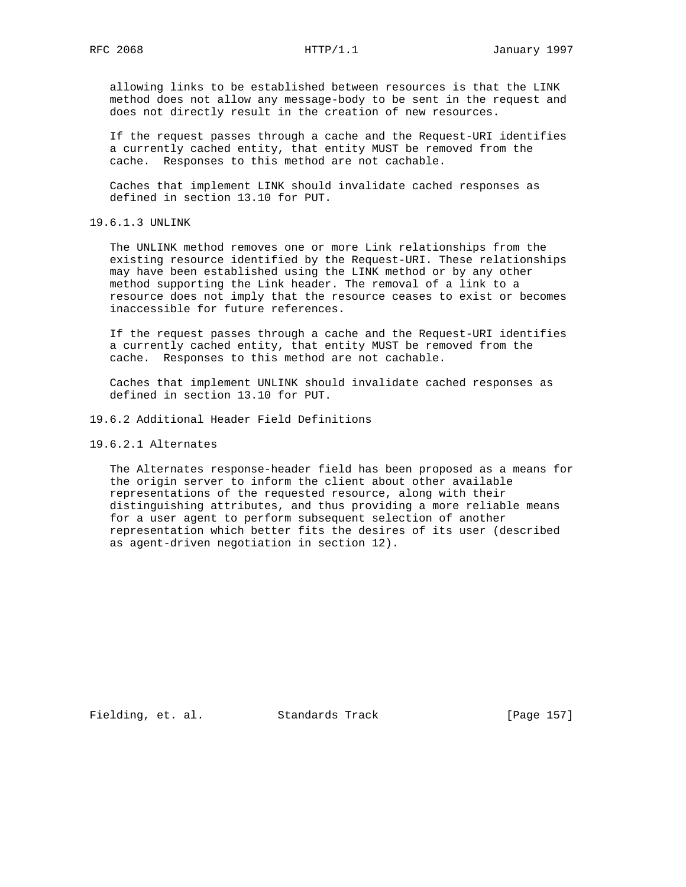allowing links to be established between resources is that the LINK method does not allow any message-body to be sent in the request and does not directly result in the creation of new resources.

If the request passes through a cache and the Request-URI identifies a currently cached entity, that entity MUST be removed from the cache. Responses to this method are not cachable.

Caches that implement LINK should invalidate cached responses as defined in section 13.10 for PUT.

#### 19.6.1.3 UNLINK

The UNLINK method removes one or more Link relationships from the existing resource identified by the Request-URI. These relationships may have been established using the LINK method or by any other method supporting the Link header. The removal of a link to a resource does not imply that the resource ceases to exist or becomes inaccessible for future references.

If the request passes through a cache and the Request-URI identifies a currently cached entity, that entity MUST be removed from the cache. Responses to this method are not cachable.

Caches that implement UNLINK should invalidate cached responses as defined in section 13.10 for PUT.

### 19.6.2 Additional Header Field Definitions

#### 19.6.2.1 Alternates

The Alternates response-header field has been proposed as a means for the origin server to inform the client about other available representations of the requested resource, along with their distinguishing attributes, and thus providing a more reliable means for a user agent to perform subsequent selection of another representation which better fits the desires of its user (described as agent-driven negotiation in section 12).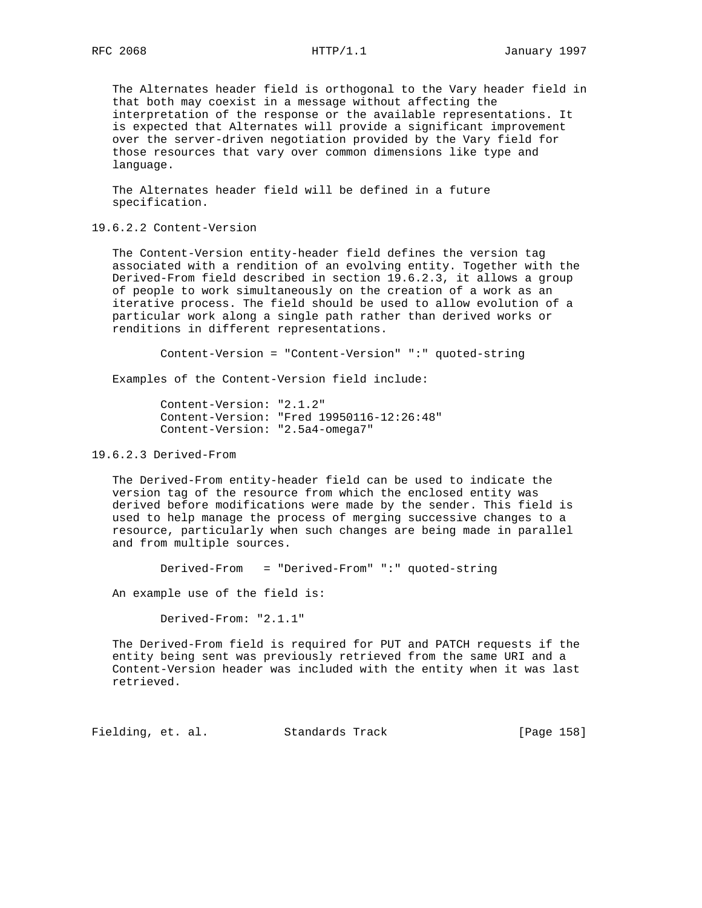The Alternates header field is orthogonal to the Vary header field in that both may coexist in a message without affecting the interpretation of the response or the available representations. It is expected that Alternates will provide a significant improvement over the server-driven negotiation provided by the Vary field for those resources that vary over common dimensions like type and language.

The Alternates header field will be defined in a future specification.

#### 19.6.2.2 Content-Version

The Content-Version entity-header field defines the version tag associated with a rendition of an evolving entity. Together with the Derived-From field described in section 19.6.2.3, it allows a group of people to work simultaneously on the creation of a work as an iterative process. The field should be used to allow evolution of a particular work along a single path rather than derived works or renditions in different representations.

```
Content-Version = "Content-Version" ":" quoted-string
```

Examples of the Content-Version field include:

```
Content-Version: "2.1.2"
Content-Version: "Fred 19950116-12:26:48"
Content-Version: "2.5a4-omega7"
```

#### 19.6.2.3 Derived-From

The Derived-From entity-header field can be used to indicate the version tag of the resource from which the enclosed entity was derived before modifications were made by the sender. This field is used to help manage the process of merging successive changes to a resource, particularly when such changes are being made in parallel and from multiple sources.

```
Derived-From   = "Derived-From" ":" quoted-string
```

An example use of the field is:

```
Derived-From: "2.1.1"
```

The Derived-From field is required for PUT and PATCH requests if the entity being sent was previously retrieved from the same URI and a Content-Version header was included with the entity when it was last retrieved.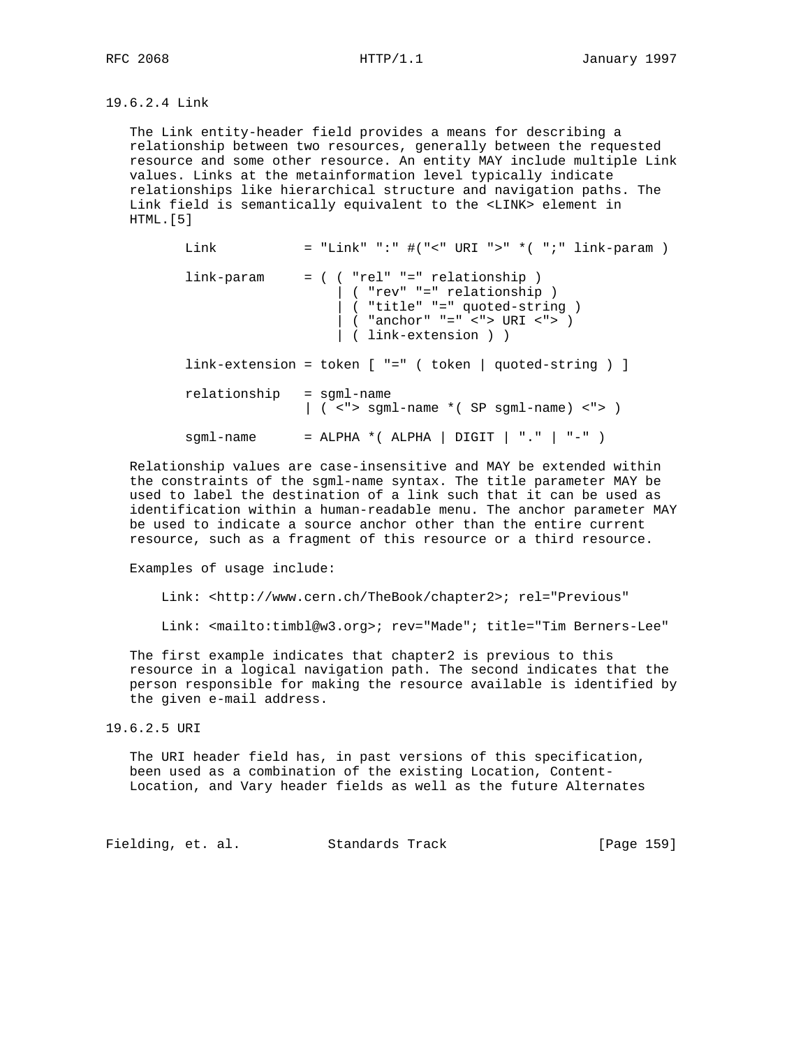### 19.6.2.4 Link

The Link entity-header field provides a means for describing a relationship between two resources, generally between the requested resource and some other resource. An entity MAY include multiple Link values. Links at the metainformation level typically indicate relationships like hierarchical structure and navigation paths. The Link field is semantically equivalent to the <LINK> element in HTML.[5]

```
Link           = "Link" ":" #("<" URI ">" *( ";" link-param )

link-param     = ( ( "rel" "=" relationship )
                   | ( "rev" "=" relationship )
                   | ( "title" "=" quoted-string )
                   | ( "anchor" "=" <"> URI <"> )
                   | ( link-extension ) )

link-extension = token [ "=" ( token | quoted-string ) ]

relationship   = sgml-name
               | ( <"> sgml-name *( SP sgml-name) <"> )

sgml-name      = ALPHA *( ALPHA | DIGIT | "." | "-" )
```

Relationship values are case-insensitive and MAY be extended within the constraints of the sgml-name syntax. The title parameter MAY be used to label the destination of a link such that it can be used as identification within a human-readable menu. The anchor parameter MAY be used to indicate a source anchor other than the entire current resource, such as a fragment of this resource or a third resource.

Examples of usage include:

```
Link: <http://www.cern.ch/TheBook/chapter2>; rel="Previous"

Link: <mailto:timbl@w3.org>; rev="Made"; title="Tim Berners-Lee"
```

The first example indicates that chapter2 is previous to this resource in a logical navigation path. The second indicates that the person responsible for making the resource available is identified by the given e-mail address.

### 19.6.2.5 URI

The URI header field has, in past versions of this specification, been used as a combination of the existing Location, Content-Location, and Vary header fields as well as the future Alternates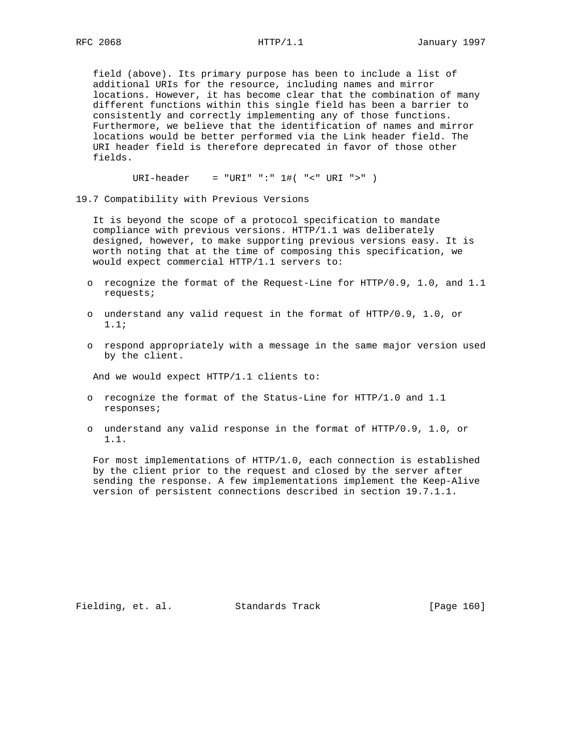field (above). Its primary purpose has been to include a list of additional URIs for the resource, including names and mirror locations. However, it has become clear that the combination of many different functions within this single field has been a barrier to consistently and correctly implementing any of those functions. Furthermore, we believe that the identification of names and mirror locations would be better performed via the Link header field. The URI header field is therefore deprecated in favor of those other fields.

```
URI-header    = "URI" ":" 1#( "<" URI ">" )
```

## 19.7 Compatibility with Previous Versions

It is beyond the scope of a protocol specification to mandate compliance with previous versions. HTTP/1.1 was deliberately designed, however, to make supporting previous versions easy. It is worth noting that at the time of composing this specification, we would expect commercial HTTP/1.1 servers to:

- recognize the format of the Request-Line for HTTP/0.9, 1.0, and 1.1 requests;
- understand any valid request in the format of HTTP/0.9, 1.0, or 1.1;
- respond appropriately with a message in the same major version used by the client.

And we would expect HTTP/1.1 clients to:

- recognize the format of the Status-Line for HTTP/1.0 and 1.1 responses;
- understand any valid response in the format of HTTP/0.9, 1.0, or 1.1.

For most implementations of HTTP/1.0, each connection is established by the client prior to the request and closed by the server after sending the response. A few implementations implement the Keep-Alive version of persistent connections described in section 19.7.1.1.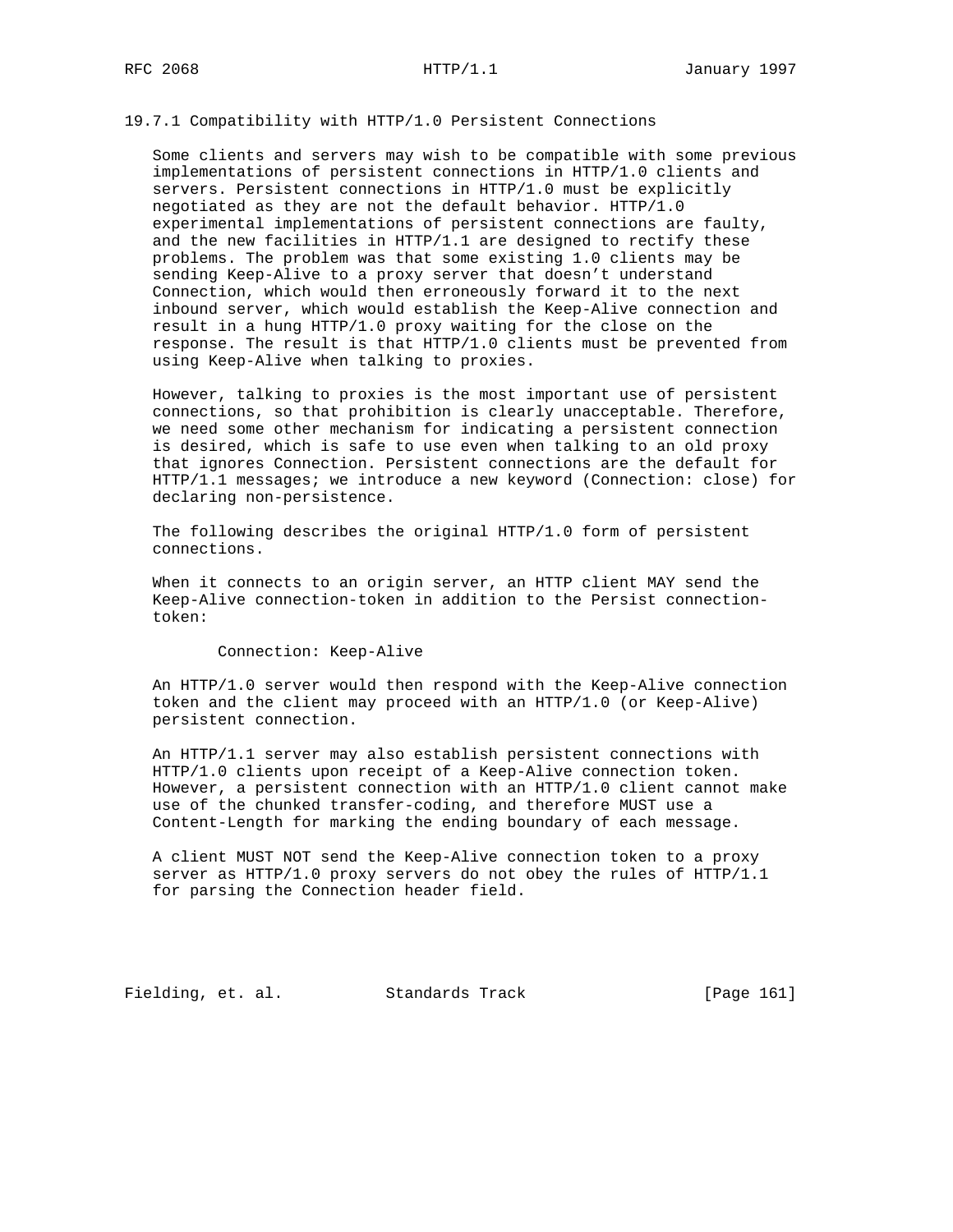### 19.7.1 Compatibility with HTTP/1.0 Persistent Connections

Some clients and servers may wish to be compatible with some previous implementations of persistent connections in HTTP/1.0 clients and servers. Persistent connections in HTTP/1.0 must be explicitly negotiated as they are not the default behavior. HTTP/1.0 experimental implementations of persistent connections are faulty, and the new facilities in HTTP/1.1 are designed to rectify these problems. The problem was that some existing 1.0 clients may be sending Keep-Alive to a proxy server that doesn't understand Connection, which would then erroneously forward it to the next inbound server, which would establish the Keep-Alive connection and result in a hung HTTP/1.0 proxy waiting for the close on the response. The result is that HTTP/1.0 clients must be prevented from using Keep-Alive when talking to proxies.

However, talking to proxies is the most important use of persistent connections, so that prohibition is clearly unacceptable. Therefore, we need some other mechanism for indicating a persistent connection is desired, which is safe to use even when talking to an old proxy that ignores Connection. Persistent connections are the default for HTTP/1.1 messages; we introduce a new keyword (Connection: close) for declaring non-persistence.

The following describes the original HTTP/1.0 form of persistent connections.

When it connects to an origin server, an HTTP client MAY send the Keep-Alive connection-token in addition to the Persist connection-token:

```
Connection: Keep-Alive
```

An HTTP/1.0 server would then respond with the Keep-Alive connection token and the client may proceed with an HTTP/1.0 (or Keep-Alive) persistent connection.

An HTTP/1.1 server may also establish persistent connections with HTTP/1.0 clients upon receipt of a Keep-Alive connection token. However, a persistent connection with an HTTP/1.0 client cannot make use of the chunked transfer-coding, and therefore MUST use a Content-Length for marking the ending boundary of each message.

A client MUST NOT send the Keep-Alive connection token to a proxy server as HTTP/1.0 proxy servers do not obey the rules of HTTP/1.1 for parsing the Connection header field.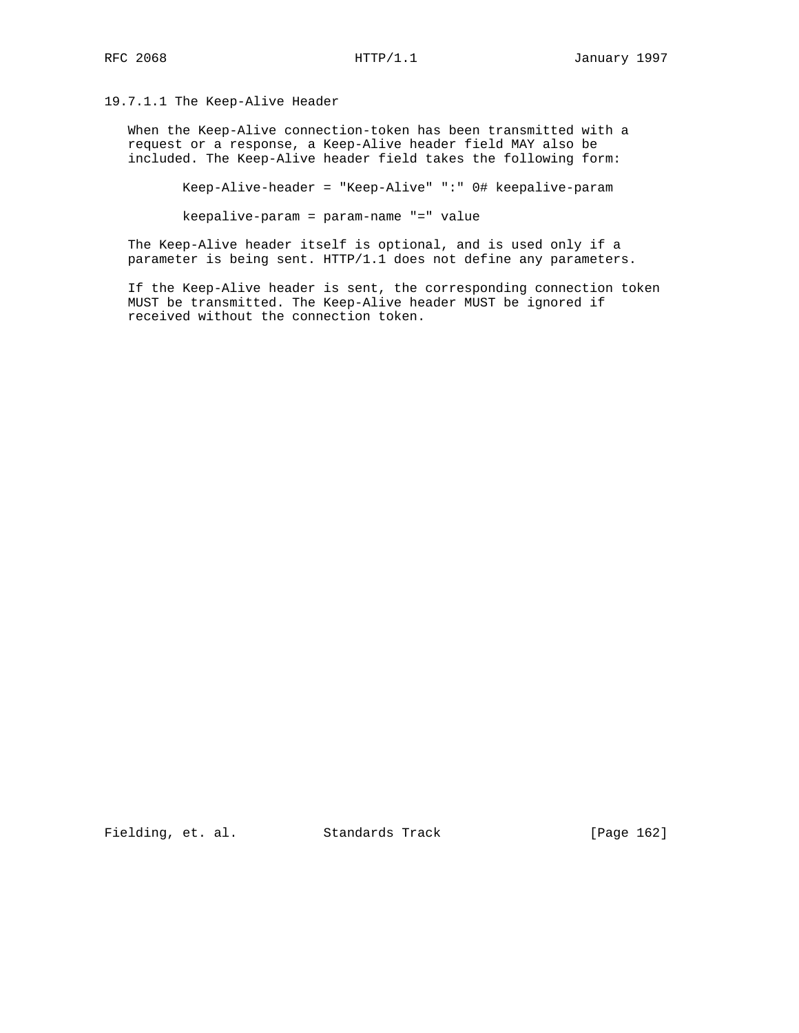#### 19.7.1.1 The Keep-Alive Header

When the Keep-Alive connection-token has been transmitted with a request or a response, a Keep-Alive header field MAY also be included. The Keep-Alive header field takes the following form:

```
Keep-Alive-header = "Keep-Alive" ":" 0# keepalive-param

keepalive-param = param-name "=" value
```

The Keep-Alive header itself is optional, and is used only if a parameter is being sent. HTTP/1.1 does not define any parameters.

If the Keep-Alive header is sent, the corresponding connection token MUST be transmitted. The Keep-Alive header MUST be ignored if received without the connection token.